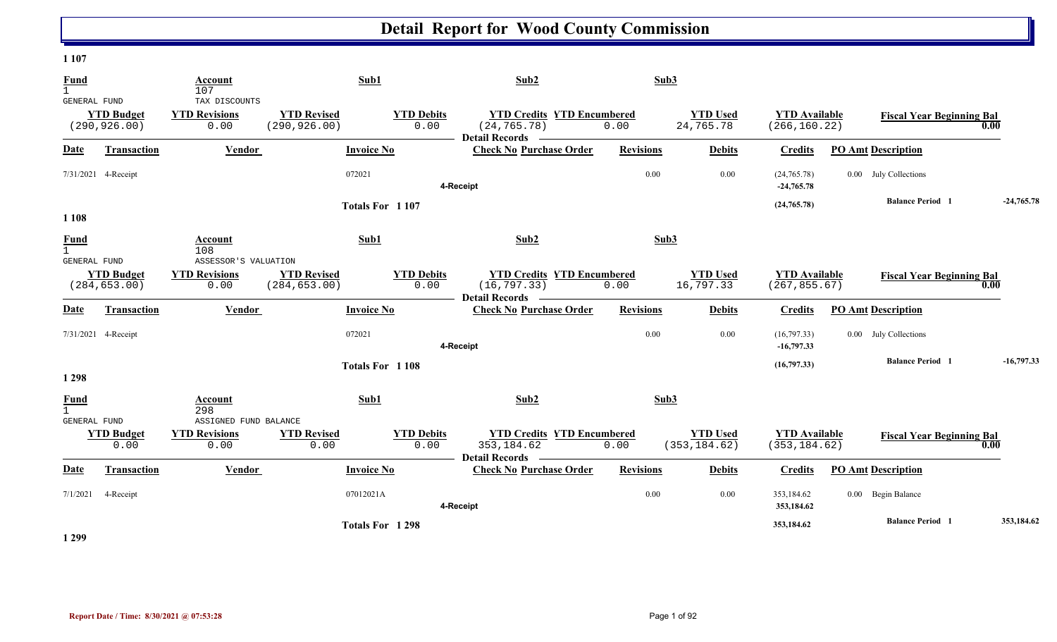# Detail Report for Wood County Commission

**1 107**

| Fund | Account | Sub1 | Sub2 | Sub3 |
|---|---|---|---|---|
| 1 GENERAL FUND | 107 TAX DISCOUNTS | | | |

| YTD Budget | YTD Revisions | YTD Revised | YTD Debits | YTD Credits | YTD Encumbered | YTD Used | YTD Available | Fiscal Year Beginning Bal |
|---|---|---|---|---|---|---|---|---|
| (290,926.00) | 0.00 | (290,926.00) | 0.00 | (24,765.78) | 0.00 | 24,765.78 | (266,160.22) | 0.00 |

Detail Records

| Date | Transaction | Vendor | Invoice No | Check No | Purchase Order | Revisions | Debits | Credits | PO Amt | Description |
|---|---|---|---|---|---|---|---|---|---|---|
| 7/31/2021 | 4-Receipt | | 072021 | | | 0.00 | 0.00 | (24,765.78) | 0.00 | July Collections |
| | | | | 4-Receipt | | | | -24,765.78 | | |
| | | | Totals For 1 107 | | | | | (24,765.78) | | Balance Period 1 -24,765.78 |

**1 108**

| Fund | Account | Sub1 | Sub2 | Sub3 |
|---|---|---|---|---|
| 1 GENERAL FUND | 108 ASSESSOR'S VALUATION | | | |

| YTD Budget | YTD Revisions | YTD Revised | YTD Debits | YTD Credits | YTD Encumbered | YTD Used | YTD Available | Fiscal Year Beginning Bal |
|---|---|---|---|---|---|---|---|---|
| (284,653.00) | 0.00 | (284,653.00) | 0.00 | (16,797.33) | 0.00 | 16,797.33 | (267,855.67) | 0.00 |

Detail Records

| Date | Transaction | Vendor | Invoice No | Check No | Purchase Order | Revisions | Debits | Credits | PO Amt | Description |
|---|---|---|---|---|---|---|---|---|---|---|
| 7/31/2021 | 4-Receipt | | 072021 | | | 0.00 | 0.00 | (16,797.33) | 0.00 | July Collections |
| | | | | 4-Receipt | | | | -16,797.33 | | |
| | | | Totals For 1 108 | | | | | (16,797.33) | | Balance Period 1 -16,797.33 |

**1 298**

| Fund | Account | Sub1 | Sub2 | Sub3 |
|---|---|---|---|---|
| 1 GENERAL FUND | 298 ASSIGNED FUND BALANCE | | | |

| YTD Budget | YTD Revisions | YTD Revised | YTD Debits | YTD Credits | YTD Encumbered | YTD Used | YTD Available | Fiscal Year Beginning Bal |
|---|---|---|---|---|---|---|---|---|
| 0.00 | 0.00 | 0.00 | 0.00 | 353,184.62 | 0.00 | (353,184.62) | (353,184.62) | 0.00 |

Detail Records

| Date | Transaction | Vendor | Invoice No | Check No | Purchase Order | Revisions | Debits | Credits | PO Amt | Description |
|---|---|---|---|---|---|---|---|---|---|---|
| 7/1/2021 | 4-Receipt | | 07012021A | | | 0.00 | 0.00 | 353,184.62 | 0.00 | Begin Balance |
| | | | | 4-Receipt | | | | 353,184.62 | | |
| | | | Totals For 1 298 | | | | | 353,184.62 | | Balance Period 1 353,184.62 |

**1 299**

Report Date / Time: 8/30/2021 @ 07:53:28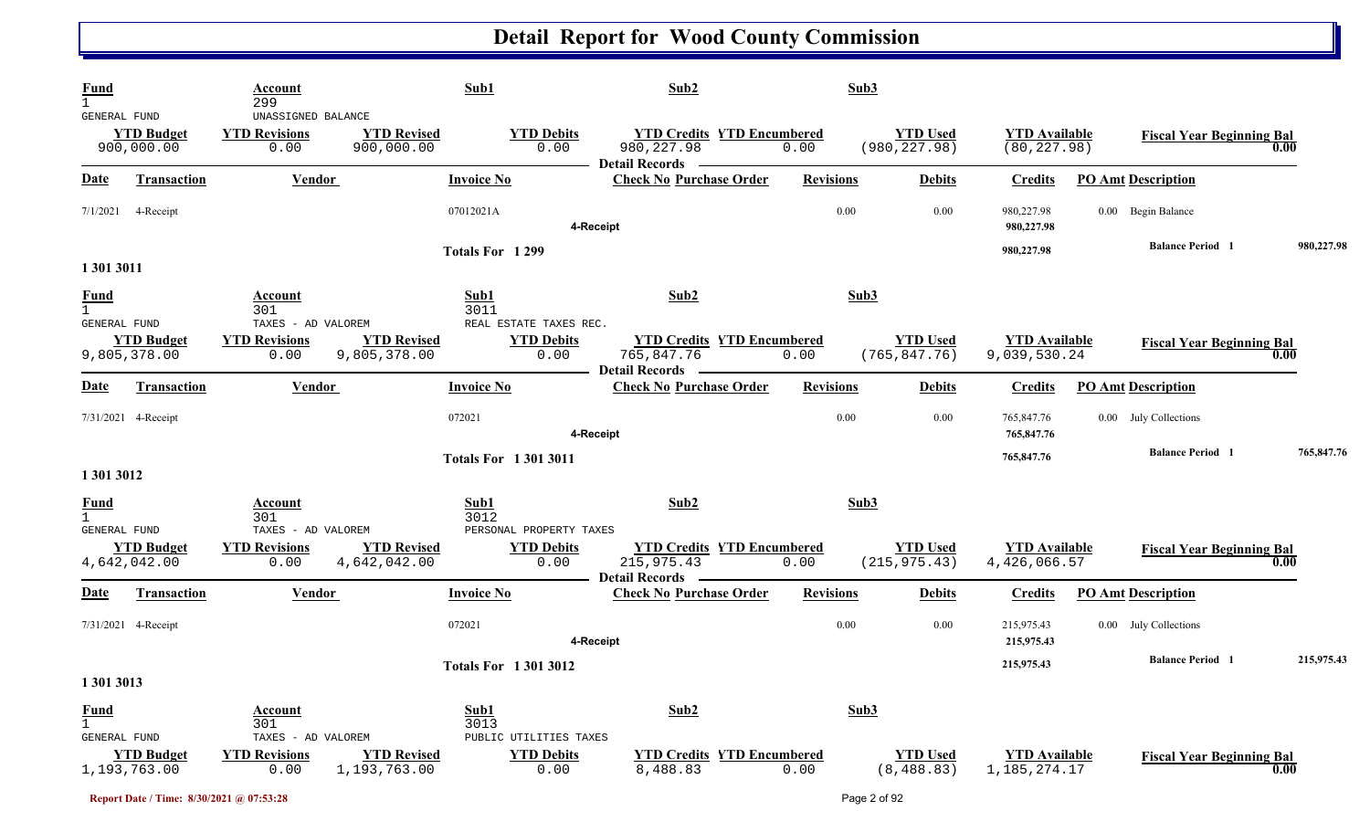# Detail Report for Wood County Commission

| Fund | Account | Sub1 | Sub2 | Sub3 |
|---|---|---|---|---|
| 1 | 299 | | | |
| GENERAL FUND | UNASSIGNED BALANCE | | | |

| YTD Budget | YTD Revisions | YTD Revised | YTD Debits | YTD Credits | YTD Encumbered | YTD Used | YTD Available | Fiscal Year Beginning Bal |
|---|---|---|---|---|---|---|---|---|
| 900,000.00 | 0.00 | 900,000.00 | 0.00 | 980,227.98 | 0.00 | (980,227.98) | (80,227.98) | 0.00 |

**Detail Records**

| Date | Transaction | Vendor | Invoice No | Check No | Purchase Order | Revisions | Debits | Credits | PO Amt | Description |
|---|---|---|---|---|---|---|---|---|---|---|
| 7/1/2021 | 4-Receipt | | 07012021A | | | 0.00 | 0.00 | 980,227.98 | 0.00 | Begin Balance |
| | | | | 4-Receipt | | | | 980,227.98 | | |
| | | | Totals For 1 299 | | | | | 980,227.98 | | Balance Period 1 980,227.98 |

## 1 301 3011

| Fund | Account | Sub1 | Sub2 | Sub3 |
|---|---|---|---|---|
| 1 | 301 | 3011 | | |
| GENERAL FUND | TAXES - AD VALOREM | REAL ESTATE TAXES REC. | | |

| YTD Budget | YTD Revisions | YTD Revised | YTD Debits | YTD Credits | YTD Encumbered | YTD Used | YTD Available | Fiscal Year Beginning Bal |
|---|---|---|---|---|---|---|---|---|
| 9,805,378.00 | 0.00 | 9,805,378.00 | 0.00 | 765,847.76 | 0.00 | (765,847.76) | 9,039,530.24 | 0.00 |

**Detail Records**

| Date | Transaction | Vendor | Invoice No | Check No | Purchase Order | Revisions | Debits | Credits | PO Amt | Description |
|---|---|---|---|---|---|---|---|---|---|---|
| 7/31/2021 | 4-Receipt | | 072021 | | | 0.00 | 0.00 | 765,847.76 | 0.00 | July Collections |
| | | | | 4-Receipt | | | | 765,847.76 | | |
| | | | Totals For 1 301 3011 | | | | | 765,847.76 | | Balance Period 1 765,847.76 |

## 1 301 3012

| Fund | Account | Sub1 | Sub2 | Sub3 |
|---|---|---|---|---|
| 1 | 301 | 3012 | | |
| GENERAL FUND | TAXES - AD VALOREM | PERSONAL PROPERTY TAXES | | |

| YTD Budget | YTD Revisions | YTD Revised | YTD Debits | YTD Credits | YTD Encumbered | YTD Used | YTD Available | Fiscal Year Beginning Bal |
|---|---|---|---|---|---|---|---|---|
| 4,642,042.00 | 0.00 | 4,642,042.00 | 0.00 | 215,975.43 | 0.00 | (215,975.43) | 4,426,066.57 | 0.00 |

**Detail Records**

| Date | Transaction | Vendor | Invoice No | Check No | Purchase Order | Revisions | Debits | Credits | PO Amt | Description |
|---|---|---|---|---|---|---|---|---|---|---|
| 7/31/2021 | 4-Receipt | | 072021 | | | 0.00 | 0.00 | 215,975.43 | 0.00 | July Collections |
| | | | | 4-Receipt | | | | 215,975.43 | | |
| | | | Totals For 1 301 3012 | | | | | 215,975.43 | | Balance Period 1 215,975.43 |

## 1 301 3013

| Fund | Account | Sub1 | Sub2 | Sub3 |
|---|---|---|---|---|
| 1 | 301 | 3013 | | |
| GENERAL FUND | TAXES - AD VALOREM | PUBLIC UTILITIES TAXES | | |

| YTD Budget | YTD Revisions | YTD Revised | YTD Debits | YTD Credits | YTD Encumbered | YTD Used | YTD Available | Fiscal Year Beginning Bal |
|---|---|---|---|---|---|---|---|---|
| 1,193,763.00 | 0.00 | 1,193,763.00 | 0.00 | 8,488.83 | 0.00 | (8,488.83) | 1,185,274.17 | 0.00 |

Report Date / Time: 8/30/2021 @ 07:53:28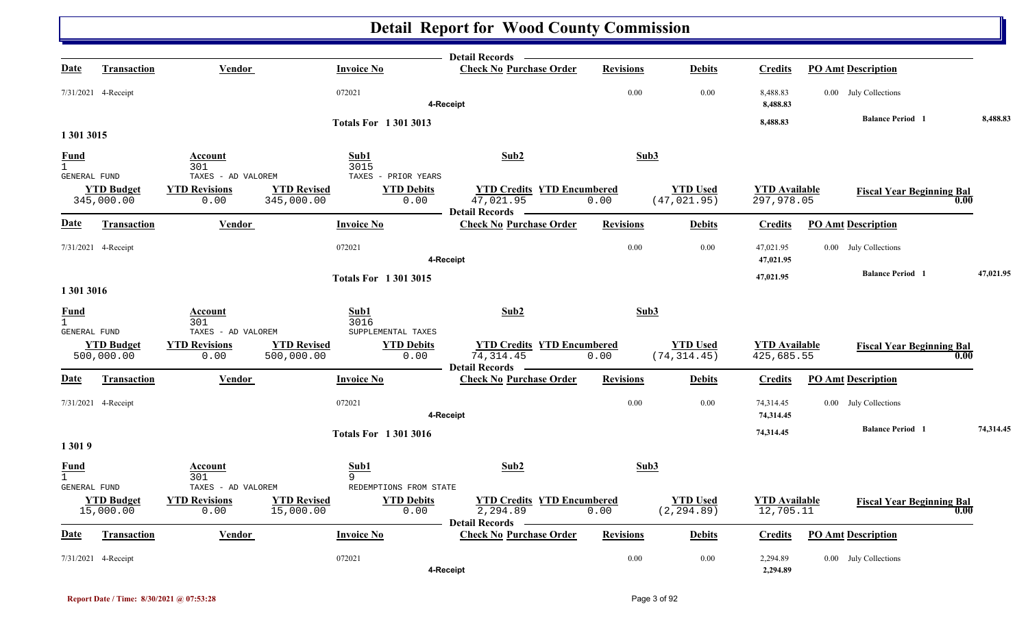# Detail Report for Wood County Commission

| Date | Transaction | Vendor | Invoice No | Check No | Purchase Order | Revisions | Debits | Credits | PO Amt | Description |
|---|---|---|---|---|---|---|---|---|---|---|
| 7/31/2021 | 4-Receipt | | 072021 | | | 0.00 | 0.00 | 8,488.83 | 0.00 | July Collections |
| | | | | 4-Receipt | | | | 8,488.83 | | |
| | | | Totals For 1 301 3013 | | | | | 8,488.83 | | Balance Period 1 — 8,488.83 |

## 1 301 3015

| Fund | Account | Sub1 | Sub2 | Sub3 |
|---|---|---|---|---|
| 1 | 301 | 3015 | | |
| GENERAL FUND | TAXES - AD VALOREM | TAXES - PRIOR YEARS | | |

| YTD Budget | YTD Revisions | YTD Revised | YTD Debits | YTD Credits | YTD Encumbered | YTD Used | YTD Available | Fiscal Year Beginning Bal |
|---|---|---|---|---|---|---|---|---|
| 345,000.00 | 0.00 | 345,000.00 | 0.00 | 47,021.95 | 0.00 | (47,021.95) | 297,978.05 | 0.00 |

| Date | Transaction | Vendor | Invoice No | Check No | Purchase Order | Revisions | Debits | Credits | PO Amt | Description |
|---|---|---|---|---|---|---|---|---|---|---|
| 7/31/2021 | 4-Receipt | | 072021 | | | 0.00 | 0.00 | 47,021.95 | 0.00 | July Collections |
| | | | | 4-Receipt | | | | 47,021.95 | | |
| | | | Totals For 1 301 3015 | | | | | 47,021.95 | | Balance Period 1 — 47,021.95 |

## 1 301 3016

| Fund | Account | Sub1 | Sub2 | Sub3 |
|---|---|---|---|---|
| 1 | 301 | 3016 | | |
| GENERAL FUND | TAXES - AD VALOREM | SUPPLEMENTAL TAXES | | |

| YTD Budget | YTD Revisions | YTD Revised | YTD Debits | YTD Credits | YTD Encumbered | YTD Used | YTD Available | Fiscal Year Beginning Bal |
|---|---|---|---|---|---|---|---|---|
| 500,000.00 | 0.00 | 500,000.00 | 0.00 | 74,314.45 | 0.00 | (74,314.45) | 425,685.55 | 0.00 |

| Date | Transaction | Vendor | Invoice No | Check No | Purchase Order | Revisions | Debits | Credits | PO Amt | Description |
|---|---|---|---|---|---|---|---|---|---|---|
| 7/31/2021 | 4-Receipt | | 072021 | | | 0.00 | 0.00 | 74,314.45 | 0.00 | July Collections |
| | | | | 4-Receipt | | | | 74,314.45 | | |
| | | | Totals For 1 301 3016 | | | | | 74,314.45 | | Balance Period 1 — 74,314.45 |

## 1 301 9

| Fund | Account | Sub1 | Sub2 | Sub3 |
|---|---|---|---|---|
| 1 | 301 | 9 | | |
| GENERAL FUND | TAXES - AD VALOREM | REDEMPTIONS FROM STATE | | |

| YTD Budget | YTD Revisions | YTD Revised | YTD Debits | YTD Credits | YTD Encumbered | YTD Used | YTD Available | Fiscal Year Beginning Bal |
|---|---|---|---|---|---|---|---|---|
| 15,000.00 | 0.00 | 15,000.00 | 0.00 | 2,294.89 | 0.00 | (2,294.89) | 12,705.11 | 0.00 |

| Date | Transaction | Vendor | Invoice No | Check No | Purchase Order | Revisions | Debits | Credits | PO Amt | Description |
|---|---|---|---|---|---|---|---|---|---|---|
| 7/31/2021 | 4-Receipt | | 072021 | | | 0.00 | 0.00 | 2,294.89 | 0.00 | July Collections |
| | | | | 4-Receipt | | | | 2,294.89 | | |

Report Date / Time: 8/30/2021 @ 07:53:28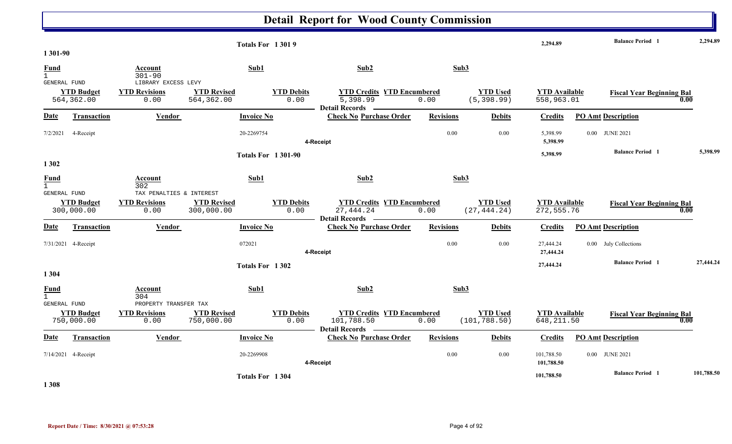# Detail Report for Wood County Commission

| | | | | | | |
|---|---|---|---|---|---|---|
| Totals For 1 301 9 | | | 2,294.89 | | Balance Period 1 | 2,294.89 |

## 1 301-90

| Fund | Account | Sub1 | Sub2 | Sub3 |
|---|---|---|---|---|
| 1 GENERAL FUND | 301-90 LIBRARY EXCESS LEVY | | | |

| YTD Budget | YTD Revisions | YTD Revised | YTD Debits | YTD Credits | YTD Encumbered | YTD Used | YTD Available | Fiscal Year Beginning Bal |
|---|---|---|---|---|---|---|---|---|
| 564,362.00 | 0.00 | 564,362.00 | 0.00 | 5,398.99 | 0.00 | (5,398.99) | 558,963.01 | 0.00 |

Detail Records

| Date | Transaction | Vendor | Invoice No | Check No | Purchase Order | Revisions | Debits | Credits | PO Amt | Description |
|---|---|---|---|---|---|---|---|---|---|---|
| 7/2/2021 | 4-Receipt | | 20-2269754 | | | 0.00 | 0.00 | 5,398.99 | 0.00 | JUNE 2021 |
| | | | | 4-Receipt | | | | 5,398.99 | | |
| | | | Totals For 1 301-90 | | | | | 5,398.99 | | Balance Period 1 5,398.99 |

## 1 302

| Fund | Account | Sub1 | Sub2 | Sub3 |
|---|---|---|---|---|
| 1 GENERAL FUND | 302 TAX PENALTIES & INTEREST | | | |

| YTD Budget | YTD Revisions | YTD Revised | YTD Debits | YTD Credits | YTD Encumbered | YTD Used | YTD Available | Fiscal Year Beginning Bal |
|---|---|---|---|---|---|---|---|---|
| 300,000.00 | 0.00 | 300,000.00 | 0.00 | 27,444.24 | 0.00 | (27,444.24) | 272,555.76 | 0.00 |

Detail Records

| Date | Transaction | Vendor | Invoice No | Check No | Purchase Order | Revisions | Debits | Credits | PO Amt | Description |
|---|---|---|---|---|---|---|---|---|---|---|
| 7/31/2021 | 4-Receipt | | 072021 | | | 0.00 | 0.00 | 27,444.24 | 0.00 | July Collections |
| | | | | 4-Receipt | | | | 27,444.24 | | |
| | | | Totals For 1 302 | | | | | 27,444.24 | | Balance Period 1 27,444.24 |

## 1 304

| Fund | Account | Sub1 | Sub2 | Sub3 |
|---|---|---|---|---|
| 1 GENERAL FUND | 304 PROPERTY TRANSFER TAX | | | |

| YTD Budget | YTD Revisions | YTD Revised | YTD Debits | YTD Credits | YTD Encumbered | YTD Used | YTD Available | Fiscal Year Beginning Bal |
|---|---|---|---|---|---|---|---|---|
| 750,000.00 | 0.00 | 750,000.00 | 0.00 | 101,788.50 | 0.00 | (101,788.50) | 648,211.50 | 0.00 |

Detail Records

| Date | Transaction | Vendor | Invoice No | Check No | Purchase Order | Revisions | Debits | Credits | PO Amt | Description |
|---|---|---|---|---|---|---|---|---|---|---|
| 7/14/2021 | 4-Receipt | | 20-2269908 | | | 0.00 | 0.00 | 101,788.50 | 0.00 | JUNE 2021 |
| | | | | 4-Receipt | | | | 101,788.50 | | |
| | | | Totals For 1 304 | | | | | 101,788.50 | | Balance Period 1 101,788.50 |

## 1 308

Report Date / Time: 8/30/2021 @ 07:53:28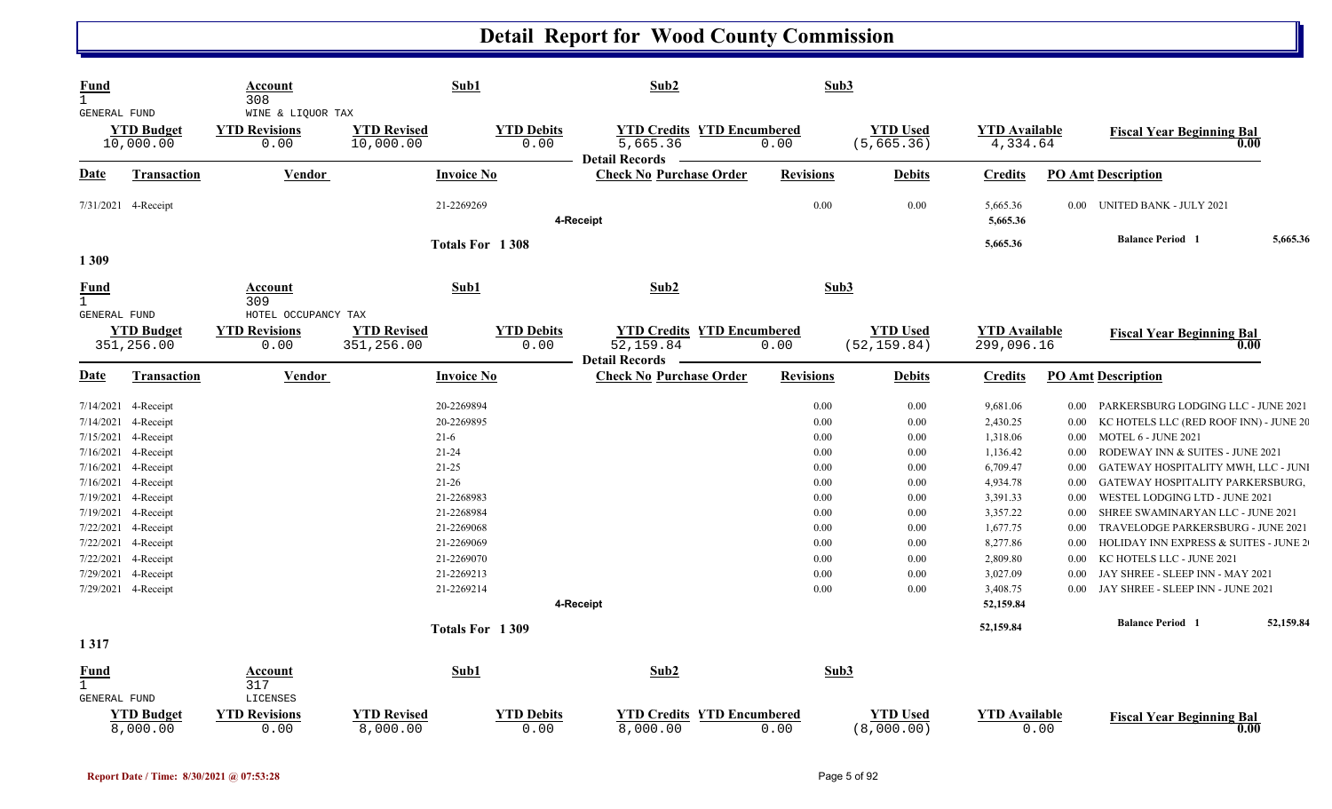# Detail Report for Wood County Commission

| Fund | Account | Sub1 | Sub2 | Sub3 |
|---|---|---|---|---|
| 1 GENERAL FUND | 308 WINE & LIQUOR TAX | | | |

| YTD Budget | YTD Revisions | YTD Revised | YTD Debits | YTD Credits | YTD Encumbered | YTD Used | YTD Available | Fiscal Year Beginning Bal |
|---|---|---|---|---|---|---|---|---|
| 10,000.00 | 0.00 | 10,000.00 | 0.00 | 5,665.36 | 0.00 | (5,665.36) | 4,334.64 | 0.00 |

Detail Records

| Date | Transaction | Vendor | Invoice No | Check No | Purchase Order | Revisions | Debits | Credits | PO Amt | Description |
|---|---|---|---|---|---|---|---|---|---|---|
| 7/31/2021 | 4-Receipt | | 21-2269269 | | | 0.00 | 0.00 | 5,665.36 | 0.00 | UNITED BANK - JULY 2021 |
| | | | | 4-Receipt | | | | 5,665.36 | | |
| | | | Totals For 1 308 | | | | | 5,665.36 | | Balance Period 1 5,665.36 |

## 1 309

| Fund | Account | Sub1 | Sub2 | Sub3 |
|---|---|---|---|---|
| 1 GENERAL FUND | 309 HOTEL OCCUPANCY TAX | | | |

| YTD Budget | YTD Revisions | YTD Revised | YTD Debits | YTD Credits | YTD Encumbered | YTD Used | YTD Available | Fiscal Year Beginning Bal |
|---|---|---|---|---|---|---|---|---|
| 351,256.00 | 0.00 | 351,256.00 | 0.00 | 52,159.84 | 0.00 | (52,159.84) | 299,096.16 | 0.00 |

Detail Records

| Date | Transaction | Vendor | Invoice No | Check No | Purchase Order | Revisions | Debits | Credits | PO Amt | Description |
|---|---|---|---|---|---|---|---|---|---|---|
| 7/14/2021 | 4-Receipt | | 20-2269894 | | | 0.00 | 0.00 | 9,681.06 | 0.00 | PARKERSBURG LODGING LLC - JUNE 2021 |
| 7/14/2021 | 4-Receipt | | 20-2269895 | | | 0.00 | 0.00 | 2,430.25 | 0.00 | KC HOTELS LLC (RED ROOF INN) - JUNE 20 |
| 7/15/2021 | 4-Receipt | | 21-6 | | | 0.00 | 0.00 | 1,318.06 | 0.00 | MOTEL 6 - JUNE 2021 |
| 7/16/2021 | 4-Receipt | | 21-24 | | | 0.00 | 0.00 | 1,136.42 | 0.00 | RODEWAY INN & SUITES - JUNE 2021 |
| 7/16/2021 | 4-Receipt | | 21-25 | | | 0.00 | 0.00 | 6,709.47 | 0.00 | GATEWAY HOSPITALITY MWH, LLC - JUNI |
| 7/16/2021 | 4-Receipt | | 21-26 | | | 0.00 | 0.00 | 4,934.78 | 0.00 | GATEWAY HOSPITALITY PARKERSBURG, |
| 7/19/2021 | 4-Receipt | | 21-2268983 | | | 0.00 | 0.00 | 3,391.33 | 0.00 | WESTEL LODGING LTD - JUNE 2021 |
| 7/19/2021 | 4-Receipt | | 21-2268984 | | | 0.00 | 0.00 | 3,357.22 | 0.00 | SHREE SWAMINARYAN LLC - JUNE 2021 |
| 7/22/2021 | 4-Receipt | | 21-2269068 | | | 0.00 | 0.00 | 1,677.75 | 0.00 | TRAVELODGE PARKERSBURG - JUNE 2021 |
| 7/22/2021 | 4-Receipt | | 21-2269069 | | | 0.00 | 0.00 | 8,277.86 | 0.00 | HOLIDAY INN EXPRESS & SUITES - JUNE 2( |
| 7/22/2021 | 4-Receipt | | 21-2269070 | | | 0.00 | 0.00 | 2,809.80 | 0.00 | KC HOTELS LLC - JUNE 2021 |
| 7/29/2021 | 4-Receipt | | 21-2269213 | | | 0.00 | 0.00 | 3,027.09 | 0.00 | JAY SHREE - SLEEP INN - MAY 2021 |
| 7/29/2021 | 4-Receipt | | 21-2269214 | | | 0.00 | 0.00 | 3,408.75 | 0.00 | JAY SHREE - SLEEP INN - JUNE 2021 |
| | | | | 4-Receipt | | | | 52,159.84 | | |
| | | | Totals For 1 309 | | | | | 52,159.84 | | Balance Period 1 52,159.84 |

## 1 317

| Fund | Account | Sub1 | Sub2 | Sub3 |
|---|---|---|---|---|
| 1 GENERAL FUND | 317 LICENSES | | | |

| YTD Budget | YTD Revisions | YTD Revised | YTD Debits | YTD Credits | YTD Encumbered | YTD Used | YTD Available | Fiscal Year Beginning Bal |
|---|---|---|---|---|---|---|---|---|
| 8,000.00 | 0.00 | 8,000.00 | 0.00 | 8,000.00 | 0.00 | (8,000.00) | 0.00 | 0.00 |

Report Date / Time: 8/30/2021 @ 07:53:28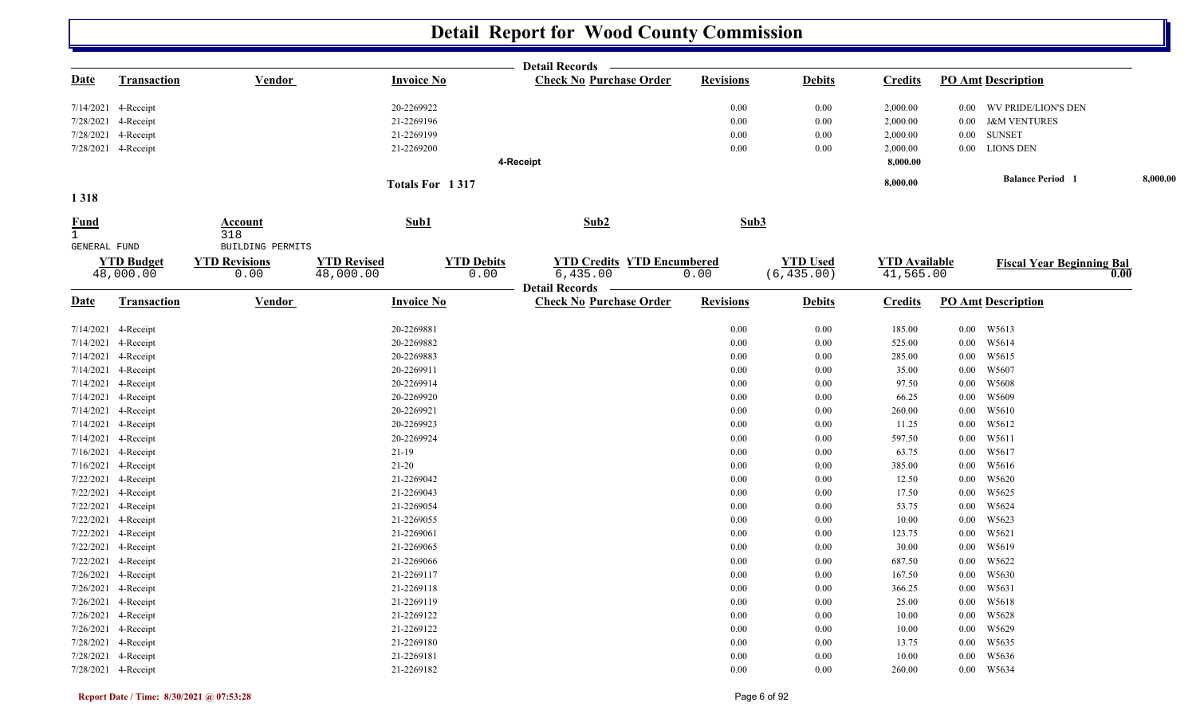# Detail Report for Wood County Commission

**Detail Records**

| Date | Transaction | Vendor | Invoice No | Check No | Purchase Order | Revisions | Debits | Credits | PO Amt | Description |
|---|---|---|---|---|---|---|---|---|---|---|
| 7/14/2021 | 4-Receipt | | 20-2269922 | | | 0.00 | 0.00 | 2,000.00 | 0.00 | WV PRIDE/LION'S DEN |
| 7/28/2021 | 4-Receipt | | 21-2269196 | | | 0.00 | 0.00 | 2,000.00 | 0.00 | J&M VENTURES |
| 7/28/2021 | 4-Receipt | | 21-2269199 | | | 0.00 | 0.00 | 2,000.00 | 0.00 | SUNSET |
| 7/28/2021 | 4-Receipt | | 21-2269200 | | | 0.00 | 0.00 | 2,000.00 | 0.00 | LIONS DEN |
| | | | | 4-Receipt | | | | 8,000.00 | | |
| | | | Totals For 1 317 | | | | | 8,000.00 | | Balance Period 1 8,000.00 |

**1 318**

| Fund | Account | Sub1 | Sub2 | Sub3 |
|---|---|---|---|---|
| 1 GENERAL FUND | 318 BUILDING PERMITS | | | |

| YTD Budget | YTD Revisions | YTD Revised | YTD Debits | YTD Credits | YTD Encumbered | YTD Used | YTD Available | Fiscal Year Beginning Bal |
|---|---|---|---|---|---|---|---|---|
| 48,000.00 | 0.00 | 48,000.00 | 0.00 | 6,435.00 | 0.00 | (6,435.00) | 41,565.00 | 0.00 |

**Detail Records**

| Date | Transaction | Vendor | Invoice No | Check No | Purchase Order | Revisions | Debits | Credits | PO Amt | Description |
|---|---|---|---|---|---|---|---|---|---|---|
| 7/14/2021 | 4-Receipt | | 20-2269881 | | | 0.00 | 0.00 | 185.00 | 0.00 | W5613 |
| 7/14/2021 | 4-Receipt | | 20-2269882 | | | 0.00 | 0.00 | 525.00 | 0.00 | W5614 |
| 7/14/2021 | 4-Receipt | | 20-2269883 | | | 0.00 | 0.00 | 285.00 | 0.00 | W5615 |
| 7/14/2021 | 4-Receipt | | 20-2269911 | | | 0.00 | 0.00 | 35.00 | 0.00 | W5607 |
| 7/14/2021 | 4-Receipt | | 20-2269914 | | | 0.00 | 0.00 | 97.50 | 0.00 | W5608 |
| 7/14/2021 | 4-Receipt | | 20-2269920 | | | 0.00 | 0.00 | 66.25 | 0.00 | W5609 |
| 7/14/2021 | 4-Receipt | | 20-2269921 | | | 0.00 | 0.00 | 260.00 | 0.00 | W5610 |
| 7/14/2021 | 4-Receipt | | 20-2269923 | | | 0.00 | 0.00 | 11.25 | 0.00 | W5612 |
| 7/14/2021 | 4-Receipt | | 20-2269924 | | | 0.00 | 0.00 | 597.50 | 0.00 | W5611 |
| 7/16/2021 | 4-Receipt | | 21-19 | | | 0.00 | 0.00 | 63.75 | 0.00 | W5617 |
| 7/16/2021 | 4-Receipt | | 21-20 | | | 0.00 | 0.00 | 385.00 | 0.00 | W5616 |
| 7/22/2021 | 4-Receipt | | 21-2269042 | | | 0.00 | 0.00 | 12.50 | 0.00 | W5620 |
| 7/22/2021 | 4-Receipt | | 21-2269043 | | | 0.00 | 0.00 | 17.50 | 0.00 | W5625 |
| 7/22/2021 | 4-Receipt | | 21-2269054 | | | 0.00 | 0.00 | 53.75 | 0.00 | W5624 |
| 7/22/2021 | 4-Receipt | | 21-2269055 | | | 0.00 | 0.00 | 10.00 | 0.00 | W5623 |
| 7/22/2021 | 4-Receipt | | 21-2269061 | | | 0.00 | 0.00 | 123.75 | 0.00 | W5621 |
| 7/22/2021 | 4-Receipt | | 21-2269065 | | | 0.00 | 0.00 | 30.00 | 0.00 | W5619 |
| 7/22/2021 | 4-Receipt | | 21-2269066 | | | 0.00 | 0.00 | 687.50 | 0.00 | W5622 |
| 7/26/2021 | 4-Receipt | | 21-2269117 | | | 0.00 | 0.00 | 167.50 | 0.00 | W5630 |
| 7/26/2021 | 4-Receipt | | 21-2269118 | | | 0.00 | 0.00 | 366.25 | 0.00 | W5631 |
| 7/26/2021 | 4-Receipt | | 21-2269119 | | | 0.00 | 0.00 | 25.00 | 0.00 | W5618 |
| 7/26/2021 | 4-Receipt | | 21-2269122 | | | 0.00 | 0.00 | 10.00 | 0.00 | W5628 |
| 7/26/2021 | 4-Receipt | | 21-2269122 | | | 0.00 | 0.00 | 10.00 | 0.00 | W5629 |
| 7/28/2021 | 4-Receipt | | 21-2269180 | | | 0.00 | 0.00 | 13.75 | 0.00 | W5635 |
| 7/28/2021 | 4-Receipt | | 21-2269181 | | | 0.00 | 0.00 | 10.00 | 0.00 | W5636 |
| 7/28/2021 | 4-Receipt | | 21-2269182 | | | 0.00 | 0.00 | 260.00 | 0.00 | W5634 |

Report Date / Time: 8/30/2021 @ 07:53:28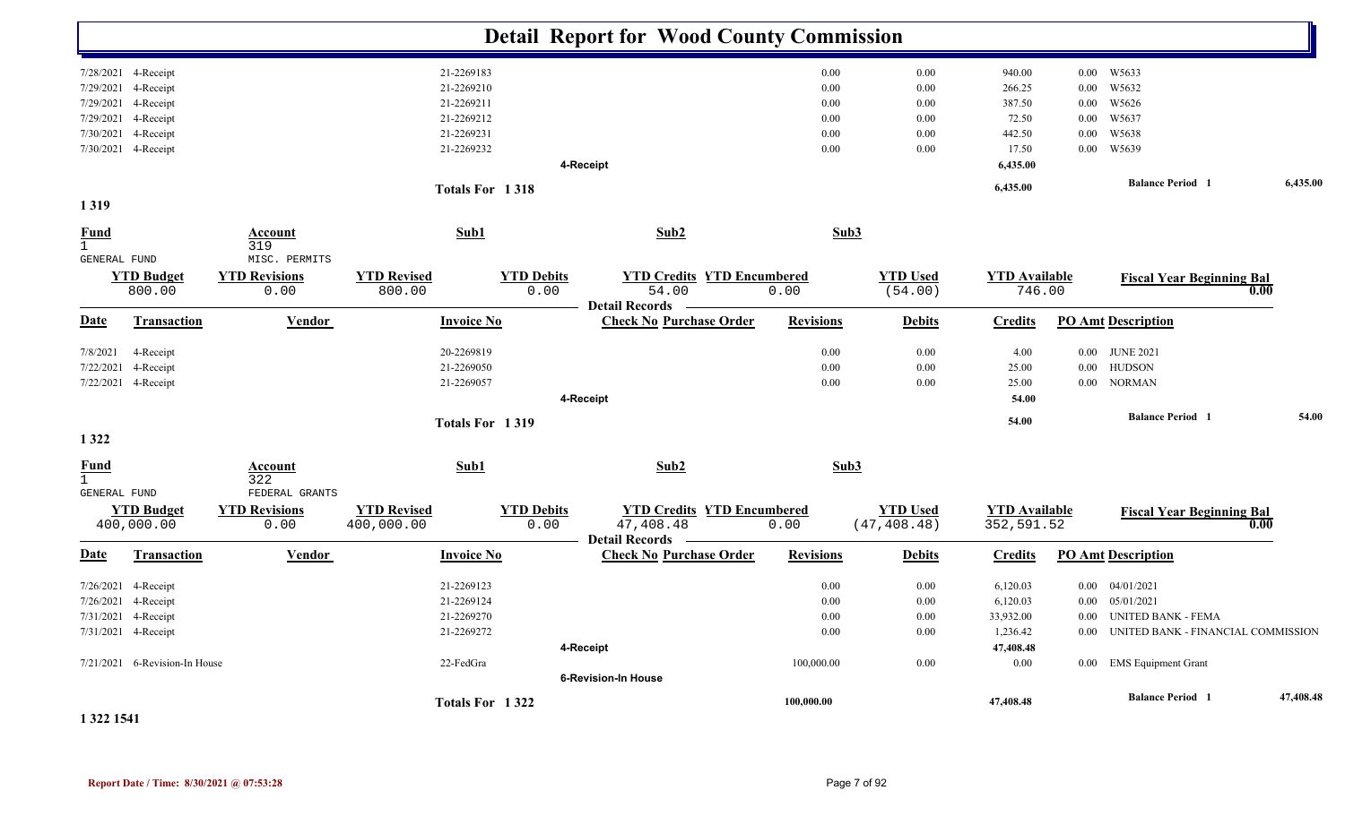# Detail Report for Wood County Commission

| Date | Transaction | Vendor | Invoice No | Check No | Purchase Order | Revisions | Debits | Credits | PO Amt | Description |
|---|---|---|---|---|---|---|---|---|---|---|
| 7/28/2021 | 4-Receipt | | 21-2269183 | | | 0.00 | 0.00 | 940.00 | 0.00 | W5633 |
| 7/29/2021 | 4-Receipt | | 21-2269210 | | | 0.00 | 0.00 | 266.25 | 0.00 | W5632 |
| 7/29/2021 | 4-Receipt | | 21-2269211 | | | 0.00 | 0.00 | 387.50 | 0.00 | W5626 |
| 7/29/2021 | 4-Receipt | | 21-2269212 | | | 0.00 | 0.00 | 72.50 | 0.00 | W5637 |
| 7/30/2021 | 4-Receipt | | 21-2269231 | | | 0.00 | 0.00 | 442.50 | 0.00 | W5638 |
| 7/30/2021 | 4-Receipt | | 21-2269232 | | | 0.00 | 0.00 | 17.50 | 0.00 | W5639 |
| | | | | 4-Receipt | | | | 6,435.00 | | |
| | | | Totals For 1 318 | | | | | 6,435.00 | | Balance Period 1 6,435.00 |

## 1 319

| Fund | Account | Sub1 | Sub2 | Sub3 |
|---|---|---|---|---|
| 1 GENERAL FUND | 319 MISC. PERMITS | | | |

| YTD Budget | YTD Revisions | YTD Revised | YTD Debits | YTD Credits | YTD Encumbered | YTD Used | YTD Available | Fiscal Year Beginning Bal |
|---|---|---|---|---|---|---|---|---|
| 800.00 | 0.00 | 800.00 | 0.00 | 54.00 | 0.00 | (54.00) | 746.00 | 0.00 |

**Detail Records**

| Date | Transaction | Vendor | Invoice No | Check No | Purchase Order | Revisions | Debits | Credits | PO Amt | Description |
|---|---|---|---|---|---|---|---|---|---|---|
| 7/8/2021 | 4-Receipt | | 20-2269819 | | | 0.00 | 0.00 | 4.00 | 0.00 | JUNE 2021 |
| 7/22/2021 | 4-Receipt | | 21-2269050 | | | 0.00 | 0.00 | 25.00 | 0.00 | HUDSON |
| 7/22/2021 | 4-Receipt | | 21-2269057 | | | 0.00 | 0.00 | 25.00 | 0.00 | NORMAN |
| | | | | 4-Receipt | | | | 54.00 | | |
| | | | Totals For 1 319 | | | | | 54.00 | | Balance Period 1 54.00 |

## 1 322

| Fund | Account | Sub1 | Sub2 | Sub3 |
|---|---|---|---|---|
| 1 GENERAL FUND | 322 FEDERAL GRANTS | | | |

| YTD Budget | YTD Revisions | YTD Revised | YTD Debits | YTD Credits | YTD Encumbered | YTD Used | YTD Available | Fiscal Year Beginning Bal |
|---|---|---|---|---|---|---|---|---|
| 400,000.00 | 0.00 | 400,000.00 | 0.00 | 47,408.48 | 0.00 | (47,408.48) | 352,591.52 | 0.00 |

**Detail Records**

| Date | Transaction | Vendor | Invoice No | Check No | Purchase Order | Revisions | Debits | Credits | PO Amt | Description |
|---|---|---|---|---|---|---|---|---|---|---|
| 7/26/2021 | 4-Receipt | | 21-2269123 | | | 0.00 | 0.00 | 6,120.03 | 0.00 | 04/01/2021 |
| 7/26/2021 | 4-Receipt | | 21-2269124 | | | 0.00 | 0.00 | 6,120.03 | 0.00 | 05/01/2021 |
| 7/31/2021 | 4-Receipt | | 21-2269270 | | | 0.00 | 0.00 | 33,932.00 | 0.00 | UNITED BANK - FEMA |
| 7/31/2021 | 4-Receipt | | 21-2269272 | | | 0.00 | 0.00 | 1,236.42 | 0.00 | UNITED BANK - FINANCIAL COMMISSION |
| | | | | 4-Receipt | | | | 47,408.48 | | |
| 7/21/2021 | 6-Revision-In House | | 22-FedGra | | | 100,000.00 | 0.00 | 0.00 | 0.00 | EMS Equipment Grant |
| | | | | 6-Revision-In House | | | | | | |
| | | | Totals For 1 322 | | | 100,000.00 | | 47,408.48 | | Balance Period 1 47,408.48 |

## 1 322 1541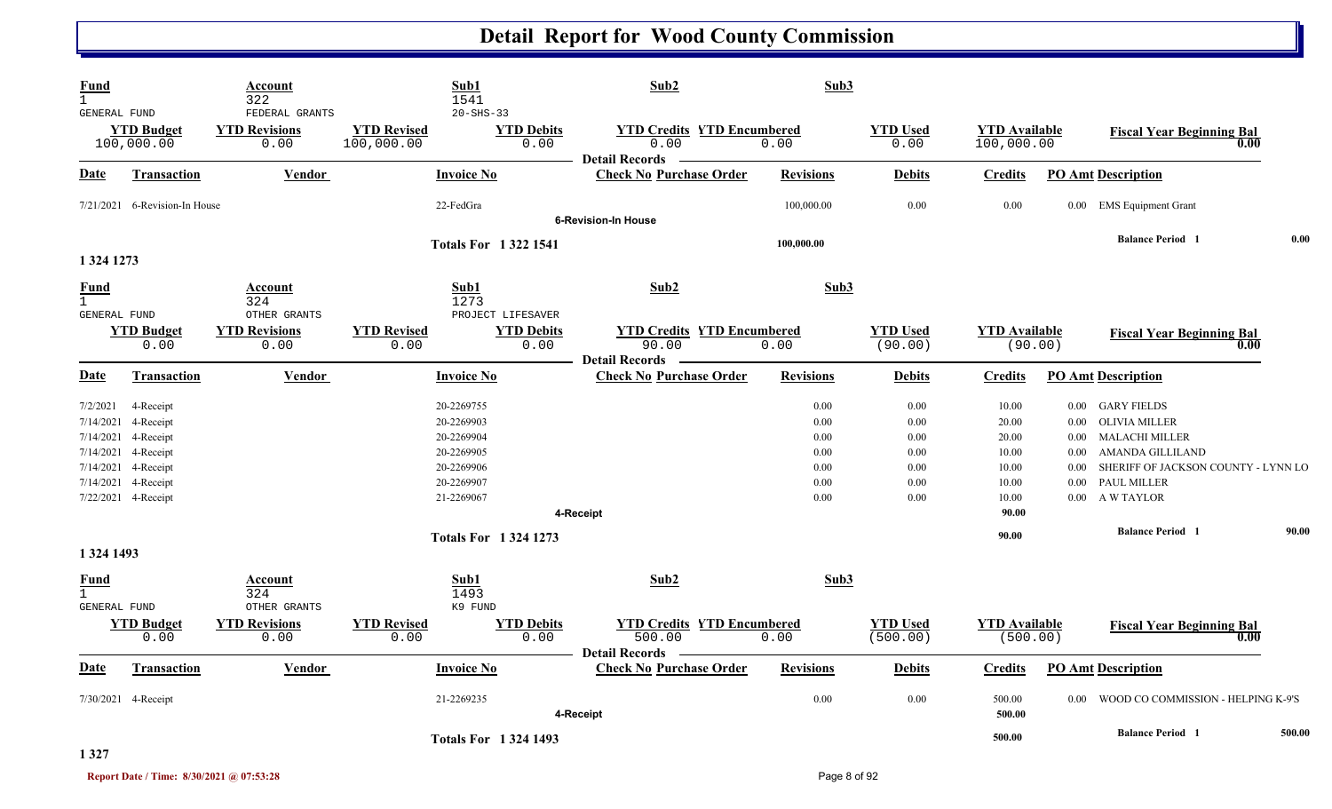# Detail Report for Wood County Commission

| Fund | Account | Sub1 | Sub2 | Sub3 |
|---|---|---|---|---|
| 1 | 322 | 1541 | | |
| GENERAL FUND | FEDERAL GRANTS | 20-SHS-33 | | |

| YTD Budget | YTD Revisions | YTD Revised | YTD Debits | YTD Credits | YTD Encumbered | YTD Used | YTD Available | Fiscal Year Beginning Bal |
|---|---|---|---|---|---|---|---|---|
| 100,000.00 | 0.00 | 100,000.00 | 0.00 | 0.00 | 0.00 | 0.00 | 100,000.00 | 0.00 |

Detail Records

| Date | Transaction | Vendor | Invoice No | Check No | Purchase Order | Revisions | Debits | Credits | PO Amt | Description |
|---|---|---|---|---|---|---|---|---|---|---|
| 7/21/2021 | 6-Revision-In House | | 22-FedGra | | | 100,000.00 | 0.00 | 0.00 | 0.00 | EMS Equipment Grant |
| | | | | 6-Revision-In House | | | | | | |
| | | | Totals For 1 322 1541 | | | 100,000.00 | | | | Balance Period 1 0.00 |

**1 324 1273**

| Fund | Account | Sub1 | Sub2 | Sub3 |
|---|---|---|---|---|
| 1 | 324 | 1273 | | |
| GENERAL FUND | OTHER GRANTS | PROJECT LIFESAVER | | |

| YTD Budget | YTD Revisions | YTD Revised | YTD Debits | YTD Credits | YTD Encumbered | YTD Used | YTD Available | Fiscal Year Beginning Bal |
|---|---|---|---|---|---|---|---|---|
| 0.00 | 0.00 | 0.00 | 0.00 | 90.00 | 0.00 | (90.00) | (90.00) | 0.00 |

Detail Records

| Date | Transaction | Vendor | Invoice No | Check No | Purchase Order | Revisions | Debits | Credits | PO Amt | Description |
|---|---|---|---|---|---|---|---|---|---|---|
| 7/2/2021 | 4-Receipt | | 20-2269755 | | | 0.00 | 0.00 | 10.00 | 0.00 | GARY FIELDS |
| 7/14/2021 | 4-Receipt | | 20-2269903 | | | 0.00 | 0.00 | 20.00 | 0.00 | OLIVIA MILLER |
| 7/14/2021 | 4-Receipt | | 20-2269904 | | | 0.00 | 0.00 | 20.00 | 0.00 | MALACHI MILLER |
| 7/14/2021 | 4-Receipt | | 20-2269905 | | | 0.00 | 0.00 | 10.00 | 0.00 | AMANDA GILLILAND |
| 7/14/2021 | 4-Receipt | | 20-2269906 | | | 0.00 | 0.00 | 10.00 | 0.00 | SHERIFF OF JACKSON COUNTY - LYNN LO |
| 7/14/2021 | 4-Receipt | | 20-2269907 | | | 0.00 | 0.00 | 10.00 | 0.00 | PAUL MILLER |
| 7/22/2021 | 4-Receipt | | 21-2269067 | | | 0.00 | 0.00 | 10.00 | 0.00 | A W TAYLOR |
| | | | | 4-Receipt | | | | 90.00 | | |
| | | | Totals For 1 324 1273 | | | | | 90.00 | | Balance Period 1 90.00 |

**1 324 1493**

| Fund | Account | Sub1 | Sub2 | Sub3 |
|---|---|---|---|---|
| 1 | 324 | 1493 | | |
| GENERAL FUND | OTHER GRANTS | K9 FUND | | |

| YTD Budget | YTD Revisions | YTD Revised | YTD Debits | YTD Credits | YTD Encumbered | YTD Used | YTD Available | Fiscal Year Beginning Bal |
|---|---|---|---|---|---|---|---|---|
| 0.00 | 0.00 | 0.00 | 0.00 | 500.00 | 0.00 | (500.00) | (500.00) | 0.00 |

Detail Records

| Date | Transaction | Vendor | Invoice No | Check No | Purchase Order | Revisions | Debits | Credits | PO Amt | Description |
|---|---|---|---|---|---|---|---|---|---|---|
| 7/30/2021 | 4-Receipt | | 21-2269235 | | | 0.00 | 0.00 | 500.00 | 0.00 | WOOD CO COMMISSION - HELPING K-9'S |
| | | | | 4-Receipt | | | | 500.00 | | |
| | | | Totals For 1 324 1493 | | | | | 500.00 | | Balance Period 1 500.00 |

**1 327**

Report Date / Time: 8/30/2021 @ 07:53:28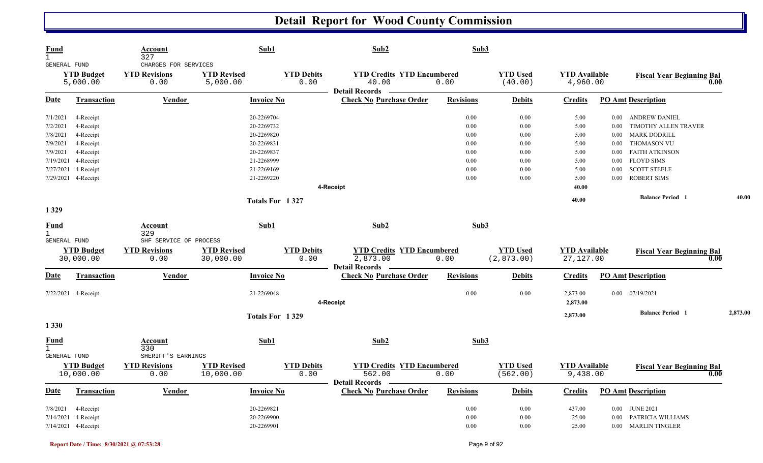# Detail Report for Wood County Commission

| Fund | Account | Sub1 | Sub2 | Sub3 |
|---|---|---|---|---|
| 1 GENERAL FUND | 327 CHARGES FOR SERVICES | | | |

| YTD Budget | YTD Revisions | YTD Revised | YTD Debits | YTD Credits | YTD Encumbered | YTD Used | YTD Available | Fiscal Year Beginning Bal |
|---|---|---|---|---|---|---|---|---|
| 5,000.00 | 0.00 | 5,000.00 | 0.00 | 40.00 | 0.00 | (40.00) | 4,960.00 | 0.00 |

Detail Records

| Date | Transaction | Vendor | Invoice No | Check No | Purchase Order | Revisions | Debits | Credits | PO Amt | Description |
|---|---|---|---|---|---|---|---|---|---|---|
| 7/1/2021 | 4-Receipt | | 20-2269704 | | | 0.00 | 0.00 | 5.00 | 0.00 | ANDREW DANIEL |
| 7/2/2021 | 4-Receipt | | 20-2269732 | | | 0.00 | 0.00 | 5.00 | 0.00 | TIMOTHY ALLEN TRAVER |
| 7/8/2021 | 4-Receipt | | 20-2269820 | | | 0.00 | 0.00 | 5.00 | 0.00 | MARK DODRILL |
| 7/9/2021 | 4-Receipt | | 20-2269831 | | | 0.00 | 0.00 | 5.00 | 0.00 | THOMASON VU |
| 7/9/2021 | 4-Receipt | | 20-2269837 | | | 0.00 | 0.00 | 5.00 | 0.00 | FAITH ATKINSON |
| 7/19/2021 | 4-Receipt | | 21-2268999 | | | 0.00 | 0.00 | 5.00 | 0.00 | FLOYD SIMS |
| 7/27/2021 | 4-Receipt | | 21-2269169 | | | 0.00 | 0.00 | 5.00 | 0.00 | SCOTT STEELE |
| 7/29/2021 | 4-Receipt | | 21-2269220 | | | 0.00 | 0.00 | 5.00 | 0.00 | ROBERT SIMS |
| | 4-Receipt | | | | | | | 40.00 | | |
| | Totals For 1 327 | | | | | | | 40.00 | | Balance Period 1 40.00 |

1 329

| Fund | Account | Sub1 | Sub2 | Sub3 |
|---|---|---|---|---|
| 1 GENERAL FUND | 329 SHF SERVICE OF PROCESS | | | |

| YTD Budget | YTD Revisions | YTD Revised | YTD Debits | YTD Credits | YTD Encumbered | YTD Used | YTD Available | Fiscal Year Beginning Bal |
|---|---|---|---|---|---|---|---|---|
| 30,000.00 | 0.00 | 30,000.00 | 0.00 | 2,873.00 | 0.00 | (2,873.00) | 27,127.00 | 0.00 |

Detail Records

| Date | Transaction | Vendor | Invoice No | Check No | Purchase Order | Revisions | Debits | Credits | PO Amt | Description |
|---|---|---|---|---|---|---|---|---|---|---|
| 7/22/2021 | 4-Receipt | | 21-2269048 | | | 0.00 | 0.00 | 2,873.00 | 0.00 | 07/19/2021 |
| | 4-Receipt | | | | | | | 2,873.00 | | |
| | Totals For 1 329 | | | | | | | 2,873.00 | | Balance Period 1 2,873.00 |

1 330

| Fund | Account | Sub1 | Sub2 | Sub3 |
|---|---|---|---|---|
| 1 GENERAL FUND | 330 SHERIFF'S EARNINGS | | | |

| YTD Budget | YTD Revisions | YTD Revised | YTD Debits | YTD Credits | YTD Encumbered | YTD Used | YTD Available | Fiscal Year Beginning Bal |
|---|---|---|---|---|---|---|---|---|
| 10,000.00 | 0.00 | 10,000.00 | 0.00 | 562.00 | 0.00 | (562.00) | 9,438.00 | 0.00 |

Detail Records

| Date | Transaction | Vendor | Invoice No | Check No | Purchase Order | Revisions | Debits | Credits | PO Amt | Description |
|---|---|---|---|---|---|---|---|---|---|---|
| 7/8/2021 | 4-Receipt | | 20-2269821 | | | 0.00 | 0.00 | 437.00 | 0.00 | JUNE 2021 |
| 7/14/2021 | 4-Receipt | | 20-2269900 | | | 0.00 | 0.00 | 25.00 | 0.00 | PATRICIA WILLIAMS |
| 7/14/2021 | 4-Receipt | | 20-2269901 | | | 0.00 | 0.00 | 25.00 | 0.00 | MARLIN TINGLER |

Report Date / Time: 8/30/2021 @ 07:53:28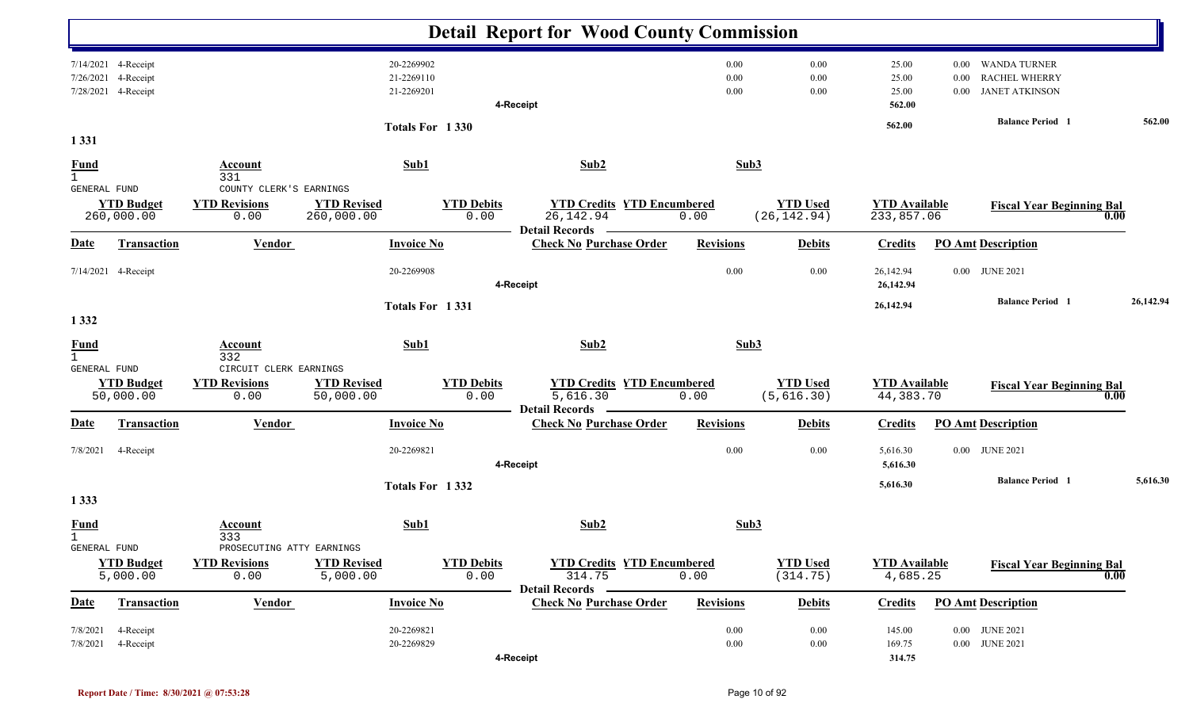# Detail Report for Wood County Commission

| Date | Transaction | Vendor | Invoice No | Check No | Purchase Order | Revisions | Debits | Credits | PO Amt | Description |
|---|---|---|---|---|---|---|---|---|---|---|
| 7/14/2021 | 4-Receipt | | 20-2269902 | | | 0.00 | 0.00 | 25.00 | 0.00 | WANDA TURNER |
| 7/26/2021 | 4-Receipt | | 21-2269110 | | | 0.00 | 0.00 | 25.00 | 0.00 | RACHEL WHERRY |
| 7/28/2021 | 4-Receipt | | 21-2269201 | | | 0.00 | 0.00 | 25.00 | 0.00 | JANET ATKINSON |
| | | | | 4-Receipt | | | | 562.00 | | |

Totals For 1 330 — 562.00 — Balance Period 1: 562.00

## 1 331

| Fund | Account | Sub1 | Sub2 | Sub3 |
|---|---|---|---|---|
| 1 GENERAL FUND | 331 COUNTY CLERK'S EARNINGS | | | |

| YTD Budget | YTD Revisions | YTD Revised | YTD Debits | YTD Credits | YTD Encumbered | YTD Used | YTD Available | Fiscal Year Beginning Bal |
|---|---|---|---|---|---|---|---|---|
| 260,000.00 | 0.00 | 260,000.00 | 0.00 | 26,142.94 | 0.00 | (26,142.94) | 233,857.06 | 0.00 |

Detail Records

| Date | Transaction | Vendor | Invoice No | Check No | Purchase Order | Revisions | Debits | Credits | PO Amt | Description |
|---|---|---|---|---|---|---|---|---|---|---|
| 7/14/2021 | 4-Receipt | | 20-2269908 | | | 0.00 | 0.00 | 26,142.94 | 0.00 | JUNE 2021 |
| | | | | 4-Receipt | | | | 26,142.94 | | |

Totals For 1 331 — 26,142.94 — Balance Period 1: 26,142.94

## 1 332

| Fund | Account | Sub1 | Sub2 | Sub3 |
|---|---|---|---|---|
| 1 GENERAL FUND | 332 CIRCUIT CLERK EARNINGS | | | |

| YTD Budget | YTD Revisions | YTD Revised | YTD Debits | YTD Credits | YTD Encumbered | YTD Used | YTD Available | Fiscal Year Beginning Bal |
|---|---|---|---|---|---|---|---|---|
| 50,000.00 | 0.00 | 50,000.00 | 0.00 | 5,616.30 | 0.00 | (5,616.30) | 44,383.70 | 0.00 |

Detail Records

| Date | Transaction | Vendor | Invoice No | Check No | Purchase Order | Revisions | Debits | Credits | PO Amt | Description |
|---|---|---|---|---|---|---|---|---|---|---|
| 7/8/2021 | 4-Receipt | | 20-2269821 | | | 0.00 | 0.00 | 5,616.30 | 0.00 | JUNE 2021 |
| | | | | 4-Receipt | | | | 5,616.30 | | |

Totals For 1 332 — 5,616.30 — Balance Period 1: 5,616.30

## 1 333

| Fund | Account | Sub1 | Sub2 | Sub3 |
|---|---|---|---|---|
| 1 GENERAL FUND | 333 PROSECUTING ATTY EARNINGS | | | |

| YTD Budget | YTD Revisions | YTD Revised | YTD Debits | YTD Credits | YTD Encumbered | YTD Used | YTD Available | Fiscal Year Beginning Bal |
|---|---|---|---|---|---|---|---|---|
| 5,000.00 | 0.00 | 5,000.00 | 0.00 | 314.75 | 0.00 | (314.75) | 4,685.25 | 0.00 |

Detail Records

| Date | Transaction | Vendor | Invoice No | Check No | Purchase Order | Revisions | Debits | Credits | PO Amt | Description |
|---|---|---|---|---|---|---|---|---|---|---|
| 7/8/2021 | 4-Receipt | | 20-2269821 | | | 0.00 | 0.00 | 145.00 | 0.00 | JUNE 2021 |
| 7/8/2021 | 4-Receipt | | 20-2269829 | | | 0.00 | 0.00 | 169.75 | 0.00 | JUNE 2021 |
| | | | | 4-Receipt | | | | 314.75 | | |

Report Date / Time: 8/30/2021 @ 07:53:28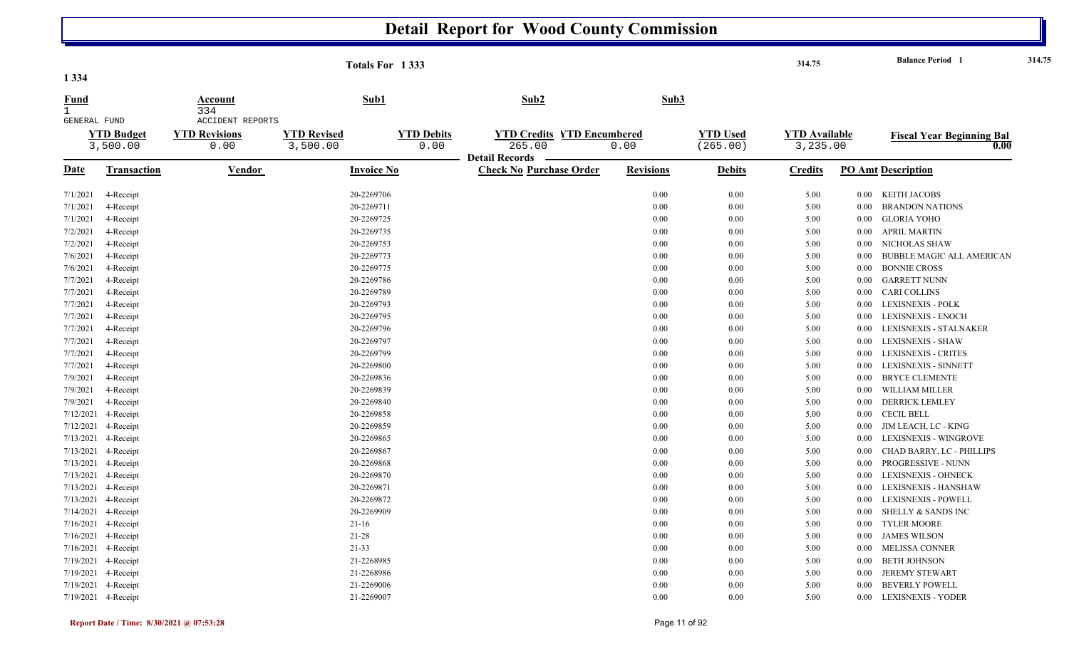# Detail Report for Wood County Commission

**Totals For 1 333** — 314.75 — **Balance Period 1** 314.75

**1 334**

| Fund | Account | Sub1 | Sub2 | Sub3 |
|---|---|---|---|---|
| 1 GENERAL FUND | 334 ACCIDENT REPORTS | | | |

| YTD Budget | YTD Revisions | YTD Revised | YTD Debits | YTD Credits | YTD Encumbered | YTD Used | YTD Available | Fiscal Year Beginning Bal |
|---|---|---|---|---|---|---|---|---|
| 3,500.00 | 0.00 | 3,500.00 | 0.00 | 265.00 | 0.00 | (265.00) | 3,235.00 | 0.00 |

**Detail Records**

| Date | Transaction | Vendor | Invoice No | Check No | Purchase Order | Revisions | Debits | Credits | PO Amt | Description |
|---|---|---|---|---|---|---|---|---|---|---|
| 7/1/2021 | 4-Receipt | | 20-2269706 | | | 0.00 | 0.00 | 5.00 | 0.00 | KEITH JACOBS |
| 7/1/2021 | 4-Receipt | | 20-2269711 | | | 0.00 | 0.00 | 5.00 | 0.00 | BRANDON NATIONS |
| 7/1/2021 | 4-Receipt | | 20-2269725 | | | 0.00 | 0.00 | 5.00 | 0.00 | GLORIA YOHO |
| 7/2/2021 | 4-Receipt | | 20-2269735 | | | 0.00 | 0.00 | 5.00 | 0.00 | APRIL MARTIN |
| 7/2/2021 | 4-Receipt | | 20-2269753 | | | 0.00 | 0.00 | 5.00 | 0.00 | NICHOLAS SHAW |
| 7/6/2021 | 4-Receipt | | 20-2269773 | | | 0.00 | 0.00 | 5.00 | 0.00 | BUBBLE MAGIC ALL AMERICAN |
| 7/6/2021 | 4-Receipt | | 20-2269775 | | | 0.00 | 0.00 | 5.00 | 0.00 | BONNIE CROSS |
| 7/7/2021 | 4-Receipt | | 20-2269786 | | | 0.00 | 0.00 | 5.00 | 0.00 | GARRETT NUNN |
| 7/7/2021 | 4-Receipt | | 20-2269789 | | | 0.00 | 0.00 | 5.00 | 0.00 | CARI COLLINS |
| 7/7/2021 | 4-Receipt | | 20-2269793 | | | 0.00 | 0.00 | 5.00 | 0.00 | LEXISNEXIS - POLK |
| 7/7/2021 | 4-Receipt | | 20-2269795 | | | 0.00 | 0.00 | 5.00 | 0.00 | LEXISNEXIS - ENOCH |
| 7/7/2021 | 4-Receipt | | 20-2269796 | | | 0.00 | 0.00 | 5.00 | 0.00 | LEXISNEXIS - STALNAKER |
| 7/7/2021 | 4-Receipt | | 20-2269797 | | | 0.00 | 0.00 | 5.00 | 0.00 | LEXISNEXIS - SHAW |
| 7/7/2021 | 4-Receipt | | 20-2269799 | | | 0.00 | 0.00 | 5.00 | 0.00 | LEXISNEXIS - CRITES |
| 7/7/2021 | 4-Receipt | | 20-2269800 | | | 0.00 | 0.00 | 5.00 | 0.00 | LEXISNEXIS - SINNETT |
| 7/9/2021 | 4-Receipt | | 20-2269836 | | | 0.00 | 0.00 | 5.00 | 0.00 | BRYCE CLEMENTE |
| 7/9/2021 | 4-Receipt | | 20-2269839 | | | 0.00 | 0.00 | 5.00 | 0.00 | WILLIAM MILLER |
| 7/9/2021 | 4-Receipt | | 20-2269840 | | | 0.00 | 0.00 | 5.00 | 0.00 | DERRICK LEMLEY |
| 7/12/2021 | 4-Receipt | | 20-2269858 | | | 0.00 | 0.00 | 5.00 | 0.00 | CECIL BELL |
| 7/12/2021 | 4-Receipt | | 20-2269859 | | | 0.00 | 0.00 | 5.00 | 0.00 | JIM LEACH, LC - KING |
| 7/13/2021 | 4-Receipt | | 20-2269865 | | | 0.00 | 0.00 | 5.00 | 0.00 | LEXISNEXIS - WINGROVE |
| 7/13/2021 | 4-Receipt | | 20-2269867 | | | 0.00 | 0.00 | 5.00 | 0.00 | CHAD BARRY, LC - PHILLIPS |
| 7/13/2021 | 4-Receipt | | 20-2269868 | | | 0.00 | 0.00 | 5.00 | 0.00 | PROGRESSIVE - NUNN |
| 7/13/2021 | 4-Receipt | | 20-2269870 | | | 0.00 | 0.00 | 5.00 | 0.00 | LEXISNEXIS - OHNECK |
| 7/13/2021 | 4-Receipt | | 20-2269871 | | | 0.00 | 0.00 | 5.00 | 0.00 | LEXISNEXIS - HANSHAW |
| 7/13/2021 | 4-Receipt | | 20-2269872 | | | 0.00 | 0.00 | 5.00 | 0.00 | LEXISNEXIS - POWELL |
| 7/14/2021 | 4-Receipt | | 20-2269909 | | | 0.00 | 0.00 | 5.00 | 0.00 | SHELLY & SANDS INC |
| 7/16/2021 | 4-Receipt | | 21-16 | | | 0.00 | 0.00 | 5.00 | 0.00 | TYLER MOORE |
| 7/16/2021 | 4-Receipt | | 21-28 | | | 0.00 | 0.00 | 5.00 | 0.00 | JAMES WILSON |
| 7/16/2021 | 4-Receipt | | 21-33 | | | 0.00 | 0.00 | 5.00 | 0.00 | MELISSA CONNER |
| 7/19/2021 | 4-Receipt | | 21-2268985 | | | 0.00 | 0.00 | 5.00 | 0.00 | BETH JOHNSON |
| 7/19/2021 | 4-Receipt | | 21-2268986 | | | 0.00 | 0.00 | 5.00 | 0.00 | JEREMY STEWART |
| 7/19/2021 | 4-Receipt | | 21-2269006 | | | 0.00 | 0.00 | 5.00 | 0.00 | BEVERLY POWELL |
| 7/19/2021 | 4-Receipt | | 21-2269007 | | | 0.00 | 0.00 | 5.00 | 0.00 | LEXISNEXIS - YODER |

Report Date / Time: 8/30/2021 @ 07:53:28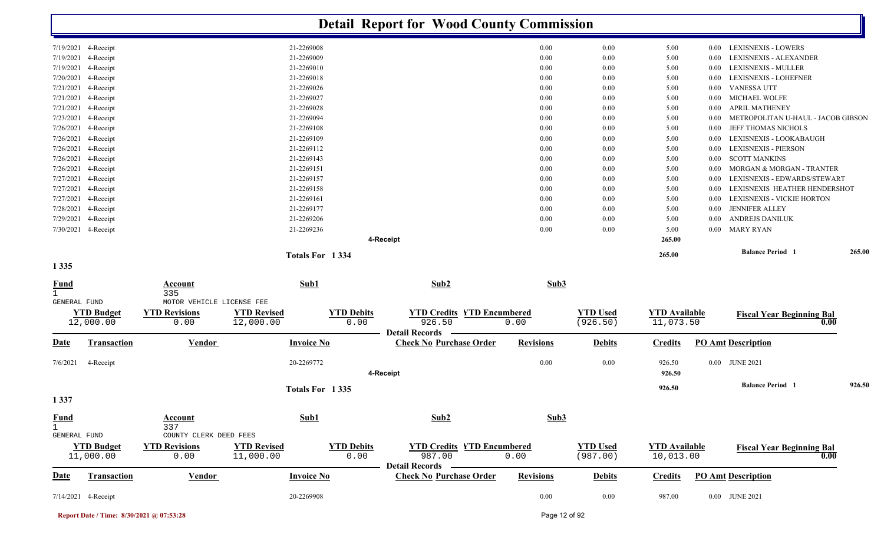# Detail Report for Wood County Commission

| Date | Transaction | | Invoice No | | Revisions | Debits | Credits | PO Amt | Description |
|---|---|---|---|---|---|---|---|---|---|
| 7/19/2021 | 4-Receipt | | 21-2269008 | | 0.00 | 0.00 | 5.00 | 0.00 | LEXISNEXIS - LOWERS |
| 7/19/2021 | 4-Receipt | | 21-2269009 | | 0.00 | 0.00 | 5.00 | 0.00 | LEXISNEXIS - ALEXANDER |
| 7/19/2021 | 4-Receipt | | 21-2269010 | | 0.00 | 0.00 | 5.00 | 0.00 | LEXISNEXIS - MULLER |
| 7/20/2021 | 4-Receipt | | 21-2269018 | | 0.00 | 0.00 | 5.00 | 0.00 | LEXISNEXIS - LOHEFNER |
| 7/21/2021 | 4-Receipt | | 21-2269026 | | 0.00 | 0.00 | 5.00 | 0.00 | VANESSA UTT |
| 7/21/2021 | 4-Receipt | | 21-2269027 | | 0.00 | 0.00 | 5.00 | 0.00 | MICHAEL WOLFE |
| 7/21/2021 | 4-Receipt | | 21-2269028 | | 0.00 | 0.00 | 5.00 | 0.00 | APRIL MATHENEY |
| 7/23/2021 | 4-Receipt | | 21-2269094 | | 0.00 | 0.00 | 5.00 | 0.00 | METROPOLITAN U-HAUL - JACOB GIBSON |
| 7/26/2021 | 4-Receipt | | 21-2269108 | | 0.00 | 0.00 | 5.00 | 0.00 | JEFF THOMAS NICHOLS |
| 7/26/2021 | 4-Receipt | | 21-2269109 | | 0.00 | 0.00 | 5.00 | 0.00 | LEXISNEXIS - LOOKABAUGH |
| 7/26/2021 | 4-Receipt | | 21-2269112 | | 0.00 | 0.00 | 5.00 | 0.00 | LEXISNEXIS - PIERSON |
| 7/26/2021 | 4-Receipt | | 21-2269143 | | 0.00 | 0.00 | 5.00 | 0.00 | SCOTT MANKINS |
| 7/26/2021 | 4-Receipt | | 21-2269151 | | 0.00 | 0.00 | 5.00 | 0.00 | MORGAN & MORGAN - TRANTER |
| 7/27/2021 | 4-Receipt | | 21-2269157 | | 0.00 | 0.00 | 5.00 | 0.00 | LEXISNEXIS - EDWARDS/STEWART |
| 7/27/2021 | 4-Receipt | | 21-2269158 | | 0.00 | 0.00 | 5.00 | 0.00 | LEXISNEXIS HEATHER HENDERSHOT |
| 7/27/2021 | 4-Receipt | | 21-2269161 | | 0.00 | 0.00 | 5.00 | 0.00 | LEXISNEXIS - VICKIE HORTON |
| 7/28/2021 | 4-Receipt | | 21-2269177 | | 0.00 | 0.00 | 5.00 | 0.00 | JENNIFER ALLEY |
| 7/29/2021 | 4-Receipt | | 21-2269206 | | 0.00 | 0.00 | 5.00 | 0.00 | ANDREJS DANILUK |
| 7/30/2021 | 4-Receipt | | 21-2269236 | | 0.00 | 0.00 | 5.00 | 0.00 | MARY RYAN |
| | | | | 4-Receipt | | | 265.00 | | |
| | | | Totals For 1 334 | | | | 265.00 | | Balance Period 1 265.00 |

## 1 335

| Fund | Account | Sub1 | Sub2 | Sub3 |
|---|---|---|---|---|
| 1 GENERAL FUND | 335 MOTOR VEHICLE LICENSE FEE | | | |

| YTD Budget | YTD Revisions | YTD Revised | YTD Debits | YTD Credits | YTD Encumbered | YTD Used | YTD Available | Fiscal Year Beginning Bal |
|---|---|---|---|---|---|---|---|---|
| 12,000.00 | 0.00 | 12,000.00 | 0.00 | 926.50 | 0.00 | (926.50) | 11,073.50 | 0.00 |

**Detail Records**

| Date | Transaction | Vendor | Invoice No | Check No Purchase Order | Revisions | Debits | Credits | PO Amt | Description |
|---|---|---|---|---|---|---|---|---|---|
| 7/6/2021 | 4-Receipt | | 20-2269772 | | 0.00 | 0.00 | 926.50 | 0.00 | JUNE 2021 |
| | | | | 4-Receipt | | | 926.50 | | |
| | | | Totals For 1 335 | | | | 926.50 | | Balance Period 1 926.50 |

## 1 337

| Fund | Account | Sub1 | Sub2 | Sub3 |
|---|---|---|---|---|
| 1 GENERAL FUND | 337 COUNTY CLERK DEED FEES | | | |

| YTD Budget | YTD Revisions | YTD Revised | YTD Debits | YTD Credits | YTD Encumbered | YTD Used | YTD Available | Fiscal Year Beginning Bal |
|---|---|---|---|---|---|---|---|---|
| 11,000.00 | 0.00 | 11,000.00 | 0.00 | 987.00 | 0.00 | (987.00) | 10,013.00 | 0.00 |

**Detail Records**

| Date | Transaction | Vendor | Invoice No | Check No Purchase Order | Revisions | Debits | Credits | PO Amt | Description |
|---|---|---|---|---|---|---|---|---|---|
| 7/14/2021 | 4-Receipt | | 20-2269908 | | 0.00 | 0.00 | 987.00 | 0.00 | JUNE 2021 |

Report Date / Time: 8/30/2021 @ 07:53:28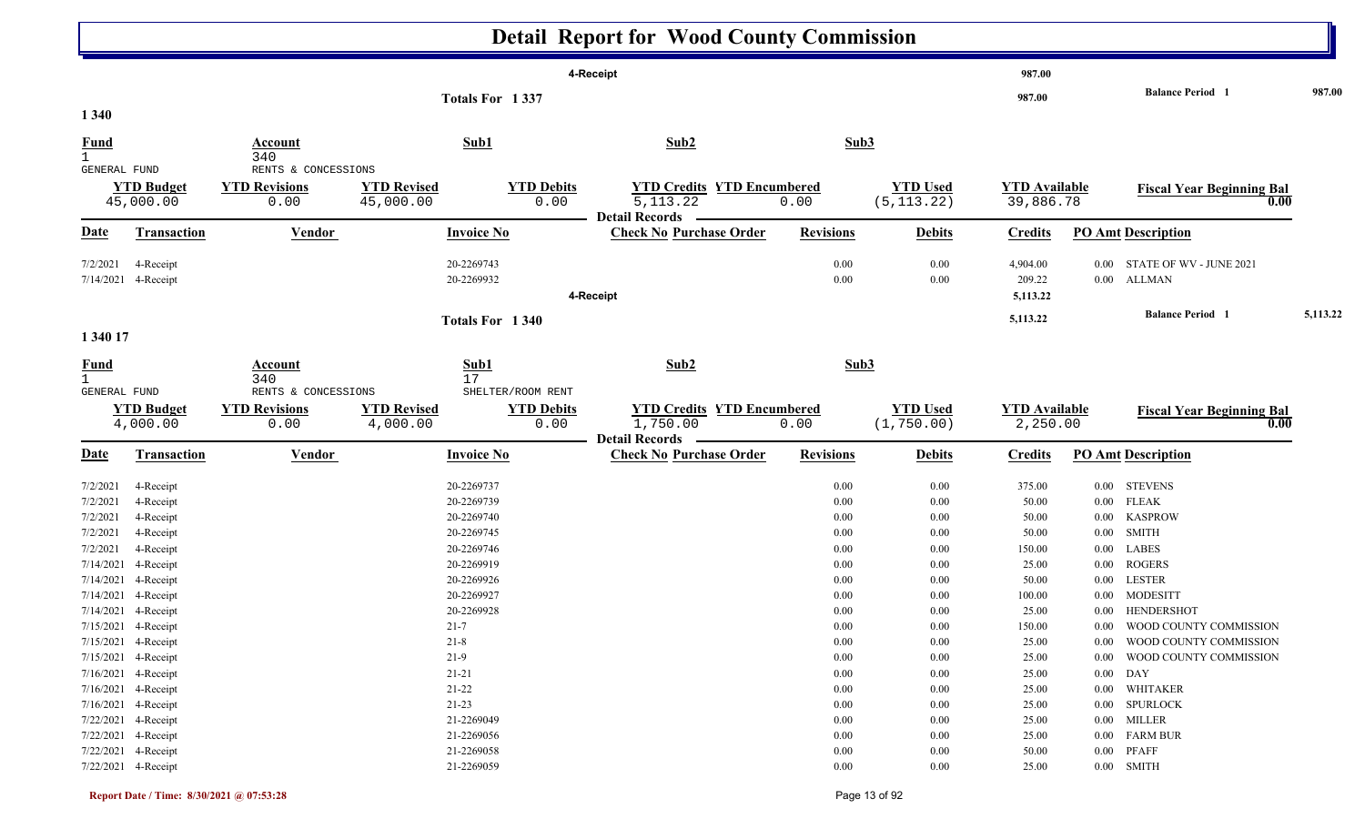# Detail Report for Wood County Commission

| | | | | 4-Receipt | | | | 987.00 | | |
|---|---|---|---|---|---|---|---|---|---|---|
| | | | Totals For 1 337 | | | | | 987.00 | Balance Period 1 | 987.00 |

## 1 340

| Fund | Account | Sub1 | Sub2 | Sub3 |
|---|---|---|---|---|
| 1 | 340 | | | |
| GENERAL FUND | RENTS & CONCESSIONS | | | |

| YTD Budget | YTD Revisions | YTD Revised | YTD Debits | YTD Credits | YTD Encumbered | YTD Used | YTD Available | Fiscal Year Beginning Bal |
|---|---|---|---|---|---|---|---|---|
| 45,000.00 | 0.00 | 45,000.00 | 0.00 | 5,113.22 | 0.00 | (5,113.22) | 39,886.78 | 0.00 |

Detail Records

| Date | Transaction | Vendor | Invoice No | Check No | Purchase Order | Revisions | Debits | Credits | PO Amt | Description |
|---|---|---|---|---|---|---|---|---|---|---|
| 7/2/2021 | 4-Receipt | | 20-2269743 | | | 0.00 | 0.00 | 4,904.00 | 0.00 | STATE OF WV - JUNE 2021 |
| 7/14/2021 | 4-Receipt | | 20-2269932 | | | 0.00 | 0.00 | 209.22 | 0.00 | ALLMAN |
| | | | | 4-Receipt | | | | 5,113.22 | | |
| | | | Totals For 1 340 | | | | | 5,113.22 | | Balance Period 1 5,113.22 |

## 1 340 17

| Fund | Account | Sub1 | Sub2 | Sub3 |
|---|---|---|---|---|
| 1 | 340 | 17 | | |
| GENERAL FUND | RENTS & CONCESSIONS | SHELTER/ROOM RENT | | |

| YTD Budget | YTD Revisions | YTD Revised | YTD Debits | YTD Credits | YTD Encumbered | YTD Used | YTD Available | Fiscal Year Beginning Bal |
|---|---|---|---|---|---|---|---|---|
| 4,000.00 | 0.00 | 4,000.00 | 0.00 | 1,750.00 | 0.00 | (1,750.00) | 2,250.00 | 0.00 |

Detail Records

| Date | Transaction | Vendor | Invoice No | Check No | Purchase Order | Revisions | Debits | Credits | PO Amt | Description |
|---|---|---|---|---|---|---|---|---|---|---|
| 7/2/2021 | 4-Receipt | | 20-2269737 | | | 0.00 | 0.00 | 375.00 | 0.00 | STEVENS |
| 7/2/2021 | 4-Receipt | | 20-2269739 | | | 0.00 | 0.00 | 50.00 | 0.00 | FLEAK |
| 7/2/2021 | 4-Receipt | | 20-2269740 | | | 0.00 | 0.00 | 50.00 | 0.00 | KASPROW |
| 7/2/2021 | 4-Receipt | | 20-2269745 | | | 0.00 | 0.00 | 50.00 | 0.00 | SMITH |
| 7/2/2021 | 4-Receipt | | 20-2269746 | | | 0.00 | 0.00 | 150.00 | 0.00 | LABES |
| 7/14/2021 | 4-Receipt | | 20-2269919 | | | 0.00 | 0.00 | 25.00 | 0.00 | ROGERS |
| 7/14/2021 | 4-Receipt | | 20-2269926 | | | 0.00 | 0.00 | 50.00 | 0.00 | LESTER |
| 7/14/2021 | 4-Receipt | | 20-2269927 | | | 0.00 | 0.00 | 100.00 | 0.00 | MODESITT |
| 7/14/2021 | 4-Receipt | | 20-2269928 | | | 0.00 | 0.00 | 25.00 | 0.00 | HENDERSHOT |
| 7/15/2021 | 4-Receipt | | 21-7 | | | 0.00 | 0.00 | 150.00 | 0.00 | WOOD COUNTY COMMISSION |
| 7/15/2021 | 4-Receipt | | 21-8 | | | 0.00 | 0.00 | 25.00 | 0.00 | WOOD COUNTY COMMISSION |
| 7/15/2021 | 4-Receipt | | 21-9 | | | 0.00 | 0.00 | 25.00 | 0.00 | WOOD COUNTY COMMISSION |
| 7/16/2021 | 4-Receipt | | 21-21 | | | 0.00 | 0.00 | 25.00 | 0.00 | DAY |
| 7/16/2021 | 4-Receipt | | 21-22 | | | 0.00 | 0.00 | 25.00 | 0.00 | WHITAKER |
| 7/16/2021 | 4-Receipt | | 21-23 | | | 0.00 | 0.00 | 25.00 | 0.00 | SPURLOCK |
| 7/22/2021 | 4-Receipt | | 21-2269049 | | | 0.00 | 0.00 | 25.00 | 0.00 | MILLER |
| 7/22/2021 | 4-Receipt | | 21-2269056 | | | 0.00 | 0.00 | 25.00 | 0.00 | FARM BUR |
| 7/22/2021 | 4-Receipt | | 21-2269058 | | | 0.00 | 0.00 | 50.00 | 0.00 | PFAFF |
| 7/22/2021 | 4-Receipt | | 21-2269059 | | | 0.00 | 0.00 | 25.00 | 0.00 | SMITH |

Report Date / Time: 8/30/2021 @ 07:53:28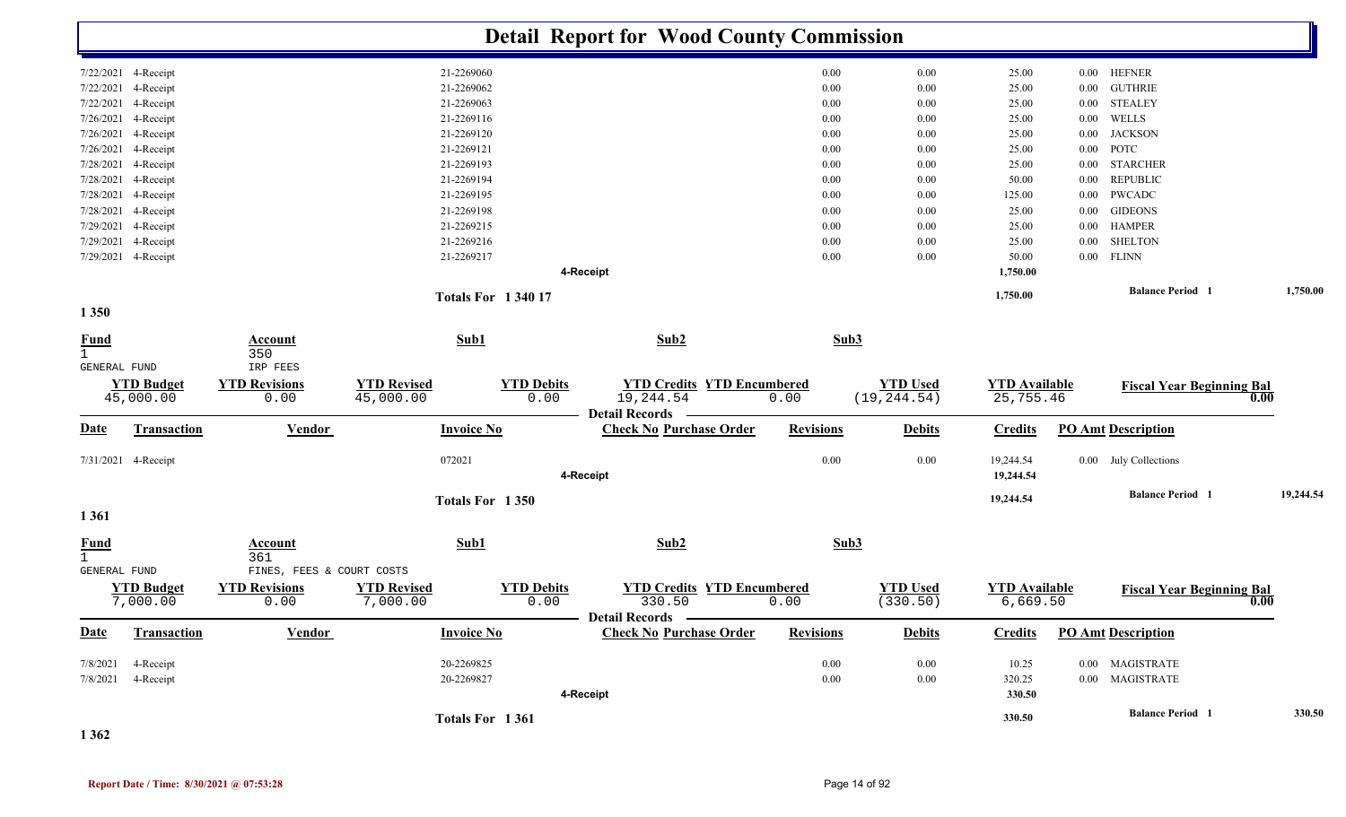# Detail Report for Wood County Commission

| Date | Transaction | | Invoice No | | Revisions | Debits | Credits | PO Amt | Description |
|---|---|---|---|---|---|---|---|---|---|
| 7/22/2021 | 4-Receipt | | 21-2269060 | | 0.00 | 0.00 | 25.00 | 0.00 | HEFNER |
| 7/22/2021 | 4-Receipt | | 21-2269062 | | 0.00 | 0.00 | 25.00 | 0.00 | GUTHRIE |
| 7/22/2021 | 4-Receipt | | 21-2269063 | | 0.00 | 0.00 | 25.00 | 0.00 | STEALEY |
| 7/26/2021 | 4-Receipt | | 21-2269116 | | 0.00 | 0.00 | 25.00 | 0.00 | WELLS |
| 7/26/2021 | 4-Receipt | | 21-2269120 | | 0.00 | 0.00 | 25.00 | 0.00 | JACKSON |
| 7/26/2021 | 4-Receipt | | 21-2269121 | | 0.00 | 0.00 | 25.00 | 0.00 | POTC |
| 7/28/2021 | 4-Receipt | | 21-2269193 | | 0.00 | 0.00 | 25.00 | 0.00 | STARCHER |
| 7/28/2021 | 4-Receipt | | 21-2269194 | | 0.00 | 0.00 | 50.00 | 0.00 | REPUBLIC |
| 7/28/2021 | 4-Receipt | | 21-2269195 | | 0.00 | 0.00 | 125.00 | 0.00 | PWCADC |
| 7/28/2021 | 4-Receipt | | 21-2269198 | | 0.00 | 0.00 | 25.00 | 0.00 | GIDEONS |
| 7/29/2021 | 4-Receipt | | 21-2269215 | | 0.00 | 0.00 | 25.00 | 0.00 | HAMPER |
| 7/29/2021 | 4-Receipt | | 21-2269216 | | 0.00 | 0.00 | 25.00 | 0.00 | SHELTON |
| 7/29/2021 | 4-Receipt | | 21-2269217 | | 0.00 | 0.00 | 50.00 | 0.00 | FLINN |
| | | | | 4-Receipt | | | 1,750.00 | | |

Totals For 1 340 17 — 1,750.00 — Balance Period 1 — 1,750.00

## 1 350

| Fund | Account | Sub1 | Sub2 | Sub3 |
|---|---|---|---|---|
| 1 GENERAL FUND | 350 IRP FEES | | | |

| YTD Budget | YTD Revisions | YTD Revised | YTD Debits | YTD Credits | YTD Encumbered | YTD Used | YTD Available | Fiscal Year Beginning Bal |
|---|---|---|---|---|---|---|---|---|
| 45,000.00 | 0.00 | 45,000.00 | 0.00 | 19,244.54 | 0.00 | (19,244.54) | 25,755.46 | 0.00 |

**Detail Records**

| Date | Transaction | Vendor | Invoice No | Check No Purchase Order | Revisions | Debits | Credits | PO Amt | Description |
|---|---|---|---|---|---|---|---|---|---|
| 7/31/2021 | 4-Receipt | | 072021 | | 0.00 | 0.00 | 19,244.54 | 0.00 | July Collections |
| | | | | 4-Receipt | | | 19,244.54 | | |

Totals For 1 350 — 19,244.54 — Balance Period 1 — 19,244.54

## 1 361

| Fund | Account | Sub1 | Sub2 | Sub3 |
|---|---|---|---|---|
| 1 GENERAL FUND | 361 FINES, FEES & COURT COSTS | | | |

| YTD Budget | YTD Revisions | YTD Revised | YTD Debits | YTD Credits | YTD Encumbered | YTD Used | YTD Available | Fiscal Year Beginning Bal |
|---|---|---|---|---|---|---|---|---|
| 7,000.00 | 0.00 | 7,000.00 | 0.00 | 330.50 | 0.00 | (330.50) | 6,669.50 | 0.00 |

**Detail Records**

| Date | Transaction | Vendor | Invoice No | Check No Purchase Order | Revisions | Debits | Credits | PO Amt | Description |
|---|---|---|---|---|---|---|---|---|---|
| 7/8/2021 | 4-Receipt | | 20-2269825 | | 0.00 | 0.00 | 10.25 | 0.00 | MAGISTRATE |
| 7/8/2021 | 4-Receipt | | 20-2269827 | | 0.00 | 0.00 | 320.25 | 0.00 | MAGISTRATE |
| | | | | 4-Receipt | | | 330.50 | | |

Totals For 1 361 — 330.50 — Balance Period 1 — 330.50

## 1 362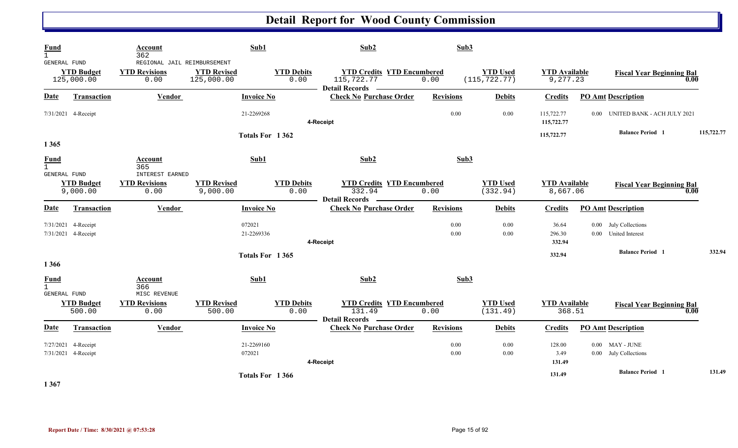# Detail Report for Wood County Commission

| Fund | Account | Sub1 | Sub2 | Sub3 |
|---|---|---|---|---|
| 1 GENERAL FUND | 362 REGIONAL JAIL REIMBURSEMENT | | | |

| YTD Budget | YTD Revisions | YTD Revised | YTD Debits | YTD Credits | YTD Encumbered | YTD Used | YTD Available | Fiscal Year Beginning Bal |
|---|---|---|---|---|---|---|---|---|
| 125,000.00 | 0.00 | 125,000.00 | 0.00 | 115,722.77 | 0.00 | (115,722.77) | 9,277.23 | 0.00 |

**Detail Records**

| Date | Transaction | Vendor | Invoice No | Check No | Purchase Order | Revisions | Debits | Credits | PO Amt | Description |
|---|---|---|---|---|---|---|---|---|---|---|
| 7/31/2021 | 4-Receipt | | 21-2269268 | | | 0.00 | 0.00 | 115,722.77 | 0.00 | UNITED BANK - ACH JULY 2021 |
| | | | | 4-Receipt | | | | 115,722.77 | | |
| | | | Totals For 1 362 | | | | | 115,722.77 | | Balance Period 1 115,722.77 |

## 1 365

| Fund | Account | Sub1 | Sub2 | Sub3 |
|---|---|---|---|---|
| 1 GENERAL FUND | 365 INTEREST EARNED | | | |

| YTD Budget | YTD Revisions | YTD Revised | YTD Debits | YTD Credits | YTD Encumbered | YTD Used | YTD Available | Fiscal Year Beginning Bal |
|---|---|---|---|---|---|---|---|---|
| 9,000.00 | 0.00 | 9,000.00 | 0.00 | 332.94 | 0.00 | (332.94) | 8,667.06 | 0.00 |

**Detail Records**

| Date | Transaction | Vendor | Invoice No | Check No | Purchase Order | Revisions | Debits | Credits | PO Amt | Description |
|---|---|---|---|---|---|---|---|---|---|---|
| 7/31/2021 | 4-Receipt | | 072021 | | | 0.00 | 0.00 | 36.64 | 0.00 | July Collections |
| 7/31/2021 | 4-Receipt | | 21-2269336 | | | 0.00 | 0.00 | 296.30 | 0.00 | United Interest |
| | | | | 4-Receipt | | | | 332.94 | | |
| | | | Totals For 1 365 | | | | | 332.94 | | Balance Period 1 332.94 |

## 1 366

| Fund | Account | Sub1 | Sub2 | Sub3 |
|---|---|---|---|---|
| 1 GENERAL FUND | 366 MISC REVENUE | | | |

| YTD Budget | YTD Revisions | YTD Revised | YTD Debits | YTD Credits | YTD Encumbered | YTD Used | YTD Available | Fiscal Year Beginning Bal |
|---|---|---|---|---|---|---|---|---|
| 500.00 | 0.00 | 500.00 | 0.00 | 131.49 | 0.00 | (131.49) | 368.51 | 0.00 |

**Detail Records**

| Date | Transaction | Vendor | Invoice No | Check No | Purchase Order | Revisions | Debits | Credits | PO Amt | Description |
|---|---|---|---|---|---|---|---|---|---|---|
| 7/27/2021 | 4-Receipt | | 21-2269160 | | | 0.00 | 0.00 | 128.00 | 0.00 | MAY - JUNE |
| 7/31/2021 | 4-Receipt | | 072021 | | | 0.00 | 0.00 | 3.49 | 0.00 | July Collections |
| | | | | 4-Receipt | | | | 131.49 | | |
| | | | Totals For 1 366 | | | | | 131.49 | | Balance Period 1 131.49 |

## 1 367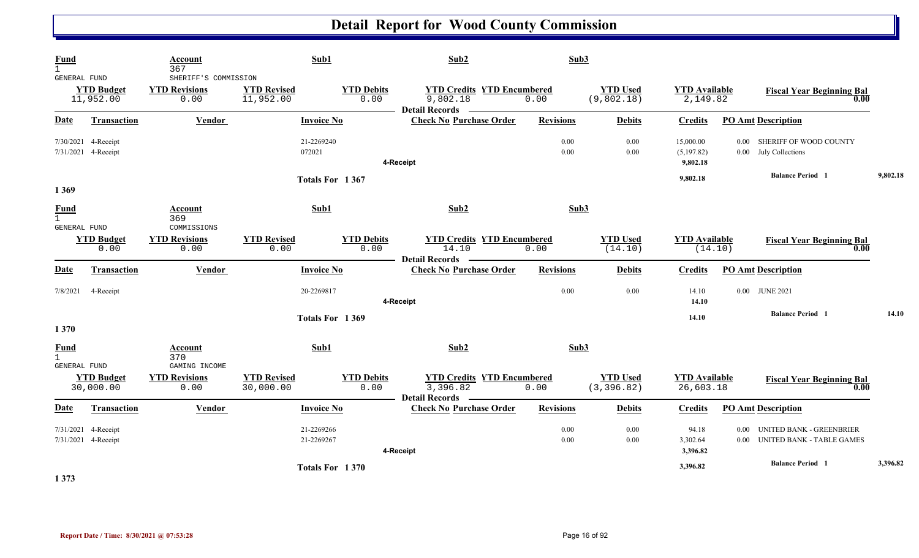# Detail Report for Wood County Commission

| Fund | Account | Sub1 | Sub2 | Sub3 |
|---|---|---|---|---|
| 1 GENERAL FUND | 367 SHERIFF'S COMMISSION | | | |

| YTD Budget | YTD Revisions | YTD Revised | YTD Debits | YTD Credits | YTD Encumbered | YTD Used | YTD Available | Fiscal Year Beginning Bal |
|---|---|---|---|---|---|---|---|---|
| 11,952.00 | 0.00 | 11,952.00 | 0.00 | 9,802.18 | 0.00 | (9,802.18) | 2,149.82 | 0.00 |

**Detail Records**

| Date | Transaction | Vendor | Invoice No | Check No | Purchase Order | Revisions | Debits | Credits | PO Amt | Description |
|---|---|---|---|---|---|---|---|---|---|---|
| 7/30/2021 | 4-Receipt | | 21-2269240 | | | 0.00 | 0.00 | 15,000.00 | 0.00 | SHERIFF OF WOOD COUNTY |
| 7/31/2021 | 4-Receipt | | 072021 | | | 0.00 | 0.00 | (5,197.82) | 0.00 | July Collections |
| | | | | 4-Receipt | | | | 9,802.18 | | |
| | | | Totals For 1 367 | | | | | 9,802.18 | | Balance Period 1 9,802.18 |

1 369

| Fund | Account | Sub1 | Sub2 | Sub3 |
|---|---|---|---|---|
| 1 GENERAL FUND | 369 COMMISSIONS | | | |

| YTD Budget | YTD Revisions | YTD Revised | YTD Debits | YTD Credits | YTD Encumbered | YTD Used | YTD Available | Fiscal Year Beginning Bal |
|---|---|---|---|---|---|---|---|---|
| 0.00 | 0.00 | 0.00 | 0.00 | 14.10 | 0.00 | (14.10) | (14.10) | 0.00 |

**Detail Records**

| Date | Transaction | Vendor | Invoice No | Check No | Purchase Order | Revisions | Debits | Credits | PO Amt | Description |
|---|---|---|---|---|---|---|---|---|---|---|
| 7/8/2021 | 4-Receipt | | 20-2269817 | | | 0.00 | 0.00 | 14.10 | 0.00 | JUNE 2021 |
| | | | | 4-Receipt | | | | 14.10 | | |
| | | | Totals For 1 369 | | | | | 14.10 | | Balance Period 1 14.10 |

1 370

| Fund | Account | Sub1 | Sub2 | Sub3 |
|---|---|---|---|---|
| 1 GENERAL FUND | 370 GAMING INCOME | | | |

| YTD Budget | YTD Revisions | YTD Revised | YTD Debits | YTD Credits | YTD Encumbered | YTD Used | YTD Available | Fiscal Year Beginning Bal |
|---|---|---|---|---|---|---|---|---|
| 30,000.00 | 0.00 | 30,000.00 | 0.00 | 3,396.82 | 0.00 | (3,396.82) | 26,603.18 | 0.00 |

**Detail Records**

| Date | Transaction | Vendor | Invoice No | Check No | Purchase Order | Revisions | Debits | Credits | PO Amt | Description |
|---|---|---|---|---|---|---|---|---|---|---|
| 7/31/2021 | 4-Receipt | | 21-2269266 | | | 0.00 | 0.00 | 94.18 | 0.00 | UNITED BANK - GREENBRIER |
| 7/31/2021 | 4-Receipt | | 21-2269267 | | | 0.00 | 0.00 | 3,302.64 | 0.00 | UNITED BANK - TABLE GAMES |
| | | | | 4-Receipt | | | | 3,396.82 | | |
| | | | Totals For 1 370 | | | | | 3,396.82 | | Balance Period 1 3,396.82 |

1 373

Report Date / Time: 8/30/2021 @ 07:53:28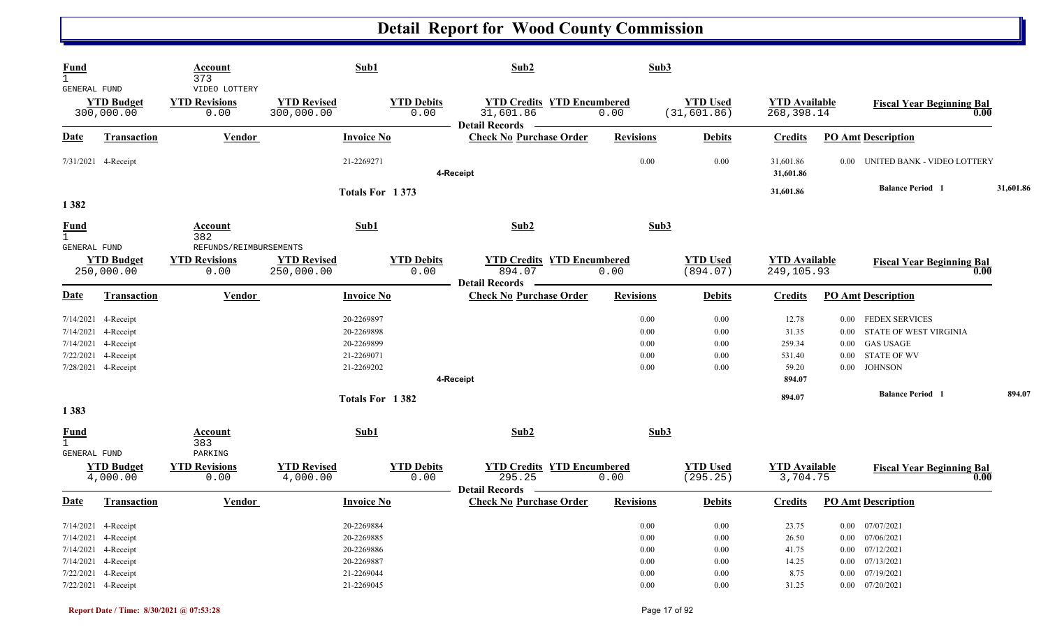# Detail Report for Wood County Commission

| Fund | Account | Sub1 | Sub2 | Sub3 |
|---|---|---|---|---|
| 1 | 373 | | | |
| GENERAL FUND | VIDEO LOTTERY | | | |

| YTD Budget | YTD Revisions | YTD Revised | YTD Debits | YTD Credits | YTD Encumbered | YTD Used | YTD Available | Fiscal Year Beginning Bal |
|---|---|---|---|---|---|---|---|---|
| 300,000.00 | 0.00 | 300,000.00 | 0.00 | 31,601.86 | 0.00 | (31,601.86) | 268,398.14 | 0.00 |

**Detail Records**

| Date | Transaction | Vendor | Invoice No | Check No | Purchase Order | Revisions | Debits | Credits | PO Amt | Description |
|---|---|---|---|---|---|---|---|---|---|---|
| 7/31/2021 | 4-Receipt | | 21-2269271 | | | 0.00 | 0.00 | 31,601.86 | 0.00 | UNITED BANK - VIDEO LOTTERY |
| | 4-Receipt | | | | | | | 31,601.86 | | |
| | | | Totals For 1 373 | | | | | 31,601.86 | | Balance Period 1 31,601.86 |

## 1 382

| Fund | Account | Sub1 | Sub2 | Sub3 |
|---|---|---|---|---|
| 1 | 382 | | | |
| GENERAL FUND | REFUNDS/REIMBURSEMENTS | | | |

| YTD Budget | YTD Revisions | YTD Revised | YTD Debits | YTD Credits | YTD Encumbered | YTD Used | YTD Available | Fiscal Year Beginning Bal |
|---|---|---|---|---|---|---|---|---|
| 250,000.00 | 0.00 | 250,000.00 | 0.00 | 894.07 | 0.00 | (894.07) | 249,105.93 | 0.00 |

**Detail Records**

| Date | Transaction | Vendor | Invoice No | Check No | Purchase Order | Revisions | Debits | Credits | PO Amt | Description |
|---|---|---|---|---|---|---|---|---|---|---|
| 7/14/2021 | 4-Receipt | | 20-2269897 | | | 0.00 | 0.00 | 12.78 | 0.00 | FEDEX SERVICES |
| 7/14/2021 | 4-Receipt | | 20-2269898 | | | 0.00 | 0.00 | 31.35 | 0.00 | STATE OF WEST VIRGINIA |
| 7/14/2021 | 4-Receipt | | 20-2269899 | | | 0.00 | 0.00 | 259.34 | 0.00 | GAS USAGE |
| 7/22/2021 | 4-Receipt | | 21-2269071 | | | 0.00 | 0.00 | 531.40 | 0.00 | STATE OF WV |
| 7/28/2021 | 4-Receipt | | 21-2269202 | | | 0.00 | 0.00 | 59.20 | 0.00 | JOHNSON |
| | 4-Receipt | | | | | | | 894.07 | | |
| | | | Totals For 1 382 | | | | | 894.07 | | Balance Period 1 894.07 |

## 1 383

| Fund | Account | Sub1 | Sub2 | Sub3 |
|---|---|---|---|---|
| 1 | 383 | | | |
| GENERAL FUND | PARKING | | | |

| YTD Budget | YTD Revisions | YTD Revised | YTD Debits | YTD Credits | YTD Encumbered | YTD Used | YTD Available | Fiscal Year Beginning Bal |
|---|---|---|---|---|---|---|---|---|
| 4,000.00 | 0.00 | 4,000.00 | 0.00 | 295.25 | 0.00 | (295.25) | 3,704.75 | 0.00 |

**Detail Records**

| Date | Transaction | Vendor | Invoice No | Check No | Purchase Order | Revisions | Debits | Credits | PO Amt | Description |
|---|---|---|---|---|---|---|---|---|---|---|
| 7/14/2021 | 4-Receipt | | 20-2269884 | | | 0.00 | 0.00 | 23.75 | 0.00 | 07/07/2021 |
| 7/14/2021 | 4-Receipt | | 20-2269885 | | | 0.00 | 0.00 | 26.50 | 0.00 | 07/06/2021 |
| 7/14/2021 | 4-Receipt | | 20-2269886 | | | 0.00 | 0.00 | 41.75 | 0.00 | 07/12/2021 |
| 7/14/2021 | 4-Receipt | | 20-2269887 | | | 0.00 | 0.00 | 14.25 | 0.00 | 07/13/2021 |
| 7/22/2021 | 4-Receipt | | 21-2269044 | | | 0.00 | 0.00 | 8.75 | 0.00 | 07/19/2021 |
| 7/22/2021 | 4-Receipt | | 21-2269045 | | | 0.00 | 0.00 | 31.25 | 0.00 | 07/20/2021 |

Report Date / Time: 8/30/2021 @ 07:53:28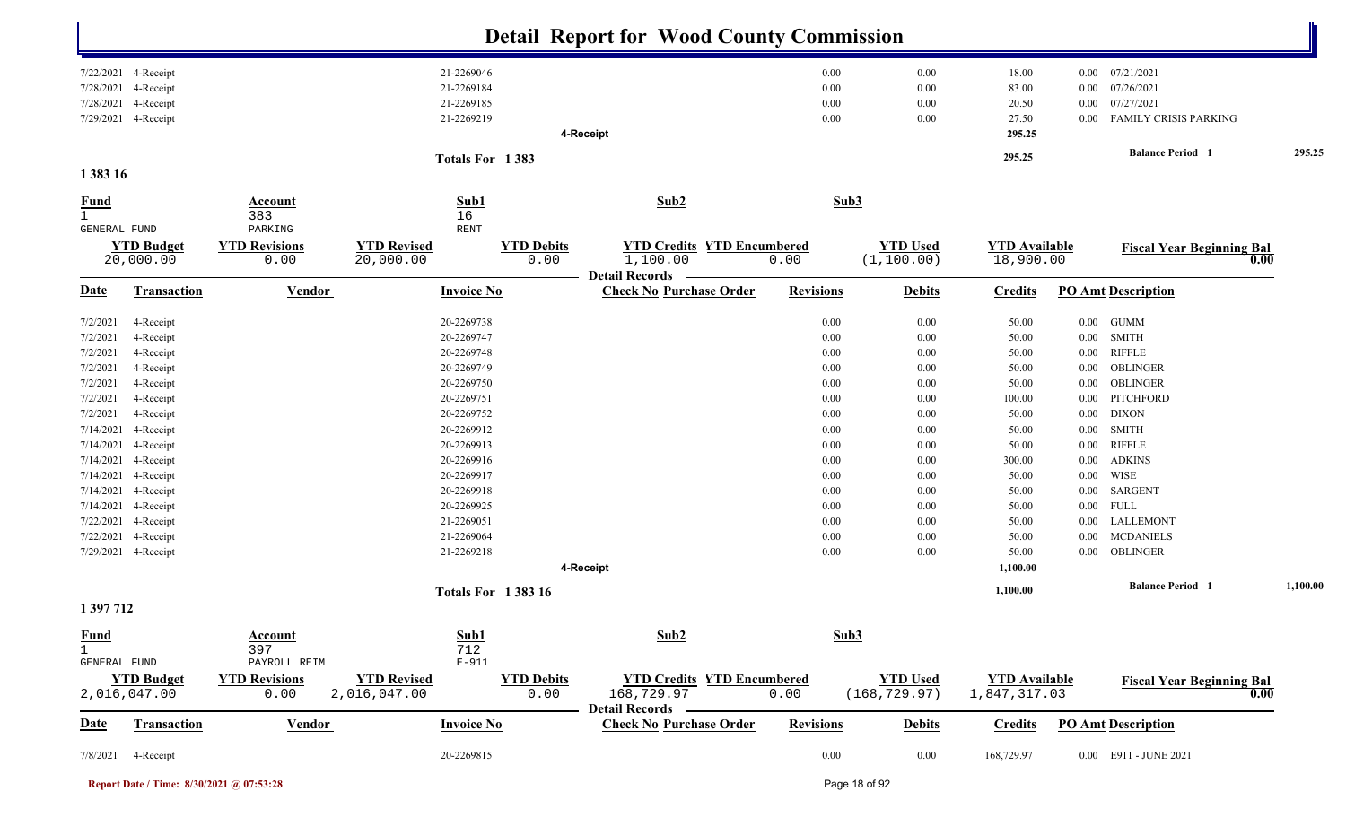# Detail Report for Wood County Commission

| Date | Transaction | Vendor | Invoice No | Check No | Purchase Order | Revisions | Debits | Credits | PO Amt | Description |
|---|---|---|---|---|---|---|---|---|---|---|
| 7/22/2021 | 4-Receipt | | 21-2269046 | | | 0.00 | 0.00 | 18.00 | 0.00 | 07/21/2021 |
| 7/28/2021 | 4-Receipt | | 21-2269184 | | | 0.00 | 0.00 | 83.00 | 0.00 | 07/26/2021 |
| 7/28/2021 | 4-Receipt | | 21-2269185 | | | 0.00 | 0.00 | 20.50 | 0.00 | 07/27/2021 |
| 7/29/2021 | 4-Receipt | | 21-2269219 | | | 0.00 | 0.00 | 27.50 | 0.00 | FAMILY CRISIS PARKING |
| | | | | 4-Receipt | | | | 295.25 | | |
| | | | Totals For 1 383 | | | | | 295.25 | | Balance Period 1 295.25 |

## 1 383 16

| Fund | Account | Sub1 | Sub2 | Sub3 |
|---|---|---|---|---|
| 1 GENERAL FUND | 383 PARKING | 16 RENT | | |

| YTD Budget | YTD Revisions | YTD Revised | YTD Debits | YTD Credits | YTD Encumbered | YTD Used | YTD Available | Fiscal Year Beginning Bal |
|---|---|---|---|---|---|---|---|---|
| 20,000.00 | 0.00 | 20,000.00 | 0.00 | 1,100.00 | 0.00 | (1,100.00) | 18,900.00 | 0.00 |

Detail Records

| Date | Transaction | Vendor | Invoice No | Check No | Purchase Order | Revisions | Debits | Credits | PO Amt | Description |
|---|---|---|---|---|---|---|---|---|---|---|
| 7/2/2021 | 4-Receipt | | 20-2269738 | | | 0.00 | 0.00 | 50.00 | 0.00 | GUMM |
| 7/2/2021 | 4-Receipt | | 20-2269747 | | | 0.00 | 0.00 | 50.00 | 0.00 | SMITH |
| 7/2/2021 | 4-Receipt | | 20-2269748 | | | 0.00 | 0.00 | 50.00 | 0.00 | RIFFLE |
| 7/2/2021 | 4-Receipt | | 20-2269749 | | | 0.00 | 0.00 | 50.00 | 0.00 | OBLINGER |
| 7/2/2021 | 4-Receipt | | 20-2269750 | | | 0.00 | 0.00 | 50.00 | 0.00 | OBLINGER |
| 7/2/2021 | 4-Receipt | | 20-2269751 | | | 0.00 | 0.00 | 100.00 | 0.00 | PITCHFORD |
| 7/2/2021 | 4-Receipt | | 20-2269752 | | | 0.00 | 0.00 | 50.00 | 0.00 | DIXON |
| 7/14/2021 | 4-Receipt | | 20-2269912 | | | 0.00 | 0.00 | 50.00 | 0.00 | SMITH |
| 7/14/2021 | 4-Receipt | | 20-2269913 | | | 0.00 | 0.00 | 50.00 | 0.00 | RIFFLE |
| 7/14/2021 | 4-Receipt | | 20-2269916 | | | 0.00 | 0.00 | 300.00 | 0.00 | ADKINS |
| 7/14/2021 | 4-Receipt | | 20-2269917 | | | 0.00 | 0.00 | 50.00 | 0.00 | WISE |
| 7/14/2021 | 4-Receipt | | 20-2269918 | | | 0.00 | 0.00 | 50.00 | 0.00 | SARGENT |
| 7/14/2021 | 4-Receipt | | 20-2269925 | | | 0.00 | 0.00 | 50.00 | 0.00 | FULL |
| 7/22/2021 | 4-Receipt | | 21-2269051 | | | 0.00 | 0.00 | 50.00 | 0.00 | LALLEMONT |
| 7/22/2021 | 4-Receipt | | 21-2269064 | | | 0.00 | 0.00 | 50.00 | 0.00 | MCDANIELS |
| 7/29/2021 | 4-Receipt | | 21-2269218 | | | 0.00 | 0.00 | 50.00 | 0.00 | OBLINGER |
| | | | | 4-Receipt | | | | 1,100.00 | | |
| | | | Totals For 1 383 16 | | | | | 1,100.00 | | Balance Period 1 1,100.00 |

## 1 397 712

| Fund | Account | Sub1 | Sub2 | Sub3 |
|---|---|---|---|---|
| 1 GENERAL FUND | 397 PAYROLL REIM | 712 E-911 | | |

| YTD Budget | YTD Revisions | YTD Revised | YTD Debits | YTD Credits | YTD Encumbered | YTD Used | YTD Available | Fiscal Year Beginning Bal |
|---|---|---|---|---|---|---|---|---|
| 2,016,047.00 | 0.00 | 2,016,047.00 | 0.00 | 168,729.97 | 0.00 | (168,729.97) | 1,847,317.03 | 0.00 |

Detail Records

| Date | Transaction | Vendor | Invoice No | Check No | Purchase Order | Revisions | Debits | Credits | PO Amt | Description |
|---|---|---|---|---|---|---|---|---|---|---|
| 7/8/2021 | 4-Receipt | | 20-2269815 | | | 0.00 | 0.00 | 168,729.97 | 0.00 | E911 - JUNE 2021 |

Report Date / Time: 8/30/2021 @ 07:53:28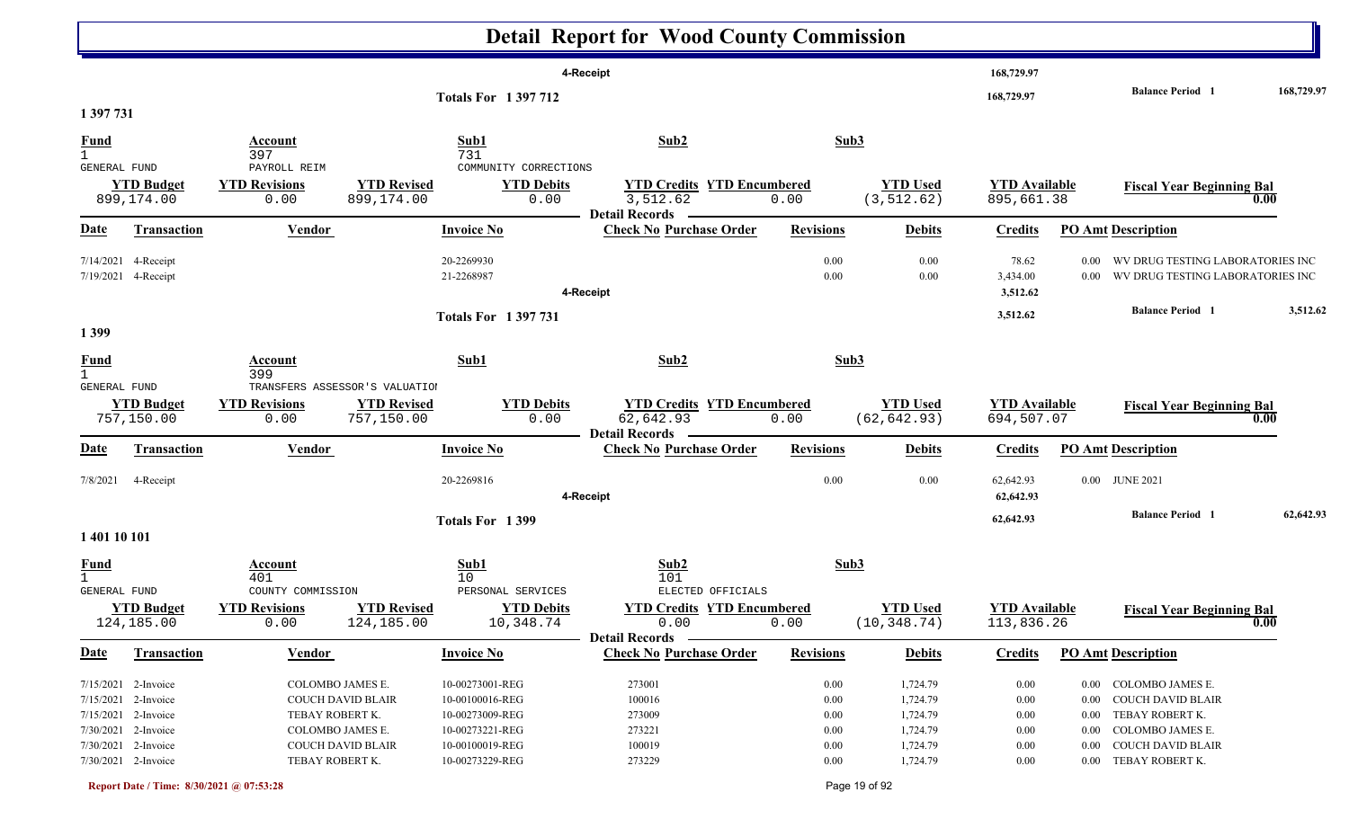# Detail Report for Wood County Commission

| | | | | 4-Receipt | | | 168,729.97 | | |
|---|---|---|---|---|---|---|---|---|---|
| | | | Totals For 1 397 712 | | | | 168,729.97 | Balance Period 1 | 168,729.97 |

## 1 397 731

| Fund | Account | | Sub1 | Sub2 | | Sub3 | | |
|---|---|---|---|---|---|---|---|---|
| 1 GENERAL FUND | 397 PAYROLL REIM | | 731 COMMUNITY CORRECTIONS | | | | | |
| **YTD Budget** | **YTD Revisions** | **YTD Revised** | **YTD Debits** | **YTD Credits** | **YTD Encumbered** | **YTD Used** | **YTD Available** | **Fiscal Year Beginning Bal** |
| 899,174.00 | 0.00 | 899,174.00 | 0.00 | 3,512.62 | 0.00 | (3,512.62) | 895,661.38 | 0.00 |

Detail Records

| Date | Transaction | Vendor | Invoice No | Check No | Purchase Order | Revisions | Debits | Credits | PO Amt | Description |
|---|---|---|---|---|---|---|---|---|---|---|
| 7/14/2021 | 4-Receipt | | 20-2269930 | | | 0.00 | 0.00 | 78.62 | 0.00 | WV DRUG TESTING LABORATORIES INC |
| 7/19/2021 | 4-Receipt | | 21-2268987 | | | 0.00 | 0.00 | 3,434.00 | 0.00 | WV DRUG TESTING LABORATORIES INC |
| | | | | 4-Receipt | | | | 3,512.62 | | |
| | | | Totals For 1 397 731 | | | | | 3,512.62 | | Balance Period 1 3,512.62 |

## 1 399

| Fund | Account | | Sub1 | Sub2 | | Sub3 | | |
|---|---|---|---|---|---|---|---|---|
| 1 GENERAL FUND | 399 TRANSFERS ASSESSOR'S VALUATIOI | | | | | | | |
| **YTD Budget** | **YTD Revisions** | **YTD Revised** | **YTD Debits** | **YTD Credits** | **YTD Encumbered** | **YTD Used** | **YTD Available** | **Fiscal Year Beginning Bal** |
| 757,150.00 | 0.00 | 757,150.00 | 0.00 | 62,642.93 | 0.00 | (62,642.93) | 694,507.07 | 0.00 |

Detail Records

| Date | Transaction | Vendor | Invoice No | Check No | Purchase Order | Revisions | Debits | Credits | PO Amt | Description |
|---|---|---|---|---|---|---|---|---|---|---|
| 7/8/2021 | 4-Receipt | | 20-2269816 | | | 0.00 | 0.00 | 62,642.93 | 0.00 | JUNE 2021 |
| | | | | 4-Receipt | | | | 62,642.93 | | |
| | | | Totals For 1 399 | | | | | 62,642.93 | | Balance Period 1 62,642.93 |

## 1 401 10 101

| Fund | Account | | Sub1 | Sub2 | | Sub3 | | |
|---|---|---|---|---|---|---|---|---|
| 1 GENERAL FUND | 401 COUNTY COMMISSION | | 10 PERSONAL SERVICES | 101 ELECTED OFFICIALS | | | | |
| **YTD Budget** | **YTD Revisions** | **YTD Revised** | **YTD Debits** | **YTD Credits** | **YTD Encumbered** | **YTD Used** | **YTD Available** | **Fiscal Year Beginning Bal** |
| 124,185.00 | 0.00 | 124,185.00 | 10,348.74 | 0.00 | 0.00 | (10,348.74) | 113,836.26 | 0.00 |

Detail Records

| Date | Transaction | Vendor | Invoice No | Check No | Purchase Order | Revisions | Debits | Credits | PO Amt | Description |
|---|---|---|---|---|---|---|---|---|---|---|
| 7/15/2021 | 2-Invoice | COLOMBO JAMES E. | 10-00273001-REG | 273001 | | 0.00 | 1,724.79 | 0.00 | 0.00 | COLOMBO JAMES E. |
| 7/15/2021 | 2-Invoice | COUCH DAVID BLAIR | 10-00100016-REG | 100016 | | 0.00 | 1,724.79 | 0.00 | 0.00 | COUCH DAVID BLAIR |
| 7/15/2021 | 2-Invoice | TEBAY ROBERT K. | 10-00273009-REG | 273009 | | 0.00 | 1,724.79 | 0.00 | 0.00 | TEBAY ROBERT K. |
| 7/30/2021 | 2-Invoice | COLOMBO JAMES E. | 10-00273221-REG | 273221 | | 0.00 | 1,724.79 | 0.00 | 0.00 | COLOMBO JAMES E. |
| 7/30/2021 | 2-Invoice | COUCH DAVID BLAIR | 10-00100019-REG | 100019 | | 0.00 | 1,724.79 | 0.00 | 0.00 | COUCH DAVID BLAIR |
| 7/30/2021 | 2-Invoice | TEBAY ROBERT K. | 10-00273229-REG | 273229 | | 0.00 | 1,724.79 | 0.00 | 0.00 | TEBAY ROBERT K. |

Report Date / Time: 8/30/2021 @ 07:53:28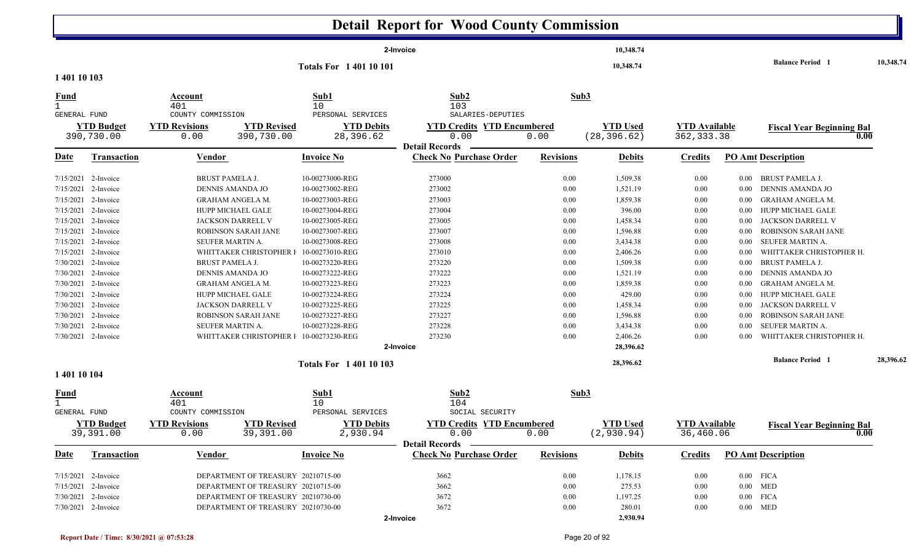# Detail Report for Wood County Commission

| | | | | | | |
|---|---|---|---|---|---|---|
| 2-Invoice | | | 10,348.74 | | | |
| Totals For 1 401 10 101 | | | 10,348.74 | | Balance Period 1 | 10,348.74 |

## 1 401 10 103

| Fund | Account | Sub1 | Sub2 | Sub3 |
|---|---|---|---|---|
| 1 | 401 | 10 | 103 | |
| GENERAL FUND | COUNTY COMMISSION | PERSONAL SERVICES | SALARIES-DEPUTIES | |

| YTD Budget | YTD Revisions | YTD Revised | YTD Debits | YTD Credits | YTD Encumbered | YTD Used | YTD Available | Fiscal Year Beginning Bal |
|---|---|---|---|---|---|---|---|---|
| 390,730.00 | 0.00 | 390,730.00 | 28,396.62 | 0.00 | 0.00 | (28,396.62) | 362,333.38 | 0.00 |

Detail Records

| Date | Transaction | Vendor | Invoice No | Check No | Purchase Order | Revisions | Debits | Credits | PO Amt | Description |
|---|---|---|---|---|---|---|---|---|---|---|
| 7/15/2021 | 2-Invoice | BRUST PAMELA J. | 10-00273000-REG | 273000 | | 0.00 | 1,509.38 | 0.00 | 0.00 | BRUST PAMELA J. |
| 7/15/2021 | 2-Invoice | DENNIS AMANDA JO | 10-00273002-REG | 273002 | | 0.00 | 1,521.19 | 0.00 | 0.00 | DENNIS AMANDA JO |
| 7/15/2021 | 2-Invoice | GRAHAM ANGELA M. | 10-00273003-REG | 273003 | | 0.00 | 1,859.38 | 0.00 | 0.00 | GRAHAM ANGELA M. |
| 7/15/2021 | 2-Invoice | HUPP MICHAEL GALE | 10-00273004-REG | 273004 | | 0.00 | 396.00 | 0.00 | 0.00 | HUPP MICHAEL GALE |
| 7/15/2021 | 2-Invoice | JACKSON DARRELL V | 10-00273005-REG | 273005 | | 0.00 | 1,458.34 | 0.00 | 0.00 | JACKSON DARRELL V |
| 7/15/2021 | 2-Invoice | ROBINSON SARAH JANE | 10-00273007-REG | 273007 | | 0.00 | 1,596.88 | 0.00 | 0.00 | ROBINSON SARAH JANE |
| 7/15/2021 | 2-Invoice | SEUFER MARTIN A. | 10-00273008-REG | 273008 | | 0.00 | 3,434.38 | 0.00 | 0.00 | SEUFER MARTIN A. |
| 7/15/2021 | 2-Invoice | WHITTAKER CHRISTOPHER H | 10-00273010-REG | 273010 | | 0.00 | 2,406.26 | 0.00 | 0.00 | WHITTAKER CHRISTOPHER H. |
| 7/30/2021 | 2-Invoice | BRUST PAMELA J. | 10-00273220-REG | 273220 | | 0.00 | 1,509.38 | 0.00 | 0.00 | BRUST PAMELA J. |
| 7/30/2021 | 2-Invoice | DENNIS AMANDA JO | 10-00273222-REG | 273222 | | 0.00 | 1,521.19 | 0.00 | 0.00 | DENNIS AMANDA JO |
| 7/30/2021 | 2-Invoice | GRAHAM ANGELA M. | 10-00273223-REG | 273223 | | 0.00 | 1,859.38 | 0.00 | 0.00 | GRAHAM ANGELA M. |
| 7/30/2021 | 2-Invoice | HUPP MICHAEL GALE | 10-00273224-REG | 273224 | | 0.00 | 429.00 | 0.00 | 0.00 | HUPP MICHAEL GALE |
| 7/30/2021 | 2-Invoice | JACKSON DARRELL V | 10-00273225-REG | 273225 | | 0.00 | 1,458.34 | 0.00 | 0.00 | JACKSON DARRELL V |
| 7/30/2021 | 2-Invoice | ROBINSON SARAH JANE | 10-00273227-REG | 273227 | | 0.00 | 1,596.88 | 0.00 | 0.00 | ROBINSON SARAH JANE |
| 7/30/2021 | 2-Invoice | SEUFER MARTIN A. | 10-00273228-REG | 273228 | | 0.00 | 3,434.38 | 0.00 | 0.00 | SEUFER MARTIN A. |
| 7/30/2021 | 2-Invoice | WHITTAKER CHRISTOPHER H | 10-00273230-REG | 273230 | | 0.00 | 2,406.26 | 0.00 | 0.00 | WHITTAKER CHRISTOPHER H. |
| | | | 2-Invoice | | | | 28,396.62 | | | |
| | | | Totals For 1 401 10 103 | | | | 28,396.62 | | | Balance Period 1 28,396.62 |

## 1 401 10 104

| Fund | Account | Sub1 | Sub2 | Sub3 |
|---|---|---|---|---|
| 1 | 401 | 10 | 104 | |
| GENERAL FUND | COUNTY COMMISSION | PERSONAL SERVICES | SOCIAL SECURITY | |

| YTD Budget | YTD Revisions | YTD Revised | YTD Debits | YTD Credits | YTD Encumbered | YTD Used | YTD Available | Fiscal Year Beginning Bal |
|---|---|---|---|---|---|---|---|---|
| 39,391.00 | 0.00 | 39,391.00 | 2,930.94 | 0.00 | 0.00 | (2,930.94) | 36,460.06 | 0.00 |

Detail Records

| Date | Transaction | Vendor | Invoice No | Check No | Purchase Order | Revisions | Debits | Credits | PO Amt | Description |
|---|---|---|---|---|---|---|---|---|---|---|
| 7/15/2021 | 2-Invoice | DEPARTMENT OF TREASURY | 20210715-00 | 3662 | | 0.00 | 1,178.15 | 0.00 | 0.00 | FICA |
| 7/15/2021 | 2-Invoice | DEPARTMENT OF TREASURY | 20210715-00 | 3662 | | 0.00 | 275.53 | 0.00 | 0.00 | MED |
| 7/30/2021 | 2-Invoice | DEPARTMENT OF TREASURY | 20210730-00 | 3672 | | 0.00 | 1,197.25 | 0.00 | 0.00 | FICA |
| 7/30/2021 | 2-Invoice | DEPARTMENT OF TREASURY | 20210730-00 | 3672 | | 0.00 | 280.01 | 0.00 | 0.00 | MED |
| | | | 2-Invoice | | | | 2,930.94 | | | |

Report Date / Time: 8/30/2021 @ 07:53:28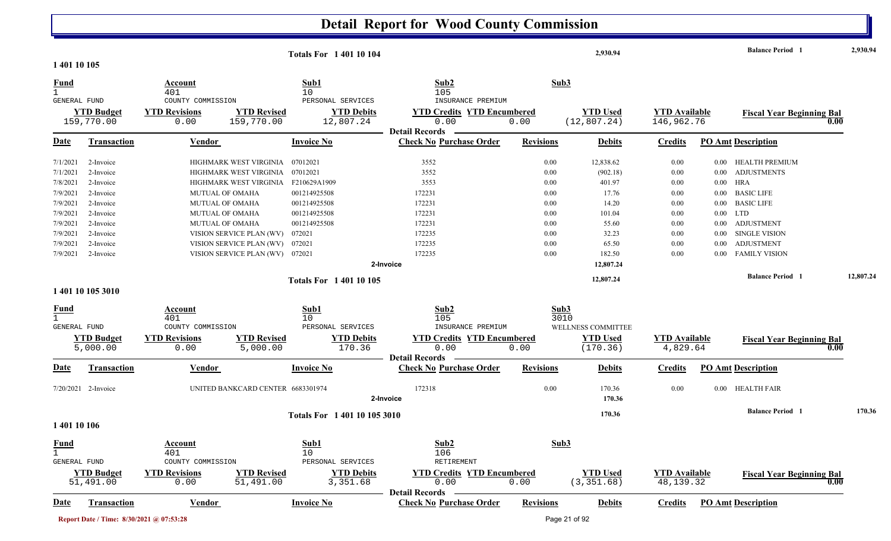# Detail Report for Wood County Commission

**Totals For 1 401 10 104** — 2,930.94 — Balance Period 1: 2,930.94

## 1 401 10 105

| Fund | Account | Sub1 | Sub2 | Sub3 |
|---|---|---|---|---|
| 1 | 401 | 10 | 105 | |
| GENERAL FUND | COUNTY COMMISSION | PERSONAL SERVICES | INSURANCE PREMIUM | |

| YTD Budget | YTD Revisions | YTD Revised | YTD Debits | YTD Credits | YTD Encumbered | YTD Used | YTD Available | Fiscal Year Beginning Bal |
|---|---|---|---|---|---|---|---|---|
| 159,770.00 | 0.00 | 159,770.00 | 12,807.24 | 0.00 | 0.00 | (12,807.24) | 146,962.76 | 0.00 |

**Detail Records**

| Date | Transaction | Vendor | Invoice No | Check No | Purchase Order | Revisions | Debits | Credits | PO Amt | Description |
|---|---|---|---|---|---|---|---|---|---|---|
| 7/1/2021 | 2-Invoice | HIGHMARK WEST VIRGINIA | 07012021 | 3552 | | 0.00 | 12,838.62 | 0.00 | 0.00 | HEALTH PREMIUM |
| 7/1/2021 | 2-Invoice | HIGHMARK WEST VIRGINIA | 07012021 | 3552 | | 0.00 | (902.18) | 0.00 | 0.00 | ADJUSTMENTS |
| 7/8/2021 | 2-Invoice | HIGHMARK WEST VIRGINIA | F210629A1909 | 3553 | | 0.00 | 401.97 | 0.00 | 0.00 | HRA |
| 7/9/2021 | 2-Invoice | MUTUAL OF OMAHA | 001214925508 | 172231 | | 0.00 | 17.76 | 0.00 | 0.00 | BASIC LIFE |
| 7/9/2021 | 2-Invoice | MUTUAL OF OMAHA | 001214925508 | 172231 | | 0.00 | 14.20 | 0.00 | 0.00 | BASIC LIFE |
| 7/9/2021 | 2-Invoice | MUTUAL OF OMAHA | 001214925508 | 172231 | | 0.00 | 101.04 | 0.00 | 0.00 | LTD |
| 7/9/2021 | 2-Invoice | MUTUAL OF OMAHA | 001214925508 | 172231 | | 0.00 | 55.60 | 0.00 | 0.00 | ADJUSTMENT |
| 7/9/2021 | 2-Invoice | VISION SERVICE PLAN (WV) | 072021 | 172235 | | 0.00 | 32.23 | 0.00 | 0.00 | SINGLE VISION |
| 7/9/2021 | 2-Invoice | VISION SERVICE PLAN (WV) | 072021 | 172235 | | 0.00 | 65.50 | 0.00 | 0.00 | ADJUSTMENT |
| 7/9/2021 | 2-Invoice | VISION SERVICE PLAN (WV) | 072021 | 172235 | | 0.00 | 182.50 | 0.00 | 0.00 | FAMILY VISION |
| | 2-Invoice | | | | | | 12,807.24 | | | |

**Totals For 1 401 10 105** — 12,807.24 — Balance Period 1: 12,807.24

## 1 401 10 105 3010

| Fund | Account | Sub1 | Sub2 | Sub3 |
|---|---|---|---|---|
| 1 | 401 | 10 | 105 | 3010 |
| GENERAL FUND | COUNTY COMMISSION | PERSONAL SERVICES | INSURANCE PREMIUM | WELLNESS COMMITTEE |

| YTD Budget | YTD Revisions | YTD Revised | YTD Debits | YTD Credits | YTD Encumbered | YTD Used | YTD Available | Fiscal Year Beginning Bal |
|---|---|---|---|---|---|---|---|---|
| 5,000.00 | 0.00 | 5,000.00 | 170.36 | 0.00 | 0.00 | (170.36) | 4,829.64 | 0.00 |

**Detail Records**

| Date | Transaction | Vendor | Invoice No | Check No | Purchase Order | Revisions | Debits | Credits | PO Amt | Description |
|---|---|---|---|---|---|---|---|---|---|---|
| 7/20/2021 | 2-Invoice | UNITED BANKCARD CENTER | 6683301974 | 172318 | | 0.00 | 170.36 | 0.00 | 0.00 | HEALTH FAIR |
| | 2-Invoice | | | | | | 170.36 | | | |

**Totals For 1 401 10 105 3010** — 170.36 — Balance Period 1: 170.36

## 1 401 10 106

| Fund | Account | Sub1 | Sub2 | Sub3 |
|---|---|---|---|---|
| 1 | 401 | 10 | 106 | |
| GENERAL FUND | COUNTY COMMISSION | PERSONAL SERVICES | RETIREMENT | |

| YTD Budget | YTD Revisions | YTD Revised | YTD Debits | YTD Credits | YTD Encumbered | YTD Used | YTD Available | Fiscal Year Beginning Bal |
|---|---|---|---|---|---|---|---|---|
| 51,491.00 | 0.00 | 51,491.00 | 3,351.68 | 0.00 | 0.00 | (3,351.68) | 48,139.32 | 0.00 |

**Detail Records**

| Date | Transaction | Vendor | Invoice No | Check No | Purchase Order | Revisions | Debits | Credits | PO Amt | Description |
|---|---|---|---|---|---|---|---|---|---|---|

Report Date / Time: 8/30/2021 @ 07:53:28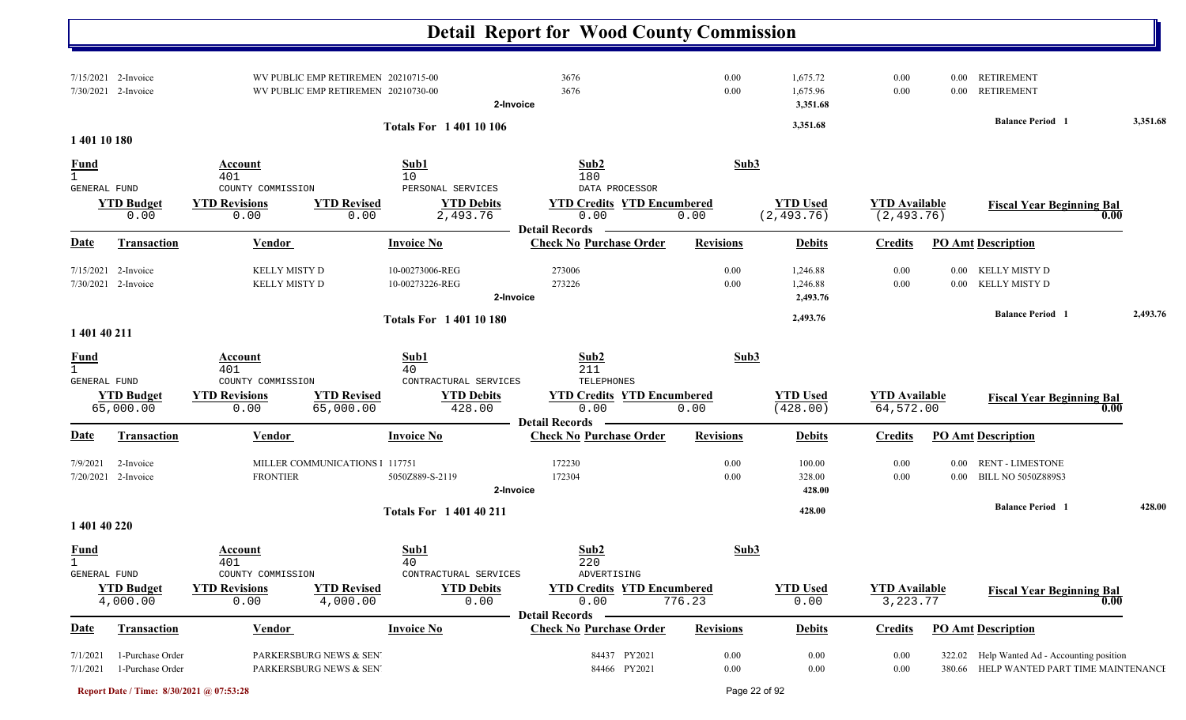# Detail Report for Wood County Commission

| Date | Transaction | Vendor | Invoice No | Check No | Purchase Order | Revisions | Debits | Credits | PO Amt | Description |
|---|---|---|---|---|---|---|---|---|---|---|
| 7/15/2021 | 2-Invoice | WV PUBLIC EMP RETIREMEN | 20210715-00 | 3676 | | 0.00 | 1,675.72 | 0.00 | 0.00 | RETIREMENT |
| 7/30/2021 | 2-Invoice | WV PUBLIC EMP RETIREMEN | 20210730-00 | 3676 | | 0.00 | 1,675.96 | 0.00 | 0.00 | RETIREMENT |
| | | | 2-Invoice | | | | 3,351.68 | | | |

**Totals For 1 401 10 106** — 3,351.68 — **Balance Period 1** 3,351.68

## 1 401 10 180

| Fund | Account | Sub1 | Sub2 | Sub3 |
|---|---|---|---|---|
| 1 | 401 | 10 | 180 | |
| GENERAL FUND | COUNTY COMMISSION | PERSONAL SERVICES | DATA PROCESSOR | |

| YTD Budget | YTD Revisions | YTD Revised | YTD Debits | YTD Credits | YTD Encumbered | YTD Used | YTD Available | Fiscal Year Beginning Bal |
|---|---|---|---|---|---|---|---|---|
| 0.00 | 0.00 | 0.00 | 2,493.76 | 0.00 | 0.00 | (2,493.76) | (2,493.76) | 0.00 |

**Detail Records**

| Date | Transaction | Vendor | Invoice No | Check No | Purchase Order | Revisions | Debits | Credits | PO Amt | Description |
|---|---|---|---|---|---|---|---|---|---|---|
| 7/15/2021 | 2-Invoice | KELLY MISTY D | 10-00273006-REG | 273006 | | 0.00 | 1,246.88 | 0.00 | 0.00 | KELLY MISTY D |
| 7/30/2021 | 2-Invoice | KELLY MISTY D | 10-00273226-REG | 273226 | | 0.00 | 1,246.88 | 0.00 | 0.00 | KELLY MISTY D |
| | | | 2-Invoice | | | | 2,493.76 | | | |

**Totals For 1 401 10 180** — 2,493.76 — **Balance Period 1** 2,493.76

## 1 401 40 211

| Fund | Account | Sub1 | Sub2 | Sub3 |
|---|---|---|---|---|
| 1 | 401 | 40 | 211 | |
| GENERAL FUND | COUNTY COMMISSION | CONTRACTURAL SERVICES | TELEPHONES | |

| YTD Budget | YTD Revisions | YTD Revised | YTD Debits | YTD Credits | YTD Encumbered | YTD Used | YTD Available | Fiscal Year Beginning Bal |
|---|---|---|---|---|---|---|---|---|
| 65,000.00 | 0.00 | 65,000.00 | 428.00 | 0.00 | 0.00 | (428.00) | 64,572.00 | 0.00 |

**Detail Records**

| Date | Transaction | Vendor | Invoice No | Check No | Purchase Order | Revisions | Debits | Credits | PO Amt | Description |
|---|---|---|---|---|---|---|---|---|---|---|
| 7/9/2021 | 2-Invoice | MILLER COMMUNICATIONS I | 117751 | 172230 | | 0.00 | 100.00 | 0.00 | 0.00 | RENT - LIMESTONE |
| 7/20/2021 | 2-Invoice | FRONTIER | 5050Z889-S-2119 | 172304 | | 0.00 | 328.00 | 0.00 | 0.00 | BILL NO 5050Z889S3 |
| | | | 2-Invoice | | | | 428.00 | | | |

**Totals For 1 401 40 211** — 428.00 — **Balance Period 1** 428.00

## 1 401 40 220

| Fund | Account | Sub1 | Sub2 | Sub3 |
|---|---|---|---|---|
| 1 | 401 | 40 | 220 | |
| GENERAL FUND | COUNTY COMMISSION | CONTRACTURAL SERVICES | ADVERTISING | |

| YTD Budget | YTD Revisions | YTD Revised | YTD Debits | YTD Credits | YTD Encumbered | YTD Used | YTD Available | Fiscal Year Beginning Bal |
|---|---|---|---|---|---|---|---|---|
| 4,000.00 | 0.00 | 4,000.00 | 0.00 | 0.00 | 776.23 | 0.00 | 3,223.77 | 0.00 |

**Detail Records**

| Date | Transaction | Vendor | Invoice No | Check No | Purchase Order | Revisions | Debits | Credits | PO Amt | Description |
|---|---|---|---|---|---|---|---|---|---|---|
| 7/1/2021 | 1-Purchase Order | PARKERSBURG NEWS & SEN | | 84437 | PY2021 | 0.00 | 0.00 | 0.00 | 322.02 | Help Wanted Ad - Accounting position |
| 7/1/2021 | 1-Purchase Order | PARKERSBURG NEWS & SEN | | 84466 | PY2021 | 0.00 | 0.00 | 0.00 | 380.66 | HELP WANTED PART TIME MAINTENANCE |

Report Date / Time: 8/30/2021 @ 07:53:28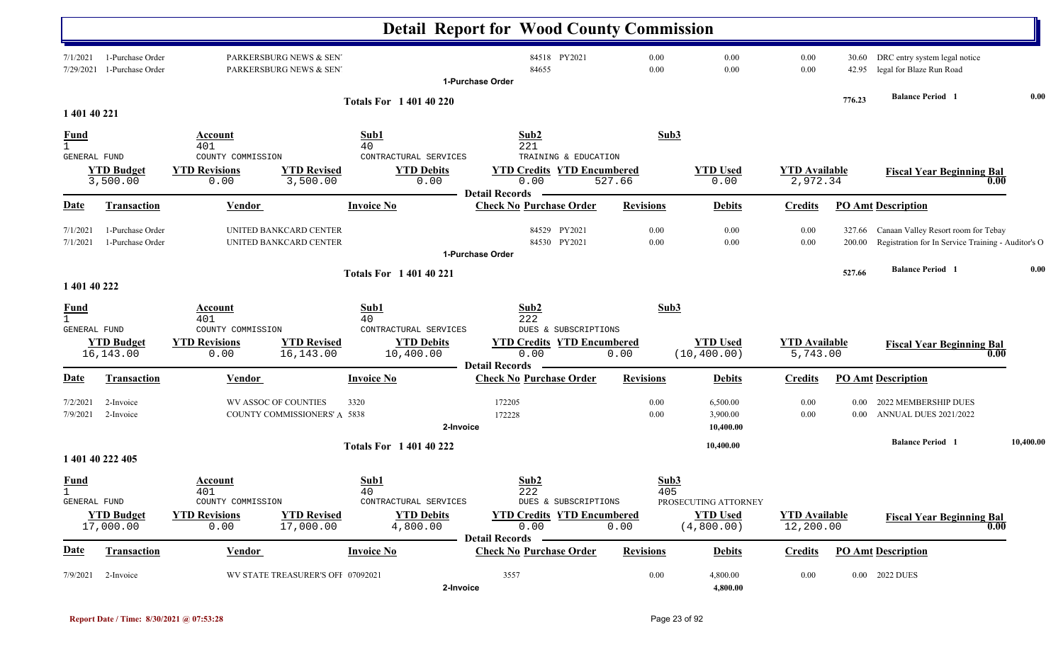# Detail Report for Wood County Commission

| Date | Transaction | Vendor | Invoice No | Check No | Purchase Order | Revisions | Debits | Credits | PO Amt | Description |
|---|---|---|---|---|---|---|---|---|---|---|
| 7/1/2021 | 1-Purchase Order | PARKERSBURG NEWS & SEN' | | 84518 | PY2021 | 0.00 | 0.00 | 0.00 | 30.60 | DRC entry system legal notice |
| 7/29/2021 | 1-Purchase Order | PARKERSBURG NEWS & SEN' | | 84655 | | 0.00 | 0.00 | 0.00 | 42.95 | legal for Blaze Run Road |

1-Purchase Order

**Totals For 1 401 40 220** — 776.23 — **Balance Period 1** 0.00

## 1 401 40 221

| Fund | Account | Sub1 | Sub2 | Sub3 |
|---|---|---|---|---|
| 1 | 401 | 40 | 221 | |
| GENERAL FUND | COUNTY COMMISSION | CONTRACTUAL SERVICES | TRAINING & EDUCATION | |

| YTD Budget | YTD Revisions | YTD Revised | YTD Debits | YTD Credits | YTD Encumbered | YTD Used | YTD Available | Fiscal Year Beginning Bal |
|---|---|---|---|---|---|---|---|---|
| 3,500.00 | 0.00 | 3,500.00 | 0.00 | 0.00 | 527.66 | 0.00 | 2,972.34 | 0.00 |

**Detail Records**

| Date | Transaction | Vendor | Invoice No | Check No | Purchase Order | Revisions | Debits | Credits | PO Amt | Description |
|---|---|---|---|---|---|---|---|---|---|---|
| 7/1/2021 | 1-Purchase Order | UNITED BANKCARD CENTER | | 84529 | PY2021 | 0.00 | 0.00 | 0.00 | 327.66 | Canaan Valley Resort room for Tebay |
| 7/1/2021 | 1-Purchase Order | UNITED BANKCARD CENTER | | 84530 | PY2021 | 0.00 | 0.00 | 0.00 | 200.00 | Registration for In Service Training - Auditor's O |

1-Purchase Order

**Totals For 1 401 40 221** — 527.66 — **Balance Period 1** 0.00

## 1 401 40 222

| Fund | Account | Sub1 | Sub2 | Sub3 |
|---|---|---|---|---|
| 1 | 401 | 40 | 222 | |
| GENERAL FUND | COUNTY COMMISSION | CONTRACTUAL SERVICES | DUES & SUBSCRIPTIONS | |

| YTD Budget | YTD Revisions | YTD Revised | YTD Debits | YTD Credits | YTD Encumbered | YTD Used | YTD Available | Fiscal Year Beginning Bal |
|---|---|---|---|---|---|---|---|---|
| 16,143.00 | 0.00 | 16,143.00 | 10,400.00 | 0.00 | 0.00 | (10,400.00) | 5,743.00 | 0.00 |

**Detail Records**

| Date | Transaction | Vendor | Invoice No | Check No | Purchase Order | Revisions | Debits | Credits | PO Amt | Description |
|---|---|---|---|---|---|---|---|---|---|---|
| 7/2/2021 | 2-Invoice | WV ASSOC OF COUNTIES | 3320 | 172205 | | 0.00 | 6,500.00 | 0.00 | 0.00 | 2022 MEMBERSHIP DUES |
| 7/9/2021 | 2-Invoice | COUNTY COMMISSIONERS' A | 5838 | 172228 | | 0.00 | 3,900.00 | 0.00 | 0.00 | ANNUAL DUES 2021/2022 |
| | 2-Invoice | | | | | | 10,400.00 | | | |

**Totals For 1 401 40 222** — 10,400.00 — **Balance Period 1** 10,400.00

## 1 401 40 222 405

| Fund | Account | Sub1 | Sub2 | Sub3 |
|---|---|---|---|---|
| 1 | 401 | 40 | 222 | 405 |
| GENERAL FUND | COUNTY COMMISSION | CONTRACTUAL SERVICES | DUES & SUBSCRIPTIONS | PROSECUTING ATTORNEY |

| YTD Budget | YTD Revisions | YTD Revised | YTD Debits | YTD Credits | YTD Encumbered | YTD Used | YTD Available | Fiscal Year Beginning Bal |
|---|---|---|---|---|---|---|---|---|
| 17,000.00 | 0.00 | 17,000.00 | 4,800.00 | 0.00 | 0.00 | (4,800.00) | 12,200.00 | 0.00 |

**Detail Records**

| Date | Transaction | Vendor | Invoice No | Check No | Purchase Order | Revisions | Debits | Credits | PO Amt | Description |
|---|---|---|---|---|---|---|---|---|---|---|
| 7/9/2021 | 2-Invoice | WV STATE TREASURER'S OFF | 07092021 | 3557 | | 0.00 | 4,800.00 | 0.00 | 0.00 | 2022 DUES |
| | 2-Invoice | | | | | | 4,800.00 | | | |

Report Date / Time: 8/30/2021 @ 07:53:28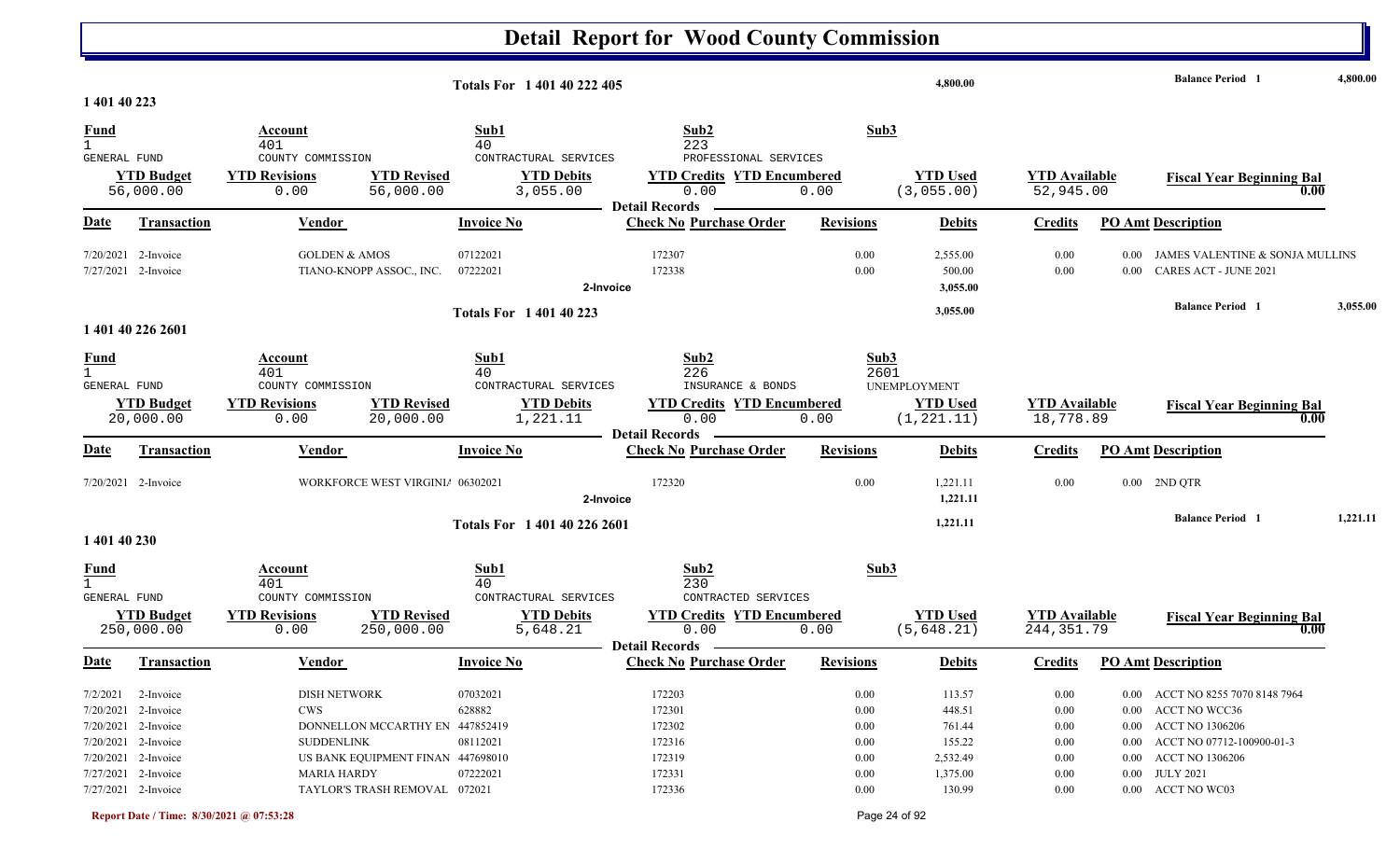# Detail Report for Wood County Commission

**Totals For 1 401 40 222 405** — 4,800.00 — Balance Period 1: 4,800.00

## 1 401 40 223

| Fund | Account | Sub1 | Sub2 | Sub3 |
|---|---|---|---|---|
| 1 GENERAL FUND | 401 COUNTY COMMISSION | 40 CONTRACTUAL SERVICES | 223 PROFESSIONAL SERVICES | |

| YTD Budget | YTD Revisions | YTD Revised | YTD Debits | YTD Credits | YTD Encumbered | YTD Used | YTD Available | Fiscal Year Beginning Bal |
|---|---|---|---|---|---|---|---|---|
| 56,000.00 | 0.00 | 56,000.00 | 3,055.00 | 0.00 | 0.00 | (3,055.00) | 52,945.00 | 0.00 |

**Detail Records**

| Date | Transaction | Vendor | Invoice No | Check No | Purchase Order | Revisions | Debits | Credits | PO Amt | Description |
|---|---|---|---|---|---|---|---|---|---|---|
| 7/20/2021 | 2-Invoice | GOLDEN & AMOS | 07122021 | 172307 | | 0.00 | 2,555.00 | 0.00 | 0.00 | JAMES VALENTINE & SONJA MULLINS |
| 7/27/2021 | 2-Invoice | TIANO-KNOPP ASSOC., INC. | 07222021 | 172338 | | 0.00 | 500.00 | 0.00 | 0.00 | CARES ACT - JUNE 2021 |
| | | | 2-Invoice | | | | 3,055.00 | | | |

**Totals For 1 401 40 223** — 3,055.00 — Balance Period 1: 3,055.00

## 1 401 40 226 2601

| Fund | Account | Sub1 | Sub2 | Sub3 |
|---|---|---|---|---|
| 1 GENERAL FUND | 401 COUNTY COMMISSION | 40 CONTRACTUAL SERVICES | 226 INSURANCE & BONDS | 2601 UNEMPLOYMENT |

| YTD Budget | YTD Revisions | YTD Revised | YTD Debits | YTD Credits | YTD Encumbered | YTD Used | YTD Available | Fiscal Year Beginning Bal |
|---|---|---|---|---|---|---|---|---|
| 20,000.00 | 0.00 | 20,000.00 | 1,221.11 | 0.00 | 0.00 | (1,221.11) | 18,778.89 | 0.00 |

**Detail Records**

| Date | Transaction | Vendor | Invoice No | Check No | Purchase Order | Revisions | Debits | Credits | PO Amt | Description |
|---|---|---|---|---|---|---|---|---|---|---|
| 7/20/2021 | 2-Invoice | WORKFORCE WEST VIRGINIA | 06302021 | 172320 | | 0.00 | 1,221.11 | 0.00 | 0.00 | 2ND QTR |
| | | | 2-Invoice | | | | 1,221.11 | | | |

**Totals For 1 401 40 226 2601** — 1,221.11 — Balance Period 1: 1,221.11

## 1 401 40 230

| Fund | Account | Sub1 | Sub2 | Sub3 |
|---|---|---|---|---|
| 1 GENERAL FUND | 401 COUNTY COMMISSION | 40 CONTRACTUAL SERVICES | 230 CONTRACTED SERVICES | |

| YTD Budget | YTD Revisions | YTD Revised | YTD Debits | YTD Credits | YTD Encumbered | YTD Used | YTD Available | Fiscal Year Beginning Bal |
|---|---|---|---|---|---|---|---|---|
| 250,000.00 | 0.00 | 250,000.00 | 5,648.21 | 0.00 | 0.00 | (5,648.21) | 244,351.79 | 0.00 |

**Detail Records**

| Date | Transaction | Vendor | Invoice No | Check No | Purchase Order | Revisions | Debits | Credits | PO Amt | Description |
|---|---|---|---|---|---|---|---|---|---|---|
| 7/2/2021 | 2-Invoice | DISH NETWORK | 07032021 | 172203 | | 0.00 | 113.57 | 0.00 | 0.00 | ACCT NO 8255 7070 8148 7964 |
| 7/20/2021 | 2-Invoice | CWS | 628882 | 172301 | | 0.00 | 448.51 | 0.00 | 0.00 | ACCT NO WCC36 |
| 7/20/2021 | 2-Invoice | DONNELLON MCCARTHY EN | 447852419 | 172302 | | 0.00 | 761.44 | 0.00 | 0.00 | ACCT NO 1306206 |
| 7/20/2021 | 2-Invoice | SUDDENLINK | 08112021 | 172316 | | 0.00 | 155.22 | 0.00 | 0.00 | ACCT NO 07712-100900-01-3 |
| 7/20/2021 | 2-Invoice | US BANK EQUIPMENT FINAN | 447698010 | 172319 | | 0.00 | 2,532.49 | 0.00 | 0.00 | ACCT NO 1306206 |
| 7/27/2021 | 2-Invoice | MARIA HARDY | 07222021 | 172331 | | 0.00 | 1,375.00 | 0.00 | 0.00 | JULY 2021 |
| 7/27/2021 | 2-Invoice | TAYLOR'S TRASH REMOVAL | 072021 | 172336 | | 0.00 | 130.99 | 0.00 | 0.00 | ACCT NO WC03 |

Report Date / Time: 8/30/2021 @ 07:53:28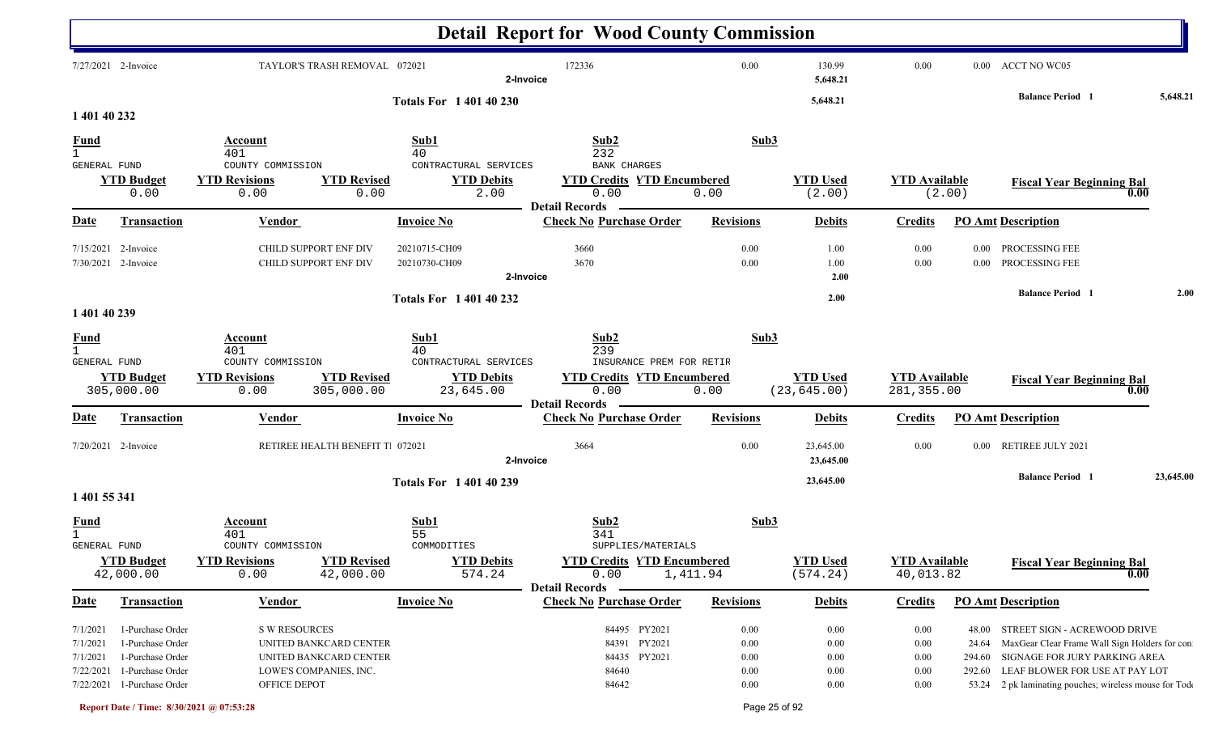# Detail Report for Wood County Commission

| Date | Transaction | Vendor | Invoice No | Check No | Purchase Order | Revisions | Debits | Credits | PO Amt | Description |
|---|---|---|---|---|---|---|---|---|---|---|
| 7/27/2021 | 2-Invoice | TAYLOR'S TRASH REMOVAL | 072021 | 172336 | | 0.00 | 130.99 | 0.00 | 0.00 | ACCT NO WC05 |
| | | | 2-Invoice | | | | 5,648.21 | | | |

**Totals For 1 401 40 230** — 5,648.21 — Balance Period 1: 5,648.21

## 1 401 40 232

| Fund | Account | Sub1 | Sub2 | Sub3 |
|---|---|---|---|---|
| 1 | 401 | 40 | 232 | |
| GENERAL FUND | COUNTY COMMISSION | CONTRACTUAL SERVICES | BANK CHARGES | |

| YTD Budget | YTD Revisions | YTD Revised | YTD Debits | YTD Credits | YTD Encumbered | YTD Used | YTD Available | Fiscal Year Beginning Bal |
|---|---|---|---|---|---|---|---|---|
| 0.00 | 0.00 | 0.00 | 2.00 | 0.00 | 0.00 | (2.00) | (2.00) | 0.00 |

**Detail Records**

| Date | Transaction | Vendor | Invoice No | Check No | Purchase Order | Revisions | Debits | Credits | PO Amt | Description |
|---|---|---|---|---|---|---|---|---|---|---|
| 7/15/2021 | 2-Invoice | CHILD SUPPORT ENF DIV | 20210715-CH09 | 3660 | | 0.00 | 1.00 | 0.00 | 0.00 | PROCESSING FEE |
| 7/30/2021 | 2-Invoice | CHILD SUPPORT ENF DIV | 20210730-CH09 | 3670 | | 0.00 | 1.00 | 0.00 | 0.00 | PROCESSING FEE |
| | | | 2-Invoice | | | | 2.00 | | | |

**Totals For 1 401 40 232** — 2.00 — Balance Period 1: 2.00

## 1 401 40 239

| Fund | Account | Sub1 | Sub2 | Sub3 |
|---|---|---|---|---|
| 1 | 401 | 40 | 239 | |
| GENERAL FUND | COUNTY COMMISSION | CONTRACTUAL SERVICES | INSURANCE PREM FOR RETIR | |

| YTD Budget | YTD Revisions | YTD Revised | YTD Debits | YTD Credits | YTD Encumbered | YTD Used | YTD Available | Fiscal Year Beginning Bal |
|---|---|---|---|---|---|---|---|---|
| 305,000.00 | 0.00 | 305,000.00 | 23,645.00 | 0.00 | 0.00 | (23,645.00) | 281,355.00 | 0.00 |

**Detail Records**

| Date | Transaction | Vendor | Invoice No | Check No | Purchase Order | Revisions | Debits | Credits | PO Amt | Description |
|---|---|---|---|---|---|---|---|---|---|---|
| 7/20/2021 | 2-Invoice | RETIREE HEALTH BENEFIT TI | 072021 | 3664 | | 0.00 | 23,645.00 | 0.00 | 0.00 | RETIREE JULY 2021 |
| | | | 2-Invoice | | | | 23,645.00 | | | |

**Totals For 1 401 40 239** — 23,645.00 — Balance Period 1: 23,645.00

## 1 401 55 341

| Fund | Account | Sub1 | Sub2 | Sub3 |
|---|---|---|---|---|
| 1 | 401 | 55 | 341 | |
| GENERAL FUND | COUNTY COMMISSION | COMMODITIES | SUPPLIES/MATERIALS | |

| YTD Budget | YTD Revisions | YTD Revised | YTD Debits | YTD Credits | YTD Encumbered | YTD Used | YTD Available | Fiscal Year Beginning Bal |
|---|---|---|---|---|---|---|---|---|
| 42,000.00 | 0.00 | 42,000.00 | 574.24 | 0.00 | 1,411.94 | (574.24) | 40,013.82 | 0.00 |

**Detail Records**

| Date | Transaction | Vendor | Invoice No | Check No | Purchase Order | Revisions | Debits | Credits | PO Amt | Description |
|---|---|---|---|---|---|---|---|---|---|---|
| 7/1/2021 | 1-Purchase Order | S W RESOURCES | | 84495 | PY2021 | 0.00 | 0.00 | 0.00 | 48.00 | STREET SIGN - ACREWOOD DRIVE |
| 7/1/2021 | 1-Purchase Order | UNITED BANKCARD CENTER | | 84391 | PY2021 | 0.00 | 0.00 | 0.00 | 24.64 | MaxGear Clear Frame Wall Sign Holders for con |
| 7/1/2021 | 1-Purchase Order | UNITED BANKCARD CENTER | | 84435 | PY2021 | 0.00 | 0.00 | 0.00 | 294.60 | SIGNAGE FOR JURY PARKING AREA |
| 7/22/2021 | 1-Purchase Order | LOWE'S COMPANIES, INC. | | 84640 | | 0.00 | 0.00 | 0.00 | 292.60 | LEAF BLOWER FOR USE AT PAY LOT |
| 7/22/2021 | 1-Purchase Order | OFFICE DEPOT | | 84642 | | 0.00 | 0.00 | 0.00 | 53.24 | 2 pk laminating pouches; wireless mouse for Tod |

Report Date / Time: 8/30/2021 @ 07:53:28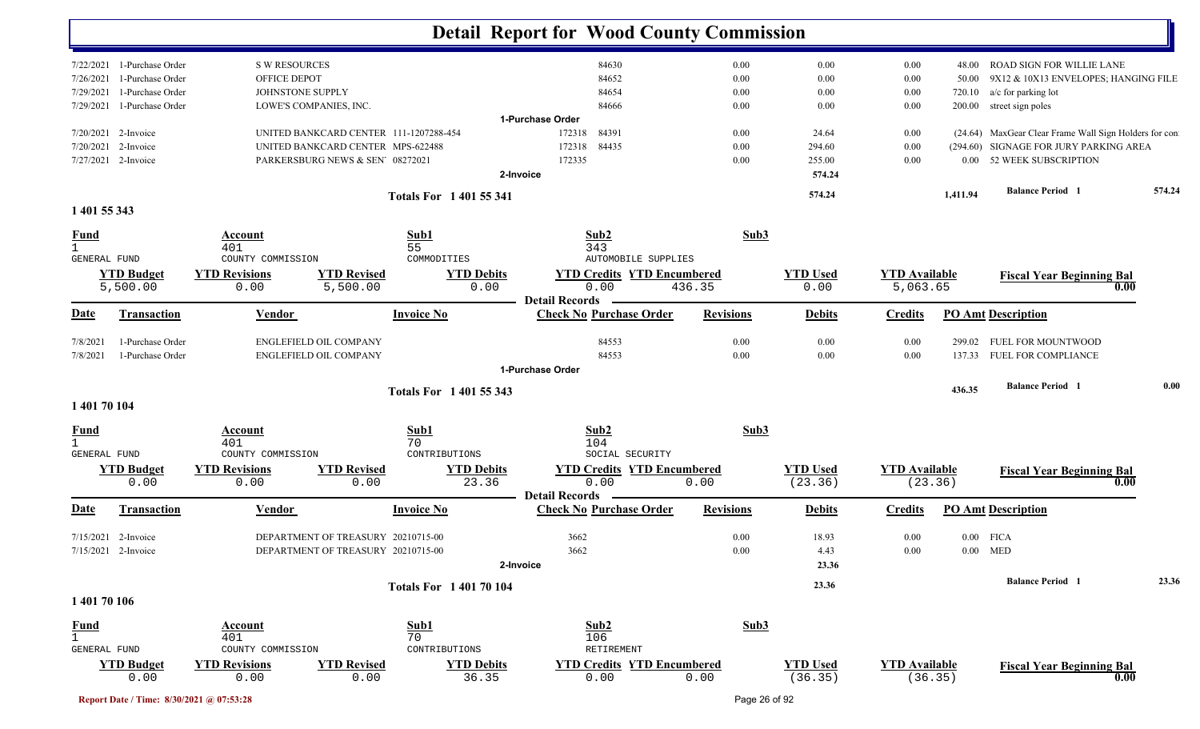# Detail Report for Wood County Commission

| Date | Transaction | Vendor | Invoice No | Check No | Purchase Order | Revisions | Debits | Credits | PO Amt | Description |
|---|---|---|---|---|---|---|---|---|---|---|
| 7/22/2021 | 1-Purchase Order | S W RESOURCES | | | 84630 | 0.00 | 0.00 | 0.00 | 48.00 | ROAD SIGN FOR WILLIE LANE |
| 7/26/2021 | 1-Purchase Order | OFFICE DEPOT | | | 84652 | 0.00 | 0.00 | 0.00 | 50.00 | 9X12 & 10X13 ENVELOPES; HANGING FILE |
| 7/29/2021 | 1-Purchase Order | JOHNSTONE SUPPLY | | | 84654 | 0.00 | 0.00 | 0.00 | 720.10 | a/c for parking lot |
| 7/29/2021 | 1-Purchase Order | LOWE'S COMPANIES, INC. | | | 84666 | 0.00 | 0.00 | 0.00 | 200.00 | street sign poles |
| | | | 1-Purchase Order | | | | | | | |
| 7/20/2021 | 2-Invoice | UNITED BANKCARD CENTER | 111-1207288-454 | 172318 | 84391 | 0.00 | 24.64 | 0.00 | (24.64) | MaxGear Clear Frame Wall Sign Holders for con |
| 7/20/2021 | 2-Invoice | UNITED BANKCARD CENTER | MPS-622488 | 172318 | 84435 | 0.00 | 294.60 | 0.00 | (294.60) | SIGNAGE FOR JURY PARKING AREA |
| 7/27/2021 | 2-Invoice | PARKERSBURG NEWS & SEN' | 08272021 | 172335 | | 0.00 | 255.00 | 0.00 | 0.00 | 52 WEEK SUBSCRIPTION |
| | | | 2-Invoice | | | | 574.24 | | | |
| | | | Totals For 1 401 55 341 | | | | 574.24 | | 1,411.94 | Balance Period 1 — 574.24 |

## 1 401 55 343

| Fund | Account | Sub1 | Sub2 | Sub3 |
|---|---|---|---|---|
| 1 GENERAL FUND | 401 COUNTY COMMISSION | 55 COMMODITIES | 343 AUTOMOBILE SUPPLIES | |

| YTD Budget | YTD Revisions | YTD Revised | YTD Debits | YTD Credits | YTD Encumbered | YTD Used | YTD Available | Fiscal Year Beginning Bal |
|---|---|---|---|---|---|---|---|---|
| 5,500.00 | 0.00 | 5,500.00 | 0.00 | 0.00 | 436.35 | 0.00 | 5,063.65 | 0.00 |

Detail Records

| Date | Transaction | Vendor | Invoice No | Check No | Purchase Order | Revisions | Debits | Credits | PO Amt | Description |
|---|---|---|---|---|---|---|---|---|---|---|
| 7/8/2021 | 1-Purchase Order | ENGLEFIELD OIL COMPANY | | | 84553 | 0.00 | 0.00 | 0.00 | 299.02 | FUEL FOR MOUNTWOOD |
| 7/8/2021 | 1-Purchase Order | ENGLEFIELD OIL COMPANY | | | 84553 | 0.00 | 0.00 | 0.00 | 137.33 | FUEL FOR COMPLIANCE |
| | | | 1-Purchase Order | | | | | | | |
| | | | Totals For 1 401 55 343 | | | | | | 436.35 | Balance Period 1 — 0.00 |

## 1 401 70 104

| Fund | Account | Sub1 | Sub2 | Sub3 |
|---|---|---|---|---|
| 1 GENERAL FUND | 401 COUNTY COMMISSION | 70 CONTRIBUTIONS | 104 SOCIAL SECURITY | |

| YTD Budget | YTD Revisions | YTD Revised | YTD Debits | YTD Credits | YTD Encumbered | YTD Used | YTD Available | Fiscal Year Beginning Bal |
|---|---|---|---|---|---|---|---|---|
| 0.00 | 0.00 | 0.00 | 23.36 | 0.00 | 0.00 | (23.36) | (23.36) | 0.00 |

Detail Records

| Date | Transaction | Vendor | Invoice No | Check No | Purchase Order | Revisions | Debits | Credits | PO Amt | Description |
|---|---|---|---|---|---|---|---|---|---|---|
| 7/15/2021 | 2-Invoice | DEPARTMENT OF TREASURY | 20210715-00 | 3662 | | 0.00 | 18.93 | 0.00 | 0.00 | FICA |
| 7/15/2021 | 2-Invoice | DEPARTMENT OF TREASURY | 20210715-00 | 3662 | | 0.00 | 4.43 | 0.00 | 0.00 | MED |
| | | | 2-Invoice | | | | 23.36 | | | |
| | | | Totals For 1 401 70 104 | | | | 23.36 | | | Balance Period 1 — 23.36 |

## 1 401 70 106

| Fund | Account | Sub1 | Sub2 | Sub3 |
|---|---|---|---|---|
| 1 GENERAL FUND | 401 COUNTY COMMISSION | 70 CONTRIBUTIONS | 106 RETIREMENT | |

| YTD Budget | YTD Revisions | YTD Revised | YTD Debits | YTD Credits | YTD Encumbered | YTD Used | YTD Available | Fiscal Year Beginning Bal |
|---|---|---|---|---|---|---|---|---|
| 0.00 | 0.00 | 0.00 | 36.35 | 0.00 | 0.00 | (36.35) | (36.35) | 0.00 |

Report Date / Time: 8/30/2021 @ 07:53:28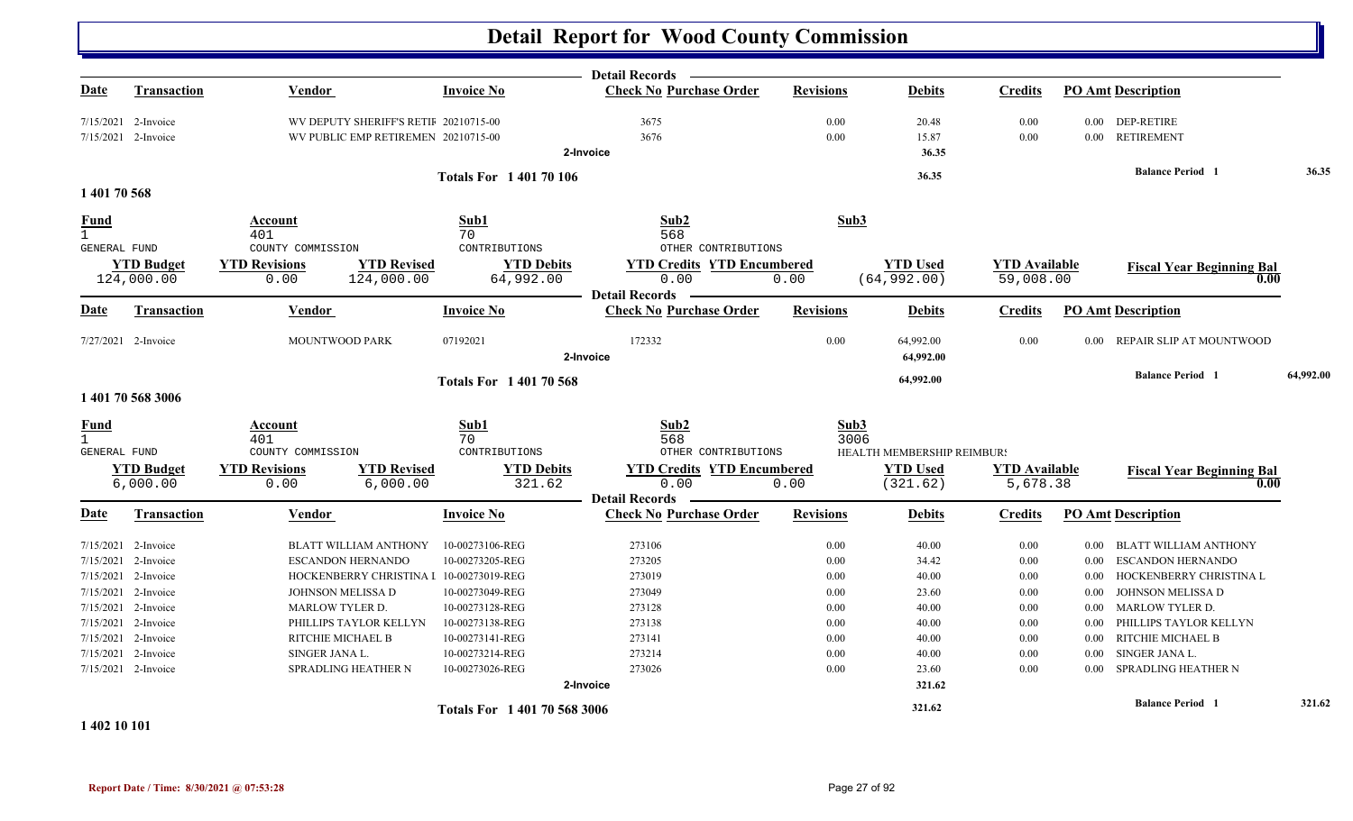# Detail Report for Wood County Commission

| Date | Transaction | Vendor | Invoice No | Check No | Purchase Order | Revisions | Debits | Credits | PO Amt | Description |
|---|---|---|---|---|---|---|---|---|---|---|
| 7/15/2021 | 2-Invoice | WV DEPUTY SHERIFF'S RETIR | 20210715-00 | 3675 | | 0.00 | 20.48 | 0.00 | 0.00 | DEP-RETIRE |
| 7/15/2021 | 2-Invoice | WV PUBLIC EMP RETIREMEN | 20210715-00 | 3676 | | 0.00 | 15.87 | 0.00 | 0.00 | RETIREMENT |
| | | | | 2-Invoice | | | 36.35 | | | |

**Totals For 1 401 70 106** — 36.35 — Balance Period 1: 36.35

## 1 401 70 568

| Fund | Account | Sub1 | Sub2 | Sub3 |
|---|---|---|---|---|
| 1 GENERAL FUND | 401 COUNTY COMMISSION | 70 CONTRIBUTIONS | 568 OTHER CONTRIBUTIONS | |

| YTD Budget | YTD Revisions | YTD Revised | YTD Debits | YTD Credits | YTD Encumbered | YTD Used | YTD Available | Fiscal Year Beginning Bal |
|---|---|---|---|---|---|---|---|---|
| 124,000.00 | 0.00 | 124,000.00 | 64,992.00 | 0.00 | 0.00 | (64,992.00) | 59,008.00 | 0.00 |

| Date | Transaction | Vendor | Invoice No | Check No | Purchase Order | Revisions | Debits | Credits | PO Amt | Description |
|---|---|---|---|---|---|---|---|---|---|---|
| 7/27/2021 | 2-Invoice | MOUNTWOOD PARK | 07192021 | 172332 | | 0.00 | 64,992.00 | 0.00 | 0.00 | REPAIR SLIP AT MOUNTWOOD |
| | | | | 2-Invoice | | | 64,992.00 | | | |

**Totals For 1 401 70 568** — 64,992.00 — Balance Period 1: 64,992.00

## 1 401 70 568 3006

| Fund | Account | Sub1 | Sub2 | Sub3 |
|---|---|---|---|---|
| 1 GENERAL FUND | 401 COUNTY COMMISSION | 70 CONTRIBUTIONS | 568 OTHER CONTRIBUTIONS | 3006 HEALTH MEMBERSHIP REIMBURS |

| YTD Budget | YTD Revisions | YTD Revised | YTD Debits | YTD Credits | YTD Encumbered | YTD Used | YTD Available | Fiscal Year Beginning Bal |
|---|---|---|---|---|---|---|---|---|
| 6,000.00 | 0.00 | 6,000.00 | 321.62 | 0.00 | 0.00 | (321.62) | 5,678.38 | 0.00 |

| Date | Transaction | Vendor | Invoice No | Check No | Purchase Order | Revisions | Debits | Credits | PO Amt | Description |
|---|---|---|---|---|---|---|---|---|---|---|
| 7/15/2021 | 2-Invoice | BLATT WILLIAM ANTHONY | 10-00273106-REG | 273106 | | 0.00 | 40.00 | 0.00 | 0.00 | BLATT WILLIAM ANTHONY |
| 7/15/2021 | 2-Invoice | ESCANDON HERNANDO | 10-00273205-REG | 273205 | | 0.00 | 34.42 | 0.00 | 0.00 | ESCANDON HERNANDO |
| 7/15/2021 | 2-Invoice | HOCKENBERRY CHRISTINA L | 10-00273019-REG | 273019 | | 0.00 | 40.00 | 0.00 | 0.00 | HOCKENBERRY CHRISTINA L |
| 7/15/2021 | 2-Invoice | JOHNSON MELISSA D | 10-00273049-REG | 273049 | | 0.00 | 23.60 | 0.00 | 0.00 | JOHNSON MELISSA D |
| 7/15/2021 | 2-Invoice | MARLOW TYLER D. | 10-00273128-REG | 273128 | | 0.00 | 40.00 | 0.00 | 0.00 | MARLOW TYLER D. |
| 7/15/2021 | 2-Invoice | PHILLIPS TAYLOR KELLYN | 10-00273138-REG | 273138 | | 0.00 | 40.00 | 0.00 | 0.00 | PHILLIPS TAYLOR KELLYN |
| 7/15/2021 | 2-Invoice | RITCHIE MICHAEL B | 10-00273141-REG | 273141 | | 0.00 | 40.00 | 0.00 | 0.00 | RITCHIE MICHAEL B |
| 7/15/2021 | 2-Invoice | SINGER JANA L. | 10-00273214-REG | 273214 | | 0.00 | 40.00 | 0.00 | 0.00 | SINGER JANA L. |
| 7/15/2021 | 2-Invoice | SPRADLING HEATHER N | 10-00273026-REG | 273026 | | 0.00 | 23.60 | 0.00 | 0.00 | SPRADLING HEATHER N |
| | | | | 2-Invoice | | | 321.62 | | | |

**Totals For 1 401 70 568 3006** — 321.62 — Balance Period 1: 321.62

## 1 402 10 101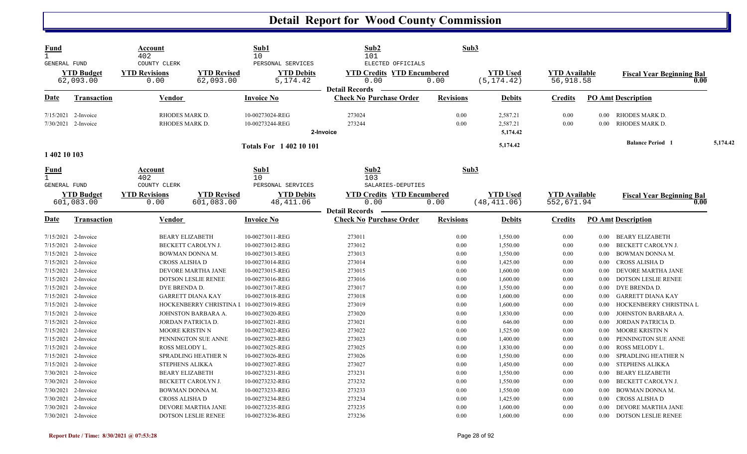# Detail Report for Wood County Commission

| Fund | Account | Sub1 | Sub2 | Sub3 |
|---|---|---|---|---|
| 1 | 402 | 10 | 101 | |
| GENERAL FUND | COUNTY CLERK | PERSONAL SERVICES | ELECTED OFFICIALS | |

| YTD Budget | YTD Revisions | YTD Revised | YTD Debits | YTD Credits | YTD Encumbered | YTD Used | YTD Available | Fiscal Year Beginning Bal |
|---|---|---|---|---|---|---|---|---|
| 62,093.00 | 0.00 | 62,093.00 | 5,174.42 | 0.00 | 0.00 | (5,174.42) | 56,918.58 | 0.00 |

Detail Records

| Date | Transaction | Vendor | Invoice No | Check No | Purchase Order | Revisions | Debits | Credits | PO Amt | Description |
|---|---|---|---|---|---|---|---|---|---|---|
| 7/15/2021 | 2-Invoice | RHODES MARK D. | 10-00273024-REG | 273024 | | 0.00 | 2,587.21 | 0.00 | 0.00 | RHODES MARK D. |
| 7/30/2021 | 2-Invoice | RHODES MARK D. | 10-00273244-REG | 273244 | | 0.00 | 2,587.21 | 0.00 | 0.00 | RHODES MARK D. |
| | | | 2-Invoice | | | | 5,174.42 | | | |
| | | | Totals For 1 402 10 101 | | | | 5,174.42 | | | Balance Period 1 5,174.42 |

1 402 10 103

| Fund | Account | Sub1 | Sub2 | Sub3 |
|---|---|---|---|---|
| 1 | 402 | 10 | 103 | |
| GENERAL FUND | COUNTY CLERK | PERSONAL SERVICES | SALARIES-DEPUTIES | |

| YTD Budget | YTD Revisions | YTD Revised | YTD Debits | YTD Credits | YTD Encumbered | YTD Used | YTD Available | Fiscal Year Beginning Bal |
|---|---|---|---|---|---|---|---|---|
| 601,083.00 | 0.00 | 601,083.00 | 48,411.06 | 0.00 | 0.00 | (48,411.06) | 552,671.94 | 0.00 |

Detail Records

| Date | Transaction | Vendor | Invoice No | Check No | Purchase Order | Revisions | Debits | Credits | PO Amt | Description |
|---|---|---|---|---|---|---|---|---|---|---|
| 7/15/2021 | 2-Invoice | BEARY ELIZABETH | 10-00273011-REG | 273011 | | 0.00 | 1,550.00 | 0.00 | 0.00 | BEARY ELIZABETH |
| 7/15/2021 | 2-Invoice | BECKETT CAROLYN J. | 10-00273012-REG | 273012 | | 0.00 | 1,550.00 | 0.00 | 0.00 | BECKETT CAROLYN J. |
| 7/15/2021 | 2-Invoice | BOWMAN DONNA M. | 10-00273013-REG | 273013 | | 0.00 | 1,550.00 | 0.00 | 0.00 | BOWMAN DONNA M. |
| 7/15/2021 | 2-Invoice | CROSS ALISHA D | 10-00273014-REG | 273014 | | 0.00 | 1,425.00 | 0.00 | 0.00 | CROSS ALISHA D |
| 7/15/2021 | 2-Invoice | DEVORE MARTHA JANE | 10-00273015-REG | 273015 | | 0.00 | 1,600.00 | 0.00 | 0.00 | DEVORE MARTHA JANE |
| 7/15/2021 | 2-Invoice | DOTSON LESLIE RENEE | 10-00273016-REG | 273016 | | 0.00 | 1,600.00 | 0.00 | 0.00 | DOTSON LESLIE RENEE |
| 7/15/2021 | 2-Invoice | DYE BRENDA D. | 10-00273017-REG | 273017 | | 0.00 | 1,550.00 | 0.00 | 0.00 | DYE BRENDA D. |
| 7/15/2021 | 2-Invoice | GARRETT DIANA KAY | 10-00273018-REG | 273018 | | 0.00 | 1,600.00 | 0.00 | 0.00 | GARRETT DIANA KAY |
| 7/15/2021 | 2-Invoice | HOCKENBERRY CHRISTINA L | 10-00273019-REG | 273019 | | 0.00 | 1,600.00 | 0.00 | 0.00 | HOCKENBERRY CHRISTINA L |
| 7/15/2021 | 2-Invoice | JOHNSTON BARBARA A. | 10-00273020-REG | 273020 | | 0.00 | 1,830.00 | 0.00 | 0.00 | JOHNSTON BARBARA A. |
| 7/15/2021 | 2-Invoice | JORDAN PATRICIA D. | 10-00273021-REG | 273021 | | 0.00 | 646.00 | 0.00 | 0.00 | JORDAN PATRICIA D. |
| 7/15/2021 | 2-Invoice | MOORE KRISTIN N | 10-00273022-REG | 273022 | | 0.00 | 1,525.00 | 0.00 | 0.00 | MOORE KRISTIN N |
| 7/15/2021 | 2-Invoice | PENNINGTON SUE ANNE | 10-00273023-REG | 273023 | | 0.00 | 1,400.00 | 0.00 | 0.00 | PENNINGTON SUE ANNE |
| 7/15/2021 | 2-Invoice | ROSS MELODY L. | 10-00273025-REG | 273025 | | 0.00 | 1,830.00 | 0.00 | 0.00 | ROSS MELODY L. |
| 7/15/2021 | 2-Invoice | SPRADLING HEATHER N | 10-00273026-REG | 273026 | | 0.00 | 1,550.00 | 0.00 | 0.00 | SPRADLING HEATHER N |
| 7/15/2021 | 2-Invoice | STEPHENS ALIKKA | 10-00273027-REG | 273027 | | 0.00 | 1,450.00 | 0.00 | 0.00 | STEPHENS ALIKKA |
| 7/30/2021 | 2-Invoice | BEARY ELIZABETH | 10-00273231-REG | 273231 | | 0.00 | 1,550.00 | 0.00 | 0.00 | BEARY ELIZABETH |
| 7/30/2021 | 2-Invoice | BECKETT CAROLYN J. | 10-00273232-REG | 273232 | | 0.00 | 1,550.00 | 0.00 | 0.00 | BECKETT CAROLYN J. |
| 7/30/2021 | 2-Invoice | BOWMAN DONNA M. | 10-00273233-REG | 273233 | | 0.00 | 1,550.00 | 0.00 | 0.00 | BOWMAN DONNA M. |
| 7/30/2021 | 2-Invoice | CROSS ALISHA D | 10-00273234-REG | 273234 | | 0.00 | 1,425.00 | 0.00 | 0.00 | CROSS ALISHA D |
| 7/30/2021 | 2-Invoice | DEVORE MARTHA JANE | 10-00273235-REG | 273235 | | 0.00 | 1,600.00 | 0.00 | 0.00 | DEVORE MARTHA JANE |
| 7/30/2021 | 2-Invoice | DOTSON LESLIE RENEE | 10-00273236-REG | 273236 | | 0.00 | 1,600.00 | 0.00 | 0.00 | DOTSON LESLIE RENEE |

Report Date / Time: 8/30/2021 @ 07:53:28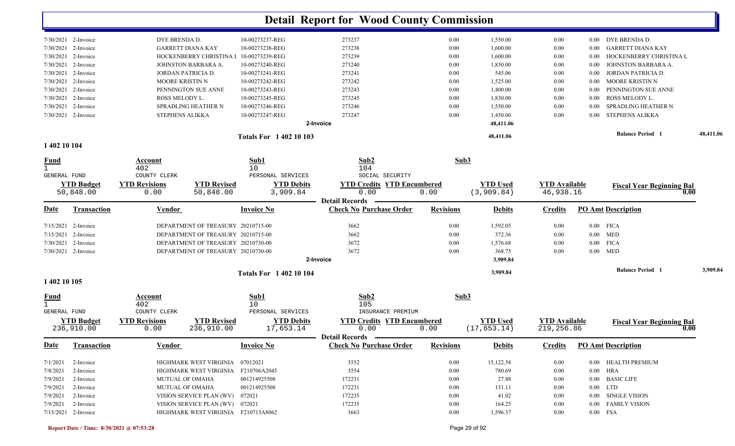# Detail Report for Wood County Commission

| Date | Transaction | Vendor | Invoice No | Check No Purchase Order | Revisions | Debits | Credits | PO Amt Description |
|---|---|---|---|---|---|---|---|---|
| 7/30/2021 | 2-Invoice | DYE BRENDA D. | 10-00273237-REG | 273237 | 0.00 | 1,550.00 | 0.00 | 0.00 DYE BRENDA D. |
| 7/30/2021 | 2-Invoice | GARRETT DIANA KAY | 10-00273238-REG | 273238 | 0.00 | 1,600.00 | 0.00 | 0.00 GARRETT DIANA KAY |
| 7/30/2021 | 2-Invoice | HOCKENBERRY CHRISTINA L | 10-00273239-REG | 273239 | 0.00 | 1,600.00 | 0.00 | 0.00 HOCKENBERRY CHRISTINA L |
| 7/30/2021 | 2-Invoice | JOHNSTON BARBARA A. | 10-00273240-REG | 273240 | 0.00 | 1,830.00 | 0.00 | 0.00 JOHNSTON BARBARA A. |
| 7/30/2021 | 2-Invoice | JORDAN PATRICIA D. | 10-00273241-REG | 273241 | 0.00 | 545.06 | 0.00 | 0.00 JORDAN PATRICIA D. |
| 7/30/2021 | 2-Invoice | MOORE KRISTIN N | 10-00273242-REG | 273242 | 0.00 | 1,525.00 | 0.00 | 0.00 MOORE KRISTIN N |
| 7/30/2021 | 2-Invoice | PENNINGTON SUE ANNE | 10-00273243-REG | 273243 | 0.00 | 1,400.00 | 0.00 | 0.00 PENNINGTON SUE ANNE |
| 7/30/2021 | 2-Invoice | ROSS MELODY L. | 10-00273245-REG | 273245 | 0.00 | 1,830.00 | 0.00 | 0.00 ROSS MELODY L. |
| 7/30/2021 | 2-Invoice | SPRADLING HEATHER N | 10-00273246-REG | 273246 | 0.00 | 1,550.00 | 0.00 | 0.00 SPRADLING HEATHER N |
| 7/30/2021 | 2-Invoice | STEPHENS ALIKKA | 10-00273247-REG | 273247 | 0.00 | 1,450.00 | 0.00 | 0.00 STEPHENS ALIKKA |
| | | | | 2-Invoice | | 48,411.06 | | |

**Totals For 1 402 10 103** — 48,411.06 — **Balance Period 1** 48,411.06

## 1 402 10 104

| Fund | Account | Sub1 | Sub2 | Sub3 |
|---|---|---|---|---|
| 1 GENERAL FUND | 402 COUNTY CLERK | 10 PERSONAL SERVICES | 104 SOCIAL SECURITY | |

| YTD Budget | YTD Revisions | YTD Revised | YTD Debits | YTD Credits | YTD Encumbered | YTD Used | YTD Available | Fiscal Year Beginning Bal |
|---|---|---|---|---|---|---|---|---|
| 50,848.00 | 0.00 | 50,848.00 | 3,909.84 | 0.00 | 0.00 | (3,909.84) | 46,938.16 | 0.00 |

**Detail Records**

| Date | Transaction | Vendor | Invoice No | Check No Purchase Order | Revisions | Debits | Credits | PO Amt Description |
|---|---|---|---|---|---|---|---|---|
| 7/15/2021 | 2-Invoice | DEPARTMENT OF TREASURY | 20210715-00 | 3662 | 0.00 | 1,592.05 | 0.00 | 0.00 FICA |
| 7/15/2021 | 2-Invoice | DEPARTMENT OF TREASURY | 20210715-00 | 3662 | 0.00 | 372.36 | 0.00 | 0.00 MED |
| 7/30/2021 | 2-Invoice | DEPARTMENT OF TREASURY | 20210730-00 | 3672 | 0.00 | 1,576.68 | 0.00 | 0.00 FICA |
| 7/30/2021 | 2-Invoice | DEPARTMENT OF TREASURY | 20210730-00 | 3672 | 0.00 | 368.75 | 0.00 | 0.00 MED |
| | | | | 2-Invoice | | 3,909.84 | | |

**Totals For 1 402 10 104** — 3,909.84 — **Balance Period 1** 3,909.84

## 1 402 10 105

| Fund | Account | Sub1 | Sub2 | Sub3 |
|---|---|---|---|---|
| 1 GENERAL FUND | 402 COUNTY CLERK | 10 PERSONAL SERVICES | 105 INSURANCE PREMIUM | |

| YTD Budget | YTD Revisions | YTD Revised | YTD Debits | YTD Credits | YTD Encumbered | YTD Used | YTD Available | Fiscal Year Beginning Bal |
|---|---|---|---|---|---|---|---|---|
| 236,910.00 | 0.00 | 236,910.00 | 17,653.14 | 0.00 | 0.00 | (17,653.14) | 219,256.86 | 0.00 |

**Detail Records**

| Date | Transaction | Vendor | Invoice No | Check No Purchase Order | Revisions | Debits | Credits | PO Amt Description |
|---|---|---|---|---|---|---|---|---|
| 7/1/2021 | 2-Invoice | HIGHMARK WEST VIRGINIA | 07012021 | 3552 | 0.00 | 15,122.58 | 0.00 | 0.00 HEALTH PREMIUM |
| 7/8/2021 | 2-Invoice | HIGHMARK WEST VIRGINIA | F210706A2045 | 3554 | 0.00 | 780.69 | 0.00 | 0.00 HRA |
| 7/9/2021 | 2-Invoice | MUTUAL OF OMAHA | 001214925508 | 172231 | 0.00 | 27.88 | 0.00 | 0.00 BASIC LIFE |
| 7/9/2021 | 2-Invoice | MUTUAL OF OMAHA | 001214925508 | 172231 | 0.00 | 131.11 | 0.00 | 0.00 LTD |
| 7/9/2021 | 2-Invoice | VISION SERVICE PLAN (WV) | 072021 | 172235 | 0.00 | 41.02 | 0.00 | 0.00 SINGLE VISION |
| 7/9/2021 | 2-Invoice | VISION SERVICE PLAN (WV) | 072021 | 172235 | 0.00 | 164.25 | 0.00 | 0.00 FAMILY VISION |
| 7/15/2021 | 2-Invoice | HIGHMARK WEST VIRGINIA | F210713A8062 | 3663 | 0.00 | 1,596.37 | 0.00 | 0.00 FSA |

Report Date / Time: 8/30/2021 @ 07:53:28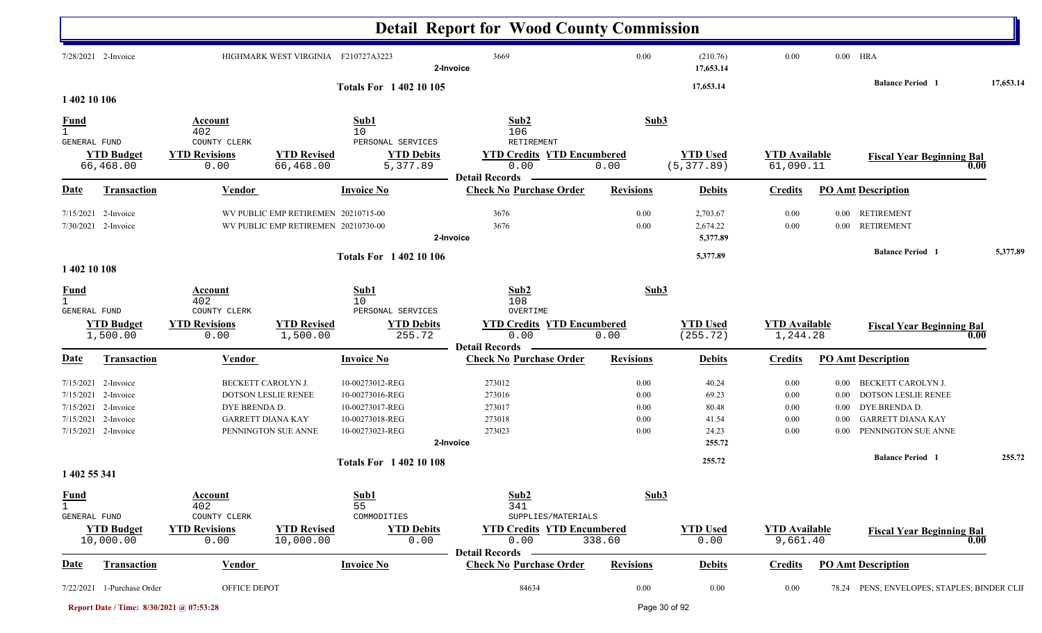# Detail Report for Wood County Commission

| Date | Transaction | Vendor | Invoice No | Check No | Purchase Order | Revisions | Debits | Credits | PO Amt | Description |
|---|---|---|---|---|---|---|---|---|---|---|
| 7/28/2021 | 2-Invoice | HIGHMARK WEST VIRGINIA | F210727A3223 | 3669 | | 0.00 | (210.76) | 0.00 | 0.00 | HRA |
| | | | 2-Invoice | | | | 17,653.14 | | | |

**Totals For 1 402 10 105** — 17,653.14 — Balance Period 1: 17,653.14

## 1 402 10 106

| Fund | Account | Sub1 | Sub2 | Sub3 |
|---|---|---|---|---|
| 1 GENERAL FUND | 402 COUNTY CLERK | 10 PERSONAL SERVICES | 106 RETIREMENT | |

| YTD Budget | YTD Revisions | YTD Revised | YTD Debits | YTD Credits | YTD Encumbered | YTD Used | YTD Available | Fiscal Year Beginning Bal |
|---|---|---|---|---|---|---|---|---|
| 66,468.00 | 0.00 | 66,468.00 | 5,377.89 | 0.00 | 0.00 | (5,377.89) | 61,090.11 | 0.00 |

**Detail Records**

| Date | Transaction | Vendor | Invoice No | Check No | Purchase Order | Revisions | Debits | Credits | PO Amt | Description |
|---|---|---|---|---|---|---|---|---|---|---|
| 7/15/2021 | 2-Invoice | WV PUBLIC EMP RETIREMEN | 20210715-00 | 3676 | | 0.00 | 2,703.67 | 0.00 | 0.00 | RETIREMENT |
| 7/30/2021 | 2-Invoice | WV PUBLIC EMP RETIREMEN | 20210730-00 | 3676 | | 0.00 | 2,674.22 | 0.00 | 0.00 | RETIREMENT |
| | | | 2-Invoice | | | | 5,377.89 | | | |

**Totals For 1 402 10 106** — 5,377.89 — Balance Period 1: 5,377.89

## 1 402 10 108

| Fund | Account | Sub1 | Sub2 | Sub3 |
|---|---|---|---|---|
| 1 GENERAL FUND | 402 COUNTY CLERK | 10 PERSONAL SERVICES | 108 OVERTIME | |

| YTD Budget | YTD Revisions | YTD Revised | YTD Debits | YTD Credits | YTD Encumbered | YTD Used | YTD Available | Fiscal Year Beginning Bal |
|---|---|---|---|---|---|---|---|---|
| 1,500.00 | 0.00 | 1,500.00 | 255.72 | 0.00 | 0.00 | (255.72) | 1,244.28 | 0.00 |

**Detail Records**

| Date | Transaction | Vendor | Invoice No | Check No | Purchase Order | Revisions | Debits | Credits | PO Amt | Description |
|---|---|---|---|---|---|---|---|---|---|---|
| 7/15/2021 | 2-Invoice | BECKETT CAROLYN J. | 10-00273012-REG | 273012 | | 0.00 | 40.24 | 0.00 | 0.00 | BECKETT CAROLYN J. |
| 7/15/2021 | 2-Invoice | DOTSON LESLIE RENEE | 10-00273016-REG | 273016 | | 0.00 | 69.23 | 0.00 | 0.00 | DOTSON LESLIE RENEE |
| 7/15/2021 | 2-Invoice | DYE BRENDA D. | 10-00273017-REG | 273017 | | 0.00 | 80.48 | 0.00 | 0.00 | DYE BRENDA D. |
| 7/15/2021 | 2-Invoice | GARRETT DIANA KAY | 10-00273018-REG | 273018 | | 0.00 | 41.54 | 0.00 | 0.00 | GARRETT DIANA KAY |
| 7/15/2021 | 2-Invoice | PENNINGTON SUE ANNE | 10-00273023-REG | 273023 | | 0.00 | 24.23 | 0.00 | 0.00 | PENNINGTON SUE ANNE |
| | | | 2-Invoice | | | | 255.72 | | | |

**Totals For 1 402 10 108** — 255.72 — Balance Period 1: 255.72

## 1 402 55 341

| Fund | Account | Sub1 | Sub2 | Sub3 |
|---|---|---|---|---|
| 1 GENERAL FUND | 402 COUNTY CLERK | 55 COMMODITIES | 341 SUPPLIES/MATERIALS | |

| YTD Budget | YTD Revisions | YTD Revised | YTD Debits | YTD Credits | YTD Encumbered | YTD Used | YTD Available | Fiscal Year Beginning Bal |
|---|---|---|---|---|---|---|---|---|
| 10,000.00 | 0.00 | 10,000.00 | 0.00 | 0.00 | 338.60 | 0.00 | 9,661.40 | 0.00 |

**Detail Records**

| Date | Transaction | Vendor | Invoice No | Check No | Purchase Order | Revisions | Debits | Credits | PO Amt | Description |
|---|---|---|---|---|---|---|---|---|---|---|
| 7/22/2021 | 1-Purchase Order | OFFICE DEPOT | | | 84634 | 0.00 | 0.00 | 0.00 | 78.24 | PENS; ENVELOPES; STAPLES; BINDER CLIF |

Report Date / Time: 8/30/2021 @ 07:53:28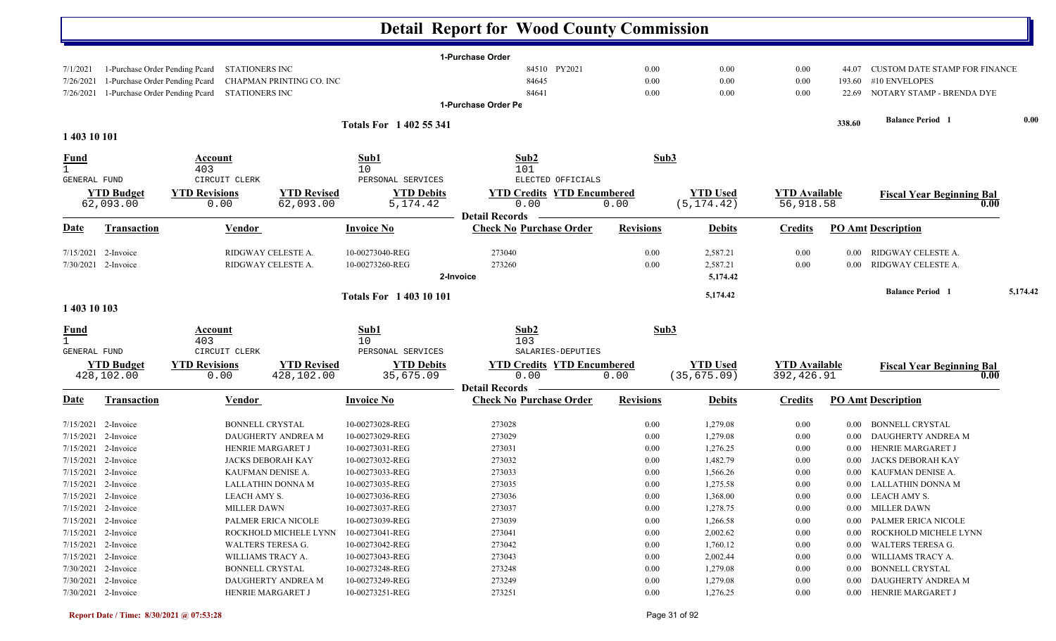# Detail Report for Wood County Commission

**1-Purchase Order**

| Date | Transaction | Vendor | Invoice No | Check No | Purchase Order | Revisions | Debits | Credits | PO Amt | Description |
|---|---|---|---|---|---|---|---|---|---|---|
| 7/1/2021 | 1-Purchase Order Pending Pcard | STATIONERS INC | | 84510 | PY2021 | 0.00 | 0.00 | 0.00 | 44.07 | CUSTOM DATE STAMP FOR FINANCE |
| 7/26/2021 | 1-Purchase Order Pending Pcard | CHAPMAN PRINTING CO. INC | | 84645 | | 0.00 | 0.00 | 0.00 | 193.60 | #10 ENVELOPES |
| 7/26/2021 | 1-Purchase Order Pending Pcard | STATIONERS INC | | 84641 | | 0.00 | 0.00 | 0.00 | 22.69 | NOTARY STAMP - BRENDA DYE |

**1-Purchase Order Pe**

**Totals For 1 402 55 341** — 338.60 — **Balance Period 1** 0.00

## 1 403 10 101

| Fund | Account | Sub1 | Sub2 | Sub3 |
|---|---|---|---|---|
| 1 | 403 | 10 | 101 | |
| GENERAL FUND | CIRCUIT CLERK | PERSONAL SERVICES | ELECTED OFFICIALS | |

| YTD Budget | YTD Revisions | YTD Revised | YTD Debits | YTD Credits | YTD Encumbered | YTD Used | YTD Available | Fiscal Year Beginning Bal |
|---|---|---|---|---|---|---|---|---|
| 62,093.00 | 0.00 | 62,093.00 | 5,174.42 | 0.00 | 0.00 | (5,174.42) | 56,918.58 | 0.00 |

**Detail Records**

| Date | Transaction | Vendor | Invoice No | Check No | Purchase Order | Revisions | Debits | Credits | PO Amt | Description |
|---|---|---|---|---|---|---|---|---|---|---|
| 7/15/2021 | 2-Invoice | RIDGWAY CELESTE A. | 10-00273040-REG | 273040 | | 0.00 | 2,587.21 | 0.00 | 0.00 | RIDGWAY CELESTE A. |
| 7/30/2021 | 2-Invoice | RIDGWAY CELESTE A. | 10-00273260-REG | 273260 | | 0.00 | 2,587.21 | 0.00 | 0.00 | RIDGWAY CELESTE A. |
| | **2-Invoice** | | | | | | 5,174.42 | | | |

**Totals For 1 403 10 101** — 5,174.42 — **Balance Period 1** 5,174.42

## 1 403 10 103

| Fund | Account | Sub1 | Sub2 | Sub3 |
|---|---|---|---|---|
| 1 | 403 | 10 | 103 | |
| GENERAL FUND | CIRCUIT CLERK | PERSONAL SERVICES | SALARIES-DEPUTIES | |

| YTD Budget | YTD Revisions | YTD Revised | YTD Debits | YTD Credits | YTD Encumbered | YTD Used | YTD Available | Fiscal Year Beginning Bal |
|---|---|---|---|---|---|---|---|---|
| 428,102.00 | 0.00 | 428,102.00 | 35,675.09 | 0.00 | 0.00 | (35,675.09) | 392,426.91 | 0.00 |

**Detail Records**

| Date | Transaction | Vendor | Invoice No | Check No | Purchase Order | Revisions | Debits | Credits | PO Amt | Description |
|---|---|---|---|---|---|---|---|---|---|---|
| 7/15/2021 | 2-Invoice | BONNELL CRYSTAL | 10-00273028-REG | 273028 | | 0.00 | 1,279.08 | 0.00 | 0.00 | BONNELL CRYSTAL |
| 7/15/2021 | 2-Invoice | DAUGHERTY ANDREA M | 10-00273029-REG | 273029 | | 0.00 | 1,279.08 | 0.00 | 0.00 | DAUGHERTY ANDREA M |
| 7/15/2021 | 2-Invoice | HENRIE MARGARET J | 10-00273031-REG | 273031 | | 0.00 | 1,276.25 | 0.00 | 0.00 | HENRIE MARGARET J |
| 7/15/2021 | 2-Invoice | JACKS DEBORAH KAY | 10-00273032-REG | 273032 | | 0.00 | 1,482.79 | 0.00 | 0.00 | JACKS DEBORAH KAY |
| 7/15/2021 | 2-Invoice | KAUFMAN DENISE A. | 10-00273033-REG | 273033 | | 0.00 | 1,566.26 | 0.00 | 0.00 | KAUFMAN DENISE A. |
| 7/15/2021 | 2-Invoice | LALLATHIN DONNA M | 10-00273035-REG | 273035 | | 0.00 | 1,275.58 | 0.00 | 0.00 | LALLATHIN DONNA M |
| 7/15/2021 | 2-Invoice | LEACH AMY S. | 10-00273036-REG | 273036 | | 0.00 | 1,368.00 | 0.00 | 0.00 | LEACH AMY S. |
| 7/15/2021 | 2-Invoice | MILLER DAWN | 10-00273037-REG | 273037 | | 0.00 | 1,278.75 | 0.00 | 0.00 | MILLER DAWN |
| 7/15/2021 | 2-Invoice | PALMER ERICA NICOLE | 10-00273039-REG | 273039 | | 0.00 | 1,266.58 | 0.00 | 0.00 | PALMER ERICA NICOLE |
| 7/15/2021 | 2-Invoice | ROCKHOLD MICHELE LYNN | 10-00273041-REG | 273041 | | 0.00 | 2,002.62 | 0.00 | 0.00 | ROCKHOLD MICHELE LYNN |
| 7/15/2021 | 2-Invoice | WALTERS TERESA G. | 10-00273042-REG | 273042 | | 0.00 | 1,760.12 | 0.00 | 0.00 | WALTERS TERESA G. |
| 7/15/2021 | 2-Invoice | WILLIAMS TRACY A. | 10-00273043-REG | 273043 | | 0.00 | 2,002.44 | 0.00 | 0.00 | WILLIAMS TRACY A. |
| 7/30/2021 | 2-Invoice | BONNELL CRYSTAL | 10-00273248-REG | 273248 | | 0.00 | 1,279.08 | 0.00 | 0.00 | BONNELL CRYSTAL |
| 7/30/2021 | 2-Invoice | DAUGHERTY ANDREA M | 10-00273249-REG | 273249 | | 0.00 | 1,279.08 | 0.00 | 0.00 | DAUGHERTY ANDREA M |
| 7/30/2021 | 2-Invoice | HENRIE MARGARET J | 10-00273251-REG | 273251 | | 0.00 | 1,276.25 | 0.00 | 0.00 | HENRIE MARGARET J |

Report Date / Time: 8/30/2021 @ 07:53:28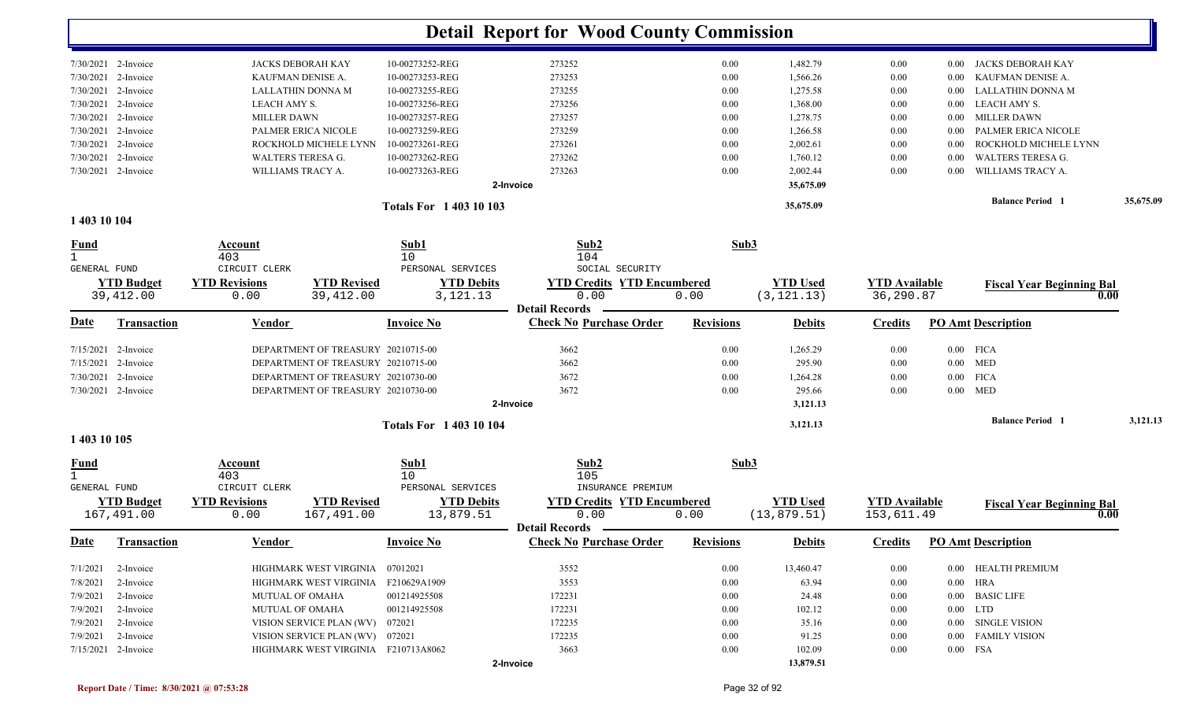# Detail Report for Wood County Commission

| Date | Transaction | Vendor | Invoice No | Check No | Revisions | Debits | Credits | PO Amt | Description |
|---|---|---|---|---|---|---|---|---|---|
| 7/30/2021 | 2-Invoice | JACKS DEBORAH KAY | 10-00273252-REG | 273252 | 0.00 | 1,482.79 | 0.00 | 0.00 | JACKS DEBORAH KAY |
| 7/30/2021 | 2-Invoice | KAUFMAN DENISE A. | 10-00273253-REG | 273253 | 0.00 | 1,566.26 | 0.00 | 0.00 | KAUFMAN DENISE A. |
| 7/30/2021 | 2-Invoice | LALLATHIN DONNA M | 10-00273255-REG | 273255 | 0.00 | 1,275.58 | 0.00 | 0.00 | LALLATHIN DONNA M |
| 7/30/2021 | 2-Invoice | LEACH AMY S. | 10-00273256-REG | 273256 | 0.00 | 1,368.00 | 0.00 | 0.00 | LEACH AMY S. |
| 7/30/2021 | 2-Invoice | MILLER DAWN | 10-00273257-REG | 273257 | 0.00 | 1,278.75 | 0.00 | 0.00 | MILLER DAWN |
| 7/30/2021 | 2-Invoice | PALMER ERICA NICOLE | 10-00273259-REG | 273259 | 0.00 | 1,266.58 | 0.00 | 0.00 | PALMER ERICA NICOLE |
| 7/30/2021 | 2-Invoice | ROCKHOLD MICHELE LYNN | 10-00273261-REG | 273261 | 0.00 | 2,002.61 | 0.00 | 0.00 | ROCKHOLD MICHELE LYNN |
| 7/30/2021 | 2-Invoice | WALTERS TERESA G. | 10-00273262-REG | 273262 | 0.00 | 1,760.12 | 0.00 | 0.00 | WALTERS TERESA G. |
| 7/30/2021 | 2-Invoice | WILLIAMS TRACY A. | 10-00273263-REG | 273263 | 0.00 | 2,002.44 | 0.00 | 0.00 | WILLIAMS TRACY A. |
| | | | | 2-Invoice | | 35,675.09 | | | |

**Totals For 1 403 10 103** — 35,675.09 — Balance Period 1: 35,675.09

## 1 403 10 104

| Fund | Account | Sub1 | Sub2 | Sub3 |
|---|---|---|---|---|
| 1 GENERAL FUND | 403 CIRCUIT CLERK | 10 PERSONAL SERVICES | 104 SOCIAL SECURITY | |

| YTD Budget | YTD Revisions | YTD Revised | YTD Debits | YTD Credits | YTD Encumbered | YTD Used | YTD Available | Fiscal Year Beginning Bal |
|---|---|---|---|---|---|---|---|---|
| 39,412.00 | 0.00 | 39,412.00 | 3,121.13 | 0.00 | 0.00 | (3,121.13) | 36,290.87 | 0.00 |

**Detail Records**

| Date | Transaction | Vendor | Invoice No | Check No Purchase Order | Revisions | Debits | Credits | PO Amt | Description |
|---|---|---|---|---|---|---|---|---|---|
| 7/15/2021 | 2-Invoice | DEPARTMENT OF TREASURY | 20210715-00 | 3662 | 0.00 | 1,265.29 | 0.00 | 0.00 | FICA |
| 7/15/2021 | 2-Invoice | DEPARTMENT OF TREASURY | 20210715-00 | 3662 | 0.00 | 295.90 | 0.00 | 0.00 | MED |
| 7/30/2021 | 2-Invoice | DEPARTMENT OF TREASURY | 20210730-00 | 3672 | 0.00 | 1,264.28 | 0.00 | 0.00 | FICA |
| 7/30/2021 | 2-Invoice | DEPARTMENT OF TREASURY | 20210730-00 | 3672 | 0.00 | 295.66 | 0.00 | 0.00 | MED |
| | | | | 2-Invoice | | 3,121.13 | | | |

**Totals For 1 403 10 104** — 3,121.13 — Balance Period 1: 3,121.13

## 1 403 10 105

| Fund | Account | Sub1 | Sub2 | Sub3 |
|---|---|---|---|---|
| 1 GENERAL FUND | 403 CIRCUIT CLERK | 10 PERSONAL SERVICES | 105 INSURANCE PREMIUM | |

| YTD Budget | YTD Revisions | YTD Revised | YTD Debits | YTD Credits | YTD Encumbered | YTD Used | YTD Available | Fiscal Year Beginning Bal |
|---|---|---|---|---|---|---|---|---|
| 167,491.00 | 0.00 | 167,491.00 | 13,879.51 | 0.00 | 0.00 | (13,879.51) | 153,611.49 | 0.00 |

**Detail Records**

| Date | Transaction | Vendor | Invoice No | Check No Purchase Order | Revisions | Debits | Credits | PO Amt | Description |
|---|---|---|---|---|---|---|---|---|---|
| 7/1/2021 | 2-Invoice | HIGHMARK WEST VIRGINIA | 07012021 | 3552 | 0.00 | 13,460.47 | 0.00 | 0.00 | HEALTH PREMIUM |
| 7/8/2021 | 2-Invoice | HIGHMARK WEST VIRGINIA | F210629A1909 | 3553 | 0.00 | 63.94 | 0.00 | 0.00 | HRA |
| 7/9/2021 | 2-Invoice | MUTUAL OF OMAHA | 001214925508 | 172231 | 0.00 | 24.48 | 0.00 | 0.00 | BASIC LIFE |
| 7/9/2021 | 2-Invoice | MUTUAL OF OMAHA | 001214925508 | 172231 | 0.00 | 102.12 | 0.00 | 0.00 | LTD |
| 7/9/2021 | 2-Invoice | VISION SERVICE PLAN (WV) | 072021 | 172235 | 0.00 | 35.16 | 0.00 | 0.00 | SINGLE VISION |
| 7/9/2021 | 2-Invoice | VISION SERVICE PLAN (WV) | 072021 | 172235 | 0.00 | 91.25 | 0.00 | 0.00 | FAMILY VISION |
| 7/15/2021 | 2-Invoice | HIGHMARK WEST VIRGINIA | F210713A8062 | 3663 | 0.00 | 102.09 | 0.00 | 0.00 | FSA |
| | | | | 2-Invoice | | 13,879.51 | | | |

Report Date / Time: 8/30/2021 @ 07:53:28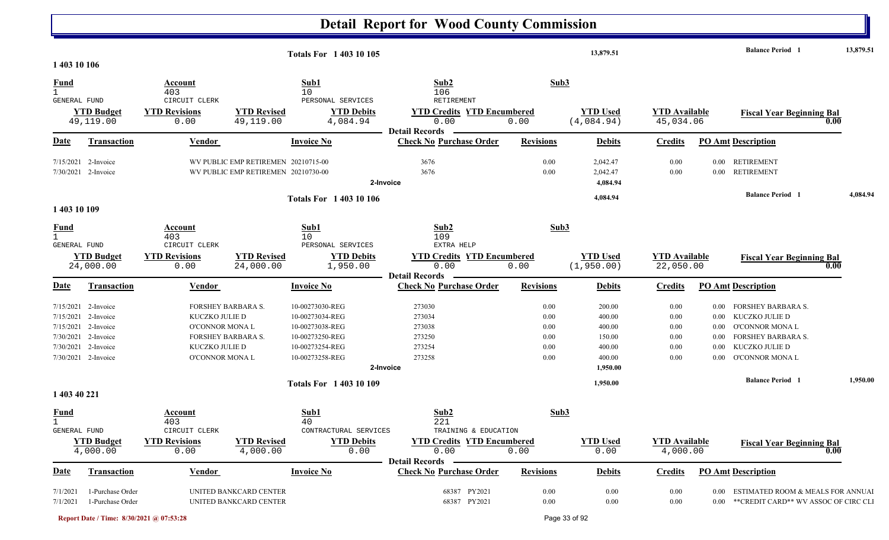# Detail Report for Wood County Commission

**Totals For 1 403 10 105** — 13,879.51 — Balance Period 1 — 13,879.51

## 1 403 10 106

| Fund | Account | Sub1 | Sub2 | Sub3 |
|---|---|---|---|---|
| 1 GENERAL FUND | 403 CIRCUIT CLERK | 10 PERSONAL SERVICES | 106 RETIREMENT | |

| YTD Budget | YTD Revisions | YTD Revised | YTD Debits | YTD Credits | YTD Encumbered | YTD Used | YTD Available | Fiscal Year Beginning Bal |
|---|---|---|---|---|---|---|---|---|
| 49,119.00 | 0.00 | 49,119.00 | 4,084.94 | 0.00 | 0.00 | (4,084.94) | 45,034.06 | 0.00 |

**Detail Records**

| Date | Transaction | Vendor | Invoice No | Check No | Purchase Order | Revisions | Debits | Credits | PO Amt | Description |
|---|---|---|---|---|---|---|---|---|---|---|
| 7/15/2021 | 2-Invoice | WV PUBLIC EMP RETIREMEN | 20210715-00 | 3676 | | 0.00 | 2,042.47 | 0.00 | 0.00 | RETIREMENT |
| 7/30/2021 | 2-Invoice | WV PUBLIC EMP RETIREMEN | 20210730-00 | 3676 | | 0.00 | 2,042.47 | 0.00 | 0.00 | RETIREMENT |
| | | | 2-Invoice | | | | 4,084.94 | | | |

**Totals For 1 403 10 106** — 4,084.94 — Balance Period 1 — 4,084.94

## 1 403 10 109

| Fund | Account | Sub1 | Sub2 | Sub3 |
|---|---|---|---|---|
| 1 GENERAL FUND | 403 CIRCUIT CLERK | 10 PERSONAL SERVICES | 109 EXTRA HELP | |

| YTD Budget | YTD Revisions | YTD Revised | YTD Debits | YTD Credits | YTD Encumbered | YTD Used | YTD Available | Fiscal Year Beginning Bal |
|---|---|---|---|---|---|---|---|---|
| 24,000.00 | 0.00 | 24,000.00 | 1,950.00 | 0.00 | 0.00 | (1,950.00) | 22,050.00 | 0.00 |

**Detail Records**

| Date | Transaction | Vendor | Invoice No | Check No | Purchase Order | Revisions | Debits | Credits | PO Amt | Description |
|---|---|---|---|---|---|---|---|---|---|---|
| 7/15/2021 | 2-Invoice | FORSHEY BARBARA S. | 10-00273030-REG | 273030 | | 0.00 | 200.00 | 0.00 | 0.00 | FORSHEY BARBARA S. |
| 7/15/2021 | 2-Invoice | KUCZKO JULIE D | 10-00273034-REG | 273034 | | 0.00 | 400.00 | 0.00 | 0.00 | KUCZKO JULIE D |
| 7/15/2021 | 2-Invoice | O'CONNOR MONA L | 10-00273038-REG | 273038 | | 0.00 | 400.00 | 0.00 | 0.00 | O'CONNOR MONA L |
| 7/30/2021 | 2-Invoice | FORSHEY BARBARA S. | 10-00273250-REG | 273250 | | 0.00 | 150.00 | 0.00 | 0.00 | FORSHEY BARBARA S. |
| 7/30/2021 | 2-Invoice | KUCZKO JULIE D | 10-00273254-REG | 273254 | | 0.00 | 400.00 | 0.00 | 0.00 | KUCZKO JULIE D |
| 7/30/2021 | 2-Invoice | O'CONNOR MONA L | 10-00273258-REG | 273258 | | 0.00 | 400.00 | 0.00 | 0.00 | O'CONNOR MONA L |
| | | | 2-Invoice | | | | 1,950.00 | | | |

**Totals For 1 403 10 109** — 1,950.00 — Balance Period 1 — 1,950.00

## 1 403 40 221

| Fund | Account | Sub1 | Sub2 | Sub3 |
|---|---|---|---|---|
| 1 GENERAL FUND | 403 CIRCUIT CLERK | 40 CONTRACTURAL SERVICES | 221 TRAINING & EDUCATION | |

| YTD Budget | YTD Revisions | YTD Revised | YTD Debits | YTD Credits | YTD Encumbered | YTD Used | YTD Available | Fiscal Year Beginning Bal |
|---|---|---|---|---|---|---|---|---|
| 4,000.00 | 0.00 | 4,000.00 | 0.00 | 0.00 | 0.00 | 0.00 | 4,000.00 | 0.00 |

**Detail Records**

| Date | Transaction | Vendor | Invoice No | Check No | Purchase Order | Revisions | Debits | Credits | PO Amt | Description |
|---|---|---|---|---|---|---|---|---|---|---|
| 7/1/2021 | 1-Purchase Order | UNITED BANKCARD CENTER | | 68387 | PY2021 | 0.00 | 0.00 | 0.00 | 0.00 | ESTIMATED ROOM & MEALS FOR ANNUAI |
| 7/1/2021 | 1-Purchase Order | UNITED BANKCARD CENTER | | 68387 | PY2021 | 0.00 | 0.00 | 0.00 | 0.00 | **CREDIT CARD** WV ASSOC OF CIRC CLI |

Report Date / Time: 8/30/2021 @ 07:53:28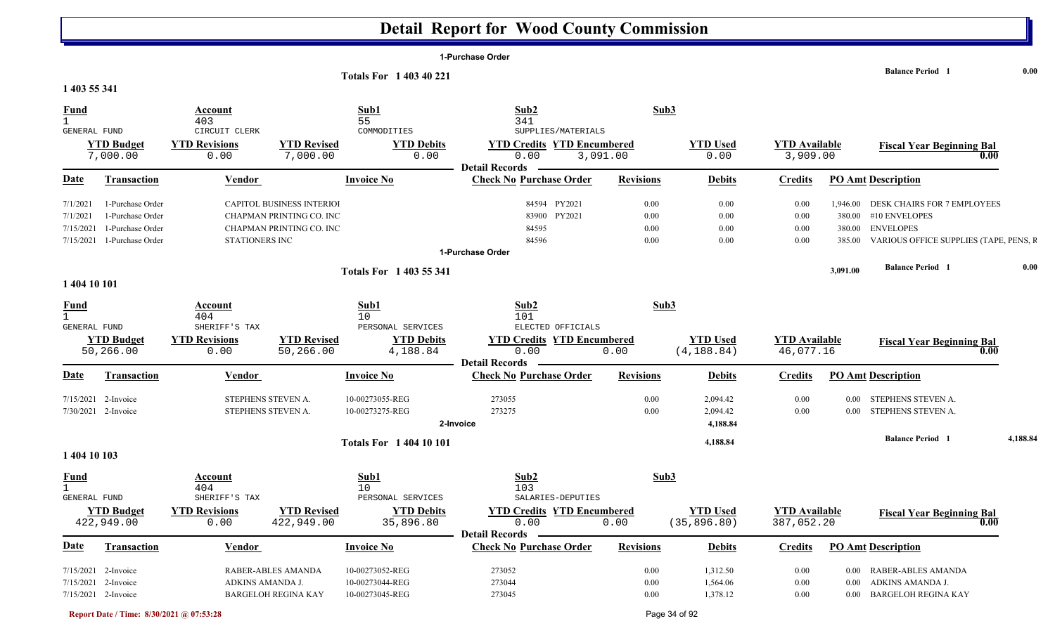# Detail Report for Wood County Commission

1-Purchase Order

**Totals For 1 403 40 221** — Balance Period 1: 0.00

## 1 403 55 341

| Fund | Account | Sub1 | Sub2 | Sub3 |
|---|---|---|---|---|
| 1 GENERAL FUND | 403 CIRCUIT CLERK | 55 COMMODITIES | 341 SUPPLIES/MATERIALS | |

| YTD Budget | YTD Revisions | YTD Revised | YTD Debits | YTD Credits | YTD Encumbered | YTD Used | YTD Available | Fiscal Year Beginning Bal |
|---|---|---|---|---|---|---|---|---|
| 7,000.00 | 0.00 | 7,000.00 | 0.00 | 0.00 | 3,091.00 | 0.00 | 3,909.00 | 0.00 |

Detail Records

| Date | Transaction | Vendor | Invoice No | Check No | Purchase Order | Revisions | Debits | Credits | PO Amt | Description |
|---|---|---|---|---|---|---|---|---|---|---|
| 7/1/2021 | 1-Purchase Order | CAPITOL BUSINESS INTERIOI | | | 84594 PY2021 | 0.00 | 0.00 | 0.00 | 1,946.00 | DESK CHAIRS FOR 7 EMPLOYEES |
| 7/1/2021 | 1-Purchase Order | CHAPMAN PRINTING CO. INC | | | 83900 PY2021 | 0.00 | 0.00 | 0.00 | 380.00 | #10 ENVELOPES |
| 7/15/2021 | 1-Purchase Order | CHAPMAN PRINTING CO. INC | | | 84595 | 0.00 | 0.00 | 0.00 | 380.00 | ENVELOPES |
| 7/15/2021 | 1-Purchase Order | STATIONERS INC | | | 84596 | 0.00 | 0.00 | 0.00 | 385.00 | VARIOUS OFFICE SUPPLIES (TAPE, PENS, R |

1-Purchase Order

**Totals For 1 403 55 341** — 3,091.00 — Balance Period 1: 0.00

## 1 404 10 101

| Fund | Account | Sub1 | Sub2 | Sub3 |
|---|---|---|---|---|
| 1 GENERAL FUND | 404 SHERIFF'S TAX | 10 PERSONAL SERVICES | 101 ELECTED OFFICIALS | |

| YTD Budget | YTD Revisions | YTD Revised | YTD Debits | YTD Credits | YTD Encumbered | YTD Used | YTD Available | Fiscal Year Beginning Bal |
|---|---|---|---|---|---|---|---|---|
| 50,266.00 | 0.00 | 50,266.00 | 4,188.84 | 0.00 | 0.00 | (4,188.84) | 46,077.16 | 0.00 |

Detail Records

| Date | Transaction | Vendor | Invoice No | Check No | Purchase Order | Revisions | Debits | Credits | PO Amt | Description |
|---|---|---|---|---|---|---|---|---|---|---|
| 7/15/2021 | 2-Invoice | STEPHENS STEVEN A. | 10-00273055-REG | 273055 | | 0.00 | 2,094.42 | 0.00 | 0.00 | STEPHENS STEVEN A. |
| 7/30/2021 | 2-Invoice | STEPHENS STEVEN A. | 10-00273275-REG | 273275 | | 0.00 | 2,094.42 | 0.00 | 0.00 | STEPHENS STEVEN A. |

2-Invoice — 4,188.84

**Totals For 1 404 10 101** — 4,188.84 — Balance Period 1: 4,188.84

## 1 404 10 103

| Fund | Account | Sub1 | Sub2 | Sub3 |
|---|---|---|---|---|
| 1 GENERAL FUND | 404 SHERIFF'S TAX | 10 PERSONAL SERVICES | 103 SALARIES-DEPUTIES | |

| YTD Budget | YTD Revisions | YTD Revised | YTD Debits | YTD Credits | YTD Encumbered | YTD Used | YTD Available | Fiscal Year Beginning Bal |
|---|---|---|---|---|---|---|---|---|
| 422,949.00 | 0.00 | 422,949.00 | 35,896.80 | 0.00 | 0.00 | (35,896.80) | 387,052.20 | 0.00 |

Detail Records

| Date | Transaction | Vendor | Invoice No | Check No | Purchase Order | Revisions | Debits | Credits | PO Amt | Description |
|---|---|---|---|---|---|---|---|---|---|---|
| 7/15/2021 | 2-Invoice | RABER-ABLES AMANDA | 10-00273052-REG | 273052 | | 0.00 | 1,312.50 | 0.00 | 0.00 | RABER-ABLES AMANDA |
| 7/15/2021 | 2-Invoice | ADKINS AMANDA J. | 10-00273044-REG | 273044 | | 0.00 | 1,564.06 | 0.00 | 0.00 | ADKINS AMANDA J. |
| 7/15/2021 | 2-Invoice | BARGELOH REGINA KAY | 10-00273045-REG | 273045 | | 0.00 | 1,378.12 | 0.00 | 0.00 | BARGELOH REGINA KAY |

Report Date / Time: 8/30/2021 @ 07:53:28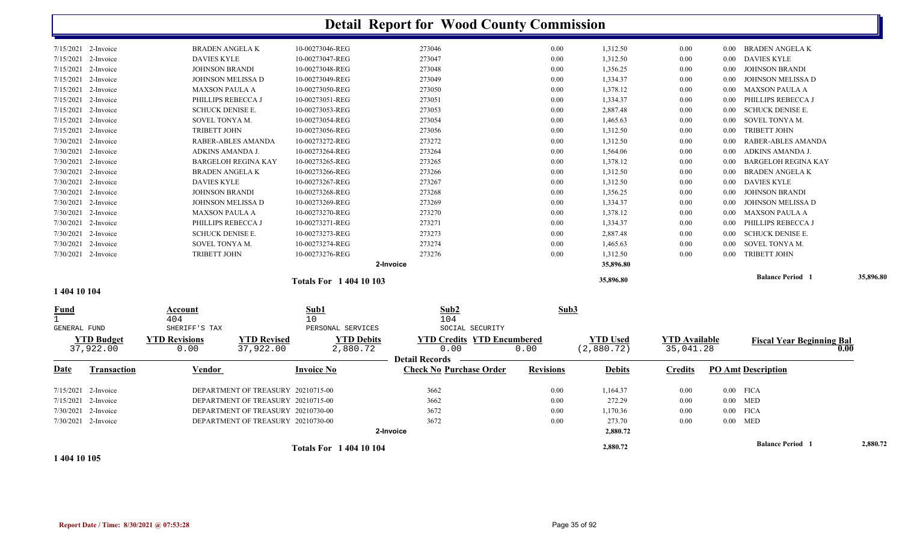# Detail Report for Wood County Commission

| Date | Transaction | Vendor | Invoice No | Check No | Purchase Order | Revisions | Debits | Credits | PO Amt | Description |
|---|---|---|---|---|---|---|---|---|---|---|
| 7/15/2021 | 2-Invoice | BRADEN ANGELA K | 10-00273046-REG | 273046 | | 0.00 | 1,312.50 | 0.00 | 0.00 | BRADEN ANGELA K |
| 7/15/2021 | 2-Invoice | DAVIES KYLE | 10-00273047-REG | 273047 | | 0.00 | 1,312.50 | 0.00 | 0.00 | DAVIES KYLE |
| 7/15/2021 | 2-Invoice | JOHNSON BRANDI | 10-00273048-REG | 273048 | | 0.00 | 1,356.25 | 0.00 | 0.00 | JOHNSON BRANDI |
| 7/15/2021 | 2-Invoice | JOHNSON MELISSA D | 10-00273049-REG | 273049 | | 0.00 | 1,334.37 | 0.00 | 0.00 | JOHNSON MELISSA D |
| 7/15/2021 | 2-Invoice | MAXSON PAULA A | 10-00273050-REG | 273050 | | 0.00 | 1,378.12 | 0.00 | 0.00 | MAXSON PAULA A |
| 7/15/2021 | 2-Invoice | PHILLIPS REBECCA J | 10-00273051-REG | 273051 | | 0.00 | 1,334.37 | 0.00 | 0.00 | PHILLIPS REBECCA J |
| 7/15/2021 | 2-Invoice | SCHUCK DENISE E. | 10-00273053-REG | 273053 | | 0.00 | 2,887.48 | 0.00 | 0.00 | SCHUCK DENISE E. |
| 7/15/2021 | 2-Invoice | SOVEL TONYA M. | 10-00273054-REG | 273054 | | 0.00 | 1,465.63 | 0.00 | 0.00 | SOVEL TONYA M. |
| 7/15/2021 | 2-Invoice | TRIBETT JOHN | 10-00273056-REG | 273056 | | 0.00 | 1,312.50 | 0.00 | 0.00 | TRIBETT JOHN |
| 7/30/2021 | 2-Invoice | RABER-ABLES AMANDA | 10-00273272-REG | 273272 | | 0.00 | 1,312.50 | 0.00 | 0.00 | RABER-ABLES AMANDA |
| 7/30/2021 | 2-Invoice | ADKINS AMANDA J. | 10-00273264-REG | 273264 | | 0.00 | 1,564.06 | 0.00 | 0.00 | ADKINS AMANDA J. |
| 7/30/2021 | 2-Invoice | BARGELOH REGINA KAY | 10-00273265-REG | 273265 | | 0.00 | 1,378.12 | 0.00 | 0.00 | BARGELOH REGINA KAY |
| 7/30/2021 | 2-Invoice | BRADEN ANGELA K | 10-00273266-REG | 273266 | | 0.00 | 1,312.50 | 0.00 | 0.00 | BRADEN ANGELA K |
| 7/30/2021 | 2-Invoice | DAVIES KYLE | 10-00273267-REG | 273267 | | 0.00 | 1,312.50 | 0.00 | 0.00 | DAVIES KYLE |
| 7/30/2021 | 2-Invoice | JOHNSON BRANDI | 10-00273268-REG | 273268 | | 0.00 | 1,356.25 | 0.00 | 0.00 | JOHNSON BRANDI |
| 7/30/2021 | 2-Invoice | JOHNSON MELISSA D | 10-00273269-REG | 273269 | | 0.00 | 1,334.37 | 0.00 | 0.00 | JOHNSON MELISSA D |
| 7/30/2021 | 2-Invoice | MAXSON PAULA A | 10-00273270-REG | 273270 | | 0.00 | 1,378.12 | 0.00 | 0.00 | MAXSON PAULA A |
| 7/30/2021 | 2-Invoice | PHILLIPS REBECCA J | 10-00273271-REG | 273271 | | 0.00 | 1,334.37 | 0.00 | 0.00 | PHILLIPS REBECCA J |
| 7/30/2021 | 2-Invoice | SCHUCK DENISE E. | 10-00273273-REG | 273273 | | 0.00 | 2,887.48 | 0.00 | 0.00 | SCHUCK DENISE E. |
| 7/30/2021 | 2-Invoice | SOVEL TONYA M. | 10-00273274-REG | 273274 | | 0.00 | 1,465.63 | 0.00 | 0.00 | SOVEL TONYA M. |
| 7/30/2021 | 2-Invoice | TRIBETT JOHN | 10-00273276-REG | 273276 | | 0.00 | 1,312.50 | 0.00 | 0.00 | TRIBETT JOHN |
| | | | | 2-Invoice | | | 35,896.80 | | | |

**Totals For 1 404 10 103** — 35,896.80 — Balance Period 1: 35,896.80

**1 404 10 104**

| Fund | Account | Sub1 | Sub2 | Sub3 |
|---|---|---|---|---|
| 1 | 404 | 10 | 104 | |
| GENERAL FUND | SHERIFF'S TAX | PERSONAL SERVICES | SOCIAL SECURITY | |

| YTD Budget | YTD Revisions | YTD Revised | YTD Debits | YTD Credits | YTD Encumbered | YTD Used | YTD Available | Fiscal Year Beginning Bal |
|---|---|---|---|---|---|---|---|---|
| 37,922.00 | 0.00 | 37,922.00 | 2,880.72 | 0.00 | 0.00 | (2,880.72) | 35,041.28 | 0.00 |

Detail Records

| Date | Transaction | Vendor | Invoice No | Check No | Purchase Order | Revisions | Debits | Credits | PO Amt | Description |
|---|---|---|---|---|---|---|---|---|---|---|
| 7/15/2021 | 2-Invoice | DEPARTMENT OF TREASURY | 20210715-00 | 3662 | | 0.00 | 1,164.37 | 0.00 | 0.00 | FICA |
| 7/15/2021 | 2-Invoice | DEPARTMENT OF TREASURY | 20210715-00 | 3662 | | 0.00 | 272.29 | 0.00 | 0.00 | MED |
| 7/30/2021 | 2-Invoice | DEPARTMENT OF TREASURY | 20210730-00 | 3672 | | 0.00 | 1,170.36 | 0.00 | 0.00 | FICA |
| 7/30/2021 | 2-Invoice | DEPARTMENT OF TREASURY | 20210730-00 | 3672 | | 0.00 | 273.70 | 0.00 | 0.00 | MED |
| | | | | 2-Invoice | | | 2,880.72 | | | |

**Totals For 1 404 10 104** — 2,880.72 — Balance Period 1: 2,880.72

**1 404 10 105**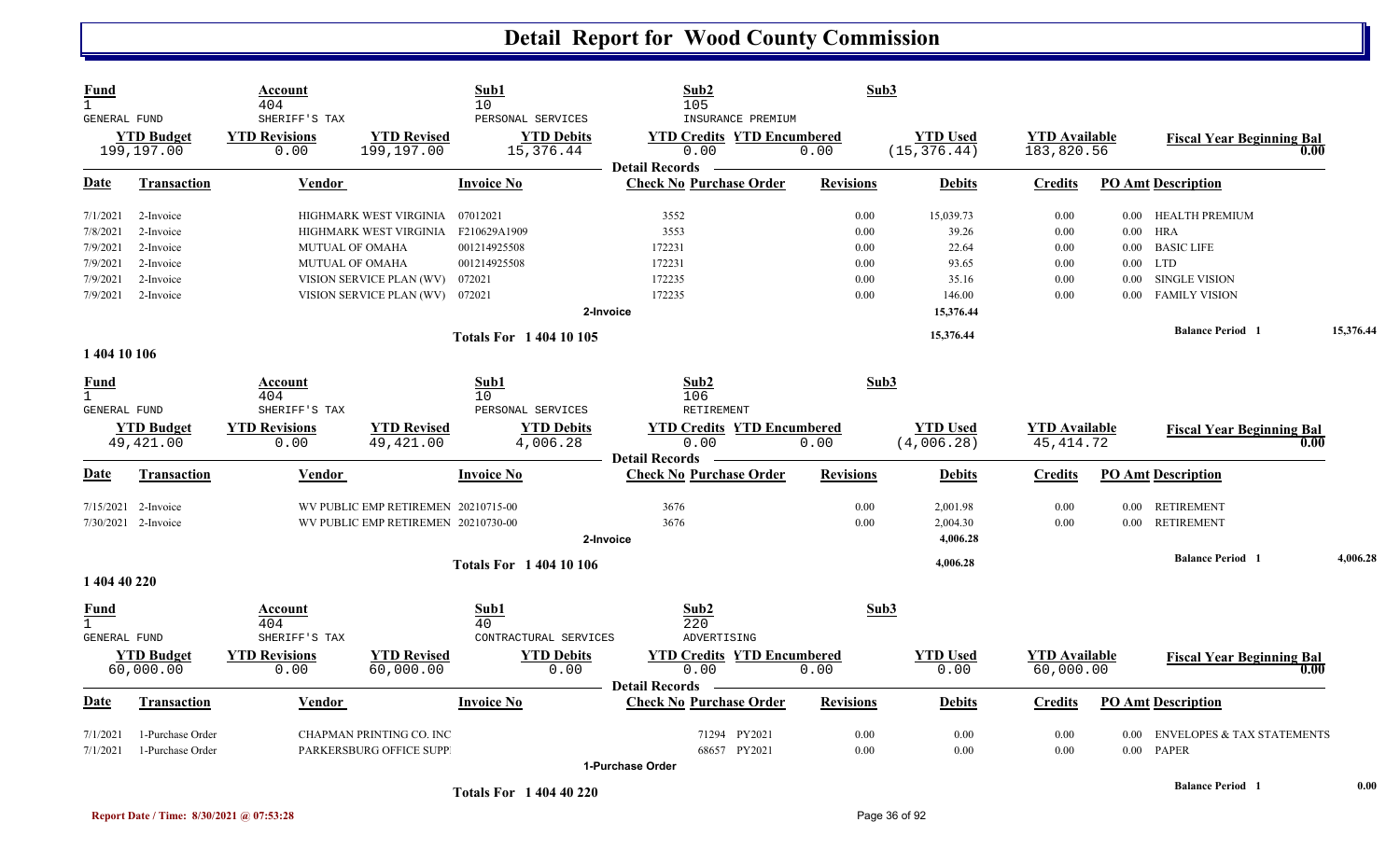# Detail Report for Wood County Commission

| Fund | Account | Sub1 | Sub2 | Sub3 |
|---|---|---|---|---|
| 1 | 404 | 10 | 105 | |
| GENERAL FUND | SHERIFF'S TAX | PERSONAL SERVICES | INSURANCE PREMIUM | |

| YTD Budget | YTD Revisions | YTD Revised | YTD Debits | YTD Credits | YTD Encumbered | YTD Used | YTD Available | Fiscal Year Beginning Bal |
|---|---|---|---|---|---|---|---|---|
| 199,197.00 | 0.00 | 199,197.00 | 15,376.44 | 0.00 | 0.00 | (15,376.44) | 183,820.56 | 0.00 |

**Detail Records**

| Date | Transaction | Vendor | Invoice No | Check No | Purchase Order | Revisions | Debits | Credits | PO Amt | Description |
|---|---|---|---|---|---|---|---|---|---|---|
| 7/1/2021 | 2-Invoice | HIGHMARK WEST VIRGINIA | 07012021 | 3552 | | 0.00 | 15,039.73 | 0.00 | 0.00 | HEALTH PREMIUM |
| 7/8/2021 | 2-Invoice | HIGHMARK WEST VIRGINIA | F210629A1909 | 3553 | | 0.00 | 39.26 | 0.00 | 0.00 | HRA |
| 7/9/2021 | 2-Invoice | MUTUAL OF OMAHA | 001214925508 | 172231 | | 0.00 | 22.64 | 0.00 | 0.00 | BASIC LIFE |
| 7/9/2021 | 2-Invoice | MUTUAL OF OMAHA | 001214925508 | 172231 | | 0.00 | 93.65 | 0.00 | 0.00 | LTD |
| 7/9/2021 | 2-Invoice | VISION SERVICE PLAN (WV) | 072021 | 172235 | | 0.00 | 35.16 | 0.00 | 0.00 | SINGLE VISION |
| 7/9/2021 | 2-Invoice | VISION SERVICE PLAN (WV) | 072021 | 172235 | | 0.00 | 146.00 | 0.00 | 0.00 | FAMILY VISION |
| | | | | 2-Invoice | | | 15,376.44 | | | |
| | | | Totals For 1 404 10 105 | | | | 15,376.44 | | | Balance Period 1: 15,376.44 |

## 1 404 10 106

| Fund | Account | Sub1 | Sub2 | Sub3 |
|---|---|---|---|---|
| 1 | 404 | 10 | 106 | |
| GENERAL FUND | SHERIFF'S TAX | PERSONAL SERVICES | RETIREMENT | |

| YTD Budget | YTD Revisions | YTD Revised | YTD Debits | YTD Credits | YTD Encumbered | YTD Used | YTD Available | Fiscal Year Beginning Bal |
|---|---|---|---|---|---|---|---|---|
| 49,421.00 | 0.00 | 49,421.00 | 4,006.28 | 0.00 | 0.00 | (4,006.28) | 45,414.72 | 0.00 |

**Detail Records**

| Date | Transaction | Vendor | Invoice No | Check No | Purchase Order | Revisions | Debits | Credits | PO Amt | Description |
|---|---|---|---|---|---|---|---|---|---|---|
| 7/15/2021 | 2-Invoice | WV PUBLIC EMP RETIREMEN | 20210715-00 | 3676 | | 0.00 | 2,001.98 | 0.00 | 0.00 | RETIREMENT |
| 7/30/2021 | 2-Invoice | WV PUBLIC EMP RETIREMEN | 20210730-00 | 3676 | | 0.00 | 2,004.30 | 0.00 | 0.00 | RETIREMENT |
| | | | | 2-Invoice | | | 4,006.28 | | | |
| | | | Totals For 1 404 10 106 | | | | 4,006.28 | | | Balance Period 1: 4,006.28 |

## 1 404 40 220

| Fund | Account | Sub1 | Sub2 | Sub3 |
|---|---|---|---|---|
| 1 | 404 | 40 | 220 | |
| GENERAL FUND | SHERIFF'S TAX | CONTRACTURAL SERVICES | ADVERTISING | |

| YTD Budget | YTD Revisions | YTD Revised | YTD Debits | YTD Credits | YTD Encumbered | YTD Used | YTD Available | Fiscal Year Beginning Bal |
|---|---|---|---|---|---|---|---|---|
| 60,000.00 | 0.00 | 60,000.00 | 0.00 | 0.00 | 0.00 | 0.00 | 60,000.00 | 0.00 |

**Detail Records**

| Date | Transaction | Vendor | Invoice No | Check No | Purchase Order | Revisions | Debits | Credits | PO Amt | Description |
|---|---|---|---|---|---|---|---|---|---|---|
| 7/1/2021 | 1-Purchase Order | CHAPMAN PRINTING CO. INC | | 71294 | PY2021 | 0.00 | 0.00 | 0.00 | 0.00 | ENVELOPES & TAX STATEMENTS |
| 7/1/2021 | 1-Purchase Order | PARKERSBURG OFFICE SUPP | | 68657 | PY2021 | 0.00 | 0.00 | 0.00 | 0.00 | PAPER |
| | | | | 1-Purchase Order | | | | | | |
| | | | Totals For 1 404 40 220 | | | | | | | Balance Period 1: 0.00 |

Report Date / Time: 8/30/2021 @ 07:53:28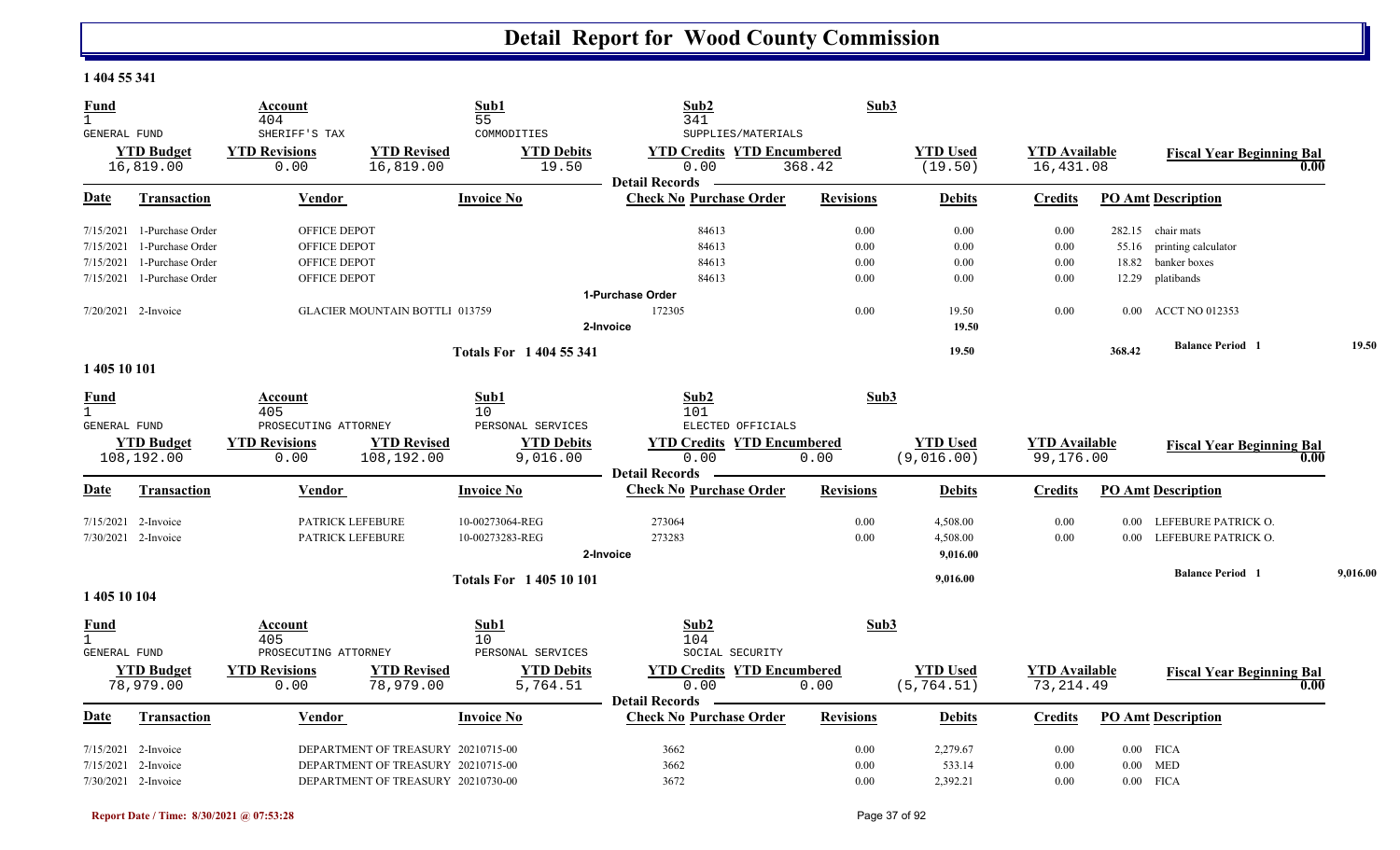# Detail Report for Wood County Commission

## 1 404 55 341

| Fund | Account | Sub1 | Sub2 | Sub3 |
|---|---|---|---|---|
| 1 | 404 | 55 | 341 | |
| GENERAL FUND | SHERIFF'S TAX | COMMODITIES | SUPPLIES/MATERIALS | |

| YTD Budget | YTD Revisions | YTD Revised | YTD Debits | YTD Credits | YTD Encumbered | YTD Used | YTD Available | Fiscal Year Beginning Bal |
|---|---|---|---|---|---|---|---|---|
| 16,819.00 | 0.00 | 16,819.00 | 19.50 | 0.00 | 368.42 | (19.50) | 16,431.08 | 0.00 |

**Detail Records**

| Date | Transaction | Vendor | Invoice No | Check No | Purchase Order | Revisions | Debits | Credits | PO Amt | Description |
|---|---|---|---|---|---|---|---|---|---|---|
| 7/15/2021 | 1-Purchase Order | OFFICE DEPOT | | | 84613 | 0.00 | 0.00 | 0.00 | 282.15 | chair mats |
| 7/15/2021 | 1-Purchase Order | OFFICE DEPOT | | | 84613 | 0.00 | 0.00 | 0.00 | 55.16 | printing calculator |
| 7/15/2021 | 1-Purchase Order | OFFICE DEPOT | | | 84613 | 0.00 | 0.00 | 0.00 | 18.82 | banker boxes |
| 7/15/2021 | 1-Purchase Order | OFFICE DEPOT | | | 84613 | 0.00 | 0.00 | 0.00 | 12.29 | platibands |
| | | | 1-Purchase Order | | | | | | | |
| 7/20/2021 | 2-Invoice | GLACIER MOUNTAIN BOTTLI 013759 | | 172305 | | 0.00 | 19.50 | 0.00 | 0.00 | ACCT NO 012353 |
| | | | 2-Invoice | | | | 19.50 | | | |
| | | | Totals For 1 404 55 341 | | | | 19.50 | | 368.42 | Balance Period 1 19.50 |

## 1 405 10 101

| Fund | Account | Sub1 | Sub2 | Sub3 |
|---|---|---|---|---|
| 1 | 405 | 10 | 101 | |
| GENERAL FUND | PROSECUTING ATTORNEY | PERSONAL SERVICES | ELECTED OFFICIALS | |

| YTD Budget | YTD Revisions | YTD Revised | YTD Debits | YTD Credits | YTD Encumbered | YTD Used | YTD Available | Fiscal Year Beginning Bal |
|---|---|---|---|---|---|---|---|---|
| 108,192.00 | 0.00 | 108,192.00 | 9,016.00 | 0.00 | 0.00 | (9,016.00) | 99,176.00 | 0.00 |

**Detail Records**

| Date | Transaction | Vendor | Invoice No | Check No | Purchase Order | Revisions | Debits | Credits | PO Amt | Description |
|---|---|---|---|---|---|---|---|---|---|---|
| 7/15/2021 | 2-Invoice | PATRICK LEFEBURE | 10-00273064-REG | 273064 | | 0.00 | 4,508.00 | 0.00 | 0.00 | LEFEBURE PATRICK O. |
| 7/30/2021 | 2-Invoice | PATRICK LEFEBURE | 10-00273283-REG | 273283 | | 0.00 | 4,508.00 | 0.00 | 0.00 | LEFEBURE PATRICK O. |
| | | | 2-Invoice | | | | 9,016.00 | | | |
| | | | Totals For 1 405 10 101 | | | | 9,016.00 | | | Balance Period 1 9,016.00 |

## 1 405 10 104

| Fund | Account | Sub1 | Sub2 | Sub3 |
|---|---|---|---|---|
| 1 | 405 | 10 | 104 | |
| GENERAL FUND | PROSECUTING ATTORNEY | PERSONAL SERVICES | SOCIAL SECURITY | |

| YTD Budget | YTD Revisions | YTD Revised | YTD Debits | YTD Credits | YTD Encumbered | YTD Used | YTD Available | Fiscal Year Beginning Bal |
|---|---|---|---|---|---|---|---|---|
| 78,979.00 | 0.00 | 78,979.00 | 5,764.51 | 0.00 | 0.00 | (5,764.51) | 73,214.49 | 0.00 |

**Detail Records**

| Date | Transaction | Vendor | Invoice No | Check No | Purchase Order | Revisions | Debits | Credits | PO Amt | Description |
|---|---|---|---|---|---|---|---|---|---|---|
| 7/15/2021 | 2-Invoice | DEPARTMENT OF TREASURY | 20210715-00 | 3662 | | 0.00 | 2,279.67 | 0.00 | 0.00 | FICA |
| 7/15/2021 | 2-Invoice | DEPARTMENT OF TREASURY | 20210715-00 | 3662 | | 0.00 | 533.14 | 0.00 | 0.00 | MED |
| 7/30/2021 | 2-Invoice | DEPARTMENT OF TREASURY | 20210730-00 | 3672 | | 0.00 | 2,392.21 | 0.00 | 0.00 | FICA |

Report Date / Time: 8/30/2021 @ 07:53:28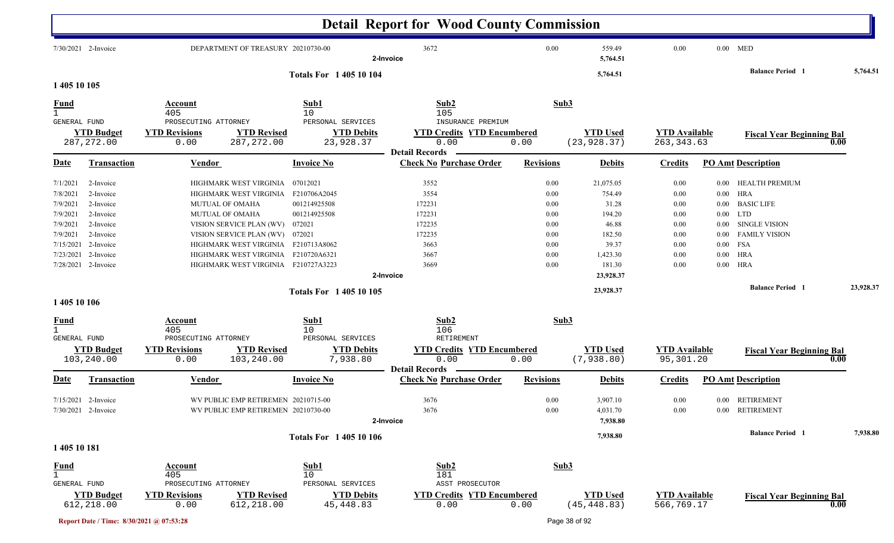# Detail Report for Wood County Commission

| Date | Transaction | Vendor | Invoice No | Check No | Revisions | Debits | Credits | PO Amt | Description |
|---|---|---|---|---|---|---|---|---|---|
| 7/30/2021 | 2-Invoice | DEPARTMENT OF TREASURY | 20210730-00 | 3672 | 0.00 | 559.49 | 0.00 | 0.00 | MED |
| | | | 2-Invoice | | | 5,764.51 | | | |

**Totals For 1 405 10 104** — 5,764.51 — Balance Period 1: 5,764.51

## 1 405 10 105

| Fund | Account | Sub1 | Sub2 | Sub3 |
|---|---|---|---|---|
| 1 | 405 | 10 | 105 | |
| GENERAL FUND | PROSECUTING ATTORNEY | PERSONAL SERVICES | INSURANCE PREMIUM | |

| YTD Budget | YTD Revisions | YTD Revised | YTD Debits | YTD Credits | YTD Encumbered | YTD Used | YTD Available | Fiscal Year Beginning Bal |
|---|---|---|---|---|---|---|---|---|
| 287,272.00 | 0.00 | 287,272.00 | 23,928.37 | 0.00 | 0.00 | (23,928.37) | 263,343.63 | 0.00 |

**Detail Records**

| Date | Transaction | Vendor | Invoice No | Check No | Purchase Order | Revisions | Debits | Credits | PO Amt | Description |
|---|---|---|---|---|---|---|---|---|---|---|
| 7/1/2021 | 2-Invoice | HIGHMARK WEST VIRGINIA | 07012021 | 3552 | | 0.00 | 21,075.05 | 0.00 | 0.00 | HEALTH PREMIUM |
| 7/8/2021 | 2-Invoice | HIGHMARK WEST VIRGINIA | F210706A2045 | 3554 | | 0.00 | 754.49 | 0.00 | 0.00 | HRA |
| 7/9/2021 | 2-Invoice | MUTUAL OF OMAHA | 001214925508 | 172231 | | 0.00 | 31.28 | 0.00 | 0.00 | BASIC LIFE |
| 7/9/2021 | 2-Invoice | MUTUAL OF OMAHA | 001214925508 | 172231 | | 0.00 | 194.20 | 0.00 | 0.00 | LTD |
| 7/9/2021 | 2-Invoice | VISION SERVICE PLAN (WV) | 072021 | 172235 | | 0.00 | 46.88 | 0.00 | 0.00 | SINGLE VISION |
| 7/9/2021 | 2-Invoice | VISION SERVICE PLAN (WV) | 072021 | 172235 | | 0.00 | 182.50 | 0.00 | 0.00 | FAMILY VISION |
| 7/15/2021 | 2-Invoice | HIGHMARK WEST VIRGINIA | F210713A8062 | 3663 | | 0.00 | 39.37 | 0.00 | 0.00 | FSA |
| 7/23/2021 | 2-Invoice | HIGHMARK WEST VIRGINIA | F210720A6321 | 3667 | | 0.00 | 1,423.30 | 0.00 | 0.00 | HRA |
| 7/28/2021 | 2-Invoice | HIGHMARK WEST VIRGINIA | F210727A3223 | 3669 | | 0.00 | 181.30 | 0.00 | 0.00 | HRA |
| | | | 2-Invoice | | | | 23,928.37 | | | |

**Totals For 1 405 10 105** — 23,928.37 — Balance Period 1: 23,928.37

## 1 405 10 106

| Fund | Account | Sub1 | Sub2 | Sub3 |
|---|---|---|---|---|
| 1 | 405 | 10 | 106 | |
| GENERAL FUND | PROSECUTING ATTORNEY | PERSONAL SERVICES | RETIREMENT | |

| YTD Budget | YTD Revisions | YTD Revised | YTD Debits | YTD Credits | YTD Encumbered | YTD Used | YTD Available | Fiscal Year Beginning Bal |
|---|---|---|---|---|---|---|---|---|
| 103,240.00 | 0.00 | 103,240.00 | 7,938.80 | 0.00 | 0.00 | (7,938.80) | 95,301.20 | 0.00 |

**Detail Records**

| Date | Transaction | Vendor | Invoice No | Check No | Purchase Order | Revisions | Debits | Credits | PO Amt | Description |
|---|---|---|---|---|---|---|---|---|---|---|
| 7/15/2021 | 2-Invoice | WV PUBLIC EMP RETIREMEN | 20210715-00 | 3676 | | 0.00 | 3,907.10 | 0.00 | 0.00 | RETIREMENT |
| 7/30/2021 | 2-Invoice | WV PUBLIC EMP RETIREMEN | 20210730-00 | 3676 | | 0.00 | 4,031.70 | 0.00 | 0.00 | RETIREMENT |
| | | | 2-Invoice | | | | 7,938.80 | | | |

**Totals For 1 405 10 106** — 7,938.80 — Balance Period 1: 7,938.80

## 1 405 10 181

| Fund | Account | Sub1 | Sub2 | Sub3 |
|---|---|---|---|---|
| 1 | 405 | 10 | 181 | |
| GENERAL FUND | PROSECUTING ATTORNEY | PERSONAL SERVICES | ASST PROSECUTOR | |

| YTD Budget | YTD Revisions | YTD Revised | YTD Debits | YTD Credits | YTD Encumbered | YTD Used | YTD Available | Fiscal Year Beginning Bal |
|---|---|---|---|---|---|---|---|---|
| 612,218.00 | 0.00 | 612,218.00 | 45,448.83 | 0.00 | 0.00 | (45,448.83) | 566,769.17 | 0.00 |

Report Date / Time: 8/30/2021 @ 07:53:28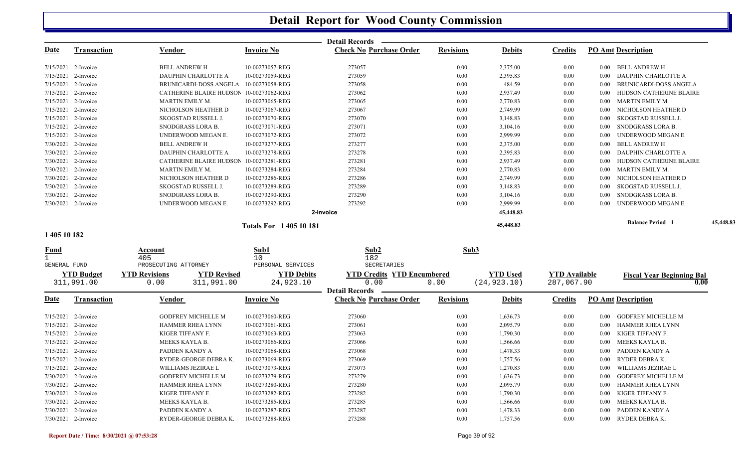# Detail Report for Wood County Commission

**Detail Records**

| Date | Transaction | Vendor | Invoice No | Check No | Purchase Order | Revisions | Debits | Credits | PO Amt | Description |
|---|---|---|---|---|---|---|---|---|---|---|
| 7/15/2021 | 2-Invoice | BELL ANDREW H | 10-00273057-REG | 273057 | | 0.00 | 2,375.00 | 0.00 | 0.00 | BELL ANDREW H |
| 7/15/2021 | 2-Invoice | DAUPHIN CHARLOTTE A | 10-00273059-REG | 273059 | | 0.00 | 2,395.83 | 0.00 | 0.00 | DAUPHIN CHARLOTTE A |
| 7/15/2021 | 2-Invoice | BRUNICARDI-DOSS ANGELA | 10-00273058-REG | 273058 | | 0.00 | 484.59 | 0.00 | 0.00 | BRUNICARDI-DOSS ANGELA |
| 7/15/2021 | 2-Invoice | CATHERINE BLAIRE HUDSON | 10-00273062-REG | 273062 | | 0.00 | 2,937.49 | 0.00 | 0.00 | HUDSON CATHERINE BLAIRE |
| 7/15/2021 | 2-Invoice | MARTIN EMILY M. | 10-00273065-REG | 273065 | | 0.00 | 2,770.83 | 0.00 | 0.00 | MARTIN EMILY M. |
| 7/15/2021 | 2-Invoice | NICHOLSON HEATHER D | 10-00273067-REG | 273067 | | 0.00 | 2,749.99 | 0.00 | 0.00 | NICHOLSON HEATHER D |
| 7/15/2021 | 2-Invoice | SKOGSTAD RUSSELL J. | 10-00273070-REG | 273070 | | 0.00 | 3,148.83 | 0.00 | 0.00 | SKOGSTAD RUSSELL J. |
| 7/15/2021 | 2-Invoice | SNODGRASS LORA B. | 10-00273071-REG | 273071 | | 0.00 | 3,104.16 | 0.00 | 0.00 | SNODGRASS LORA B. |
| 7/15/2021 | 2-Invoice | UNDERWOOD MEGAN E. | 10-00273072-REG | 273072 | | 0.00 | 2,999.99 | 0.00 | 0.00 | UNDERWOOD MEGAN E. |
| 7/30/2021 | 2-Invoice | BELL ANDREW H | 10-00273277-REG | 273277 | | 0.00 | 2,375.00 | 0.00 | 0.00 | BELL ANDREW H |
| 7/30/2021 | 2-Invoice | DAUPHIN CHARLOTTE A | 10-00273278-REG | 273278 | | 0.00 | 2,395.83 | 0.00 | 0.00 | DAUPHIN CHARLOTTE A |
| 7/30/2021 | 2-Invoice | CATHERINE BLAIRE HUDSON | 10-00273281-REG | 273281 | | 0.00 | 2,937.49 | 0.00 | 0.00 | HUDSON CATHERINE BLAIRE |
| 7/30/2021 | 2-Invoice | MARTIN EMILY M. | 10-00273284-REG | 273284 | | 0.00 | 2,770.83 | 0.00 | 0.00 | MARTIN EMILY M. |
| 7/30/2021 | 2-Invoice | NICHOLSON HEATHER D | 10-00273286-REG | 273286 | | 0.00 | 2,749.99 | 0.00 | 0.00 | NICHOLSON HEATHER D |
| 7/30/2021 | 2-Invoice | SKOGSTAD RUSSELL J. | 10-00273289-REG | 273289 | | 0.00 | 3,148.83 | 0.00 | 0.00 | SKOGSTAD RUSSELL J. |
| 7/30/2021 | 2-Invoice | SNODGRASS LORA B. | 10-00273290-REG | 273290 | | 0.00 | 3,104.16 | 0.00 | 0.00 | SNODGRASS LORA B. |
| 7/30/2021 | 2-Invoice | UNDERWOOD MEGAN E. | 10-00273292-REG | 273292 | | 0.00 | 2,999.99 | 0.00 | 0.00 | UNDERWOOD MEGAN E. |
| | | | | 2-Invoice | | | 45,448.83 | | | |
| | | | Totals For 1 405 10 181 | | | | 45,448.83 | | | Balance Period 1 45,448.83 |

## 1 405 10 182

| Fund | Account | Sub1 | Sub2 | Sub3 |
|---|---|---|---|---|
| 1 | 405 | 10 | 182 | |
| GENERAL FUND | PROSECUTING ATTORNEY | PERSONAL SERVICES | SECRETARIES | |

| YTD Budget | YTD Revisions | YTD Revised | YTD Debits | YTD Credits | YTD Encumbered | YTD Used | YTD Available | Fiscal Year Beginning Bal |
|---|---|---|---|---|---|---|---|---|
| 311,991.00 | 0.00 | 311,991.00 | 24,923.10 | 0.00 | 0.00 | (24,923.10) | 287,067.90 | 0.00 |

**Detail Records**

| Date | Transaction | Vendor | Invoice No | Check No | Purchase Order | Revisions | Debits | Credits | PO Amt | Description |
|---|---|---|---|---|---|---|---|---|---|---|
| 7/15/2021 | 2-Invoice | GODFREY MICHELLE M | 10-00273060-REG | 273060 | | 0.00 | 1,636.73 | 0.00 | 0.00 | GODFREY MICHELLE M |
| 7/15/2021 | 2-Invoice | HAMMER RHEA LYNN | 10-00273061-REG | 273061 | | 0.00 | 2,095.79 | 0.00 | 0.00 | HAMMER RHEA LYNN |
| 7/15/2021 | 2-Invoice | KIGER TIFFANY F. | 10-00273063-REG | 273063 | | 0.00 | 1,790.30 | 0.00 | 0.00 | KIGER TIFFANY F. |
| 7/15/2021 | 2-Invoice | MEEKS KAYLA B. | 10-00273066-REG | 273066 | | 0.00 | 1,566.66 | 0.00 | 0.00 | MEEKS KAYLA B. |
| 7/15/2021 | 2-Invoice | PADDEN KANDY A | 10-00273068-REG | 273068 | | 0.00 | 1,478.33 | 0.00 | 0.00 | PADDEN KANDY A |
| 7/15/2021 | 2-Invoice | RYDER-GEORGE DEBRA K. | 10-00273069-REG | 273069 | | 0.00 | 1,757.56 | 0.00 | 0.00 | RYDER DEBRA K. |
| 7/15/2021 | 2-Invoice | WILLIAMS JEZIRAE L | 10-00273073-REG | 273073 | | 0.00 | 1,270.83 | 0.00 | 0.00 | WILLIAMS JEZIRAE L |
| 7/30/2021 | 2-Invoice | GODFREY MICHELLE M | 10-00273279-REG | 273279 | | 0.00 | 1,636.73 | 0.00 | 0.00 | GODFREY MICHELLE M |
| 7/30/2021 | 2-Invoice | HAMMER RHEA LYNN | 10-00273280-REG | 273280 | | 0.00 | 2,095.79 | 0.00 | 0.00 | HAMMER RHEA LYNN |
| 7/30/2021 | 2-Invoice | KIGER TIFFANY F. | 10-00273282-REG | 273282 | | 0.00 | 1,790.30 | 0.00 | 0.00 | KIGER TIFFANY F. |
| 7/30/2021 | 2-Invoice | MEEKS KAYLA B. | 10-00273285-REG | 273285 | | 0.00 | 1,566.66 | 0.00 | 0.00 | MEEKS KAYLA B. |
| 7/30/2021 | 2-Invoice | PADDEN KANDY A | 10-00273287-REG | 273287 | | 0.00 | 1,478.33 | 0.00 | 0.00 | PADDEN KANDY A |
| 7/30/2021 | 2-Invoice | RYDER-GEORGE DEBRA K. | 10-00273288-REG | 273288 | | 0.00 | 1,757.56 | 0.00 | 0.00 | RYDER DEBRA K. |

Report Date / Time: 8/30/2021 @ 07:53:28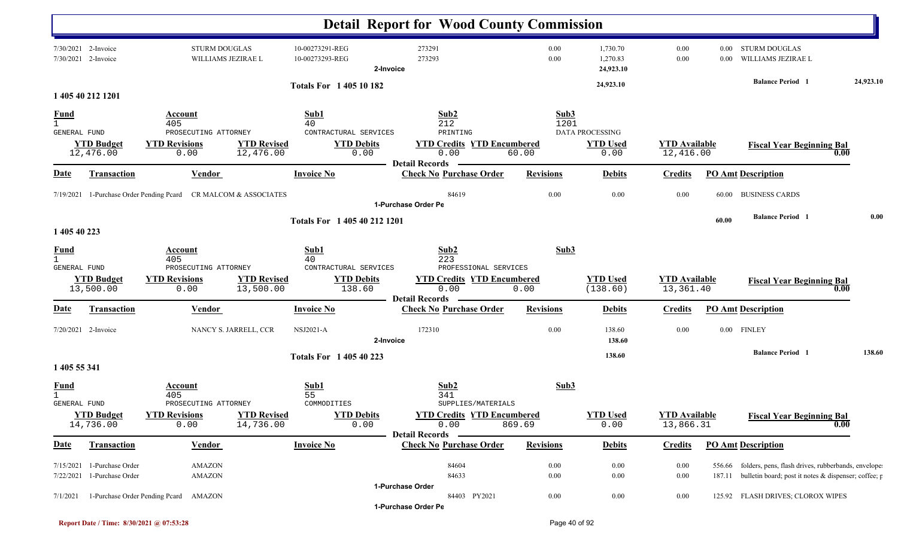# Detail Report for Wood County Commission

| Date | Transaction | Vendor | Invoice No | Check No | Purchase Order | Revisions | Debits | Credits | PO Amt | Description |
|---|---|---|---|---|---|---|---|---|---|---|
| 7/30/2021 | 2-Invoice | STURM DOUGLAS | 10-00273291-REG | 273291 | | 0.00 | 1,730.70 | 0.00 | 0.00 | STURM DOUGLAS |
| 7/30/2021 | 2-Invoice | WILLIAMS JEZIRAE L | 10-00273293-REG | 273293 | | 0.00 | 1,270.83 | 0.00 | 0.00 | WILLIAMS JEZIRAE L |
| | | | | 2-Invoice | | | 24,923.10 | | | |

**Totals For 1 405 10 182** — 24,923.10 — **Balance Period 1** 24,923.10

## 1 405 40 212 1201

| Fund | Account | Sub1 | Sub2 | Sub3 |
|---|---|---|---|---|
| 1 GENERAL FUND | 405 PROSECUTING ATTORNEY | 40 CONTRACTUAL SERVICES | 212 PRINTING | 1201 DATA PROCESSING |

| YTD Budget | YTD Revisions | YTD Revised | YTD Debits | YTD Credits | YTD Encumbered | YTD Used | YTD Available | Fiscal Year Beginning Bal |
|---|---|---|---|---|---|---|---|---|
| 12,476.00 | 0.00 | 12,476.00 | 0.00 | 0.00 | 60.00 | 0.00 | 12,416.00 | 0.00 |

**Detail Records**

| Date | Transaction | Vendor | Invoice No | Check No | Purchase Order | Revisions | Debits | Credits | PO Amt | Description |
|---|---|---|---|---|---|---|---|---|---|---|
| 7/19/2021 | 1-Purchase Order Pending Pcard | CR MALCOM & ASSOCIATES | | | 84619 | 0.00 | 0.00 | 0.00 | 60.00 | BUSINESS CARDS |
| | | | | 1-Purchase Order Pe | | | | | | |

**Totals For 1 405 40 212 1201** — 60.00 — **Balance Period 1** 0.00

## 1 405 40 223

| Fund | Account | Sub1 | Sub2 | Sub3 |
|---|---|---|---|---|
| 1 GENERAL FUND | 405 PROSECUTING ATTORNEY | 40 CONTRACTUAL SERVICES | 223 PROFESSIONAL SERVICES | |

| YTD Budget | YTD Revisions | YTD Revised | YTD Debits | YTD Credits | YTD Encumbered | YTD Used | YTD Available | Fiscal Year Beginning Bal |
|---|---|---|---|---|---|---|---|---|
| 13,500.00 | 0.00 | 13,500.00 | 138.60 | 0.00 | 0.00 | (138.60) | 13,361.40 | 0.00 |

**Detail Records**

| Date | Transaction | Vendor | Invoice No | Check No | Purchase Order | Revisions | Debits | Credits | PO Amt | Description |
|---|---|---|---|---|---|---|---|---|---|---|
| 7/20/2021 | 2-Invoice | NANCY S. JARRELL, CCR | NSJ2021-A | 172310 | | 0.00 | 138.60 | 0.00 | 0.00 | FINLEY |
| | | | | 2-Invoice | | | 138.60 | | | |

**Totals For 1 405 40 223** — 138.60 — **Balance Period 1** 138.60

## 1 405 55 341

| Fund | Account | Sub1 | Sub2 | Sub3 |
|---|---|---|---|---|
| 1 GENERAL FUND | 405 PROSECUTING ATTORNEY | 55 COMMODITIES | 341 SUPPLIES/MATERIALS | |

| YTD Budget | YTD Revisions | YTD Revised | YTD Debits | YTD Credits | YTD Encumbered | YTD Used | YTD Available | Fiscal Year Beginning Bal |
|---|---|---|---|---|---|---|---|---|
| 14,736.00 | 0.00 | 14,736.00 | 0.00 | 0.00 | 869.69 | 0.00 | 13,866.31 | 0.00 |

**Detail Records**

| Date | Transaction | Vendor | Invoice No | Check No | Purchase Order | Revisions | Debits | Credits | PO Amt | Description |
|---|---|---|---|---|---|---|---|---|---|---|
| 7/15/2021 | 1-Purchase Order | AMAZON | | | 84604 | 0.00 | 0.00 | 0.00 | 556.66 | folders, pens, flash drives, rubberbands, envelope |
| 7/22/2021 | 1-Purchase Order | AMAZON | | | 84633 | 0.00 | 0.00 | 0.00 | 187.11 | bulletin board; post it notes & dispenser; coffee; p |
| | | | | 1-Purchase Order | | | | | | |
| 7/1/2021 | 1-Purchase Order Pending Pcard | AMAZON | | | 84403 PY2021 | 0.00 | 0.00 | 0.00 | 125.92 | FLASH DRIVES; CLOROX WIPES |
| | | | | 1-Purchase Order Pe | | | | | | |

Report Date / Time: 8/30/2021 @ 07:53:28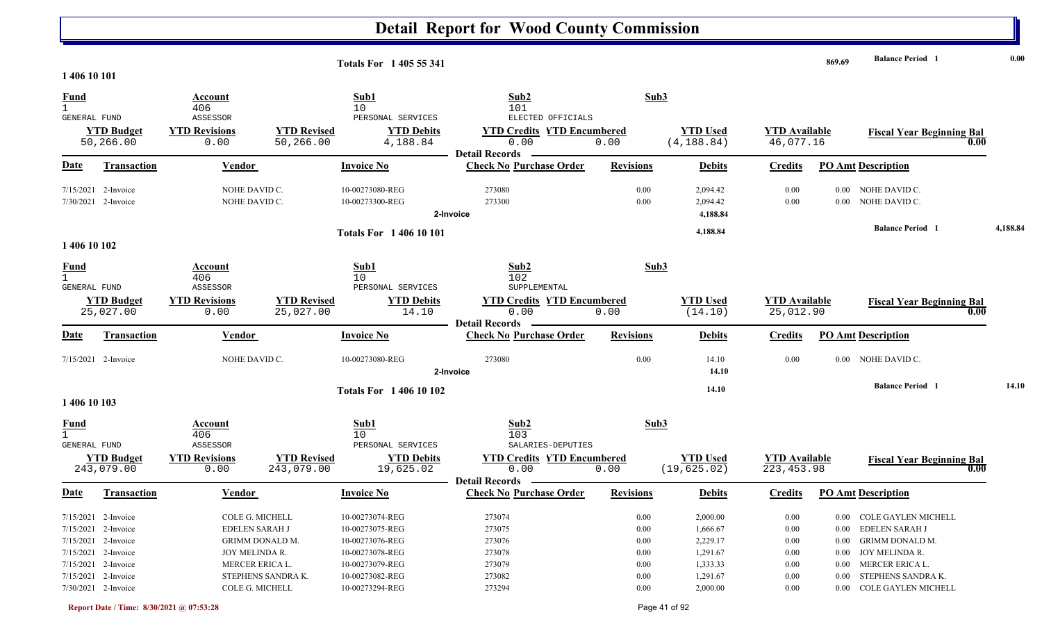# Detail Report for Wood County Commission

**Totals For 1 405 55 341** — 869.69 — **Balance Period 1** — 0.00

## 1 406 10 101

| Fund | Account | | Sub1 | Sub2 | | Sub3 |
|---|---|---|---|---|---|---|
| 1 GENERAL FUND | 406 ASSESSOR | | 10 PERSONAL SERVICES | 101 ELECTED OFFICIALS | | |

| YTD Budget | YTD Revisions | YTD Revised | YTD Debits | YTD Credits | YTD Encumbered | YTD Used | YTD Available | Fiscal Year Beginning Bal |
|---|---|---|---|---|---|---|---|---|
| 50,266.00 | 0.00 | 50,266.00 | 4,188.84 | 0.00 | 0.00 | (4,188.84) | 46,077.16 | 0.00 |

**Detail Records**

| Date | Transaction | Vendor | Invoice No | Check No | Purchase Order | Revisions | Debits | Credits | PO Amt | Description |
|---|---|---|---|---|---|---|---|---|---|---|
| 7/15/2021 | 2-Invoice | NOHE DAVID C. | 10-00273080-REG | 273080 | | 0.00 | 2,094.42 | 0.00 | 0.00 | NOHE DAVID C. |
| 7/30/2021 | 2-Invoice | NOHE DAVID C. | 10-00273300-REG | 273300 | | 0.00 | 2,094.42 | 0.00 | 0.00 | NOHE DAVID C. |
| | | | | 2-Invoice | | | 4,188.84 | | | |

**Totals For 1 406 10 101** — 4,188.84 — **Balance Period 1** — 4,188.84

## 1 406 10 102

| Fund | Account | | Sub1 | Sub2 | | Sub3 |
|---|---|---|---|---|---|---|
| 1 GENERAL FUND | 406 ASSESSOR | | 10 PERSONAL SERVICES | 102 SUPPLEMENTAL | | |

| YTD Budget | YTD Revisions | YTD Revised | YTD Debits | YTD Credits | YTD Encumbered | YTD Used | YTD Available | Fiscal Year Beginning Bal |
|---|---|---|---|---|---|---|---|---|
| 25,027.00 | 0.00 | 25,027.00 | 14.10 | 0.00 | 0.00 | (14.10) | 25,012.90 | 0.00 |

**Detail Records**

| Date | Transaction | Vendor | Invoice No | Check No | Purchase Order | Revisions | Debits | Credits | PO Amt | Description |
|---|---|---|---|---|---|---|---|---|---|---|
| 7/15/2021 | 2-Invoice | NOHE DAVID C. | 10-00273080-REG | 273080 | | 0.00 | 14.10 | 0.00 | 0.00 | NOHE DAVID C. |
| | | | | 2-Invoice | | | 14.10 | | | |

**Totals For 1 406 10 102** — 14.10 — **Balance Period 1** — 14.10

## 1 406 10 103

| Fund | Account | | Sub1 | Sub2 | | Sub3 |
|---|---|---|---|---|---|---|
| 1 GENERAL FUND | 406 ASSESSOR | | 10 PERSONAL SERVICES | 103 SALARIES-DEPUTIES | | |

| YTD Budget | YTD Revisions | YTD Revised | YTD Debits | YTD Credits | YTD Encumbered | YTD Used | YTD Available | Fiscal Year Beginning Bal |
|---|---|---|---|---|---|---|---|---|
| 243,079.00 | 0.00 | 243,079.00 | 19,625.02 | 0.00 | 0.00 | (19,625.02) | 223,453.98 | 0.00 |

**Detail Records**

| Date | Transaction | Vendor | Invoice No | Check No | Purchase Order | Revisions | Debits | Credits | PO Amt | Description |
|---|---|---|---|---|---|---|---|---|---|---|
| 7/15/2021 | 2-Invoice | COLE G. MICHELL | 10-00273074-REG | 273074 | | 0.00 | 2,000.00 | 0.00 | 0.00 | COLE GAYLEN MICHELL |
| 7/15/2021 | 2-Invoice | EDELEN SARAH J | 10-00273075-REG | 273075 | | 0.00 | 1,666.67 | 0.00 | 0.00 | EDELEN SARAH J |
| 7/15/2021 | 2-Invoice | GRIMM DONALD M. | 10-00273076-REG | 273076 | | 0.00 | 2,229.17 | 0.00 | 0.00 | GRIMM DONALD M. |
| 7/15/2021 | 2-Invoice | JOY MELINDA R. | 10-00273078-REG | 273078 | | 0.00 | 1,291.67 | 0.00 | 0.00 | JOY MELINDA R. |
| 7/15/2021 | 2-Invoice | MERCER ERICA L. | 10-00273079-REG | 273079 | | 0.00 | 1,333.33 | 0.00 | 0.00 | MERCER ERICA L. |
| 7/15/2021 | 2-Invoice | STEPHENS SANDRA K. | 10-00273082-REG | 273082 | | 0.00 | 1,291.67 | 0.00 | 0.00 | STEPHENS SANDRA K. |
| 7/30/2021 | 2-Invoice | COLE G. MICHELL | 10-00273294-REG | 273294 | | 0.00 | 2,000.00 | 0.00 | 0.00 | COLE GAYLEN MICHELL |

Report Date / Time: 8/30/2021 @ 07:53:28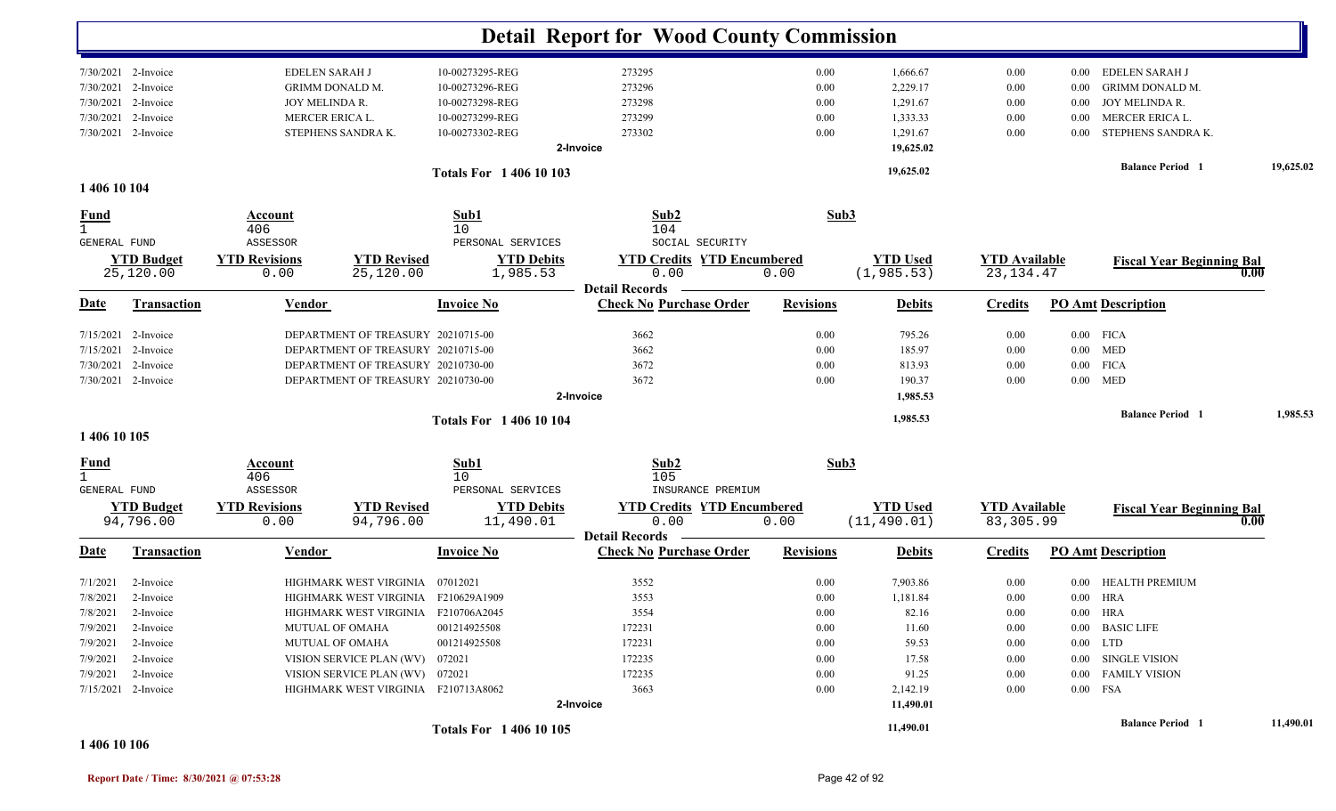# Detail Report for Wood County Commission

| Date | Transaction | Vendor | Invoice No | Check No | Revisions | Debits | Credits | PO Amt | Description |
|---|---|---|---|---|---|---|---|---|---|
| 7/30/2021 | 2-Invoice | EDELEN SARAH J | 10-00273295-REG | 273295 | 0.00 | 1,666.67 | 0.00 | 0.00 | EDELEN SARAH J |
| 7/30/2021 | 2-Invoice | GRIMM DONALD M. | 10-00273296-REG | 273296 | 0.00 | 2,229.17 | 0.00 | 0.00 | GRIMM DONALD M. |
| 7/30/2021 | 2-Invoice | JOY MELINDA R. | 10-00273298-REG | 273298 | 0.00 | 1,291.67 | 0.00 | 0.00 | JOY MELINDA R. |
| 7/30/2021 | 2-Invoice | MERCER ERICA L. | 10-00273299-REG | 273299 | 0.00 | 1,333.33 | 0.00 | 0.00 | MERCER ERICA L. |
| 7/30/2021 | 2-Invoice | STEPHENS SANDRA K. | 10-00273302-REG | 273302 | 0.00 | 1,291.67 | 0.00 | 0.00 | STEPHENS SANDRA K. |
| | | | | 2-Invoice | | 19,625.02 | | | |

**Totals For 1 406 10 103** — 19,625.02 — Balance Period 1: 19,625.02

## 1 406 10 104

| Fund | Account | Sub1 | Sub2 | Sub3 |
|---|---|---|---|---|
| 1 | 406 | 10 | 104 | |
| GENERAL FUND | ASSESSOR | PERSONAL SERVICES | SOCIAL SECURITY | |

| YTD Budget | YTD Revisions | YTD Revised | YTD Debits | YTD Credits | YTD Encumbered | YTD Used | YTD Available | Fiscal Year Beginning Bal |
|---|---|---|---|---|---|---|---|---|
| 25,120.00 | 0.00 | 25,120.00 | 1,985.53 | 0.00 | 0.00 | (1,985.53) | 23,134.47 | 0.00 |

**Detail Records**

| Date | Transaction | Vendor | Invoice No | Check No Purchase Order | Revisions | Debits | Credits | PO Amt | Description |
|---|---|---|---|---|---|---|---|---|---|
| 7/15/2021 | 2-Invoice | DEPARTMENT OF TREASURY | 20210715-00 | 3662 | 0.00 | 795.26 | 0.00 | 0.00 | FICA |
| 7/15/2021 | 2-Invoice | DEPARTMENT OF TREASURY | 20210715-00 | 3662 | 0.00 | 185.97 | 0.00 | 0.00 | MED |
| 7/30/2021 | 2-Invoice | DEPARTMENT OF TREASURY | 20210730-00 | 3672 | 0.00 | 813.93 | 0.00 | 0.00 | FICA |
| 7/30/2021 | 2-Invoice | DEPARTMENT OF TREASURY | 20210730-00 | 3672 | 0.00 | 190.37 | 0.00 | 0.00 | MED |
| | | | | 2-Invoice | | 1,985.53 | | | |

**Totals For 1 406 10 104** — 1,985.53 — Balance Period 1: 1,985.53

## 1 406 10 105

| Fund | Account | Sub1 | Sub2 | Sub3 |
|---|---|---|---|---|
| 1 | 406 | 10 | 105 | |
| GENERAL FUND | ASSESSOR | PERSONAL SERVICES | INSURANCE PREMIUM | |

| YTD Budget | YTD Revisions | YTD Revised | YTD Debits | YTD Credits | YTD Encumbered | YTD Used | YTD Available | Fiscal Year Beginning Bal |
|---|---|---|---|---|---|---|---|---|
| 94,796.00 | 0.00 | 94,796.00 | 11,490.01 | 0.00 | 0.00 | (11,490.01) | 83,305.99 | 0.00 |

**Detail Records**

| Date | Transaction | Vendor | Invoice No | Check No Purchase Order | Revisions | Debits | Credits | PO Amt | Description |
|---|---|---|---|---|---|---|---|---|---|
| 7/1/2021 | 2-Invoice | HIGHMARK WEST VIRGINIA | 07012021 | 3552 | 0.00 | 7,903.86 | 0.00 | 0.00 | HEALTH PREMIUM |
| 7/8/2021 | 2-Invoice | HIGHMARK WEST VIRGINIA | F210629A1909 | 3553 | 0.00 | 1,181.84 | 0.00 | 0.00 | HRA |
| 7/8/2021 | 2-Invoice | HIGHMARK WEST VIRGINIA | F210706A2045 | 3554 | 0.00 | 82.16 | 0.00 | 0.00 | HRA |
| 7/9/2021 | 2-Invoice | MUTUAL OF OMAHA | 001214925508 | 172231 | 0.00 | 11.60 | 0.00 | 0.00 | BASIC LIFE |
| 7/9/2021 | 2-Invoice | MUTUAL OF OMAHA | 001214925508 | 172231 | 0.00 | 59.53 | 0.00 | 0.00 | LTD |
| 7/9/2021 | 2-Invoice | VISION SERVICE PLAN (WV) | 072021 | 172235 | 0.00 | 17.58 | 0.00 | 0.00 | SINGLE VISION |
| 7/9/2021 | 2-Invoice | VISION SERVICE PLAN (WV) | 072021 | 172235 | 0.00 | 91.25 | 0.00 | 0.00 | FAMILY VISION |
| 7/15/2021 | 2-Invoice | HIGHMARK WEST VIRGINIA | F210713A8062 | 3663 | 0.00 | 2,142.19 | 0.00 | 0.00 | FSA |
| | | | | 2-Invoice | | 11,490.01 | | | |

**Totals For 1 406 10 105** — 11,490.01 — Balance Period 1: 11,490.01

## 1 406 10 106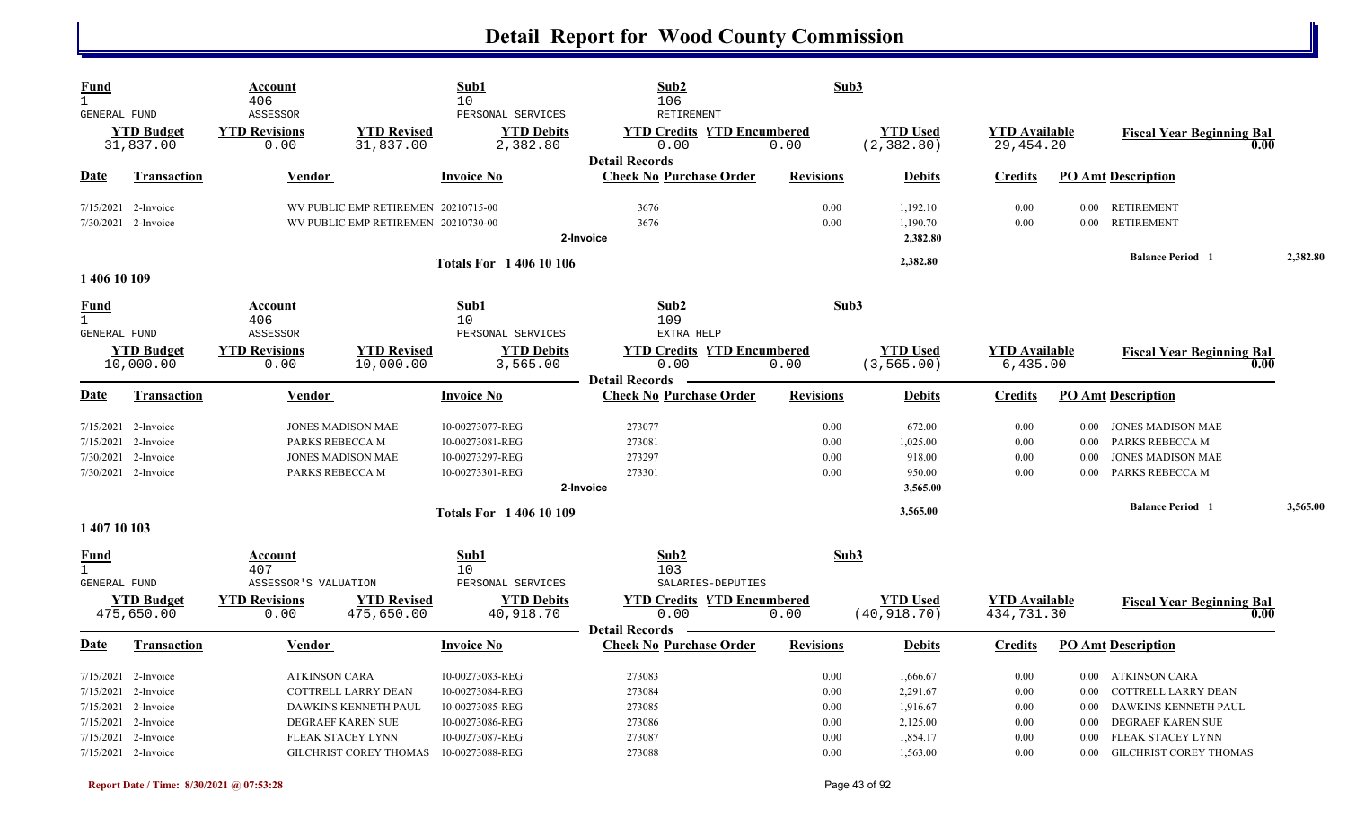# Detail Report for Wood County Commission

| Fund | Account | Sub1 | Sub2 | Sub3 |
|---|---|---|---|---|
| 1 | 406 | 10 | 106 | |
| GENERAL FUND | ASSESSOR | PERSONAL SERVICES | RETIREMENT | |

| YTD Budget | YTD Revisions | YTD Revised | YTD Debits | YTD Credits | YTD Encumbered | YTD Used | YTD Available | Fiscal Year Beginning Bal |
|---|---|---|---|---|---|---|---|---|
| 31,837.00 | 0.00 | 31,837.00 | 2,382.80 | 0.00 | 0.00 | (2,382.80) | 29,454.20 | 0.00 |

Detail Records

| Date | Transaction | Vendor | Invoice No | Check No | Purchase Order | Revisions | Debits | Credits | PO Amt | Description |
|---|---|---|---|---|---|---|---|---|---|---|
| 7/15/2021 | 2-Invoice | WV PUBLIC EMP RETIREMEN | 20210715-00 | 3676 | | 0.00 | 1,192.10 | 0.00 | 0.00 | RETIREMENT |
| 7/30/2021 | 2-Invoice | WV PUBLIC EMP RETIREMEN | 20210730-00 | 3676 | | 0.00 | 1,190.70 | 0.00 | 0.00 | RETIREMENT |
| | 2-Invoice | | | | | | 2,382.80 | | | |
| | Totals For 1 406 10 106 | | | | | | 2,382.80 | | | Balance Period 1 2,382.80 |

## 1 406 10 109

| Fund | Account | Sub1 | Sub2 | Sub3 |
|---|---|---|---|---|
| 1 | 406 | 10 | 109 | |
| GENERAL FUND | ASSESSOR | PERSONAL SERVICES | EXTRA HELP | |

| YTD Budget | YTD Revisions | YTD Revised | YTD Debits | YTD Credits | YTD Encumbered | YTD Used | YTD Available | Fiscal Year Beginning Bal |
|---|---|---|---|---|---|---|---|---|
| 10,000.00 | 0.00 | 10,000.00 | 3,565.00 | 0.00 | 0.00 | (3,565.00) | 6,435.00 | 0.00 |

Detail Records

| Date | Transaction | Vendor | Invoice No | Check No | Purchase Order | Revisions | Debits | Credits | PO Amt | Description |
|---|---|---|---|---|---|---|---|---|---|---|
| 7/15/2021 | 2-Invoice | JONES MADISON MAE | 10-00273077-REG | 273077 | | 0.00 | 672.00 | 0.00 | 0.00 | JONES MADISON MAE |
| 7/15/2021 | 2-Invoice | PARKS REBECCA M | 10-00273081-REG | 273081 | | 0.00 | 1,025.00 | 0.00 | 0.00 | PARKS REBECCA M |
| 7/30/2021 | 2-Invoice | JONES MADISON MAE | 10-00273297-REG | 273297 | | 0.00 | 918.00 | 0.00 | 0.00 | JONES MADISON MAE |
| 7/30/2021 | 2-Invoice | PARKS REBECCA M | 10-00273301-REG | 273301 | | 0.00 | 950.00 | 0.00 | 0.00 | PARKS REBECCA M |
| | 2-Invoice | | | | | | 3,565.00 | | | |
| | Totals For 1 406 10 109 | | | | | | 3,565.00 | | | Balance Period 1 3,565.00 |

## 1 407 10 103

| Fund | Account | Sub1 | Sub2 | Sub3 |
|---|---|---|---|---|
| 1 | 407 | 10 | 103 | |
| GENERAL FUND | ASSESSOR'S VALUATION | PERSONAL SERVICES | SALARIES-DEPUTIES | |

| YTD Budget | YTD Revisions | YTD Revised | YTD Debits | YTD Credits | YTD Encumbered | YTD Used | YTD Available | Fiscal Year Beginning Bal |
|---|---|---|---|---|---|---|---|---|
| 475,650.00 | 0.00 | 475,650.00 | 40,918.70 | 0.00 | 0.00 | (40,918.70) | 434,731.30 | 0.00 |

Detail Records

| Date | Transaction | Vendor | Invoice No | Check No | Purchase Order | Revisions | Debits | Credits | PO Amt | Description |
|---|---|---|---|---|---|---|---|---|---|---|
| 7/15/2021 | 2-Invoice | ATKINSON CARA | 10-00273083-REG | 273083 | | 0.00 | 1,666.67 | 0.00 | 0.00 | ATKINSON CARA |
| 7/15/2021 | 2-Invoice | COTTRELL LARRY DEAN | 10-00273084-REG | 273084 | | 0.00 | 2,291.67 | 0.00 | 0.00 | COTTRELL LARRY DEAN |
| 7/15/2021 | 2-Invoice | DAWKINS KENNETH PAUL | 10-00273085-REG | 273085 | | 0.00 | 1,916.67 | 0.00 | 0.00 | DAWKINS KENNETH PAUL |
| 7/15/2021 | 2-Invoice | DEGRAEF KAREN SUE | 10-00273086-REG | 273086 | | 0.00 | 2,125.00 | 0.00 | 0.00 | DEGRAEF KAREN SUE |
| 7/15/2021 | 2-Invoice | FLEAK STACEY LYNN | 10-00273087-REG | 273087 | | 0.00 | 1,854.17 | 0.00 | 0.00 | FLEAK STACEY LYNN |
| 7/15/2021 | 2-Invoice | GILCHRIST COREY THOMAS | 10-00273088-REG | 273088 | | 0.00 | 1,563.00 | 0.00 | 0.00 | GILCHRIST COREY THOMAS |

Report Date / Time: 8/30/2021 @ 07:53:28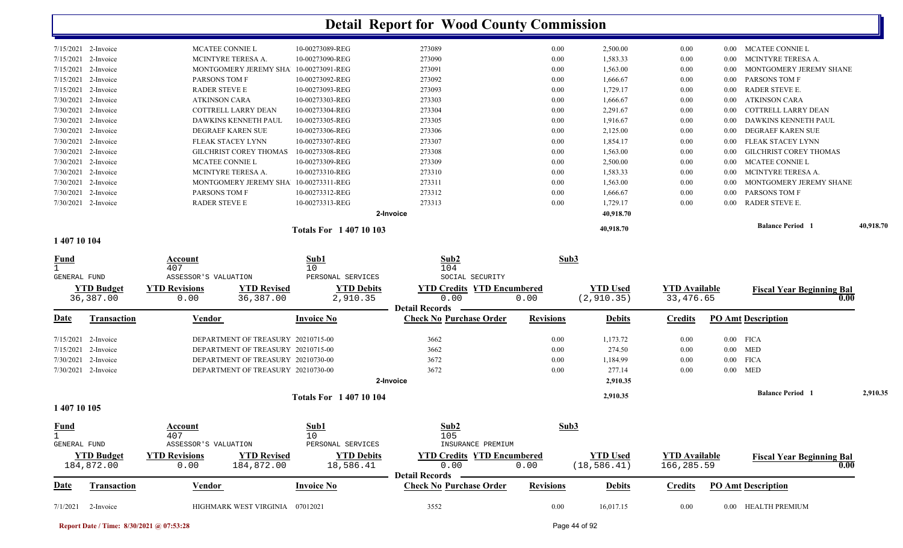# Detail Report for Wood County Commission

| Date | Transaction | Vendor | Invoice No | Check No Purchase Order | Revisions | Debits | Credits | PO Amt Description |
|---|---|---|---|---|---|---|---|---|
| 7/15/2021 | 2-Invoice | MCATEE CONNIE L | 10-00273089-REG | 273089 | 0.00 | 2,500.00 | 0.00 | 0.00 MCATEE CONNIE L |
| 7/15/2021 | 2-Invoice | MCINTYRE TERESA A. | 10-00273090-REG | 273090 | 0.00 | 1,583.33 | 0.00 | 0.00 MCINTYRE TERESA A. |
| 7/15/2021 | 2-Invoice | MONTGOMERY JEREMY SHA | 10-00273091-REG | 273091 | 0.00 | 1,563.00 | 0.00 | 0.00 MONTGOMERY JEREMY SHANE |
| 7/15/2021 | 2-Invoice | PARSONS TOM F | 10-00273092-REG | 273092 | 0.00 | 1,666.67 | 0.00 | 0.00 PARSONS TOM F |
| 7/15/2021 | 2-Invoice | RADER STEVE E | 10-00273093-REG | 273093 | 0.00 | 1,729.17 | 0.00 | 0.00 RADER STEVE E. |
| 7/30/2021 | 2-Invoice | ATKINSON CARA | 10-00273303-REG | 273303 | 0.00 | 1,666.67 | 0.00 | 0.00 ATKINSON CARA |
| 7/30/2021 | 2-Invoice | COTTRELL LARRY DEAN | 10-00273304-REG | 273304 | 0.00 | 2,291.67 | 0.00 | 0.00 COTTRELL LARRY DEAN |
| 7/30/2021 | 2-Invoice | DAWKINS KENNETH PAUL | 10-00273305-REG | 273305 | 0.00 | 1,916.67 | 0.00 | 0.00 DAWKINS KENNETH PAUL |
| 7/30/2021 | 2-Invoice | DEGRAEF KAREN SUE | 10-00273306-REG | 273306 | 0.00 | 2,125.00 | 0.00 | 0.00 DEGRAEF KAREN SUE |
| 7/30/2021 | 2-Invoice | FLEAK STACEY LYNN | 10-00273307-REG | 273307 | 0.00 | 1,854.17 | 0.00 | 0.00 FLEAK STACEY LYNN |
| 7/30/2021 | 2-Invoice | GILCHRIST COREY THOMAS | 10-00273308-REG | 273308 | 0.00 | 1,563.00 | 0.00 | 0.00 GILCHRIST COREY THOMAS |
| 7/30/2021 | 2-Invoice | MCATEE CONNIE L | 10-00273309-REG | 273309 | 0.00 | 2,500.00 | 0.00 | 0.00 MCATEE CONNIE L |
| 7/30/2021 | 2-Invoice | MCINTYRE TERESA A. | 10-00273310-REG | 273310 | 0.00 | 1,583.33 | 0.00 | 0.00 MCINTYRE TERESA A. |
| 7/30/2021 | 2-Invoice | MONTGOMERY JEREMY SHA | 10-00273311-REG | 273311 | 0.00 | 1,563.00 | 0.00 | 0.00 MONTGOMERY JEREMY SHANE |
| 7/30/2021 | 2-Invoice | PARSONS TOM F | 10-00273312-REG | 273312 | 0.00 | 1,666.67 | 0.00 | 0.00 PARSONS TOM F |
| 7/30/2021 | 2-Invoice | RADER STEVE E | 10-00273313-REG | 273313 | 0.00 | 1,729.17 | 0.00 | 0.00 RADER STEVE E. |
| | | | | 2-Invoice | | 40,918.70 | | |

**Totals For 1 407 10 103** — 40,918.70 — **Balance Period 1** 40,918.70

## 1 407 10 104

| Fund | Account | Sub1 | Sub2 | Sub3 |
|---|---|---|---|---|
| 1 GENERAL FUND | 407 ASSESSOR'S VALUATION | 10 PERSONAL SERVICES | 104 SOCIAL SECURITY | |

| YTD Budget | YTD Revisions | YTD Revised | YTD Debits | YTD Credits | YTD Encumbered | YTD Used | YTD Available | Fiscal Year Beginning Bal |
|---|---|---|---|---|---|---|---|---|
| 36,387.00 | 0.00 | 36,387.00 | 2,910.35 | 0.00 | 0.00 | (2,910.35) | 33,476.65 | 0.00 |

**Detail Records**

| Date | Transaction | Vendor | Invoice No | Check No Purchase Order | Revisions | Debits | Credits | PO Amt Description |
|---|---|---|---|---|---|---|---|---|
| 7/15/2021 | 2-Invoice | DEPARTMENT OF TREASURY | 20210715-00 | 3662 | 0.00 | 1,173.72 | 0.00 | 0.00 FICA |
| 7/15/2021 | 2-Invoice | DEPARTMENT OF TREASURY | 20210715-00 | 3662 | 0.00 | 274.50 | 0.00 | 0.00 MED |
| 7/30/2021 | 2-Invoice | DEPARTMENT OF TREASURY | 20210730-00 | 3672 | 0.00 | 1,184.99 | 0.00 | 0.00 FICA |
| 7/30/2021 | 2-Invoice | DEPARTMENT OF TREASURY | 20210730-00 | 3672 | 0.00 | 277.14 | 0.00 | 0.00 MED |
| | | | | 2-Invoice | | 2,910.35 | | |

**Totals For 1 407 10 104** — 2,910.35 — **Balance Period 1** 2,910.35

## 1 407 10 105

| Fund | Account | Sub1 | Sub2 | Sub3 |
|---|---|---|---|---|
| 1 GENERAL FUND | 407 ASSESSOR'S VALUATION | 10 PERSONAL SERVICES | 105 INSURANCE PREMIUM | |

| YTD Budget | YTD Revisions | YTD Revised | YTD Debits | YTD Credits | YTD Encumbered | YTD Used | YTD Available | Fiscal Year Beginning Bal |
|---|---|---|---|---|---|---|---|---|
| 184,872.00 | 0.00 | 184,872.00 | 18,586.41 | 0.00 | 0.00 | (18,586.41) | 166,285.59 | 0.00 |

**Detail Records**

| Date | Transaction | Vendor | Invoice No | Check No Purchase Order | Revisions | Debits | Credits | PO Amt Description |
|---|---|---|---|---|---|---|---|---|
| 7/1/2021 | 2-Invoice | HIGHMARK WEST VIRGINIA | 07012021 | 3552 | 0.00 | 16,017.15 | 0.00 | 0.00 HEALTH PREMIUM |

Report Date / Time: 8/30/2021 @ 07:53:28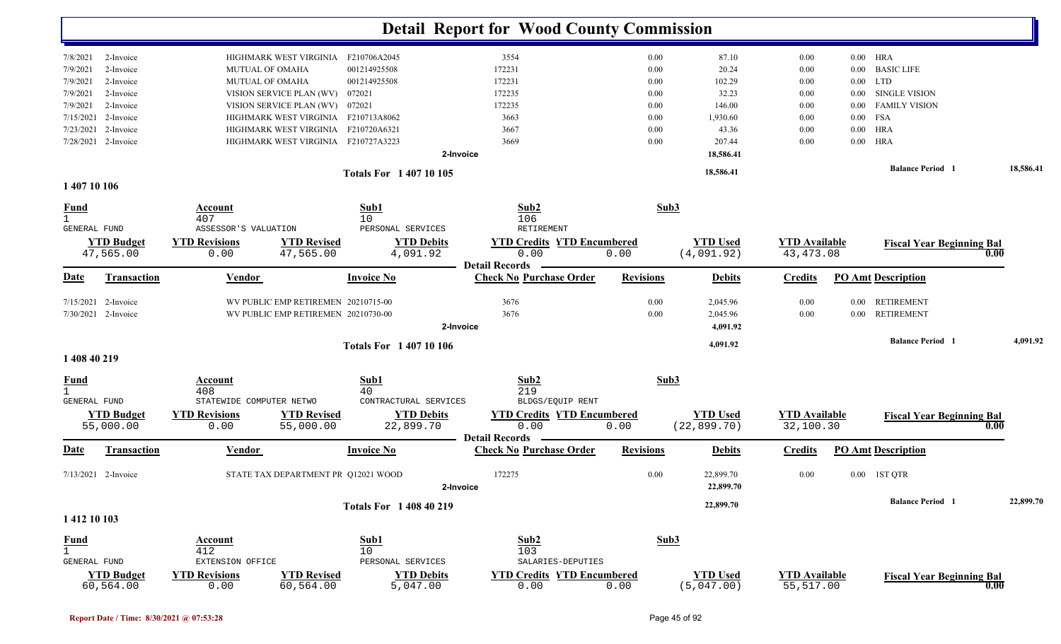# Detail Report for Wood County Commission

| Date | Transaction | Vendor | Invoice No | Check No Purchase Order | Revisions | Debits | Credits | PO Amt Description |
|---|---|---|---|---|---|---|---|---|
| 7/8/2021 | 2-Invoice | HIGHMARK WEST VIRGINIA | F210706A2045 | 3554 | 0.00 | 87.10 | 0.00 | 0.00 HRA |
| 7/9/2021 | 2-Invoice | MUTUAL OF OMAHA | 001214925508 | 172231 | 0.00 | 20.24 | 0.00 | 0.00 BASIC LIFE |
| 7/9/2021 | 2-Invoice | MUTUAL OF OMAHA | 001214925508 | 172231 | 0.00 | 102.29 | 0.00 | 0.00 LTD |
| 7/9/2021 | 2-Invoice | VISION SERVICE PLAN (WV) | 072021 | 172235 | 0.00 | 32.23 | 0.00 | 0.00 SINGLE VISION |
| 7/9/2021 | 2-Invoice | VISION SERVICE PLAN (WV) | 072021 | 172235 | 0.00 | 146.00 | 0.00 | 0.00 FAMILY VISION |
| 7/15/2021 | 2-Invoice | HIGHMARK WEST VIRGINIA | F210713A8062 | 3663 | 0.00 | 1,930.60 | 0.00 | 0.00 FSA |
| 7/23/2021 | 2-Invoice | HIGHMARK WEST VIRGINIA | F210720A6321 | 3667 | 0.00 | 43.36 | 0.00 | 0.00 HRA |
| 7/28/2021 | 2-Invoice | HIGHMARK WEST VIRGINIA | F210727A3223 | 3669 | 0.00 | 207.44 | 0.00 | 0.00 HRA |
| | | | 2-Invoice | | | 18,586.41 | | |

Totals For 1 407 10 105 — 18,586.41 — Balance Period 1 — 18,586.41

## 1 407 10 106

| Fund | Account | Sub1 | Sub2 | Sub3 |
|---|---|---|---|---|
| 1 GENERAL FUND | 407 ASSESSOR'S VALUATION | 10 PERSONAL SERVICES | 106 RETIREMENT | |

| YTD Budget | YTD Revisions | YTD Revised | YTD Debits | YTD Credits | YTD Encumbered | YTD Used | YTD Available | Fiscal Year Beginning Bal |
|---|---|---|---|---|---|---|---|---|
| 47,565.00 | 0.00 | 47,565.00 | 4,091.92 | 0.00 | 0.00 | (4,091.92) | 43,473.08 | 0.00 |

Detail Records

| Date | Transaction | Vendor | Invoice No | Check No Purchase Order | Revisions | Debits | Credits | PO Amt Description |
|---|---|---|---|---|---|---|---|---|
| 7/15/2021 | 2-Invoice | WV PUBLIC EMP RETIREMEN | 20210715-00 | 3676 | 0.00 | 2,045.96 | 0.00 | 0.00 RETIREMENT |
| 7/30/2021 | 2-Invoice | WV PUBLIC EMP RETIREMEN | 20210730-00 | 3676 | 0.00 | 2,045.96 | 0.00 | 0.00 RETIREMENT |
| | | | 2-Invoice | | | 4,091.92 | | |

Totals For 1 407 10 106 — 4,091.92 — Balance Period 1 — 4,091.92

## 1 408 40 219

| Fund | Account | Sub1 | Sub2 | Sub3 |
|---|---|---|---|---|
| 1 GENERAL FUND | 408 STATEWIDE COMPUTER NETWO | 40 CONTRACTUAL SERVICES | 219 BLDGS/EQUIP RENT | |

| YTD Budget | YTD Revisions | YTD Revised | YTD Debits | YTD Credits | YTD Encumbered | YTD Used | YTD Available | Fiscal Year Beginning Bal |
|---|---|---|---|---|---|---|---|---|
| 55,000.00 | 0.00 | 55,000.00 | 22,899.70 | 0.00 | 0.00 | (22,899.70) | 32,100.30 | 0.00 |

Detail Records

| Date | Transaction | Vendor | Invoice No | Check No Purchase Order | Revisions | Debits | Credits | PO Amt Description |
|---|---|---|---|---|---|---|---|---|
| 7/13/2021 | 2-Invoice | STATE TAX DEPARTMENT PR | Q12021 WOOD | 172275 | 0.00 | 22,899.70 | 0.00 | 0.00 1ST QTR |
| | | | 2-Invoice | | | 22,899.70 | | |

Totals For 1 408 40 219 — 22,899.70 — Balance Period 1 — 22,899.70

## 1 412 10 103

| Fund | Account | Sub1 | Sub2 | Sub3 |
|---|---|---|---|---|
| 1 GENERAL FUND | 412 EXTENSION OFFICE | 10 PERSONAL SERVICES | 103 SALARIES-DEPUTIES | |

| YTD Budget | YTD Revisions | YTD Revised | YTD Debits | YTD Credits | YTD Encumbered | YTD Used | YTD Available | Fiscal Year Beginning Bal |
|---|---|---|---|---|---|---|---|---|
| 60,564.00 | 0.00 | 60,564.00 | 5,047.00 | 0.00 | 0.00 | (5,047.00) | 55,517.00 | 0.00 |

Report Date / Time: 8/30/2021 @ 07:53:28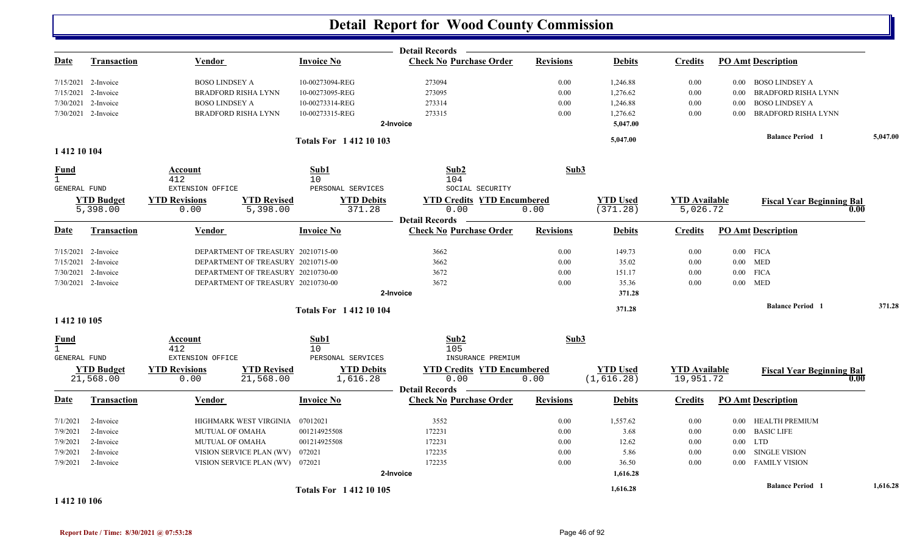# Detail Report for Wood County Commission

**Detail Records**

| Date | Transaction | Vendor | Invoice No | Check No | Purchase Order | Revisions | Debits | Credits | PO Amt | Description |
|---|---|---|---|---|---|---|---|---|---|---|
| 7/15/2021 | 2-Invoice | BOSO LINDSEY A | 10-00273094-REG | 273094 | | 0.00 | 1,246.88 | 0.00 | 0.00 | BOSO LINDSEY A |
| 7/15/2021 | 2-Invoice | BRADFORD RISHA LYNN | 10-00273095-REG | 273095 | | 0.00 | 1,276.62 | 0.00 | 0.00 | BRADFORD RISHA LYNN |
| 7/30/2021 | 2-Invoice | BOSO LINDSEY A | 10-00273314-REG | 273314 | | 0.00 | 1,246.88 | 0.00 | 0.00 | BOSO LINDSEY A |
| 7/30/2021 | 2-Invoice | BRADFORD RISHA LYNN | 10-00273315-REG | 273315 | | 0.00 | 1,276.62 | 0.00 | 0.00 | BRADFORD RISHA LYNN |
| | | | | 2-Invoice | | | 5,047.00 | | | |

**Totals For 1 412 10 103** — 5,047.00 — Balance Period 1: 5,047.00

## 1 412 10 104

| Fund | Account | Sub1 | Sub2 | Sub3 |
|---|---|---|---|---|
| 1 | 412 | 10 | 104 | |
| GENERAL FUND | EXTENSION OFFICE | PERSONAL SERVICES | SOCIAL SECURITY | |

| YTD Budget | YTD Revisions | YTD Revised | YTD Debits | YTD Credits | YTD Encumbered | YTD Used | YTD Available | Fiscal Year Beginning Bal |
|---|---|---|---|---|---|---|---|---|
| 5,398.00 | 0.00 | 5,398.00 | 371.28 | 0.00 | 0.00 | (371.28) | 5,026.72 | 0.00 |

**Detail Records**

| Date | Transaction | Vendor | Invoice No | Check No | Purchase Order | Revisions | Debits | Credits | PO Amt | Description |
|---|---|---|---|---|---|---|---|---|---|---|
| 7/15/2021 | 2-Invoice | DEPARTMENT OF TREASURY | 20210715-00 | 3662 | | 0.00 | 149.73 | 0.00 | 0.00 | FICA |
| 7/15/2021 | 2-Invoice | DEPARTMENT OF TREASURY | 20210715-00 | 3662 | | 0.00 | 35.02 | 0.00 | 0.00 | MED |
| 7/30/2021 | 2-Invoice | DEPARTMENT OF TREASURY | 20210730-00 | 3672 | | 0.00 | 151.17 | 0.00 | 0.00 | FICA |
| 7/30/2021 | 2-Invoice | DEPARTMENT OF TREASURY | 20210730-00 | 3672 | | 0.00 | 35.36 | 0.00 | 0.00 | MED |
| | | | | 2-Invoice | | | 371.28 | | | |

**Totals For 1 412 10 104** — 371.28 — Balance Period 1: 371.28

## 1 412 10 105

| Fund | Account | Sub1 | Sub2 | Sub3 |
|---|---|---|---|---|
| 1 | 412 | 10 | 105 | |
| GENERAL FUND | EXTENSION OFFICE | PERSONAL SERVICES | INSURANCE PREMIUM | |

| YTD Budget | YTD Revisions | YTD Revised | YTD Debits | YTD Credits | YTD Encumbered | YTD Used | YTD Available | Fiscal Year Beginning Bal |
|---|---|---|---|---|---|---|---|---|
| 21,568.00 | 0.00 | 21,568.00 | 1,616.28 | 0.00 | 0.00 | (1,616.28) | 19,951.72 | 0.00 |

**Detail Records**

| Date | Transaction | Vendor | Invoice No | Check No | Purchase Order | Revisions | Debits | Credits | PO Amt | Description |
|---|---|---|---|---|---|---|---|---|---|---|
| 7/1/2021 | 2-Invoice | HIGHMARK WEST VIRGINIA | 07012021 | 3552 | | 0.00 | 1,557.62 | 0.00 | 0.00 | HEALTH PREMIUM |
| 7/9/2021 | 2-Invoice | MUTUAL OF OMAHA | 001214925508 | 172231 | | 0.00 | 3.68 | 0.00 | 0.00 | BASIC LIFE |
| 7/9/2021 | 2-Invoice | MUTUAL OF OMAHA | 001214925508 | 172231 | | 0.00 | 12.62 | 0.00 | 0.00 | LTD |
| 7/9/2021 | 2-Invoice | VISION SERVICE PLAN (WV) | 072021 | 172235 | | 0.00 | 5.86 | 0.00 | 0.00 | SINGLE VISION |
| 7/9/2021 | 2-Invoice | VISION SERVICE PLAN (WV) | 072021 | 172235 | | 0.00 | 36.50 | 0.00 | 0.00 | FAMILY VISION |
| | | | | 2-Invoice | | | 1,616.28 | | | |

**Totals For 1 412 10 105** — 1,616.28 — Balance Period 1: 1,616.28

## 1 412 10 106

Report Date / Time: 8/30/2021 @ 07:53:28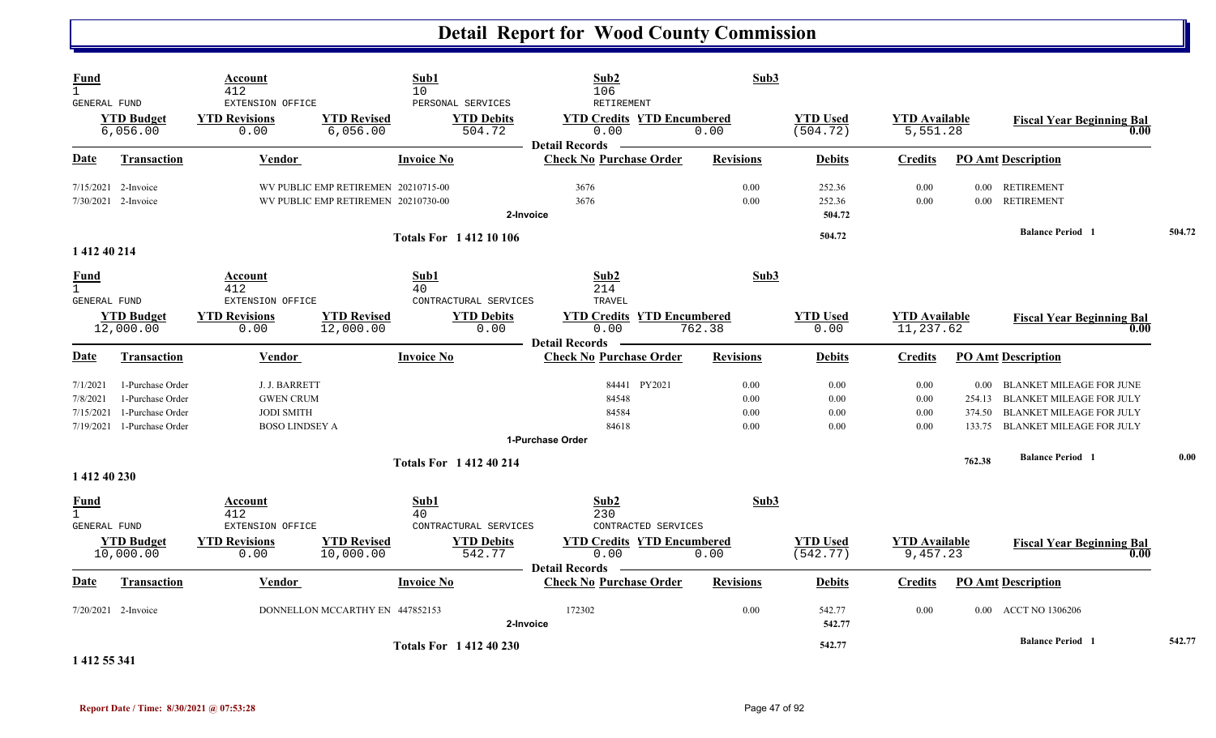# Detail Report for Wood County Commission

| Fund | Account | Sub1 | Sub2 | Sub3 |
|---|---|---|---|---|
| 1 | 412 | 10 | 106 | |
| GENERAL FUND | EXTENSION OFFICE | PERSONAL SERVICES | RETIREMENT | |

| YTD Budget | YTD Revisions | YTD Revised | YTD Debits | YTD Credits | YTD Encumbered | YTD Used | YTD Available | Fiscal Year Beginning Bal |
|---|---|---|---|---|---|---|---|---|
| 6,056.00 | 0.00 | 6,056.00 | 504.72 | 0.00 | 0.00 | (504.72) | 5,551.28 | 0.00 |

**Detail Records**

| Date | Transaction | Vendor | Invoice No | Check No | Purchase Order | Revisions | Debits | Credits | PO Amt | Description |
|---|---|---|---|---|---|---|---|---|---|---|
| 7/15/2021 | 2-Invoice | WV PUBLIC EMP RETIREMEN | 20210715-00 | 3676 | | 0.00 | 252.36 | 0.00 | 0.00 | RETIREMENT |
| 7/30/2021 | 2-Invoice | WV PUBLIC EMP RETIREMEN | 20210730-00 | 3676 | | 0.00 | 252.36 | 0.00 | 0.00 | RETIREMENT |
| | | | | 2-Invoice | | | 504.72 | | | |
| | | | Totals For 1 412 10 106 | | | | 504.72 | | | Balance Period 1 504.72 |

**1 412 40 214**

| Fund | Account | Sub1 | Sub2 | Sub3 |
|---|---|---|---|---|
| 1 | 412 | 40 | 214 | |
| GENERAL FUND | EXTENSION OFFICE | CONTRACTURAL SERVICES | TRAVEL | |

| YTD Budget | YTD Revisions | YTD Revised | YTD Debits | YTD Credits | YTD Encumbered | YTD Used | YTD Available | Fiscal Year Beginning Bal |
|---|---|---|---|---|---|---|---|---|
| 12,000.00 | 0.00 | 12,000.00 | 0.00 | 0.00 | 762.38 | 0.00 | 11,237.62 | 0.00 |

**Detail Records**

| Date | Transaction | Vendor | Invoice No | Check No | Purchase Order | Revisions | Debits | Credits | PO Amt | Description |
|---|---|---|---|---|---|---|---|---|---|---|
| 7/1/2021 | 1-Purchase Order | J. J. BARRETT | | | 84441 PY2021 | 0.00 | 0.00 | 0.00 | 0.00 | BLANKET MILEAGE FOR JUNE |
| 7/8/2021 | 1-Purchase Order | GWEN CRUM | | | 84548 | 0.00 | 0.00 | 0.00 | 254.13 | BLANKET MILEAGE FOR JULY |
| 7/15/2021 | 1-Purchase Order | JODI SMITH | | | 84584 | 0.00 | 0.00 | 0.00 | 374.50 | BLANKET MILEAGE FOR JULY |
| 7/19/2021 | 1-Purchase Order | BOSO LINDSEY A | | | 84618 | 0.00 | 0.00 | 0.00 | 133.75 | BLANKET MILEAGE FOR JULY |
| | | | | 1-Purchase Order | | | | | | |
| | | | Totals For 1 412 40 214 | | | | | | 762.38 | Balance Period 1 0.00 |

**1 412 40 230**

| Fund | Account | Sub1 | Sub2 | Sub3 |
|---|---|---|---|---|
| 1 | 412 | 40 | 230 | |
| GENERAL FUND | EXTENSION OFFICE | CONTRACTURAL SERVICES | CONTRACTED SERVICES | |

| YTD Budget | YTD Revisions | YTD Revised | YTD Debits | YTD Credits | YTD Encumbered | YTD Used | YTD Available | Fiscal Year Beginning Bal |
|---|---|---|---|---|---|---|---|---|
| 10,000.00 | 0.00 | 10,000.00 | 542.77 | 0.00 | 0.00 | (542.77) | 9,457.23 | 0.00 |

**Detail Records**

| Date | Transaction | Vendor | Invoice No | Check No | Purchase Order | Revisions | Debits | Credits | PO Amt | Description |
|---|---|---|---|---|---|---|---|---|---|---|
| 7/20/2021 | 2-Invoice | DONNELLON MCCARTHY EN | 447852153 | 172302 | | 0.00 | 542.77 | 0.00 | 0.00 | ACCT NO 1306206 |
| | | | | 2-Invoice | | | 542.77 | | | |
| | | | Totals For 1 412 40 230 | | | | 542.77 | | | Balance Period 1 542.77 |

**1 412 55 341**

Report Date / Time: 8/30/2021 @ 07:53:28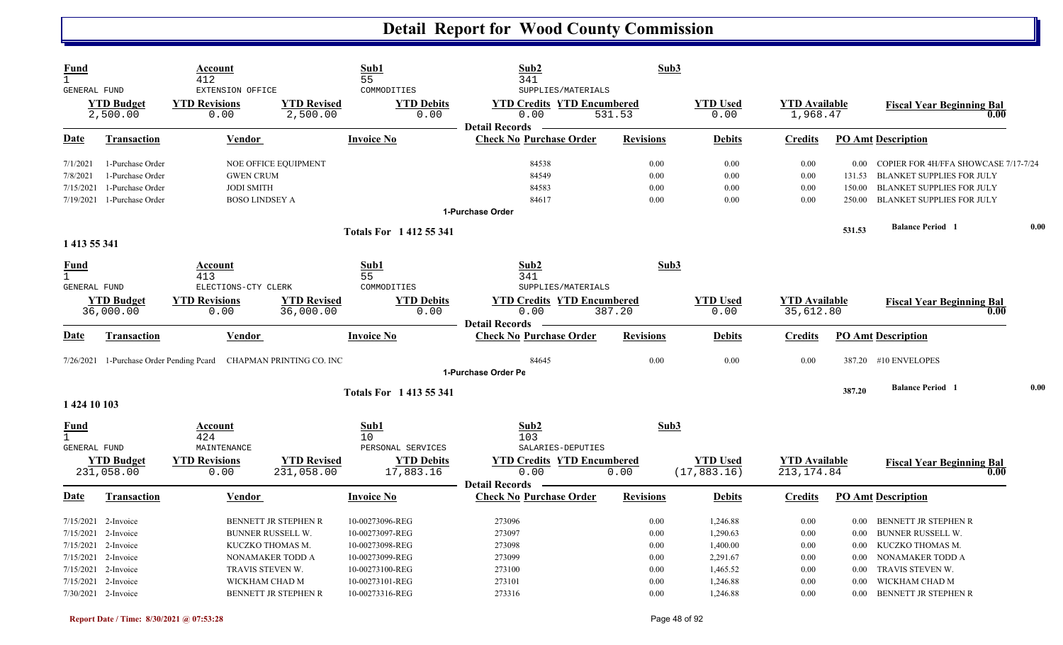# Detail Report for Wood County Commission

| Fund | Account | Sub1 | Sub2 | Sub3 |
|---|---|---|---|---|
| 1 | 412 | 55 | 341 | |
| GENERAL FUND | EXTENSION OFFICE | COMMODITIES | SUPPLIES/MATERIALS | |

| YTD Budget | YTD Revisions | YTD Revised | YTD Debits | YTD Credits | YTD Encumbered | YTD Used | YTD Available | Fiscal Year Beginning Bal |
|---|---|---|---|---|---|---|---|---|
| 2,500.00 | 0.00 | 2,500.00 | 0.00 | 0.00 | 531.53 | 0.00 | 1,968.47 | 0.00 |

**Detail Records**

| Date | Transaction | Vendor | Invoice No | Check No | Purchase Order | Revisions | Debits | Credits | PO Amt | Description |
|---|---|---|---|---|---|---|---|---|---|---|
| 7/1/2021 | 1-Purchase Order | NOE OFFICE EQUIPMENT | | | 84538 | 0.00 | 0.00 | 0.00 | 0.00 | COPIER FOR 4H/FFA SHOWCASE 7/17-7/24 |
| 7/8/2021 | 1-Purchase Order | GWEN CRUM | | | 84549 | 0.00 | 0.00 | 0.00 | 131.53 | BLANKET SUPPLIES FOR JULY |
| 7/15/2021 | 1-Purchase Order | JODI SMITH | | | 84583 | 0.00 | 0.00 | 0.00 | 150.00 | BLANKET SUPPLIES FOR JULY |
| 7/19/2021 | 1-Purchase Order | BOSO LINDSEY A | | | 84617 | 0.00 | 0.00 | 0.00 | 250.00 | BLANKET SUPPLIES FOR JULY |

1-Purchase Order

**Totals For 1 412 55 341** — 531.53 — Balance Period 1: 0.00

## 1 413 55 341

| Fund | Account | Sub1 | Sub2 | Sub3 |
|---|---|---|---|---|
| 1 | 413 | 55 | 341 | |
| GENERAL FUND | ELECTIONS-CTY CLERK | COMMODITIES | SUPPLIES/MATERIALS | |

| YTD Budget | YTD Revisions | YTD Revised | YTD Debits | YTD Credits | YTD Encumbered | YTD Used | YTD Available | Fiscal Year Beginning Bal |
|---|---|---|---|---|---|---|---|---|
| 36,000.00 | 0.00 | 36,000.00 | 0.00 | 0.00 | 387.20 | 0.00 | 35,612.80 | 0.00 |

**Detail Records**

| Date | Transaction | Vendor | Invoice No | Check No | Purchase Order | Revisions | Debits | Credits | PO Amt | Description |
|---|---|---|---|---|---|---|---|---|---|---|
| 7/26/2021 | 1-Purchase Order Pending Pcard | CHAPMAN PRINTING CO. INC | | | 84645 | 0.00 | 0.00 | 0.00 | 387.20 | #10 ENVELOPES |

1-Purchase Order Pe

**Totals For 1 413 55 341** — 387.20 — Balance Period 1: 0.00

## 1 424 10 103

| Fund | Account | Sub1 | Sub2 | Sub3 |
|---|---|---|---|---|
| 1 | 424 | 10 | 103 | |
| GENERAL FUND | MAINTENANCE | PERSONAL SERVICES | SALARIES-DEPUTIES | |

| YTD Budget | YTD Revisions | YTD Revised | YTD Debits | YTD Credits | YTD Encumbered | YTD Used | YTD Available | Fiscal Year Beginning Bal |
|---|---|---|---|---|---|---|---|---|
| 231,058.00 | 0.00 | 231,058.00 | 17,883.16 | 0.00 | 0.00 | (17,883.16) | 213,174.84 | 0.00 |

**Detail Records**

| Date | Transaction | Vendor | Invoice No | Check No | Purchase Order | Revisions | Debits | Credits | PO Amt | Description |
|---|---|---|---|---|---|---|---|---|---|---|
| 7/15/2021 | 2-Invoice | BENNETT JR STEPHEN R | 10-00273096-REG | 273096 | | 0.00 | 1,246.88 | 0.00 | 0.00 | BENNETT JR STEPHEN R |
| 7/15/2021 | 2-Invoice | BUNNER RUSSELL W. | 10-00273097-REG | 273097 | | 0.00 | 1,290.63 | 0.00 | 0.00 | BUNNER RUSSELL W. |
| 7/15/2021 | 2-Invoice | KUCZKO THOMAS M. | 10-00273098-REG | 273098 | | 0.00 | 1,400.00 | 0.00 | 0.00 | KUCZKO THOMAS M. |
| 7/15/2021 | 2-Invoice | NONAMAKER TODD A | 10-00273099-REG | 273099 | | 0.00 | 2,291.67 | 0.00 | 0.00 | NONAMAKER TODD A |
| 7/15/2021 | 2-Invoice | TRAVIS STEVEN W. | 10-00273100-REG | 273100 | | 0.00 | 1,465.52 | 0.00 | 0.00 | TRAVIS STEVEN W. |
| 7/15/2021 | 2-Invoice | WICKHAM CHAD M | 10-00273101-REG | 273101 | | 0.00 | 1,246.88 | 0.00 | 0.00 | WICKHAM CHAD M |
| 7/30/2021 | 2-Invoice | BENNETT JR STEPHEN R | 10-00273316-REG | 273316 | | 0.00 | 1,246.88 | 0.00 | 0.00 | BENNETT JR STEPHEN R |

Report Date / Time: 8/30/2021 @ 07:53:28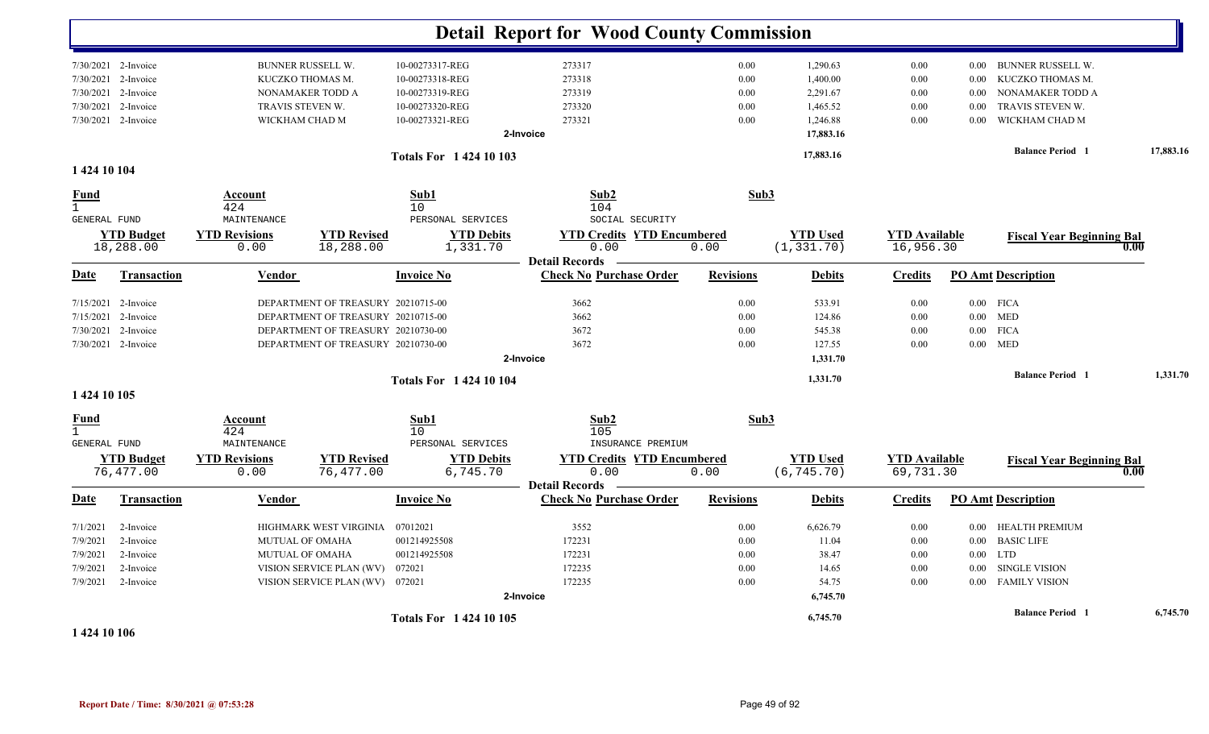# Detail Report for Wood County Commission

| Date | Transaction | Vendor | Invoice No | Check No | Purchase Order | Revisions | Debits | Credits | PO Amt | Description |
|---|---|---|---|---|---|---|---|---|---|---|
| 7/30/2021 | 2-Invoice | BUNNER RUSSELL W. | 10-00273317-REG | 273317 | | 0.00 | 1,290.63 | 0.00 | 0.00 | BUNNER RUSSELL W. |
| 7/30/2021 | 2-Invoice | KUCZKO THOMAS M. | 10-00273318-REG | 273318 | | 0.00 | 1,400.00 | 0.00 | 0.00 | KUCZKO THOMAS M. |
| 7/30/2021 | 2-Invoice | NONAMAKER TODD A | 10-00273319-REG | 273319 | | 0.00 | 2,291.67 | 0.00 | 0.00 | NONAMAKER TODD A |
| 7/30/2021 | 2-Invoice | TRAVIS STEVEN W. | 10-00273320-REG | 273320 | | 0.00 | 1,465.52 | 0.00 | 0.00 | TRAVIS STEVEN W. |
| 7/30/2021 | 2-Invoice | WICKHAM CHAD M | 10-00273321-REG | 273321 | | 0.00 | 1,246.88 | 0.00 | 0.00 | WICKHAM CHAD M |
| | | | | 2-Invoice | | | 17,883.16 | | | |

**Totals For 1 424 10 103** — 17,883.16 — Balance Period 1: 17,883.16

## 1 424 10 104

| Fund | Account | Sub1 | Sub2 | Sub3 |
|---|---|---|---|---|
| 1 | 424 | 10 | 104 | |
| GENERAL FUND | MAINTENANCE | PERSONAL SERVICES | SOCIAL SECURITY | |

| YTD Budget | YTD Revisions | YTD Revised | YTD Debits | YTD Credits | YTD Encumbered | YTD Used | YTD Available | Fiscal Year Beginning Bal |
|---|---|---|---|---|---|---|---|---|
| 18,288.00 | 0.00 | 18,288.00 | 1,331.70 | 0.00 | 0.00 | (1,331.70) | 16,956.30 | 0.00 |

**Detail Records**

| Date | Transaction | Vendor | Invoice No | Check No | Purchase Order | Revisions | Debits | Credits | PO Amt | Description |
|---|---|---|---|---|---|---|---|---|---|---|
| 7/15/2021 | 2-Invoice | DEPARTMENT OF TREASURY | 20210715-00 | 3662 | | 0.00 | 533.91 | 0.00 | 0.00 | FICA |
| 7/15/2021 | 2-Invoice | DEPARTMENT OF TREASURY | 20210715-00 | 3662 | | 0.00 | 124.86 | 0.00 | 0.00 | MED |
| 7/30/2021 | 2-Invoice | DEPARTMENT OF TREASURY | 20210730-00 | 3672 | | 0.00 | 545.38 | 0.00 | 0.00 | FICA |
| 7/30/2021 | 2-Invoice | DEPARTMENT OF TREASURY | 20210730-00 | 3672 | | 0.00 | 127.55 | 0.00 | 0.00 | MED |
| | | | | 2-Invoice | | | 1,331.70 | | | |

**Totals For 1 424 10 104** — 1,331.70 — Balance Period 1: 1,331.70

## 1 424 10 105

| Fund | Account | Sub1 | Sub2 | Sub3 |
|---|---|---|---|---|
| 1 | 424 | 10 | 105 | |
| GENERAL FUND | MAINTENANCE | PERSONAL SERVICES | INSURANCE PREMIUM | |

| YTD Budget | YTD Revisions | YTD Revised | YTD Debits | YTD Credits | YTD Encumbered | YTD Used | YTD Available | Fiscal Year Beginning Bal |
|---|---|---|---|---|---|---|---|---|
| 76,477.00 | 0.00 | 76,477.00 | 6,745.70 | 0.00 | 0.00 | (6,745.70) | 69,731.30 | 0.00 |

**Detail Records**

| Date | Transaction | Vendor | Invoice No | Check No | Purchase Order | Revisions | Debits | Credits | PO Amt | Description |
|---|---|---|---|---|---|---|---|---|---|---|
| 7/1/2021 | 2-Invoice | HIGHMARK WEST VIRGINIA | 07012021 | 3552 | | 0.00 | 6,626.79 | 0.00 | 0.00 | HEALTH PREMIUM |
| 7/9/2021 | 2-Invoice | MUTUAL OF OMAHA | 001214925508 | 172231 | | 0.00 | 11.04 | 0.00 | 0.00 | BASIC LIFE |
| 7/9/2021 | 2-Invoice | MUTUAL OF OMAHA | 001214925508 | 172231 | | 0.00 | 38.47 | 0.00 | 0.00 | LTD |
| 7/9/2021 | 2-Invoice | VISION SERVICE PLAN (WV) | 072021 | 172235 | | 0.00 | 14.65 | 0.00 | 0.00 | SINGLE VISION |
| 7/9/2021 | 2-Invoice | VISION SERVICE PLAN (WV) | 072021 | 172235 | | 0.00 | 54.75 | 0.00 | 0.00 | FAMILY VISION |
| | | | | 2-Invoice | | | 6,745.70 | | | |

**Totals For 1 424 10 105** — 6,745.70 — Balance Period 1: 6,745.70

## 1 424 10 106

Report Date / Time: 8/30/2021 @ 07:53:28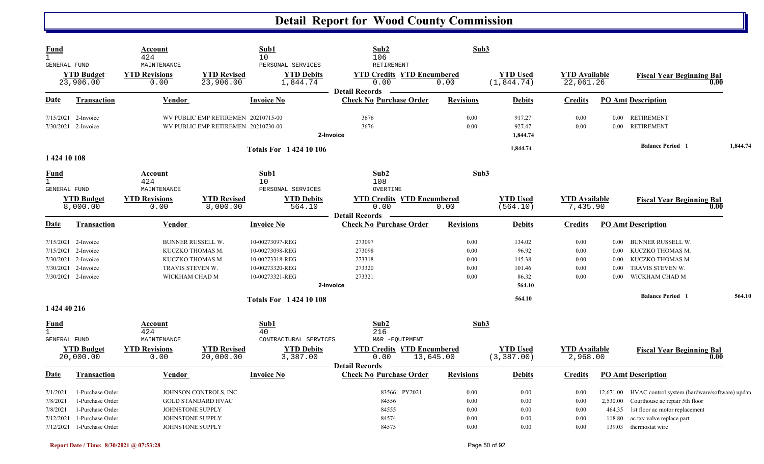# Detail Report for Wood County Commission

| Fund | Account | | Sub1 | Sub2 | | Sub3 | | |
|---|---|---|---|---|---|---|---|---|
| 1 GENERAL FUND | 424 MAINTENANCE | | 10 PERSONAL SERVICES | 106 RETIREMENT | | | | |
| **YTD Budget** | **YTD Revisions** | **YTD Revised** | **YTD Debits** | **YTD Credits** | **YTD Encumbered** | **YTD Used** | **YTD Available** | **Fiscal Year Beginning Bal** |
| 23,906.00 | 0.00 | 23,906.00 | 1,844.74 | 0.00 | 0.00 | (1,844.74) | 22,061.26 | 0.00 |

Detail Records

| Date | Transaction | Vendor | Invoice No | Check No | Purchase Order | Revisions | Debits | Credits | PO Amt | Description |
|---|---|---|---|---|---|---|---|---|---|---|
| 7/15/2021 | 2-Invoice | WV PUBLIC EMP RETIREMEN | 20210715-00 | 3676 | | 0.00 | 917.27 | 0.00 | 0.00 | RETIREMENT |
| 7/30/2021 | 2-Invoice | WV PUBLIC EMP RETIREMEN | 20210730-00 | 3676 | | 0.00 | 927.47 | 0.00 | 0.00 | RETIREMENT |
| | | | 2-Invoice | | | | 1,844.74 | | | |
| | | | Totals For 1 424 10 106 | | | | 1,844.74 | | | Balance Period 1 1,844.74 |

**1 424 10 108**

| Fund | Account | | Sub1 | Sub2 | | Sub3 | | |
|---|---|---|---|---|---|---|---|---|
| 1 GENERAL FUND | 424 MAINTENANCE | | 10 PERSONAL SERVICES | 108 OVERTIME | | | | |
| **YTD Budget** | **YTD Revisions** | **YTD Revised** | **YTD Debits** | **YTD Credits** | **YTD Encumbered** | **YTD Used** | **YTD Available** | **Fiscal Year Beginning Bal** |
| 8,000.00 | 0.00 | 8,000.00 | 564.10 | 0.00 | 0.00 | (564.10) | 7,435.90 | 0.00 |

Detail Records

| Date | Transaction | Vendor | Invoice No | Check No | Purchase Order | Revisions | Debits | Credits | PO Amt | Description |
|---|---|---|---|---|---|---|---|---|---|---|
| 7/15/2021 | 2-Invoice | BUNNER RUSSELL W. | 10-00273097-REG | 273097 | | 0.00 | 134.02 | 0.00 | 0.00 | BUNNER RUSSELL W. |
| 7/15/2021 | 2-Invoice | KUCZKO THOMAS M. | 10-00273098-REG | 273098 | | 0.00 | 96.92 | 0.00 | 0.00 | KUCZKO THOMAS M. |
| 7/30/2021 | 2-Invoice | KUCZKO THOMAS M. | 10-00273318-REG | 273318 | | 0.00 | 145.38 | 0.00 | 0.00 | KUCZKO THOMAS M. |
| 7/30/2021 | 2-Invoice | TRAVIS STEVEN W. | 10-00273320-REG | 273320 | | 0.00 | 101.46 | 0.00 | 0.00 | TRAVIS STEVEN W. |
| 7/30/2021 | 2-Invoice | WICKHAM CHAD M | 10-00273321-REG | 273321 | | 0.00 | 86.32 | 0.00 | 0.00 | WICKHAM CHAD M |
| | | | 2-Invoice | | | | 564.10 | | | |
| | | | Totals For 1 424 10 108 | | | | 564.10 | | | Balance Period 1 564.10 |

**1 424 40 216**

| Fund | Account | | Sub1 | Sub2 | | Sub3 | | |
|---|---|---|---|---|---|---|---|---|
| 1 GENERAL FUND | 424 MAINTENANCE | | 40 CONTRACTURAL SERVICES | 216 M&R -EQUIPMENT | | | | |
| **YTD Budget** | **YTD Revisions** | **YTD Revised** | **YTD Debits** | **YTD Credits** | **YTD Encumbered** | **YTD Used** | **YTD Available** | **Fiscal Year Beginning Bal** |
| 20,000.00 | 0.00 | 20,000.00 | 3,387.00 | 0.00 | 13,645.00 | (3,387.00) | 2,968.00 | 0.00 |

Detail Records

| Date | Transaction | Vendor | Invoice No | Check No | Purchase Order | Revisions | Debits | Credits | PO Amt | Description |
|---|---|---|---|---|---|---|---|---|---|---|
| 7/1/2021 | 1-Purchase Order | JOHNSON CONTROLS, INC. | | 83566 | PY2021 | 0.00 | 0.00 | 0.00 | 12,671.00 | HVAC control system (hardware/software) updat |
| 7/8/2021 | 1-Purchase Order | GOLD STANDARD HVAC | | 84556 | | 0.00 | 0.00 | 0.00 | 2,530.00 | Courthouse ac repair 5th floor |
| 7/8/2021 | 1-Purchase Order | JOHNSTONE SUPPLY | | 84555 | | 0.00 | 0.00 | 0.00 | 464.35 | 1st floor ac motor replacement |
| 7/12/2021 | 1-Purchase Order | JOHNSTONE SUPPLY | | 84574 | | 0.00 | 0.00 | 0.00 | 118.80 | ac txv valve replace part |
| 7/12/2021 | 1-Purchase Order | JOHNSTONE SUPPLY | | 84575 | | 0.00 | 0.00 | 0.00 | 139.03 | thermostat wire |

Report Date / Time: 8/30/2021 @ 07:53:28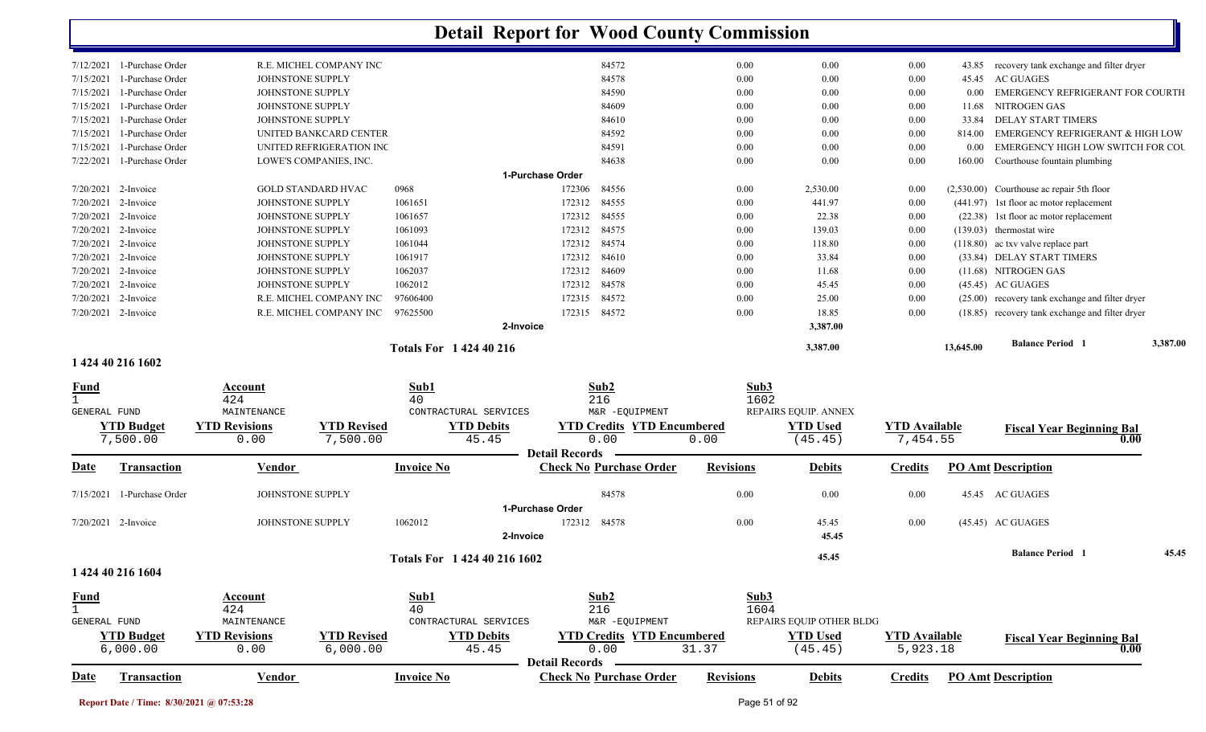# Detail Report for Wood County Commission

| Date | Transaction | Vendor | Invoice No | Check No | Purchase Order | Revisions | Debits | Credits | PO Amt | Description |
|---|---|---|---|---|---|---|---|---|---|---|
| 7/12/2021 | 1-Purchase Order | R.E. MICHEL COMPANY INC | | | 84572 | 0.00 | 0.00 | 0.00 | 43.85 | recovery tank exchange and filter dryer |
| 7/15/2021 | 1-Purchase Order | JOHNSTONE SUPPLY | | | 84578 | 0.00 | 0.00 | 0.00 | 45.45 | AC GUAGES |
| 7/15/2021 | 1-Purchase Order | JOHNSTONE SUPPLY | | | 84590 | 0.00 | 0.00 | 0.00 | 0.00 | EMERGENCY REFRIGERANT FOR COURTH |
| 7/15/2021 | 1-Purchase Order | JOHNSTONE SUPPLY | | | 84609 | 0.00 | 0.00 | 0.00 | 11.68 | NITROGEN GAS |
| 7/15/2021 | 1-Purchase Order | JOHNSTONE SUPPLY | | | 84610 | 0.00 | 0.00 | 0.00 | 33.84 | DELAY START TIMERS |
| 7/15/2021 | 1-Purchase Order | UNITED BANKCARD CENTER | | | 84592 | 0.00 | 0.00 | 0.00 | 814.00 | EMERGENCY REFRIGERANT & HIGH LOW |
| 7/15/2021 | 1-Purchase Order | UNITED REFRIGERATION INC | | | 84591 | 0.00 | 0.00 | 0.00 | 0.00 | EMERGENCY HIGH LOW SWITCH FOR COU |
| 7/22/2021 | 1-Purchase Order | LOWE'S COMPANIES, INC. | | | 84638 | 0.00 | 0.00 | 0.00 | 160.00 | Courthouse fountain plumbing |
| | | | | | **1-Purchase Order** | | | | | |
| 7/20/2021 | 2-Invoice | GOLD STANDARD HVAC | 0968 | 172306 | 84556 | 0.00 | 2,530.00 | 0.00 | (2,530.00) | Courthouse ac repair 5th floor |
| 7/20/2021 | 2-Invoice | JOHNSTONE SUPPLY | 1061651 | 172312 | 84555 | 0.00 | 441.97 | 0.00 | (441.97) | 1st floor ac motor replacement |
| 7/20/2021 | 2-Invoice | JOHNSTONE SUPPLY | 1061657 | 172312 | 84555 | 0.00 | 22.38 | 0.00 | (22.38) | 1st floor ac motor replacement |
| 7/20/2021 | 2-Invoice | JOHNSTONE SUPPLY | 1061093 | 172312 | 84575 | 0.00 | 139.03 | 0.00 | (139.03) | thermostat wire |
| 7/20/2021 | 2-Invoice | JOHNSTONE SUPPLY | 1061044 | 172312 | 84574 | 0.00 | 118.80 | 0.00 | (118.80) | ac txv valve replace part |
| 7/20/2021 | 2-Invoice | JOHNSTONE SUPPLY | 1061917 | 172312 | 84610 | 0.00 | 33.84 | 0.00 | (33.84) | DELAY START TIMERS |
| 7/20/2021 | 2-Invoice | JOHNSTONE SUPPLY | 1062037 | 172312 | 84609 | 0.00 | 11.68 | 0.00 | (11.68) | NITROGEN GAS |
| 7/20/2021 | 2-Invoice | JOHNSTONE SUPPLY | 1062012 | 172312 | 84578 | 0.00 | 45.45 | 0.00 | (45.45) | AC GUAGES |
| 7/20/2021 | 2-Invoice | R.E. MICHEL COMPANY INC | 97606400 | 172315 | 84572 | 0.00 | 25.00 | 0.00 | (25.00) | recovery tank exchange and filter dryer |
| 7/20/2021 | 2-Invoice | R.E. MICHEL COMPANY INC | 97625500 | 172315 | 84572 | 0.00 | 18.85 | 0.00 | (18.85) | recovery tank exchange and filter dryer |
| | | | | **2-Invoice** | | | 3,387.00 | | | |
| | | | **Totals For 1 424 40 216** | | | | 3,387.00 | | 13,645.00 | **Balance Period 1** 3,387.00 |

## 1 424 40 216 1602

| Fund | Account | Sub1 | Sub2 | Sub3 |
|---|---|---|---|---|
| 1 | 424 | 40 | 216 | 1602 |
| GENERAL FUND | MAINTENANCE | CONTRACTUAL SERVICES | M&R -EQUIPMENT | REPAIRS EQUIP. ANNEX |

| YTD Budget | YTD Revisions | YTD Revised | YTD Debits | YTD Credits | YTD Encumbered | YTD Used | YTD Available | Fiscal Year Beginning Bal |
|---|---|---|---|---|---|---|---|---|
| 7,500.00 | 0.00 | 7,500.00 | 45.45 | 0.00 | 0.00 | (45.45) | 7,454.55 | 0.00 |

**Detail Records**

| Date | Transaction | Vendor | Invoice No | Check No | Purchase Order | Revisions | Debits | Credits | PO Amt | Description |
|---|---|---|---|---|---|---|---|---|---|---|
| 7/15/2021 | 1-Purchase Order | JOHNSTONE SUPPLY | | | 84578 | 0.00 | 0.00 | 0.00 | 45.45 | AC GUAGES |
| | | | | | **1-Purchase Order** | | | | | |
| 7/20/2021 | 2-Invoice | JOHNSTONE SUPPLY | 1062012 | 172312 | 84578 | 0.00 | 45.45 | 0.00 | (45.45) | AC GUAGES |
| | | | | **2-Invoice** | | | 45.45 | | | |
| | | | **Totals For 1 424 40 216 1602** | | | | 45.45 | | | **Balance Period 1** 45.45 |

## 1 424 40 216 1604

| Fund | Account | Sub1 | Sub2 | Sub3 |
|---|---|---|---|---|
| 1 | 424 | 40 | 216 | 1604 |
| GENERAL FUND | MAINTENANCE | CONTRACTUAL SERVICES | M&R -EQUIPMENT | REPAIRS EQUIP OTHER BLDG |

| YTD Budget | YTD Revisions | YTD Revised | YTD Debits | YTD Credits | YTD Encumbered | YTD Used | YTD Available | Fiscal Year Beginning Bal |
|---|---|---|---|---|---|---|---|---|
| 6,000.00 | 0.00 | 6,000.00 | 45.45 | 0.00 | 31.37 | (45.45) | 5,923.18 | 0.00 |

**Detail Records**

| Date | Transaction | Vendor | Invoice No | Check No | Purchase Order | Revisions | Debits | Credits | PO Amt | Description |
|---|---|---|---|---|---|---|---|---|---|---|

Report Date / Time: 8/30/2021 @ 07:53:28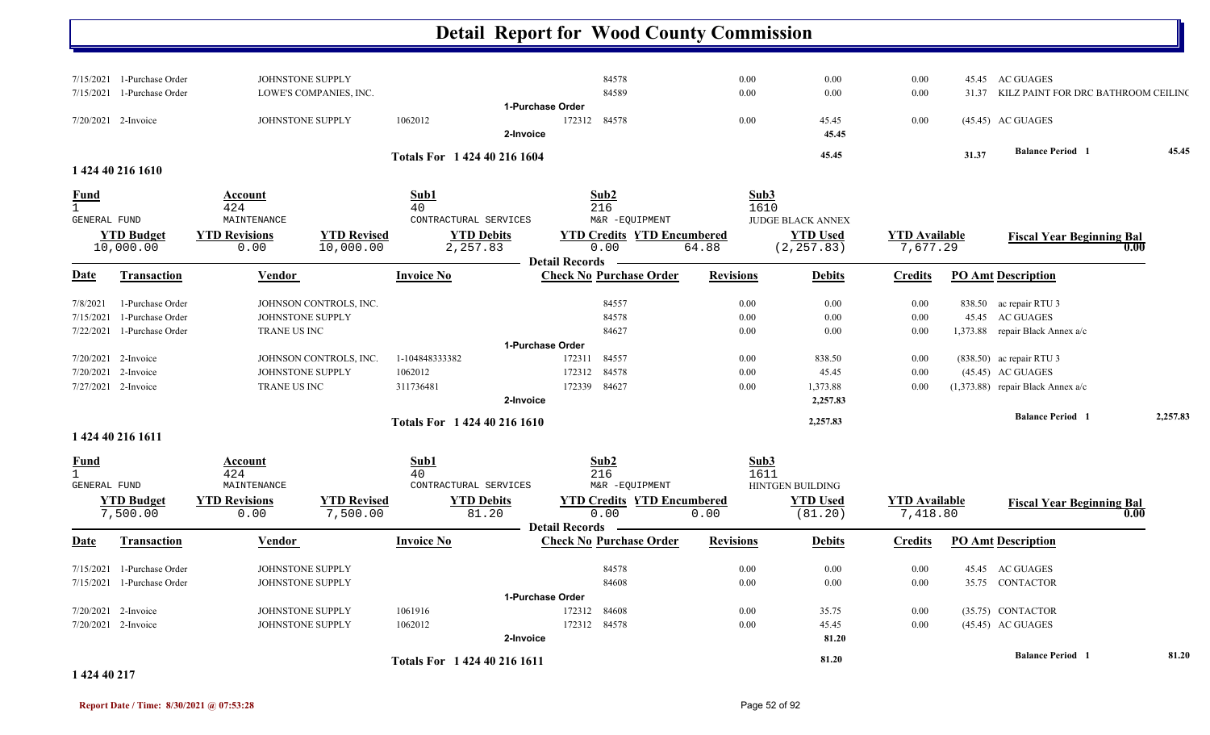# Detail Report for Wood County Commission

| Date | Transaction | Vendor | Invoice No | Check No | Purchase Order | Revisions | Debits | Credits | PO Amt | Description |
|---|---|---|---|---|---|---|---|---|---|---|
| 7/15/2021 | 1-Purchase Order | JOHNSTONE SUPPLY | | | 84578 | 0.00 | 0.00 | 0.00 | 45.45 | AC GUAGES |
| 7/15/2021 | 1-Purchase Order | LOWE'S COMPANIES, INC. | | | 84589 | 0.00 | 0.00 | 0.00 | 31.37 | KILZ PAINT FOR DRC BATHROOM CEILINC |
| | | | | 1-Purchase Order | | | | | | |
| 7/20/2021 | 2-Invoice | JOHNSTONE SUPPLY | 1062012 | 172312 | 84578 | 0.00 | 45.45 | 0.00 | (45.45) | AC GUAGES |
| | | | | 2-Invoice | | | 45.45 | | | |
| | | | Totals For 1 424 40 216 1604 | | | | 45.45 | | 31.37 | Balance Period 1 45.45 |

## 1 424 40 216 1610

| Fund | Account | Sub1 | Sub2 | Sub3 |
|---|---|---|---|---|
| 1 | 424 | 40 | 216 | 1610 |
| GENERAL FUND | MAINTENANCE | CONTRACTURAL SERVICES | M&R -EQUIPMENT | JUDGE BLACK ANNEX |

| YTD Budget | YTD Revisions | YTD Revised | YTD Debits | YTD Credits | YTD Encumbered | YTD Used | YTD Available | Fiscal Year Beginning Bal |
|---|---|---|---|---|---|---|---|---|
| 10,000.00 | 0.00 | 10,000.00 | 2,257.83 | 0.00 | 64.88 | (2,257.83) | 7,677.29 | 0.00 |

| Date | Transaction | Vendor | Invoice No | Check No | Purchase Order | Revisions | Debits | Credits | PO Amt | Description |
|---|---|---|---|---|---|---|---|---|---|---|
| 7/8/2021 | 1-Purchase Order | JOHNSON CONTROLS, INC. | | | 84557 | 0.00 | 0.00 | 0.00 | 838.50 | ac repair RTU 3 |
| 7/15/2021 | 1-Purchase Order | JOHNSTONE SUPPLY | | | 84578 | 0.00 | 0.00 | 0.00 | 45.45 | AC GUAGES |
| 7/22/2021 | 1-Purchase Order | TRANE US INC | | | 84627 | 0.00 | 0.00 | 0.00 | 1,373.88 | repair Black Annex a/c |
| | | | | 1-Purchase Order | | | | | | |
| 7/20/2021 | 2-Invoice | JOHNSON CONTROLS, INC. | 1-104848333382 | 172311 | 84557 | 0.00 | 838.50 | 0.00 | (838.50) | ac repair RTU 3 |
| 7/20/2021 | 2-Invoice | JOHNSTONE SUPPLY | 1062012 | 172312 | 84578 | 0.00 | 45.45 | 0.00 | (45.45) | AC GUAGES |
| 7/27/2021 | 2-Invoice | TRANE US INC | 311736481 | 172339 | 84627 | 0.00 | 1,373.88 | 0.00 | (1,373.88) | repair Black Annex a/c |
| | | | | 2-Invoice | | | 2,257.83 | | | |
| | | | Totals For 1 424 40 216 1610 | | | | 2,257.83 | | | Balance Period 1 2,257.83 |

## 1 424 40 216 1611

| Fund | Account | Sub1 | Sub2 | Sub3 |
|---|---|---|---|---|
| 1 | 424 | 40 | 216 | 1611 |
| GENERAL FUND | MAINTENANCE | CONTRACTURAL SERVICES | M&R -EQUIPMENT | HINTGEN BUILDING |

| YTD Budget | YTD Revisions | YTD Revised | YTD Debits | YTD Credits | YTD Encumbered | YTD Used | YTD Available | Fiscal Year Beginning Bal |
|---|---|---|---|---|---|---|---|---|
| 7,500.00 | 0.00 | 7,500.00 | 81.20 | 0.00 | 0.00 | (81.20) | 7,418.80 | 0.00 |

| Date | Transaction | Vendor | Invoice No | Check No | Purchase Order | Revisions | Debits | Credits | PO Amt | Description |
|---|---|---|---|---|---|---|---|---|---|---|
| 7/15/2021 | 1-Purchase Order | JOHNSTONE SUPPLY | | | 84578 | 0.00 | 0.00 | 0.00 | 45.45 | AC GUAGES |
| 7/15/2021 | 1-Purchase Order | JOHNSTONE SUPPLY | | | 84608 | 0.00 | 0.00 | 0.00 | 35.75 | CONTACTOR |
| | | | | 1-Purchase Order | | | | | | |
| 7/20/2021 | 2-Invoice | JOHNSTONE SUPPLY | 1061916 | 172312 | 84608 | 0.00 | 35.75 | 0.00 | (35.75) | CONTACTOR |
| 7/20/2021 | 2-Invoice | JOHNSTONE SUPPLY | 1062012 | 172312 | 84578 | 0.00 | 45.45 | 0.00 | (45.45) | AC GUAGES |
| | | | | 2-Invoice | | | 81.20 | | | |
| | | | Totals For 1 424 40 216 1611 | | | | 81.20 | | | Balance Period 1 81.20 |

## 1 424 40 217

Report Date / Time: 8/30/2021 @ 07:53:28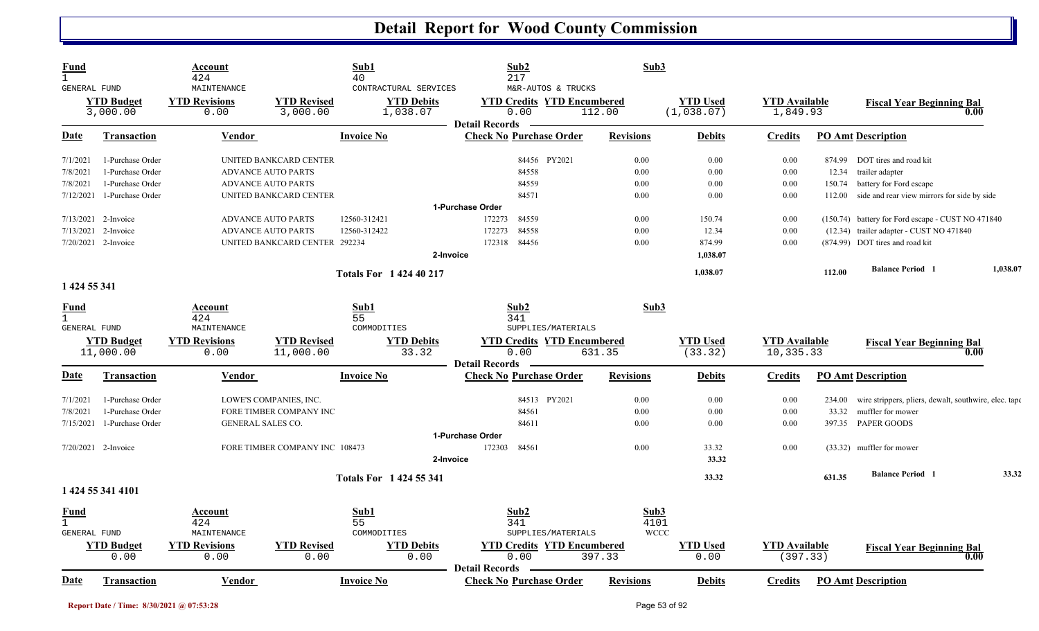# Detail Report for Wood County Commission

| Fund | Account | Sub1 | Sub2 | Sub3 |
|---|---|---|---|---|
| 1 | 424 | 40 | 217 | |
| GENERAL FUND | MAINTENANCE | CONTRACTURAL SERVICES | M&R-AUTOS & TRUCKS | |

| YTD Budget | YTD Revisions | YTD Revised | YTD Debits | YTD Credits | YTD Encumbered | YTD Used | YTD Available | Fiscal Year Beginning Bal |
|---|---|---|---|---|---|---|---|---|
| 3,000.00 | 0.00 | 3,000.00 | 1,038.07 | 0.00 | 112.00 | (1,038.07) | 1,849.93 | 0.00 |

**Detail Records**

| Date | Transaction | Vendor | Invoice No | Check No | Purchase Order | Revisions | Debits | Credits | PO Amt | Description |
|---|---|---|---|---|---|---|---|---|---|---|
| 7/1/2021 | 1-Purchase Order | UNITED BANKCARD CENTER | | | 84456 PY2021 | 0.00 | 0.00 | 0.00 | 874.99 | DOT tires and road kit |
| 7/8/2021 | 1-Purchase Order | ADVANCE AUTO PARTS | | | 84558 | 0.00 | 0.00 | 0.00 | 12.34 | trailer adapter |
| 7/8/2021 | 1-Purchase Order | ADVANCE AUTO PARTS | | | 84559 | 0.00 | 0.00 | 0.00 | 150.74 | battery for Ford escape |
| 7/12/2021 | 1-Purchase Order | UNITED BANKCARD CENTER | | | 84571 | 0.00 | 0.00 | 0.00 | 112.00 | side and rear view mirrors for side by side |
| | 1-Purchase Order | | | | | | | | | |
| 7/13/2021 | 2-Invoice | ADVANCE AUTO PARTS | 12560-312421 | 172273 | 84559 | 0.00 | 150.74 | 0.00 | (150.74) | battery for Ford escape - CUST NO 471840 |
| 7/13/2021 | 2-Invoice | ADVANCE AUTO PARTS | 12560-312422 | 172273 | 84558 | 0.00 | 12.34 | 0.00 | (12.34) | trailer adapter - CUST NO 471840 |
| 7/20/2021 | 2-Invoice | UNITED BANKCARD CENTER | 292234 | 172318 | 84456 | 0.00 | 874.99 | 0.00 | (874.99) | DOT tires and road kit |
| | 2-Invoice | | | | | | 1,038.07 | | | |
| | Totals For 1 424 40 217 | | | | | | 1,038.07 | | 112.00 | Balance Period 1 1,038.07 |

## 1 424 55 341

| Fund | Account | Sub1 | Sub2 | Sub3 |
|---|---|---|---|---|
| 1 | 424 | 55 | 341 | |
| GENERAL FUND | MAINTENANCE | COMMODITIES | SUPPLIES/MATERIALS | |

| YTD Budget | YTD Revisions | YTD Revised | YTD Debits | YTD Credits | YTD Encumbered | YTD Used | YTD Available | Fiscal Year Beginning Bal |
|---|---|---|---|---|---|---|---|---|
| 11,000.00 | 0.00 | 11,000.00 | 33.32 | 0.00 | 631.35 | (33.32) | 10,335.33 | 0.00 |

**Detail Records**

| Date | Transaction | Vendor | Invoice No | Check No | Purchase Order | Revisions | Debits | Credits | PO Amt | Description |
|---|---|---|---|---|---|---|---|---|---|---|
| 7/1/2021 | 1-Purchase Order | LOWE'S COMPANIES, INC. | | | 84513 PY2021 | 0.00 | 0.00 | 0.00 | 234.00 | wire strippers, pliers, dewalt, southwire, elec. tape |
| 7/8/2021 | 1-Purchase Order | FORE TIMBER COMPANY INC | | | 84561 | 0.00 | 0.00 | 0.00 | 33.32 | muffler for mower |
| 7/15/2021 | 1-Purchase Order | GENERAL SALES CO. | | | 84611 | 0.00 | 0.00 | 0.00 | 397.35 | PAPER GOODS |
| | 1-Purchase Order | | | | | | | | | |
| 7/20/2021 | 2-Invoice | FORE TIMBER COMPANY INC | 108473 | 172303 | 84561 | 0.00 | 33.32 | 0.00 | (33.32) | muffler for mower |
| | 2-Invoice | | | | | | 33.32 | | | |
| | Totals For 1 424 55 341 | | | | | | 33.32 | | 631.35 | Balance Period 1 33.32 |

## 1 424 55 341 4101

| Fund | Account | Sub1 | Sub2 | Sub3 |
|---|---|---|---|---|
| 1 | 424 | 55 | 341 | 4101 |
| GENERAL FUND | MAINTENANCE | COMMODITIES | SUPPLIES/MATERIALS | WCCC |

| YTD Budget | YTD Revisions | YTD Revised | YTD Debits | YTD Credits | YTD Encumbered | YTD Used | YTD Available | Fiscal Year Beginning Bal |
|---|---|---|---|---|---|---|---|---|
| 0.00 | 0.00 | 0.00 | 0.00 | 0.00 | 397.33 | 0.00 | (397.33) | 0.00 |

**Detail Records**

| Date | Transaction | Vendor | Invoice No | Check No | Purchase Order | Revisions | Debits | Credits | PO Amt | Description |
|---|---|---|---|---|---|---|---|---|---|---|

Report Date / Time: 8/30/2021 @ 07:53:28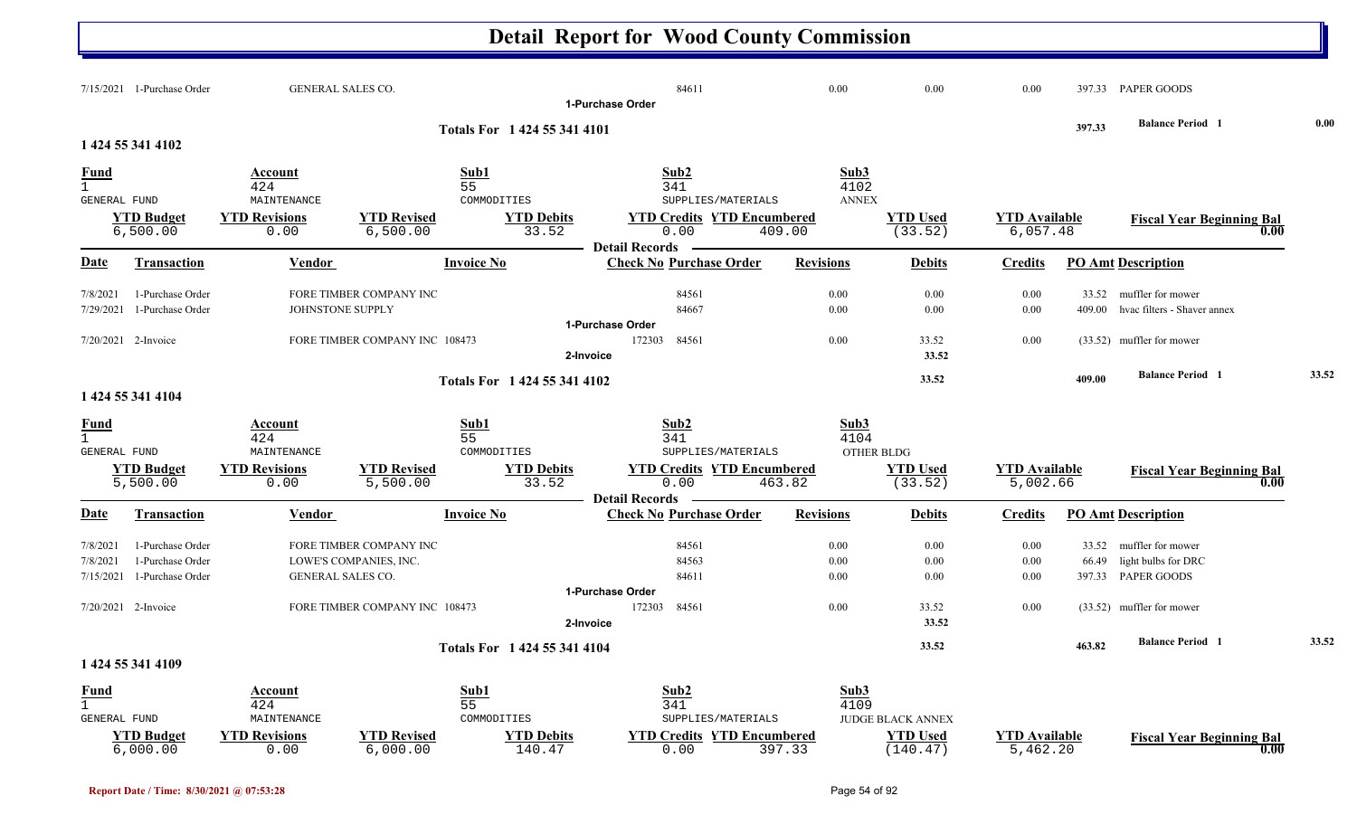# Detail Report for Wood County Commission

| Date | Transaction | Vendor | Invoice No | Check No | Purchase Order | Revisions | Debits | Credits | PO Amt | Description |
|---|---|---|---|---|---|---|---|---|---|---|
| 7/15/2021 | 1-Purchase Order | GENERAL SALES CO. | | | 84611 | 0.00 | 0.00 | 0.00 | 397.33 | PAPER GOODS |

1-Purchase Order

Totals For 1 424 55 341 4101 — 397.33 — Balance Period 1 — 0.00

## 1 424 55 341 4102

| Fund | Account | Sub1 | Sub2 | Sub3 |
|---|---|---|---|---|
| 1 | 424 | 55 | 341 | 4102 |
| GENERAL FUND | MAINTENANCE | COMMODITIES | SUPPLIES/MATERIALS | ANNEX |

| YTD Budget | YTD Revisions | YTD Revised | YTD Debits | YTD Credits | YTD Encumbered | YTD Used | YTD Available | Fiscal Year Beginning Bal |
|---|---|---|---|---|---|---|---|---|
| 6,500.00 | 0.00 | 6,500.00 | 33.52 | 0.00 | 409.00 | (33.52) | 6,057.48 | 0.00 |

Detail Records

| Date | Transaction | Vendor | Invoice No | Check No | Purchase Order | Revisions | Debits | Credits | PO Amt | Description |
|---|---|---|---|---|---|---|---|---|---|---|
| 7/8/2021 | 1-Purchase Order | FORE TIMBER COMPANY INC | | | 84561 | 0.00 | 0.00 | 0.00 | 33.52 | muffler for mower |
| 7/29/2021 | 1-Purchase Order | JOHNSTONE SUPPLY | | | 84667 | 0.00 | 0.00 | 0.00 | 409.00 | hvac filters - Shaver annex |
| | 1-Purchase Order | | | | | | | | | |
| 7/20/2021 | 2-Invoice | FORE TIMBER COMPANY INC | 108473 | 172303 | 84561 | 0.00 | 33.52 | 0.00 | (33.52) | muffler for mower |
| | 2-Invoice | | | | | | 33.52 | | | |

Totals For 1 424 55 341 4102 — 33.52 — 409.00 — Balance Period 1 — 33.52

## 1 424 55 341 4104

| Fund | Account | Sub1 | Sub2 | Sub3 |
|---|---|---|---|---|
| 1 | 424 | 55 | 341 | 4104 |
| GENERAL FUND | MAINTENANCE | COMMODITIES | SUPPLIES/MATERIALS | OTHER BLDG |

| YTD Budget | YTD Revisions | YTD Revised | YTD Debits | YTD Credits | YTD Encumbered | YTD Used | YTD Available | Fiscal Year Beginning Bal |
|---|---|---|---|---|---|---|---|---|
| 5,500.00 | 0.00 | 5,500.00 | 33.52 | 0.00 | 463.82 | (33.52) | 5,002.66 | 0.00 |

Detail Records

| Date | Transaction | Vendor | Invoice No | Check No | Purchase Order | Revisions | Debits | Credits | PO Amt | Description |
|---|---|---|---|---|---|---|---|---|---|---|
| 7/8/2021 | 1-Purchase Order | FORE TIMBER COMPANY INC | | | 84561 | 0.00 | 0.00 | 0.00 | 33.52 | muffler for mower |
| 7/8/2021 | 1-Purchase Order | LOWE'S COMPANIES, INC. | | | 84563 | 0.00 | 0.00 | 0.00 | 66.49 | light bulbs for DRC |
| 7/15/2021 | 1-Purchase Order | GENERAL SALES CO. | | | 84611 | 0.00 | 0.00 | 0.00 | 397.33 | PAPER GOODS |
| | 1-Purchase Order | | | | | | | | | |
| 7/20/2021 | 2-Invoice | FORE TIMBER COMPANY INC | 108473 | 172303 | 84561 | 0.00 | 33.52 | 0.00 | (33.52) | muffler for mower |
| | 2-Invoice | | | | | | 33.52 | | | |

Totals For 1 424 55 341 4104 — 33.52 — 463.82 — Balance Period 1 — 33.52

## 1 424 55 341 4109

| Fund | Account | Sub1 | Sub2 | Sub3 |
|---|---|---|---|---|
| 1 | 424 | 55 | 341 | 4109 |
| GENERAL FUND | MAINTENANCE | COMMODITIES | SUPPLIES/MATERIALS | JUDGE BLACK ANNEX |

| YTD Budget | YTD Revisions | YTD Revised | YTD Debits | YTD Credits | YTD Encumbered | YTD Used | YTD Available | Fiscal Year Beginning Bal |
|---|---|---|---|---|---|---|---|---|
| 6,000.00 | 0.00 | 6,000.00 | 140.47 | 0.00 | 397.33 | (140.47) | 5,462.20 | 0.00 |

Report Date / Time: 8/30/2021 @ 07:53:28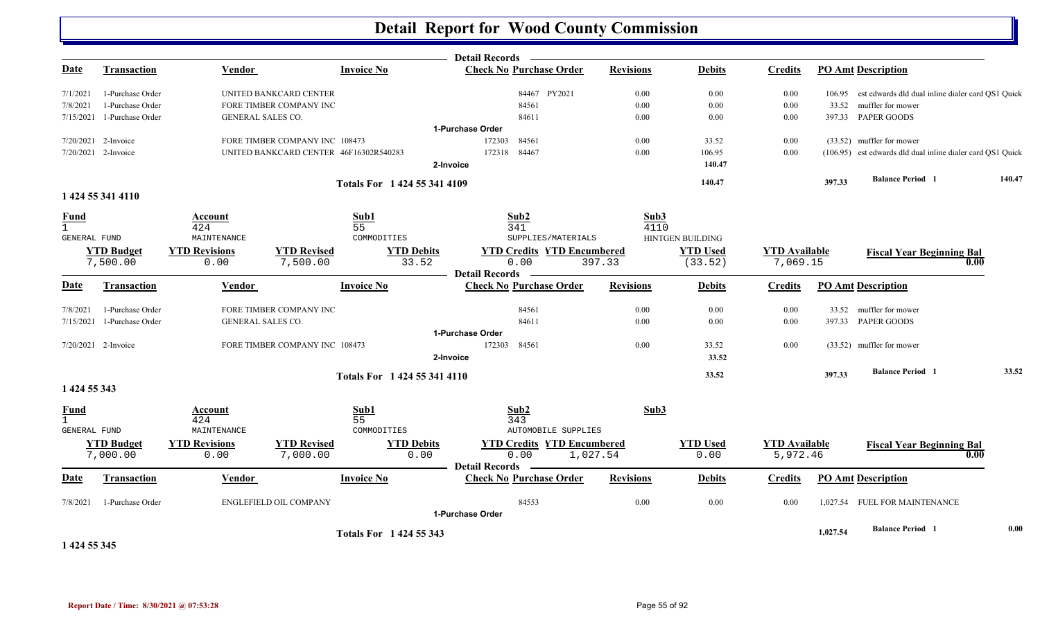# Detail Report for Wood County Commission

**Detail Records**

| Date | Transaction | Vendor | Invoice No | Check No | Purchase Order | Revisions | Debits | Credits | PO Amt | Description |
|---|---|---|---|---|---|---|---|---|---|---|
| 7/1/2021 | 1-Purchase Order | UNITED BANKCARD CENTER | | | 84467 PY2021 | 0.00 | 0.00 | 0.00 | 106.95 | est edwards dld dual inline dialer card QS1 Quick |
| 7/8/2021 | 1-Purchase Order | FORE TIMBER COMPANY INC | | | 84561 | 0.00 | 0.00 | 0.00 | 33.52 | muffler for mower |
| 7/15/2021 | 1-Purchase Order | GENERAL SALES CO. | | | 84611 | 0.00 | 0.00 | 0.00 | 397.33 | PAPER GOODS |
| | | | 1-Purchase Order | | | | | | | |
| 7/20/2021 | 2-Invoice | FORE TIMBER COMPANY INC | 108473 | 172303 | 84561 | 0.00 | 33.52 | 0.00 | (33.52) | muffler for mower |
| 7/20/2021 | 2-Invoice | UNITED BANKCARD CENTER | 46F16302R540283 | 172318 | 84467 | 0.00 | 106.95 | 0.00 | (106.95) | est edwards dld dual inline dialer card QS1 Quick |
| | | | 2-Invoice | | | | 140.47 | | | |
| | | | Totals For 1 424 55 341 4109 | | | | 140.47 | | 397.33 | Balance Period 1 140.47 |

## 1 424 55 341 4110

| Fund | Account | Sub1 | Sub2 | Sub3 |
|---|---|---|---|---|
| 1 | 424 | 55 | 341 | 4110 |
| GENERAL FUND | MAINTENANCE | COMMODITIES | SUPPLIES/MATERIALS | HINTGEN BUILDING |

| YTD Budget | YTD Revisions | YTD Revised | YTD Debits | YTD Credits | YTD Encumbered | YTD Used | YTD Available | Fiscal Year Beginning Bal |
|---|---|---|---|---|---|---|---|---|
| 7,500.00 | 0.00 | 7,500.00 | 33.52 | 0.00 | 397.33 | (33.52) | 7,069.15 | 0.00 |

**Detail Records**

| Date | Transaction | Vendor | Invoice No | Check No | Purchase Order | Revisions | Debits | Credits | PO Amt | Description |
|---|---|---|---|---|---|---|---|---|---|---|
| 7/8/2021 | 1-Purchase Order | FORE TIMBER COMPANY INC | | | 84561 | 0.00 | 0.00 | 0.00 | 33.52 | muffler for mower |
| 7/15/2021 | 1-Purchase Order | GENERAL SALES CO. | | | 84611 | 0.00 | 0.00 | 0.00 | 397.33 | PAPER GOODS |
| | | | 1-Purchase Order | | | | | | | |
| 7/20/2021 | 2-Invoice | FORE TIMBER COMPANY INC | 108473 | 172303 | 84561 | 0.00 | 33.52 | 0.00 | (33.52) | muffler for mower |
| | | | 2-Invoice | | | | 33.52 | | | |
| | | | Totals For 1 424 55 341 4110 | | | | 33.52 | | 397.33 | Balance Period 1 33.52 |

## 1 424 55 343

| Fund | Account | Sub1 | Sub2 | Sub3 |
|---|---|---|---|---|
| 1 | 424 | 55 | 343 | |
| GENERAL FUND | MAINTENANCE | COMMODITIES | AUTOMOBILE SUPPLIES | |

| YTD Budget | YTD Revisions | YTD Revised | YTD Debits | YTD Credits | YTD Encumbered | YTD Used | YTD Available | Fiscal Year Beginning Bal |
|---|---|---|---|---|---|---|---|---|
| 7,000.00 | 0.00 | 7,000.00 | 0.00 | 0.00 | 1,027.54 | 0.00 | 5,972.46 | 0.00 |

**Detail Records**

| Date | Transaction | Vendor | Invoice No | Check No | Purchase Order | Revisions | Debits | Credits | PO Amt | Description |
|---|---|---|---|---|---|---|---|---|---|---|
| 7/8/2021 | 1-Purchase Order | ENGLEFIELD OIL COMPANY | | | 84553 | 0.00 | 0.00 | 0.00 | 1,027.54 | FUEL FOR MAINTENANCE |
| | | | 1-Purchase Order | | | | | | | |
| | | | Totals For 1 424 55 343 | | | | | | 1,027.54 | Balance Period 1 0.00 |

## 1 424 55 345

Report Date / Time: 8/30/2021 @ 07:53:28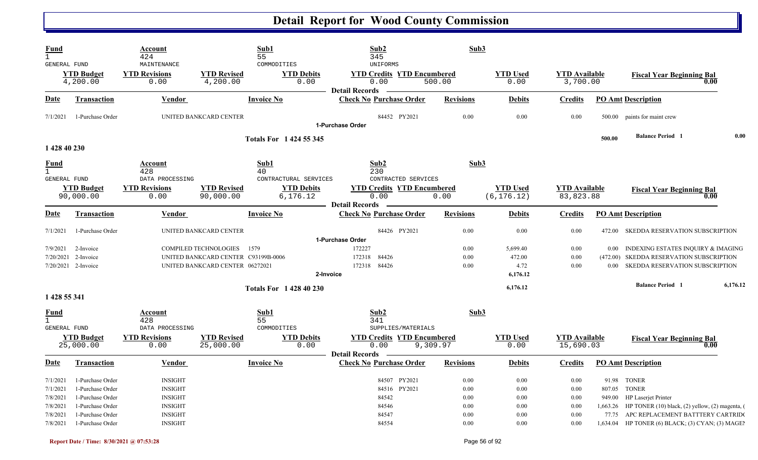# Detail Report for Wood County Commission

| Fund | Account | | Sub1 | Sub2 | | Sub3 | | | |
|---|---|---|---|---|---|---|---|---|---|
| 1 GENERAL FUND | 424 MAINTENANCE | | 55 COMMODITIES | 345 UNIFORMS | | | | | |
| **YTD Budget** | **YTD Revisions** | **YTD Revised** | **YTD Debits** | **YTD Credits** | **YTD Encumbered** | **YTD Used** | **YTD Available** | **Fiscal Year Beginning Bal** | |
| 4,200.00 | 0.00 | 4,200.00 | 0.00 | 0.00 | 500.00 | 0.00 | 3,700.00 | 0.00 | |

**Detail Records**

| Date | Transaction | Vendor | Invoice No | Check No | Purchase Order | Revisions | Debits | Credits | PO Amt | Description |
|---|---|---|---|---|---|---|---|---|---|---|
| 7/1/2021 | 1-Purchase Order | UNITED BANKCARD CENTER | | 84452 | PY2021 | 0.00 | 0.00 | 0.00 | 500.00 | paints for maint crew |
| | | | | 1-Purchase Order | | | | | | |
| | | | Totals For 1 424 55 345 | | | | | | 500.00 | Balance Period 1 — 0.00 |

## 1 428 40 230

| Fund | Account | | Sub1 | Sub2 | | Sub3 | | | |
|---|---|---|---|---|---|---|---|---|---|
| 1 GENERAL FUND | 428 DATA PROCESSING | | 40 CONTRACTURAL SERVICES | 230 CONTRACTED SERVICES | | | | | |
| **YTD Budget** | **YTD Revisions** | **YTD Revised** | **YTD Debits** | **YTD Credits** | **YTD Encumbered** | **YTD Used** | **YTD Available** | **Fiscal Year Beginning Bal** | |
| 90,000.00 | 0.00 | 90,000.00 | 6,176.12 | 0.00 | 0.00 | (6,176.12) | 83,823.88 | 0.00 | |

**Detail Records**

| Date | Transaction | Vendor | Invoice No | Check No | Purchase Order | Revisions | Debits | Credits | PO Amt | Description |
|---|---|---|---|---|---|---|---|---|---|---|
| 7/1/2021 | 1-Purchase Order | UNITED BANKCARD CENTER | | 84426 | PY2021 | 0.00 | 0.00 | 0.00 | 472.00 | SKEDDA RESERVATION SUBSCRIPTION |
| | | | | 1-Purchase Order | | | | | | |
| 7/9/2021 | 2-Invoice | COMPILED TECHNOLOGIES | 1579 | 172227 | | 0.00 | 5,699.40 | 0.00 | 0.00 | INDEXING ESTATES INQUIRY & IMAGING |
| 7/20/2021 | 2-Invoice | UNITED BANKCARD CENTER | C93199B-0006 | 172318 | 84426 | 0.00 | 472.00 | 0.00 | (472.00) | SKEDDA RESERVATION SUBSCRIPTION |
| 7/20/2021 | 2-Invoice | UNITED BANKCARD CENTER | 06272021 | 172318 | 84426 | 0.00 | 4.72 | 0.00 | 0.00 | SKEDDA RESERVATION SUBSCRIPTION |
| | | | 2-Invoice | | | | 6,176.12 | | | |
| | | | Totals For 1 428 40 230 | | | | 6,176.12 | | | Balance Period 1 — 6,176.12 |

## 1 428 55 341

| Fund | Account | | Sub1 | Sub2 | | Sub3 | | | |
|---|---|---|---|---|---|---|---|---|---|
| 1 GENERAL FUND | 428 DATA PROCESSING | | 55 COMMODITIES | 341 SUPPLIES/MATERIALS | | | | | |
| **YTD Budget** | **YTD Revisions** | **YTD Revised** | **YTD Debits** | **YTD Credits** | **YTD Encumbered** | **YTD Used** | **YTD Available** | **Fiscal Year Beginning Bal** | |
| 25,000.00 | 0.00 | 25,000.00 | 0.00 | 0.00 | 9,309.97 | 0.00 | 15,690.03 | 0.00 | |

**Detail Records**

| Date | Transaction | Vendor | Invoice No | Check No | Purchase Order | Revisions | Debits | Credits | PO Amt | Description |
|---|---|---|---|---|---|---|---|---|---|---|
| 7/1/2021 | 1-Purchase Order | INSIGHT | | 84507 | PY2021 | 0.00 | 0.00 | 0.00 | 91.98 | TONER |
| 7/1/2021 | 1-Purchase Order | INSIGHT | | 84516 | PY2021 | 0.00 | 0.00 | 0.00 | 807.05 | TONER |
| 7/8/2021 | 1-Purchase Order | INSIGHT | | 84542 | | 0.00 | 0.00 | 0.00 | 949.00 | HP Laserjet Printer |
| 7/8/2021 | 1-Purchase Order | INSIGHT | | 84546 | | 0.00 | 0.00 | 0.00 | 1,663.26 | HP TONER (10) black, (2) yellow, (2) magenta, ( |
| 7/8/2021 | 1-Purchase Order | INSIGHT | | 84547 | | 0.00 | 0.00 | 0.00 | 77.75 | APC REPLACEMENT BATTTERY CARTRIDG |
| 7/8/2021 | 1-Purchase Order | INSIGHT | | 84554 | | 0.00 | 0.00 | 0.00 | 1,634.04 | HP TONER (6) BLACK; (3) CYAN; (3) MAGEN |

Report Date / Time: 8/30/2021 @ 07:53:28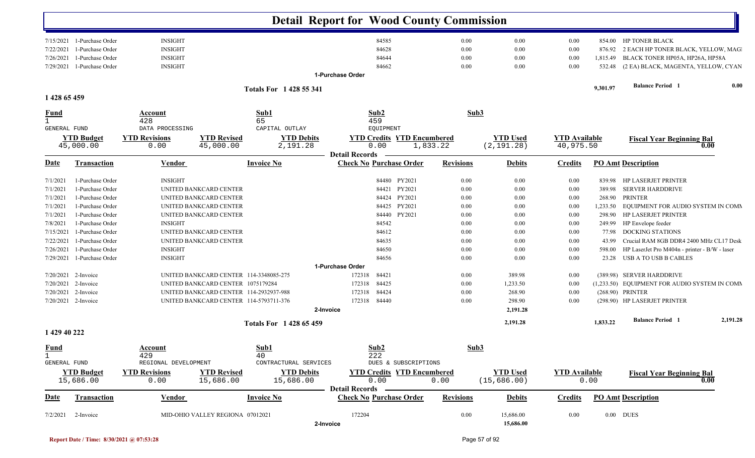# Detail Report for Wood County Commission

| Date | Transaction | Vendor | Invoice No | Check No | Purchase Order | Revisions | Debits | Credits | PO Amt | Description |
|---|---|---|---|---|---|---|---|---|---|---|
| 7/15/2021 | 1-Purchase Order | INSIGHT | | 84585 | | 0.00 | 0.00 | 0.00 | 854.00 | HP TONER BLACK |
| 7/22/2021 | 1-Purchase Order | INSIGHT | | 84628 | | 0.00 | 0.00 | 0.00 | 876.92 | 2 EACH HP TONER BLACK, YELLOW, MAGI |
| 7/26/2021 | 1-Purchase Order | INSIGHT | | 84644 | | 0.00 | 0.00 | 0.00 | 1,815.49 | BLACK TONER HP05A, HP26A, HP58A |
| 7/29/2021 | 1-Purchase Order | INSIGHT | | 84662 | | 0.00 | 0.00 | 0.00 | 532.48 | (2 EA) BLACK, MAGENTA, YELLOW, CYAN |
| | | | 1-Purchase Order | | | | | | | |

**Totals For 1 428 55 341** — 9,301.97 — Balance Period 1 — 0.00

## 1 428 65 459

| Fund | Account | Sub1 | Sub2 | Sub3 |
|---|---|---|---|---|
| 1 | 428 | 65 | 459 | |
| GENERAL FUND | DATA PROCESSING | CAPITAL OUTLAY | EQUIPMENT | |

| YTD Budget | YTD Revisions | YTD Revised | YTD Debits | YTD Credits | YTD Encumbered | YTD Used | YTD Available | Fiscal Year Beginning Bal |
|---|---|---|---|---|---|---|---|---|
| 45,000.00 | 0.00 | 45,000.00 | 2,191.28 | 0.00 | 1,833.22 | (2,191.28) | 40,975.50 | 0.00 |

**Detail Records**

| Date | Transaction | Vendor | Invoice No | Check No | Purchase Order | Revisions | Debits | Credits | PO Amt | Description |
|---|---|---|---|---|---|---|---|---|---|---|
| 7/1/2021 | 1-Purchase Order | INSIGHT | | 84480 | PY2021 | 0.00 | 0.00 | 0.00 | 839.98 | HP LASERJET PRINTER |
| 7/1/2021 | 1-Purchase Order | UNITED BANKCARD CENTER | | 84421 | PY2021 | 0.00 | 0.00 | 0.00 | 389.98 | SERVER HARDDRIVE |
| 7/1/2021 | 1-Purchase Order | UNITED BANKCARD CENTER | | 84424 | PY2021 | 0.00 | 0.00 | 0.00 | 268.90 | PRINTER |
| 7/1/2021 | 1-Purchase Order | UNITED BANKCARD CENTER | | 84425 | PY2021 | 0.00 | 0.00 | 0.00 | 1,233.50 | EQUIPMENT FOR AUDIO SYSTEM IN COMN |
| 7/1/2021 | 1-Purchase Order | UNITED BANKCARD CENTER | | 84440 | PY2021 | 0.00 | 0.00 | 0.00 | 298.90 | HP LASERJET PRINTER |
| 7/8/2021 | 1-Purchase Order | INSIGHT | | 84542 | | 0.00 | 0.00 | 0.00 | 249.99 | HP Envelope feeder |
| 7/15/2021 | 1-Purchase Order | UNITED BANKCARD CENTER | | 84612 | | 0.00 | 0.00 | 0.00 | 77.98 | DOCKING STATIONS |
| 7/22/2021 | 1-Purchase Order | UNITED BANKCARD CENTER | | 84635 | | 0.00 | 0.00 | 0.00 | 43.99 | Crucial RAM 8GB DDR4 2400 MHz CL17 Desk |
| 7/26/2021 | 1-Purchase Order | INSIGHT | | 84650 | | 0.00 | 0.00 | 0.00 | 598.00 | HP LaserJet Pro M404n - printer - B/W - laser |
| 7/29/2021 | 1-Purchase Order | INSIGHT | | 84656 | | 0.00 | 0.00 | 0.00 | 23.28 | USB A TO USB B CABLES |
| | | | 1-Purchase Order | | | | | | | |
| 7/20/2021 | 2-Invoice | UNITED BANKCARD CENTER | 114-3348085-275 | 172318 | 84421 | 0.00 | 389.98 | 0.00 | (389.98) | SERVER HARDDRIVE |
| 7/20/2021 | 2-Invoice | UNITED BANKCARD CENTER | 1075179284 | 172318 | 84425 | 0.00 | 1,233.50 | 0.00 | (1,233.50) | EQUIPMENT FOR AUDIO SYSTEM IN COMN |
| 7/20/2021 | 2-Invoice | UNITED BANKCARD CENTER | 114-2932937-988 | 172318 | 84424 | 0.00 | 268.90 | 0.00 | (268.90) | PRINTER |
| 7/20/2021 | 2-Invoice | UNITED BANKCARD CENTER | 114-5793711-376 | 172318 | 84440 | 0.00 | 298.90 | 0.00 | (298.90) | HP LASERJET PRINTER |
| | | | 2-Invoice | | | | 2,191.28 | | | |

**Totals For 1 428 65 459** — 2,191.28 — 1,833.22 — Balance Period 1 — 2,191.28

## 1 429 40 222

| Fund | Account | Sub1 | Sub2 | Sub3 |
|---|---|---|---|---|
| 1 | 429 | 40 | 222 | |
| GENERAL FUND | REGIONAL DEVELOPMENT | CONTRACTURAL SERVICES | DUES & SUBSCRIPTIONS | |

| YTD Budget | YTD Revisions | YTD Revised | YTD Debits | YTD Credits | YTD Encumbered | YTD Used | YTD Available | Fiscal Year Beginning Bal |
|---|---|---|---|---|---|---|---|---|
| 15,686.00 | 0.00 | 15,686.00 | 15,686.00 | 0.00 | 0.00 | (15,686.00) | 0.00 | 0.00 |

**Detail Records**

| Date | Transaction | Vendor | Invoice No | Check No | Purchase Order | Revisions | Debits | Credits | PO Amt | Description |
|---|---|---|---|---|---|---|---|---|---|---|
| 7/2/2021 | 2-Invoice | MID-OHIO VALLEY REGIONA | 07012021 | 172204 | | 0.00 | 15,686.00 | 0.00 | 0.00 | DUES |
| | | | 2-Invoice | | | | 15,686.00 | | | |

Report Date / Time: 8/30/2021 @ 07:53:28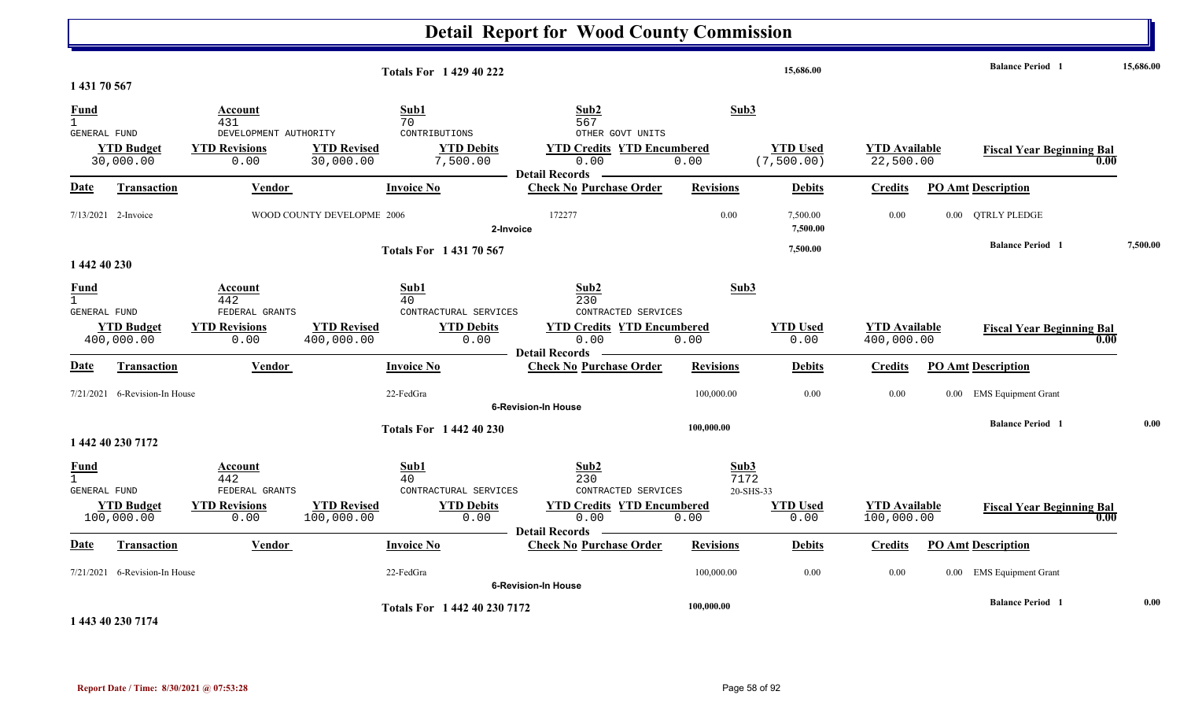# Detail Report for Wood County Commission

**Totals For 1 429 40 222** — 15,686.00 — **Balance Period 1** 15,686.00

**1 431 70 567**

| Fund | Account | | Sub1 | Sub2 | Sub3 | | | |
|---|---|---|---|---|---|---|---|---|
| 1 | 431 | | 70 | 567 | | | | |
| GENERAL FUND | DEVELOPMENT AUTHORITY | | CONTRIBUTIONS | OTHER GOVT UNITS | | | | |
| **YTD Budget** | **YTD Revisions** | **YTD Revised** | **YTD Debits** | **YTD Credits** | **YTD Encumbered** | **YTD Used** | **YTD Available** | **Fiscal Year Beginning Bal** |
| 30,000.00 | 0.00 | 30,000.00 | 7,500.00 | 0.00 | 0.00 | (7,500.00) | 22,500.00 | 0.00 |

Detail Records

| Date | Transaction | Vendor | Invoice No | Check No | Purchase Order | Revisions | Debits | Credits | PO Amt | Description |
|---|---|---|---|---|---|---|---|---|---|---|
| 7/13/2021 | 2-Invoice | WOOD COUNTY DEVELOPME | 2006 | 172277 | | 0.00 | 7,500.00 | 0.00 | 0.00 | QTRLY PLEDGE |
| | 2-Invoice | | | | | | 7,500.00 | | | |

**Totals For 1 431 70 567** — 7,500.00 — **Balance Period 1** 7,500.00

**1 442 40 230**

| Fund | Account | | Sub1 | Sub2 | Sub3 | | | |
|---|---|---|---|---|---|---|---|---|
| 1 | 442 | | 40 | 230 | | | | |
| GENERAL FUND | FEDERAL GRANTS | | CONTRACTURAL SERVICES | CONTRACTED SERVICES | | | | |
| **YTD Budget** | **YTD Revisions** | **YTD Revised** | **YTD Debits** | **YTD Credits** | **YTD Encumbered** | **YTD Used** | **YTD Available** | **Fiscal Year Beginning Bal** |
| 400,000.00 | 0.00 | 400,000.00 | 0.00 | 0.00 | 0.00 | 0.00 | 400,000.00 | 0.00 |

Detail Records

| Date | Transaction | Vendor | Invoice No | Check No | Purchase Order | Revisions | Debits | Credits | PO Amt | Description |
|---|---|---|---|---|---|---|---|---|---|---|
| 7/21/2021 | 6-Revision-In House | | 22-FedGra | | | 100,000.00 | 0.00 | 0.00 | 0.00 | EMS Equipment Grant |
| | 6-Revision-In House | | | | | | | | | |

**Totals For 1 442 40 230** — 100,000.00 — **Balance Period 1** 0.00

**1 442 40 230 7172**

| Fund | Account | | Sub1 | Sub2 | Sub3 | | | |
|---|---|---|---|---|---|---|---|---|
| 1 | 442 | | 40 | 230 | 7172 | | | |
| GENERAL FUND | FEDERAL GRANTS | | CONTRACTURAL SERVICES | CONTRACTED SERVICES | 20-SHS-33 | | | |
| **YTD Budget** | **YTD Revisions** | **YTD Revised** | **YTD Debits** | **YTD Credits** | **YTD Encumbered** | **YTD Used** | **YTD Available** | **Fiscal Year Beginning Bal** |
| 100,000.00 | 0.00 | 100,000.00 | 0.00 | 0.00 | 0.00 | 0.00 | 100,000.00 | 0.00 |

Detail Records

| Date | Transaction | Vendor | Invoice No | Check No | Purchase Order | Revisions | Debits | Credits | PO Amt | Description |
|---|---|---|---|---|---|---|---|---|---|---|
| 7/21/2021 | 6-Revision-In House | | 22-FedGra | | | 100,000.00 | 0.00 | 0.00 | 0.00 | EMS Equipment Grant |
| | 6-Revision-In House | | | | | | | | | |

**Totals For 1 442 40 230 7172** — 100,000.00 — **Balance Period 1** 0.00

**1 443 40 230 7174**

Report Date / Time: 8/30/2021 @ 07:53:28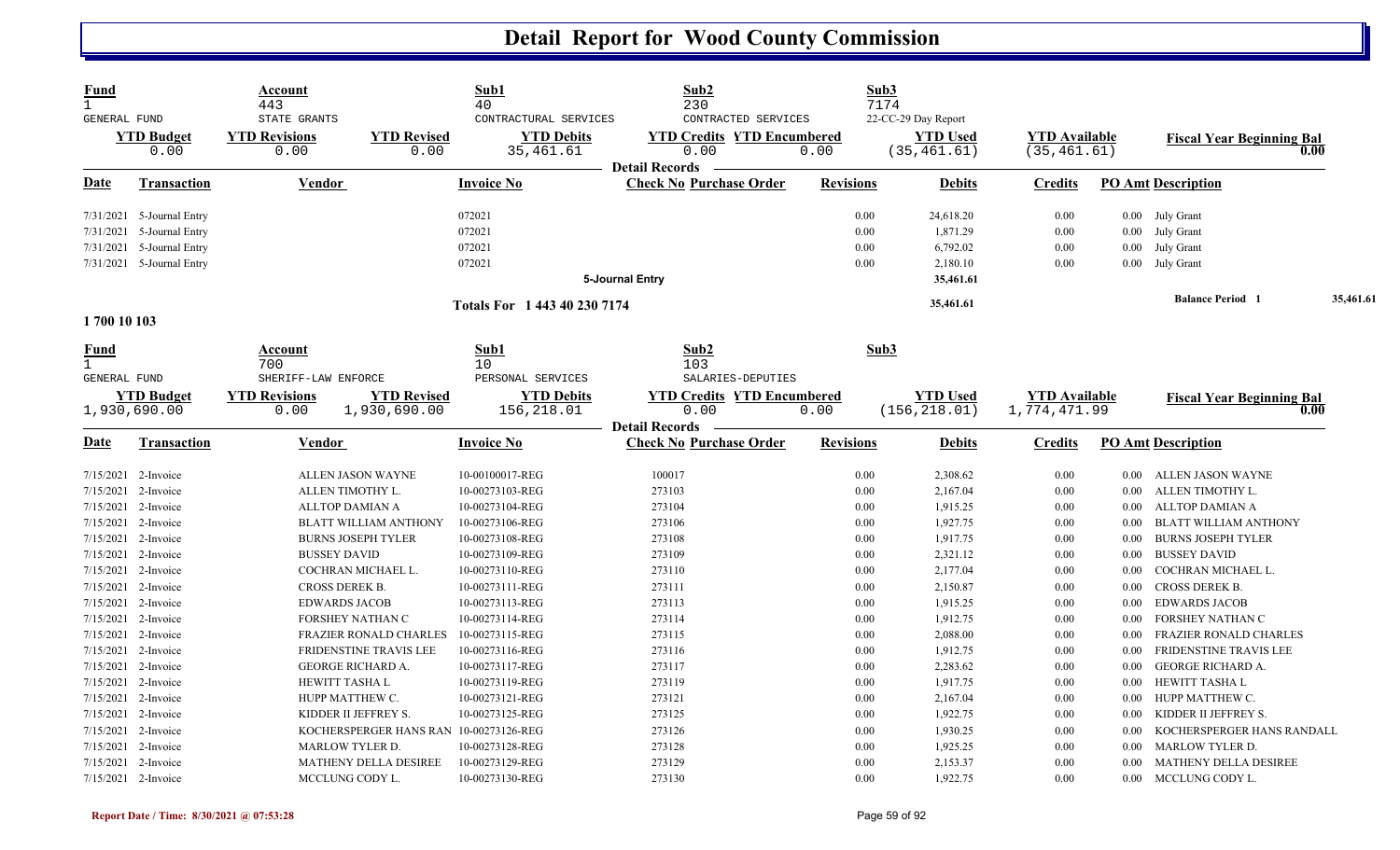# Detail Report for Wood County Commission

| Fund | Account | | Sub1 | Sub2 | | Sub3 | | |
|---|---|---|---|---|---|---|---|---|
| 1 | 443 | | 40 | 230 | | 7174 | | |
| GENERAL FUND | STATE GRANTS | | CONTRACTURAL SERVICES | CONTRACTED SERVICES | | 22-CC-29 Day Report | | |
| **YTD Budget** | **YTD Revisions** | **YTD Revised** | **YTD Debits** | **YTD Credits** | **YTD Encumbered** | **YTD Used** | **YTD Available** | **Fiscal Year Beginning Bal** |
| 0.00 | 0.00 | 0.00 | 35,461.61 | 0.00 | 0.00 | (35,461.61) | (35,461.61) | 0.00 |

**Detail Records**

| Date | Transaction | Vendor | Invoice No | Check No | Purchase Order | Revisions | Debits | Credits | PO Amt | Description |
|---|---|---|---|---|---|---|---|---|---|---|
| 7/31/2021 | 5-Journal Entry | | 072021 | | | 0.00 | 24,618.20 | 0.00 | 0.00 | July Grant |
| 7/31/2021 | 5-Journal Entry | | 072021 | | | 0.00 | 1,871.29 | 0.00 | 0.00 | July Grant |
| 7/31/2021 | 5-Journal Entry | | 072021 | | | 0.00 | 6,792.02 | 0.00 | 0.00 | July Grant |
| 7/31/2021 | 5-Journal Entry | | 072021 | | | 0.00 | 2,180.10 | 0.00 | 0.00 | July Grant |
| | | | | 5-Journal Entry | | | 35,461.61 | | | |
| | | | Totals For 1 443 40 230 7174 | | | | 35,461.61 | | | Balance Period 1 35,461.61 |

**1 700 10 103**

| Fund | Account | | Sub1 | Sub2 | | Sub3 | | |
|---|---|---|---|---|---|---|---|---|
| 1 | 700 | | 10 | 103 | | | | |
| GENERAL FUND | SHERIFF-LAW ENFORCE | | PERSONAL SERVICES | SALARIES-DEPUTIES | | | | |
| **YTD Budget** | **YTD Revisions** | **YTD Revised** | **YTD Debits** | **YTD Credits** | **YTD Encumbered** | **YTD Used** | **YTD Available** | **Fiscal Year Beginning Bal** |
| 1,930,690.00 | 0.00 | 1,930,690.00 | 156,218.01 | 0.00 | 0.00 | (156,218.01) | 1,774,471.99 | 0.00 |

**Detail Records**

| Date | Transaction | Vendor | Invoice No | Check No | Purchase Order | Revisions | Debits | Credits | PO Amt | Description |
|---|---|---|---|---|---|---|---|---|---|---|
| 7/15/2021 | 2-Invoice | ALLEN JASON WAYNE | 10-00100017-REG | 100017 | | 0.00 | 2,308.62 | 0.00 | 0.00 | ALLEN JASON WAYNE |
| 7/15/2021 | 2-Invoice | ALLEN TIMOTHY L. | 10-00273103-REG | 273103 | | 0.00 | 2,167.04 | 0.00 | 0.00 | ALLEN TIMOTHY L. |
| 7/15/2021 | 2-Invoice | ALLTOP DAMIAN A | 10-00273104-REG | 273104 | | 0.00 | 1,915.25 | 0.00 | 0.00 | ALLTOP DAMIAN A |
| 7/15/2021 | 2-Invoice | BLATT WILLIAM ANTHONY | 10-00273106-REG | 273106 | | 0.00 | 1,927.75 | 0.00 | 0.00 | BLATT WILLIAM ANTHONY |
| 7/15/2021 | 2-Invoice | BURNS JOSEPH TYLER | 10-00273108-REG | 273108 | | 0.00 | 1,917.75 | 0.00 | 0.00 | BURNS JOSEPH TYLER |
| 7/15/2021 | 2-Invoice | BUSSEY DAVID | 10-00273109-REG | 273109 | | 0.00 | 2,321.12 | 0.00 | 0.00 | BUSSEY DAVID |
| 7/15/2021 | 2-Invoice | COCHRAN MICHAEL L. | 10-00273110-REG | 273110 | | 0.00 | 2,177.04 | 0.00 | 0.00 | COCHRAN MICHAEL L. |
| 7/15/2021 | 2-Invoice | CROSS DEREK B. | 10-00273111-REG | 273111 | | 0.00 | 2,150.87 | 0.00 | 0.00 | CROSS DEREK B. |
| 7/15/2021 | 2-Invoice | EDWARDS JACOB | 10-00273113-REG | 273113 | | 0.00 | 1,915.25 | 0.00 | 0.00 | EDWARDS JACOB |
| 7/15/2021 | 2-Invoice | FORSHEY NATHAN C | 10-00273114-REG | 273114 | | 0.00 | 1,912.75 | 0.00 | 0.00 | FORSHEY NATHAN C |
| 7/15/2021 | 2-Invoice | FRAZIER RONALD CHARLES | 10-00273115-REG | 273115 | | 0.00 | 2,088.00 | 0.00 | 0.00 | FRAZIER RONALD CHARLES |
| 7/15/2021 | 2-Invoice | FRIDENSTINE TRAVIS LEE | 10-00273116-REG | 273116 | | 0.00 | 1,912.75 | 0.00 | 0.00 | FRIDENSTINE TRAVIS LEE |
| 7/15/2021 | 2-Invoice | GEORGE RICHARD A. | 10-00273117-REG | 273117 | | 0.00 | 2,283.62 | 0.00 | 0.00 | GEORGE RICHARD A. |
| 7/15/2021 | 2-Invoice | HEWITT TASHA L | 10-00273119-REG | 273119 | | 0.00 | 1,917.75 | 0.00 | 0.00 | HEWITT TASHA L |
| 7/15/2021 | 2-Invoice | HUPP MATTHEW C. | 10-00273121-REG | 273121 | | 0.00 | 2,167.04 | 0.00 | 0.00 | HUPP MATTHEW C. |
| 7/15/2021 | 2-Invoice | KIDDER II JEFFREY S. | 10-00273125-REG | 273125 | | 0.00 | 1,922.75 | 0.00 | 0.00 | KIDDER II JEFFREY S. |
| 7/15/2021 | 2-Invoice | KOCHERSPERGER HANS RAN | 10-00273126-REG | 273126 | | 0.00 | 1,930.25 | 0.00 | 0.00 | KOCHERSPERGER HANS RANDALL |
| 7/15/2021 | 2-Invoice | MARLOW TYLER D. | 10-00273128-REG | 273128 | | 0.00 | 1,925.25 | 0.00 | 0.00 | MARLOW TYLER D. |
| 7/15/2021 | 2-Invoice | MATHENY DELLA DESIREE | 10-00273129-REG | 273129 | | 0.00 | 2,153.37 | 0.00 | 0.00 | MATHENY DELLA DESIREE |
| 7/15/2021 | 2-Invoice | MCCLUNG CODY L. | 10-00273130-REG | 273130 | | 0.00 | 1,922.75 | 0.00 | 0.00 | MCCLUNG CODY L. |

Report Date / Time: 8/30/2021 @ 07:53:28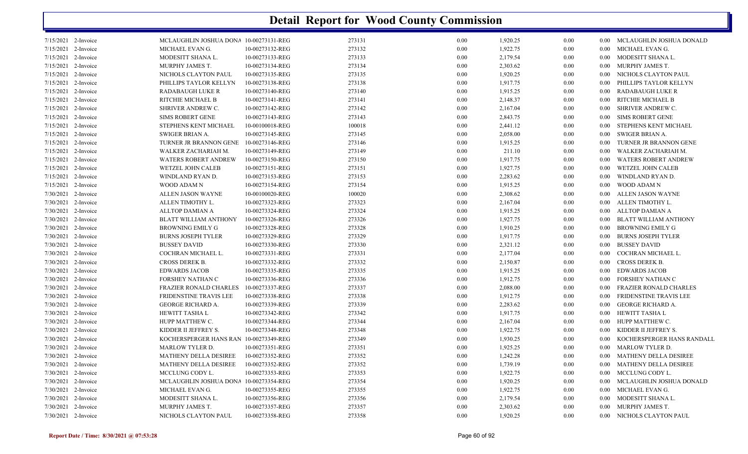# Detail Report for Wood County Commission

| | | | | | | | | | |
|---|---|---|---|---|---|---|---|---|---|
| 7/15/2021 | 2-Invoice | MCLAUGHLIN JOSHUA DONA | 10-00273131-REG | 273131 | 0.00 | 1,920.25 | 0.00 | 0.00 | MCLAUGHLIN JOSHUA DONALD |
| 7/15/2021 | 2-Invoice | MICHAEL EVAN G. | 10-00273132-REG | 273132 | 0.00 | 1,922.75 | 0.00 | 0.00 | MICHAEL EVAN G. |
| 7/15/2021 | 2-Invoice | MODESITT SHANA L. | 10-00273133-REG | 273133 | 0.00 | 2,179.54 | 0.00 | 0.00 | MODESITT SHANA L. |
| 7/15/2021 | 2-Invoice | MURPHY JAMES T. | 10-00273134-REG | 273134 | 0.00 | 2,303.62 | 0.00 | 0.00 | MURPHY JAMES T. |
| 7/15/2021 | 2-Invoice | NICHOLS CLAYTON PAUL | 10-00273135-REG | 273135 | 0.00 | 1,920.25 | 0.00 | 0.00 | NICHOLS CLAYTON PAUL |
| 7/15/2021 | 2-Invoice | PHILLIPS TAYLOR KELLYN | 10-00273138-REG | 273138 | 0.00 | 1,917.75 | 0.00 | 0.00 | PHILLIPS TAYLOR KELLYN |
| 7/15/2021 | 2-Invoice | RADABAUGH LUKE R | 10-00273140-REG | 273140 | 0.00 | 1,915.25 | 0.00 | 0.00 | RADABAUGH LUKE R |
| 7/15/2021 | 2-Invoice | RITCHIE MICHAEL B | 10-00273141-REG | 273141 | 0.00 | 2,148.37 | 0.00 | 0.00 | RITCHIE MICHAEL B |
| 7/15/2021 | 2-Invoice | SHRIVER ANDREW C. | 10-00273142-REG | 273142 | 0.00 | 2,167.04 | 0.00 | 0.00 | SHRIVER ANDREW C. |
| 7/15/2021 | 2-Invoice | SIMS ROBERT GENE | 10-00273143-REG | 273143 | 0.00 | 2,843.75 | 0.00 | 0.00 | SIMS ROBERT GENE |
| 7/15/2021 | 2-Invoice | STEPHENS KENT MICHAEL | 10-00100018-REG | 100018 | 0.00 | 2,441.12 | 0.00 | 0.00 | STEPHENS KENT MICHAEL |
| 7/15/2021 | 2-Invoice | SWIGER BRIAN A. | 10-00273145-REG | 273145 | 0.00 | 2,058.00 | 0.00 | 0.00 | SWIGER BRIAN A. |
| 7/15/2021 | 2-Invoice | TURNER JR BRANNON GENE | 10-00273146-REG | 273146 | 0.00 | 1,915.25 | 0.00 | 0.00 | TURNER JR BRANNON GENE |
| 7/15/2021 | 2-Invoice | WALKER ZACHARIAH M. | 10-00273149-REG | 273149 | 0.00 | 211.10 | 0.00 | 0.00 | WALKER ZACHARIAH M. |
| 7/15/2021 | 2-Invoice | WATERS ROBERT ANDREW | 10-00273150-REG | 273150 | 0.00 | 1,917.75 | 0.00 | 0.00 | WATERS ROBERT ANDREW |
| 7/15/2021 | 2-Invoice | WETZEL JOHN CALEB | 10-00273151-REG | 273151 | 0.00 | 1,927.75 | 0.00 | 0.00 | WETZEL JOHN CALEB |
| 7/15/2021 | 2-Invoice | WINDLAND RYAN D. | 10-00273153-REG | 273153 | 0.00 | 2,283.62 | 0.00 | 0.00 | WINDLAND RYAN D. |
| 7/15/2021 | 2-Invoice | WOOD ADAM N | 10-00273154-REG | 273154 | 0.00 | 1,915.25 | 0.00 | 0.00 | WOOD ADAM N |
| 7/30/2021 | 2-Invoice | ALLEN JASON WAYNE | 10-00100020-REG | 100020 | 0.00 | 2,308.62 | 0.00 | 0.00 | ALLEN JASON WAYNE |
| 7/30/2021 | 2-Invoice | ALLEN TIMOTHY L. | 10-00273323-REG | 273323 | 0.00 | 2,167.04 | 0.00 | 0.00 | ALLEN TIMOTHY L. |
| 7/30/2021 | 2-Invoice | ALLTOP DAMIAN A | 10-00273324-REG | 273324 | 0.00 | 1,915.25 | 0.00 | 0.00 | ALLTOP DAMIAN A |
| 7/30/2021 | 2-Invoice | BLATT WILLIAM ANTHONY | 10-00273326-REG | 273326 | 0.00 | 1,927.75 | 0.00 | 0.00 | BLATT WILLIAM ANTHONY |
| 7/30/2021 | 2-Invoice | BROWNING EMILY G | 10-00273328-REG | 273328 | 0.00 | 1,910.25 | 0.00 | 0.00 | BROWNING EMILY G |
| 7/30/2021 | 2-Invoice | BURNS JOSEPH TYLER | 10-00273329-REG | 273329 | 0.00 | 1,917.75 | 0.00 | 0.00 | BURNS JOSEPH TYLER |
| 7/30/2021 | 2-Invoice | BUSSEY DAVID | 10-00273330-REG | 273330 | 0.00 | 2,321.12 | 0.00 | 0.00 | BUSSEY DAVID |
| 7/30/2021 | 2-Invoice | COCHRAN MICHAEL L. | 10-00273331-REG | 273331 | 0.00 | 2,177.04 | 0.00 | 0.00 | COCHRAN MICHAEL L. |
| 7/30/2021 | 2-Invoice | CROSS DEREK B. | 10-00273332-REG | 273332 | 0.00 | 2,150.87 | 0.00 | 0.00 | CROSS DEREK B. |
| 7/30/2021 | 2-Invoice | EDWARDS JACOB | 10-00273335-REG | 273335 | 0.00 | 1,915.25 | 0.00 | 0.00 | EDWARDS JACOB |
| 7/30/2021 | 2-Invoice | FORSHEY NATHAN C | 10-00273336-REG | 273336 | 0.00 | 1,912.75 | 0.00 | 0.00 | FORSHEY NATHAN C |
| 7/30/2021 | 2-Invoice | FRAZIER RONALD CHARLES | 10-00273337-REG | 273337 | 0.00 | 2,088.00 | 0.00 | 0.00 | FRAZIER RONALD CHARLES |
| 7/30/2021 | 2-Invoice | FRIDENSTINE TRAVIS LEE | 10-00273338-REG | 273338 | 0.00 | 1,912.75 | 0.00 | 0.00 | FRIDENSTINE TRAVIS LEE |
| 7/30/2021 | 2-Invoice | GEORGE RICHARD A. | 10-00273339-REG | 273339 | 0.00 | 2,283.62 | 0.00 | 0.00 | GEORGE RICHARD A. |
| 7/30/2021 | 2-Invoice | HEWITT TASHA L | 10-00273342-REG | 273342 | 0.00 | 1,917.75 | 0.00 | 0.00 | HEWITT TASHA L |
| 7/30/2021 | 2-Invoice | HUPP MATTHEW C. | 10-00273344-REG | 273344 | 0.00 | 2,167.04 | 0.00 | 0.00 | HUPP MATTHEW C. |
| 7/30/2021 | 2-Invoice | KIDDER II JEFFREY S. | 10-00273348-REG | 273348 | 0.00 | 1,922.75 | 0.00 | 0.00 | KIDDER II JEFFREY S. |
| 7/30/2021 | 2-Invoice | KOCHERSPERGER HANS RAN | 10-00273349-REG | 273349 | 0.00 | 1,930.25 | 0.00 | 0.00 | KOCHERSPERGER HANS RANDALL |
| 7/30/2021 | 2-Invoice | MARLOW TYLER D. | 10-00273351-REG | 273351 | 0.00 | 1,925.25 | 0.00 | 0.00 | MARLOW TYLER D. |
| 7/30/2021 | 2-Invoice | MATHENY DELLA DESIREE | 10-00273352-REG | 273352 | 0.00 | 1,242.28 | 0.00 | 0.00 | MATHENY DELLA DESIREE |
| 7/30/2021 | 2-Invoice | MATHENY DELLA DESIREE | 10-00273352-REG | 273352 | 0.00 | 1,739.19 | 0.00 | 0.00 | MATHENY DELLA DESIREE |
| 7/30/2021 | 2-Invoice | MCCLUNG CODY L. | 10-00273353-REG | 273353 | 0.00 | 1,922.75 | 0.00 | 0.00 | MCCLUNG CODY L. |
| 7/30/2021 | 2-Invoice | MCLAUGHLIN JOSHUA DONA | 10-00273354-REG | 273354 | 0.00 | 1,920.25 | 0.00 | 0.00 | MCLAUGHLIN JOSHUA DONALD |
| 7/30/2021 | 2-Invoice | MICHAEL EVAN G. | 10-00273355-REG | 273355 | 0.00 | 1,922.75 | 0.00 | 0.00 | MICHAEL EVAN G. |
| 7/30/2021 | 2-Invoice | MODESITT SHANA L. | 10-00273356-REG | 273356 | 0.00 | 2,179.54 | 0.00 | 0.00 | MODESITT SHANA L. |
| 7/30/2021 | 2-Invoice | MURPHY JAMES T. | 10-00273357-REG | 273357 | 0.00 | 2,303.62 | 0.00 | 0.00 | MURPHY JAMES T. |
| 7/30/2021 | 2-Invoice | NICHOLS CLAYTON PAUL | 10-00273358-REG | 273358 | 0.00 | 1,920.25 | 0.00 | 0.00 | NICHOLS CLAYTON PAUL |

**Report Date / Time: 8/30/2021 @ 07:53:28**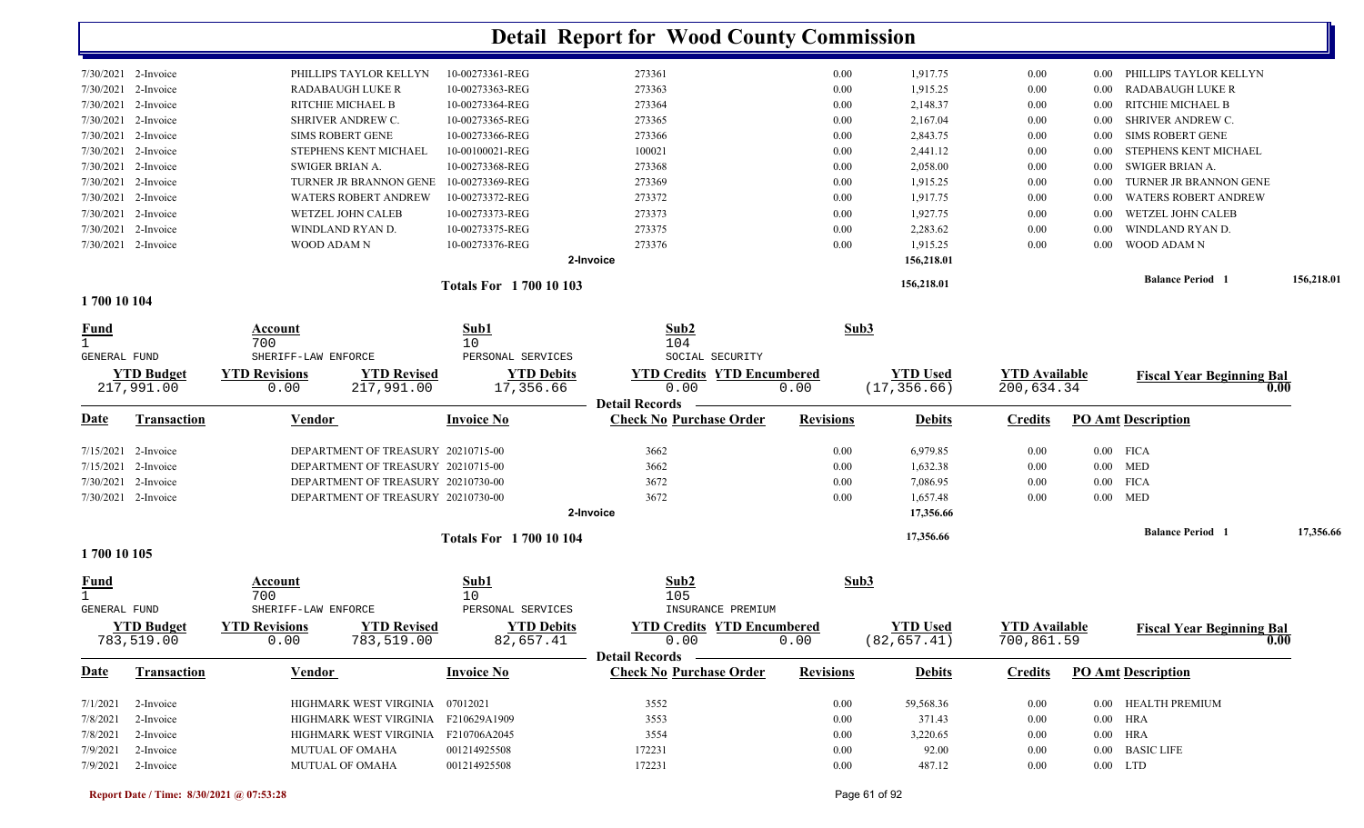# Detail Report for Wood County Commission

| Date | Transaction | Vendor | Invoice No | Check No | Purchase Order | Revisions | Debits | Credits | PO Amt | Description |
|---|---|---|---|---|---|---|---|---|---|---|
| 7/30/2021 | 2-Invoice | PHILLIPS TAYLOR KELLYN | 10-00273361-REG | 273361 | | 0.00 | 1,917.75 | 0.00 | 0.00 | PHILLIPS TAYLOR KELLYN |
| 7/30/2021 | 2-Invoice | RADABAUGH LUKE R | 10-00273363-REG | 273363 | | 0.00 | 1,915.25 | 0.00 | 0.00 | RADABAUGH LUKE R |
| 7/30/2021 | 2-Invoice | RITCHIE MICHAEL B | 10-00273364-REG | 273364 | | 0.00 | 2,148.37 | 0.00 | 0.00 | RITCHIE MICHAEL B |
| 7/30/2021 | 2-Invoice | SHRIVER ANDREW C. | 10-00273365-REG | 273365 | | 0.00 | 2,167.04 | 0.00 | 0.00 | SHRIVER ANDREW C. |
| 7/30/2021 | 2-Invoice | SIMS ROBERT GENE | 10-00273366-REG | 273366 | | 0.00 | 2,843.75 | 0.00 | 0.00 | SIMS ROBERT GENE |
| 7/30/2021 | 2-Invoice | STEPHENS KENT MICHAEL | 10-00100021-REG | 100021 | | 0.00 | 2,441.12 | 0.00 | 0.00 | STEPHENS KENT MICHAEL |
| 7/30/2021 | 2-Invoice | SWIGER BRIAN A. | 10-00273368-REG | 273368 | | 0.00 | 2,058.00 | 0.00 | 0.00 | SWIGER BRIAN A. |
| 7/30/2021 | 2-Invoice | TURNER JR BRANNON GENE | 10-00273369-REG | 273369 | | 0.00 | 1,915.25 | 0.00 | 0.00 | TURNER JR BRANNON GENE |
| 7/30/2021 | 2-Invoice | WATERS ROBERT ANDREW | 10-00273372-REG | 273372 | | 0.00 | 1,917.75 | 0.00 | 0.00 | WATERS ROBERT ANDREW |
| 7/30/2021 | 2-Invoice | WETZEL JOHN CALEB | 10-00273373-REG | 273373 | | 0.00 | 1,927.75 | 0.00 | 0.00 | WETZEL JOHN CALEB |
| 7/30/2021 | 2-Invoice | WINDLAND RYAN D. | 10-00273375-REG | 273375 | | 0.00 | 2,283.62 | 0.00 | 0.00 | WINDLAND RYAN D. |
| 7/30/2021 | 2-Invoice | WOOD ADAM N | 10-00273376-REG | 273376 | | 0.00 | 1,915.25 | 0.00 | 0.00 | WOOD ADAM N |
| | | | 2-Invoice | | | | 156,218.01 | | | |

**Totals For 1 700 10 103** — 156,218.01 — **Balance Period 1** 156,218.01

## 1 700 10 104

| Fund | Account | Sub1 | Sub2 | Sub3 |
|---|---|---|---|---|
| 1 | 700 | 10 | 104 | |
| GENERAL FUND | SHERIFF-LAW ENFORCE | PERSONAL SERVICES | SOCIAL SECURITY | |

| YTD Budget | YTD Revisions | YTD Revised | YTD Debits | YTD Credits | YTD Encumbered | YTD Used | YTD Available | Fiscal Year Beginning Bal |
|---|---|---|---|---|---|---|---|---|
| 217,991.00 | 0.00 | 217,991.00 | 17,356.66 | 0.00 | 0.00 | (17,356.66) | 200,634.34 | 0.00 |

**Detail Records**

| Date | Transaction | Vendor | Invoice No | Check No | Purchase Order | Revisions | Debits | Credits | PO Amt | Description |
|---|---|---|---|---|---|---|---|---|---|---|
| 7/15/2021 | 2-Invoice | DEPARTMENT OF TREASURY | 20210715-00 | 3662 | | 0.00 | 6,979.85 | 0.00 | 0.00 | FICA |
| 7/15/2021 | 2-Invoice | DEPARTMENT OF TREASURY | 20210715-00 | 3662 | | 0.00 | 1,632.38 | 0.00 | 0.00 | MED |
| 7/30/2021 | 2-Invoice | DEPARTMENT OF TREASURY | 20210730-00 | 3672 | | 0.00 | 7,086.95 | 0.00 | 0.00 | FICA |
| 7/30/2021 | 2-Invoice | DEPARTMENT OF TREASURY | 20210730-00 | 3672 | | 0.00 | 1,657.48 | 0.00 | 0.00 | MED |
| | | | 2-Invoice | | | | 17,356.66 | | | |

**Totals For 1 700 10 104** — 17,356.66 — **Balance Period 1** 17,356.66

## 1 700 10 105

| Fund | Account | Sub1 | Sub2 | Sub3 |
|---|---|---|---|---|
| 1 | 700 | 10 | 105 | |
| GENERAL FUND | SHERIFF-LAW ENFORCE | PERSONAL SERVICES | INSURANCE PREMIUM | |

| YTD Budget | YTD Revisions | YTD Revised | YTD Debits | YTD Credits | YTD Encumbered | YTD Used | YTD Available | Fiscal Year Beginning Bal |
|---|---|---|---|---|---|---|---|---|
| 783,519.00 | 0.00 | 783,519.00 | 82,657.41 | 0.00 | 0.00 | (82,657.41) | 700,861.59 | 0.00 |

**Detail Records**

| Date | Transaction | Vendor | Invoice No | Check No | Purchase Order | Revisions | Debits | Credits | PO Amt | Description |
|---|---|---|---|---|---|---|---|---|---|---|
| 7/1/2021 | 2-Invoice | HIGHMARK WEST VIRGINIA | 07012021 | 3552 | | 0.00 | 59,568.36 | 0.00 | 0.00 | HEALTH PREMIUM |
| 7/8/2021 | 2-Invoice | HIGHMARK WEST VIRGINIA | F210629A1909 | 3553 | | 0.00 | 371.43 | 0.00 | 0.00 | HRA |
| 7/8/2021 | 2-Invoice | HIGHMARK WEST VIRGINIA | F210706A2045 | 3554 | | 0.00 | 3,220.65 | 0.00 | 0.00 | HRA |
| 7/9/2021 | 2-Invoice | MUTUAL OF OMAHA | 001214925508 | 172231 | | 0.00 | 92.00 | 0.00 | 0.00 | BASIC LIFE |
| 7/9/2021 | 2-Invoice | MUTUAL OF OMAHA | 001214925508 | 172231 | | 0.00 | 487.12 | 0.00 | 0.00 | LTD |

Report Date / Time: 8/30/2021 @ 07:53:28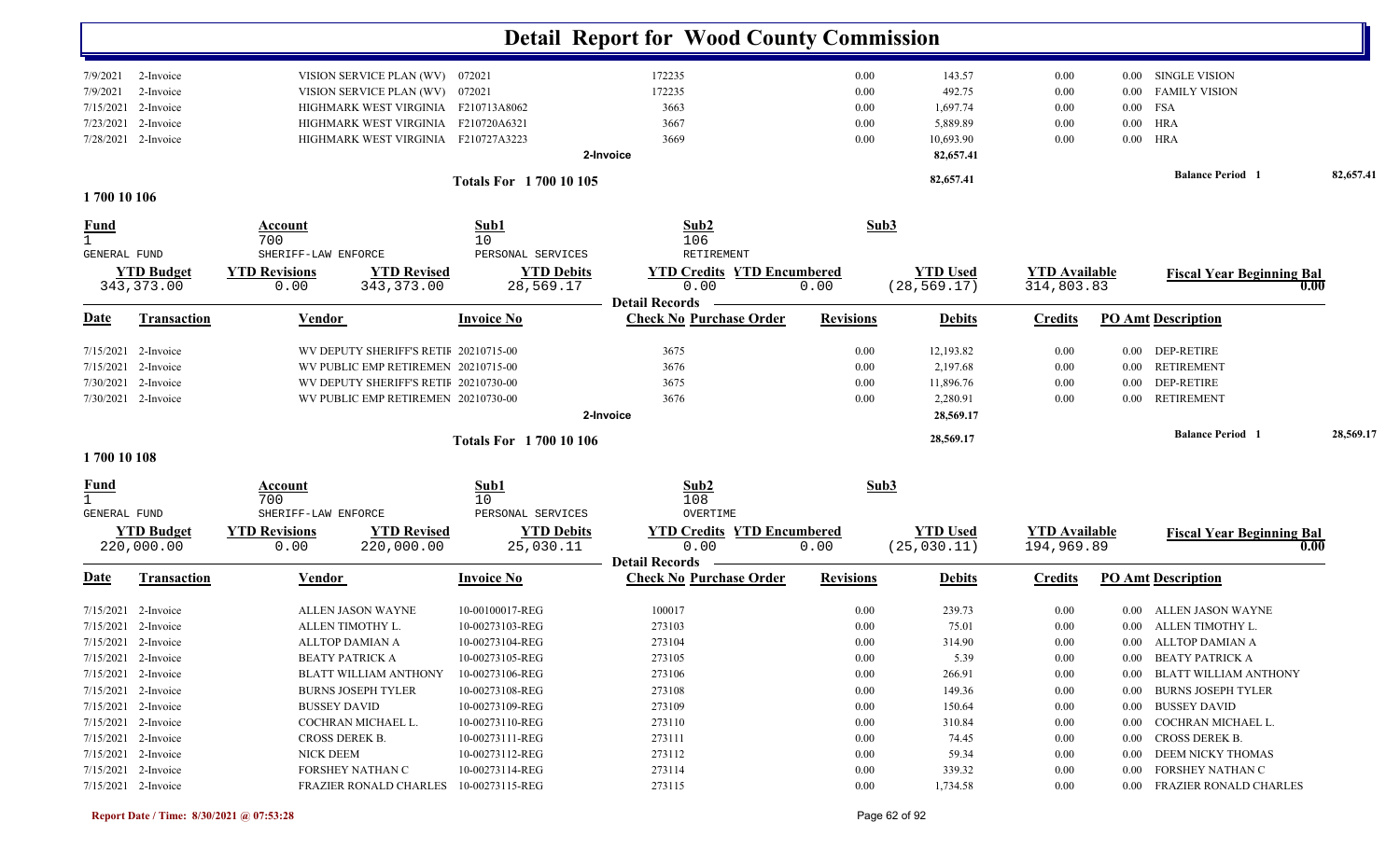# Detail Report for Wood County Commission

| Date | Transaction | Vendor | Invoice No | Check No Purchase Order | Revisions | Debits | Credits | PO Amt Description |
|---|---|---|---|---|---|---|---|---|
| 7/9/2021 | 2-Invoice | VISION SERVICE PLAN (WV) | 072021 | 172235 | 0.00 | 143.57 | 0.00 | 0.00 SINGLE VISION |
| 7/9/2021 | 2-Invoice | VISION SERVICE PLAN (WV) | 072021 | 172235 | 0.00 | 492.75 | 0.00 | 0.00 FAMILY VISION |
| 7/15/2021 | 2-Invoice | HIGHMARK WEST VIRGINIA | F210713A8062 | 3663 | 0.00 | 1,697.74 | 0.00 | 0.00 FSA |
| 7/23/2021 | 2-Invoice | HIGHMARK WEST VIRGINIA | F210720A6321 | 3667 | 0.00 | 5,889.89 | 0.00 | 0.00 HRA |
| 7/28/2021 | 2-Invoice | HIGHMARK WEST VIRGINIA | F210727A3223 | 3669 | 0.00 | 10,693.90 | 0.00 | 0.00 HRA |
| | | | | 2-Invoice | | 82,657.41 | | |

Totals For 1 700 10 105 — 82,657.41 — Balance Period 1 — 82,657.41

## 1 700 10 106

| Fund | Account | Sub1 | Sub2 | Sub3 |
|---|---|---|---|---|
| 1 | 700 | 10 | 106 | |
| GENERAL FUND | SHERIFF-LAW ENFORCE | PERSONAL SERVICES | RETIREMENT | |

| YTD Budget | YTD Revisions | YTD Revised | YTD Debits | YTD Credits | YTD Encumbered | YTD Used | YTD Available | Fiscal Year Beginning Bal |
|---|---|---|---|---|---|---|---|---|
| 343,373.00 | 0.00 | 343,373.00 | 28,569.17 | 0.00 | 0.00 | (28,569.17) | 314,803.83 | 0.00 |

Detail Records

| Date | Transaction | Vendor | Invoice No | Check No Purchase Order | Revisions | Debits | Credits | PO Amt Description |
|---|---|---|---|---|---|---|---|---|
| 7/15/2021 | 2-Invoice | WV DEPUTY SHERIFF'S RETIR | 20210715-00 | 3675 | 0.00 | 12,193.82 | 0.00 | 0.00 DEP-RETIRE |
| 7/15/2021 | 2-Invoice | WV PUBLIC EMP RETIREMEN | 20210715-00 | 3676 | 0.00 | 2,197.68 | 0.00 | 0.00 RETIREMENT |
| 7/30/2021 | 2-Invoice | WV DEPUTY SHERIFF'S RETIR | 20210730-00 | 3675 | 0.00 | 11,896.76 | 0.00 | 0.00 DEP-RETIRE |
| 7/30/2021 | 2-Invoice | WV PUBLIC EMP RETIREMEN | 20210730-00 | 3676 | 0.00 | 2,280.91 | 0.00 | 0.00 RETIREMENT |
| | | | | 2-Invoice | | 28,569.17 | | |

Totals For 1 700 10 106 — 28,569.17 — Balance Period 1 — 28,569.17

## 1 700 10 108

| Fund | Account | Sub1 | Sub2 | Sub3 |
|---|---|---|---|---|
| 1 | 700 | 10 | 108 | |
| GENERAL FUND | SHERIFF-LAW ENFORCE | PERSONAL SERVICES | OVERTIME | |

| YTD Budget | YTD Revisions | YTD Revised | YTD Debits | YTD Credits | YTD Encumbered | YTD Used | YTD Available | Fiscal Year Beginning Bal |
|---|---|---|---|---|---|---|---|---|
| 220,000.00 | 0.00 | 220,000.00 | 25,030.11 | 0.00 | 0.00 | (25,030.11) | 194,969.89 | 0.00 |

Detail Records

| Date | Transaction | Vendor | Invoice No | Check No Purchase Order | Revisions | Debits | Credits | PO Amt Description |
|---|---|---|---|---|---|---|---|---|
| 7/15/2021 | 2-Invoice | ALLEN JASON WAYNE | 10-00100017-REG | 100017 | 0.00 | 239.73 | 0.00 | 0.00 ALLEN JASON WAYNE |
| 7/15/2021 | 2-Invoice | ALLEN TIMOTHY L. | 10-00273103-REG | 273103 | 0.00 | 75.01 | 0.00 | 0.00 ALLEN TIMOTHY L. |
| 7/15/2021 | 2-Invoice | ALLTOP DAMIAN A | 10-00273104-REG | 273104 | 0.00 | 314.90 | 0.00 | 0.00 ALLTOP DAMIAN A |
| 7/15/2021 | 2-Invoice | BEATY PATRICK A | 10-00273105-REG | 273105 | 0.00 | 5.39 | 0.00 | 0.00 BEATY PATRICK A |
| 7/15/2021 | 2-Invoice | BLATT WILLIAM ANTHONY | 10-00273106-REG | 273106 | 0.00 | 266.91 | 0.00 | 0.00 BLATT WILLIAM ANTHONY |
| 7/15/2021 | 2-Invoice | BURNS JOSEPH TYLER | 10-00273108-REG | 273108 | 0.00 | 149.36 | 0.00 | 0.00 BURNS JOSEPH TYLER |
| 7/15/2021 | 2-Invoice | BUSSEY DAVID | 10-00273109-REG | 273109 | 0.00 | 150.64 | 0.00 | 0.00 BUSSEY DAVID |
| 7/15/2021 | 2-Invoice | COCHRAN MICHAEL L. | 10-00273110-REG | 273110 | 0.00 | 310.84 | 0.00 | 0.00 COCHRAN MICHAEL L. |
| 7/15/2021 | 2-Invoice | CROSS DEREK B. | 10-00273111-REG | 273111 | 0.00 | 74.45 | 0.00 | 0.00 CROSS DEREK B. |
| 7/15/2021 | 2-Invoice | NICK DEEM | 10-00273112-REG | 273112 | 0.00 | 59.34 | 0.00 | 0.00 DEEM NICKY THOMAS |
| 7/15/2021 | 2-Invoice | FORSHEY NATHAN C | 10-00273114-REG | 273114 | 0.00 | 339.32 | 0.00 | 0.00 FORSHEY NATHAN C |
| 7/15/2021 | 2-Invoice | FRAZIER RONALD CHARLES | 10-00273115-REG | 273115 | 0.00 | 1,734.58 | 0.00 | 0.00 FRAZIER RONALD CHARLES |

Report Date / Time: 8/30/2021 @ 07:53:28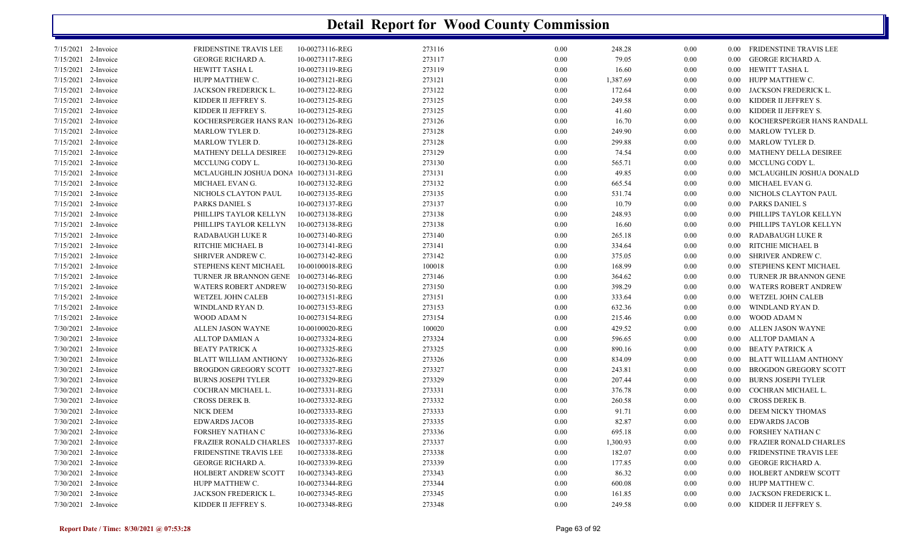# Detail Report for Wood County Commission

| | | | | | | | | | |
|---|---|---|---|---|---|---|---|---|---|
| 7/15/2021 | 2-Invoice | FRIDENSTINE TRAVIS LEE | 10-00273116-REG | 273116 | 0.00 | 248.28 | 0.00 | 0.00 | FRIDENSTINE TRAVIS LEE |
| 7/15/2021 | 2-Invoice | GEORGE RICHARD A. | 10-00273117-REG | 273117 | 0.00 | 79.05 | 0.00 | 0.00 | GEORGE RICHARD A. |
| 7/15/2021 | 2-Invoice | HEWITT TASHA L | 10-00273119-REG | 273119 | 0.00 | 16.60 | 0.00 | 0.00 | HEWITT TASHA L |
| 7/15/2021 | 2-Invoice | HUPP MATTHEW C. | 10-00273121-REG | 273121 | 0.00 | 1,387.69 | 0.00 | 0.00 | HUPP MATTHEW C. |
| 7/15/2021 | 2-Invoice | JACKSON FREDERICK L. | 10-00273122-REG | 273122 | 0.00 | 172.64 | 0.00 | 0.00 | JACKSON FREDERICK L. |
| 7/15/2021 | 2-Invoice | KIDDER II JEFFREY S. | 10-00273125-REG | 273125 | 0.00 | 249.58 | 0.00 | 0.00 | KIDDER II JEFFREY S. |
| 7/15/2021 | 2-Invoice | KIDDER II JEFFREY S. | 10-00273125-REG | 273125 | 0.00 | 41.60 | 0.00 | 0.00 | KIDDER II JEFFREY S. |
| 7/15/2021 | 2-Invoice | KOCHERSPERGER HANS RAN | 10-00273126-REG | 273126 | 0.00 | 16.70 | 0.00 | 0.00 | KOCHERSPERGER HANS RANDALL |
| 7/15/2021 | 2-Invoice | MARLOW TYLER D. | 10-00273128-REG | 273128 | 0.00 | 249.90 | 0.00 | 0.00 | MARLOW TYLER D. |
| 7/15/2021 | 2-Invoice | MARLOW TYLER D. | 10-00273128-REG | 273128 | 0.00 | 299.88 | 0.00 | 0.00 | MARLOW TYLER D. |
| 7/15/2021 | 2-Invoice | MATHENY DELLA DESIREE | 10-00273129-REG | 273129 | 0.00 | 74.54 | 0.00 | 0.00 | MATHENY DELLA DESIREE |
| 7/15/2021 | 2-Invoice | MCCLUNG CODY L. | 10-00273130-REG | 273130 | 0.00 | 565.71 | 0.00 | 0.00 | MCCLUNG CODY L. |
| 7/15/2021 | 2-Invoice | MCLAUGHLIN JOSHUA DONA | 10-00273131-REG | 273131 | 0.00 | 49.85 | 0.00 | 0.00 | MCLAUGHLIN JOSHUA DONALD |
| 7/15/2021 | 2-Invoice | MICHAEL EVAN G. | 10-00273132-REG | 273132 | 0.00 | 665.54 | 0.00 | 0.00 | MICHAEL EVAN G. |
| 7/15/2021 | 2-Invoice | NICHOLS CLAYTON PAUL | 10-00273135-REG | 273135 | 0.00 | 531.74 | 0.00 | 0.00 | NICHOLS CLAYTON PAUL |
| 7/15/2021 | 2-Invoice | PARKS DANIEL S | 10-00273137-REG | 273137 | 0.00 | 10.79 | 0.00 | 0.00 | PARKS DANIEL S |
| 7/15/2021 | 2-Invoice | PHILLIPS TAYLOR KELLYN | 10-00273138-REG | 273138 | 0.00 | 248.93 | 0.00 | 0.00 | PHILLIPS TAYLOR KELLYN |
| 7/15/2021 | 2-Invoice | PHILLIPS TAYLOR KELLYN | 10-00273138-REG | 273138 | 0.00 | 16.60 | 0.00 | 0.00 | PHILLIPS TAYLOR KELLYN |
| 7/15/2021 | 2-Invoice | RADABAUGH LUKE R | 10-00273140-REG | 273140 | 0.00 | 265.18 | 0.00 | 0.00 | RADABAUGH LUKE R |
| 7/15/2021 | 2-Invoice | RITCHIE MICHAEL B | 10-00273141-REG | 273141 | 0.00 | 334.64 | 0.00 | 0.00 | RITCHIE MICHAEL B |
| 7/15/2021 | 2-Invoice | SHRIVER ANDREW C. | 10-00273142-REG | 273142 | 0.00 | 375.05 | 0.00 | 0.00 | SHRIVER ANDREW C. |
| 7/15/2021 | 2-Invoice | STEPHENS KENT MICHAEL | 10-00100018-REG | 100018 | 0.00 | 168.99 | 0.00 | 0.00 | STEPHENS KENT MICHAEL |
| 7/15/2021 | 2-Invoice | TURNER JR BRANNON GENE | 10-00273146-REG | 273146 | 0.00 | 364.62 | 0.00 | 0.00 | TURNER JR BRANNON GENE |
| 7/15/2021 | 2-Invoice | WATERS ROBERT ANDREW | 10-00273150-REG | 273150 | 0.00 | 398.29 | 0.00 | 0.00 | WATERS ROBERT ANDREW |
| 7/15/2021 | 2-Invoice | WETZEL JOHN CALEB | 10-00273151-REG | 273151 | 0.00 | 333.64 | 0.00 | 0.00 | WETZEL JOHN CALEB |
| 7/15/2021 | 2-Invoice | WINDLAND RYAN D. | 10-00273153-REG | 273153 | 0.00 | 632.36 | 0.00 | 0.00 | WINDLAND RYAN D. |
| 7/15/2021 | 2-Invoice | WOOD ADAM N | 10-00273154-REG | 273154 | 0.00 | 215.46 | 0.00 | 0.00 | WOOD ADAM N |
| 7/30/2021 | 2-Invoice | ALLEN JASON WAYNE | 10-00100020-REG | 100020 | 0.00 | 429.52 | 0.00 | 0.00 | ALLEN JASON WAYNE |
| 7/30/2021 | 2-Invoice | ALLTOP DAMIAN A | 10-00273324-REG | 273324 | 0.00 | 596.65 | 0.00 | 0.00 | ALLTOP DAMIAN A |
| 7/30/2021 | 2-Invoice | BEATY PATRICK A | 10-00273325-REG | 273325 | 0.00 | 890.16 | 0.00 | 0.00 | BEATY PATRICK A |
| 7/30/2021 | 2-Invoice | BLATT WILLIAM ANTHONY | 10-00273326-REG | 273326 | 0.00 | 834.09 | 0.00 | 0.00 | BLATT WILLIAM ANTHONY |
| 7/30/2021 | 2-Invoice | BROGDON GREGORY SCOTT | 10-00273327-REG | 273327 | 0.00 | 243.81 | 0.00 | 0.00 | BROGDON GREGORY SCOTT |
| 7/30/2021 | 2-Invoice | BURNS JOSEPH TYLER | 10-00273329-REG | 273329 | 0.00 | 207.44 | 0.00 | 0.00 | BURNS JOSEPH TYLER |
| 7/30/2021 | 2-Invoice | COCHRAN MICHAEL L. | 10-00273331-REG | 273331 | 0.00 | 376.78 | 0.00 | 0.00 | COCHRAN MICHAEL L. |
| 7/30/2021 | 2-Invoice | CROSS DEREK B. | 10-00273332-REG | 273332 | 0.00 | 260.58 | 0.00 | 0.00 | CROSS DEREK B. |
| 7/30/2021 | 2-Invoice | NICK DEEM | 10-00273333-REG | 273333 | 0.00 | 91.71 | 0.00 | 0.00 | DEEM NICKY THOMAS |
| 7/30/2021 | 2-Invoice | EDWARDS JACOB | 10-00273335-REG | 273335 | 0.00 | 82.87 | 0.00 | 0.00 | EDWARDS JACOB |
| 7/30/2021 | 2-Invoice | FORSHEY NATHAN C | 10-00273336-REG | 273336 | 0.00 | 695.18 | 0.00 | 0.00 | FORSHEY NATHAN C |
| 7/30/2021 | 2-Invoice | FRAZIER RONALD CHARLES | 10-00273337-REG | 273337 | 0.00 | 1,300.93 | 0.00 | 0.00 | FRAZIER RONALD CHARLES |
| 7/30/2021 | 2-Invoice | FRIDENSTINE TRAVIS LEE | 10-00273338-REG | 273338 | 0.00 | 182.07 | 0.00 | 0.00 | FRIDENSTINE TRAVIS LEE |
| 7/30/2021 | 2-Invoice | GEORGE RICHARD A. | 10-00273339-REG | 273339 | 0.00 | 177.85 | 0.00 | 0.00 | GEORGE RICHARD A. |
| 7/30/2021 | 2-Invoice | HOLBERT ANDREW SCOTT | 10-00273343-REG | 273343 | 0.00 | 86.32 | 0.00 | 0.00 | HOLBERT ANDREW SCOTT |
| 7/30/2021 | 2-Invoice | HUPP MATTHEW C. | 10-00273344-REG | 273344 | 0.00 | 600.08 | 0.00 | 0.00 | HUPP MATTHEW C. |
| 7/30/2021 | 2-Invoice | JACKSON FREDERICK L. | 10-00273345-REG | 273345 | 0.00 | 161.85 | 0.00 | 0.00 | JACKSON FREDERICK L. |
| 7/30/2021 | 2-Invoice | KIDDER II JEFFREY S. | 10-00273348-REG | 273348 | 0.00 | 249.58 | 0.00 | 0.00 | KIDDER II JEFFREY S. |

Report Date / Time: 8/30/2021 @ 07:53:28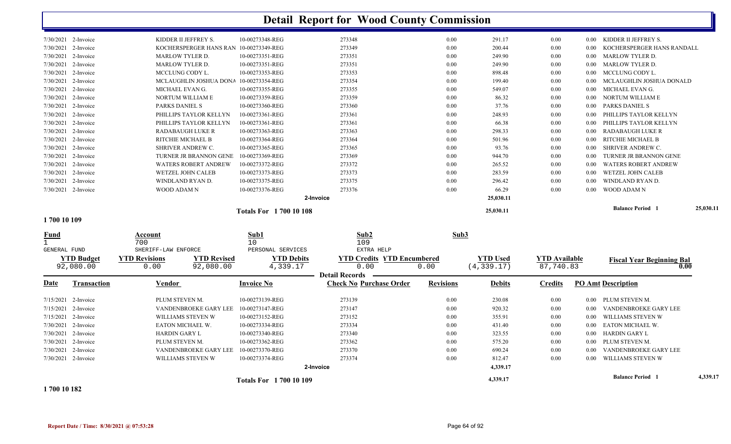# Detail Report for Wood County Commission

| Date | Transaction | Vendor | Invoice No | Check No | Purchase Order | Revisions | Debits | Credits | PO Amt | Description |
|---|---|---|---|---|---|---|---|---|---|---|
| 7/30/2021 | 2-Invoice | KIDDER II JEFFREY S. | 10-00273348-REG | 273348 | | 0.00 | 291.17 | 0.00 | 0.00 | KIDDER II JEFFREY S. |
| 7/30/2021 | 2-Invoice | KOCHERSPERGER HANS RAN | 10-00273349-REG | 273349 | | 0.00 | 200.44 | 0.00 | 0.00 | KOCHERSPERGER HANS RANDALL |
| 7/30/2021 | 2-Invoice | MARLOW TYLER D. | 10-00273351-REG | 273351 | | 0.00 | 249.90 | 0.00 | 0.00 | MARLOW TYLER D. |
| 7/30/2021 | 2-Invoice | MARLOW TYLER D. | 10-00273351-REG | 273351 | | 0.00 | 249.90 | 0.00 | 0.00 | MARLOW TYLER D. |
| 7/30/2021 | 2-Invoice | MCCLUNG CODY L. | 10-00273353-REG | 273353 | | 0.00 | 898.48 | 0.00 | 0.00 | MCCLUNG CODY L. |
| 7/30/2021 | 2-Invoice | MCLAUGHLIN JOSHUA DONA | 10-00273354-REG | 273354 | | 0.00 | 199.40 | 0.00 | 0.00 | MCLAUGHLIN JOSHUA DONALD |
| 7/30/2021 | 2-Invoice | MICHAEL EVAN G. | 10-00273355-REG | 273355 | | 0.00 | 549.07 | 0.00 | 0.00 | MICHAEL EVAN G. |
| 7/30/2021 | 2-Invoice | NORTUM WILLIAM E | 10-00273359-REG | 273359 | | 0.00 | 86.32 | 0.00 | 0.00 | NORTUM WILLIAM E |
| 7/30/2021 | 2-Invoice | PARKS DANIEL S | 10-00273360-REG | 273360 | | 0.00 | 37.76 | 0.00 | 0.00 | PARKS DANIEL S |
| 7/30/2021 | 2-Invoice | PHILLIPS TAYLOR KELLYN | 10-00273361-REG | 273361 | | 0.00 | 248.93 | 0.00 | 0.00 | PHILLIPS TAYLOR KELLYN |
| 7/30/2021 | 2-Invoice | PHILLIPS TAYLOR KELLYN | 10-00273361-REG | 273361 | | 0.00 | 66.38 | 0.00 | 0.00 | PHILLIPS TAYLOR KELLYN |
| 7/30/2021 | 2-Invoice | RADABAUGH LUKE R | 10-00273363-REG | 273363 | | 0.00 | 298.33 | 0.00 | 0.00 | RADABAUGH LUKE R |
| 7/30/2021 | 2-Invoice | RITCHIE MICHAEL B | 10-00273364-REG | 273364 | | 0.00 | 501.96 | 0.00 | 0.00 | RITCHIE MICHAEL B |
| 7/30/2021 | 2-Invoice | SHRIVER ANDREW C. | 10-00273365-REG | 273365 | | 0.00 | 93.76 | 0.00 | 0.00 | SHRIVER ANDREW C. |
| 7/30/2021 | 2-Invoice | TURNER JR BRANNON GENE | 10-00273369-REG | 273369 | | 0.00 | 944.70 | 0.00 | 0.00 | TURNER JR BRANNON GENE |
| 7/30/2021 | 2-Invoice | WATERS ROBERT ANDREW | 10-00273372-REG | 273372 | | 0.00 | 265.52 | 0.00 | 0.00 | WATERS ROBERT ANDREW |
| 7/30/2021 | 2-Invoice | WETZEL JOHN CALEB | 10-00273373-REG | 273373 | | 0.00 | 283.59 | 0.00 | 0.00 | WETZEL JOHN CALEB |
| 7/30/2021 | 2-Invoice | WINDLAND RYAN D. | 10-00273375-REG | 273375 | | 0.00 | 296.42 | 0.00 | 0.00 | WINDLAND RYAN D. |
| 7/30/2021 | 2-Invoice | WOOD ADAM N | 10-00273376-REG | 273376 | | 0.00 | 66.29 | 0.00 | 0.00 | WOOD ADAM N |
| | | | | 2-Invoice | | | 25,030.11 | | | |
| | | | Totals For 1 700 10 108 | | | | 25,030.11 | | | Balance Period 1 25,030.11 |

**1 700 10 109**

| Fund | Account | Sub1 | Sub2 | Sub3 |
|---|---|---|---|---|
| 1 | 700 | 10 | 109 | |
| GENERAL FUND | SHERIFF-LAW ENFORCE | PERSONAL SERVICES | EXTRA HELP | |

| YTD Budget | YTD Revisions | YTD Revised | YTD Debits | YTD Credits | YTD Encumbered | YTD Used | YTD Available | Fiscal Year Beginning Bal |
|---|---|---|---|---|---|---|---|---|
| 92,080.00 | 0.00 | 92,080.00 | 4,339.17 | 0.00 | 0.00 | (4,339.17) | 87,740.83 | 0.00 |

**Detail Records**

| Date | Transaction | Vendor | Invoice No | Check No | Purchase Order | Revisions | Debits | Credits | PO Amt | Description |
|---|---|---|---|---|---|---|---|---|---|---|
| 7/15/2021 | 2-Invoice | PLUM STEVEN M. | 10-00273139-REG | 273139 | | 0.00 | 230.08 | 0.00 | 0.00 | PLUM STEVEN M. |
| 7/15/2021 | 2-Invoice | VANDENBROEKE GARY LEE | 10-00273147-REG | 273147 | | 0.00 | 920.32 | 0.00 | 0.00 | VANDENBROEKE GARY LEE |
| 7/15/2021 | 2-Invoice | WILLIAMS STEVEN W | 10-00273152-REG | 273152 | | 0.00 | 355.91 | 0.00 | 0.00 | WILLIAMS STEVEN W |
| 7/30/2021 | 2-Invoice | EATON MICHAEL W. | 10-00273334-REG | 273334 | | 0.00 | 431.40 | 0.00 | 0.00 | EATON MICHAEL W. |
| 7/30/2021 | 2-Invoice | HARDIN GARY L | 10-00273340-REG | 273340 | | 0.00 | 323.55 | 0.00 | 0.00 | HARDIN GARY L |
| 7/30/2021 | 2-Invoice | PLUM STEVEN M. | 10-00273362-REG | 273362 | | 0.00 | 575.20 | 0.00 | 0.00 | PLUM STEVEN M. |
| 7/30/2021 | 2-Invoice | VANDENBROEKE GARY LEE | 10-00273370-REG | 273370 | | 0.00 | 690.24 | 0.00 | 0.00 | VANDENBROEKE GARY LEE |
| 7/30/2021 | 2-Invoice | WILLIAMS STEVEN W | 10-00273374-REG | 273374 | | 0.00 | 812.47 | 0.00 | 0.00 | WILLIAMS STEVEN W |
| | | | | 2-Invoice | | | 4,339.17 | | | |
| | | | Totals For 1 700 10 109 | | | | 4,339.17 | | | Balance Period 1 4,339.17 |

**1 700 10 182**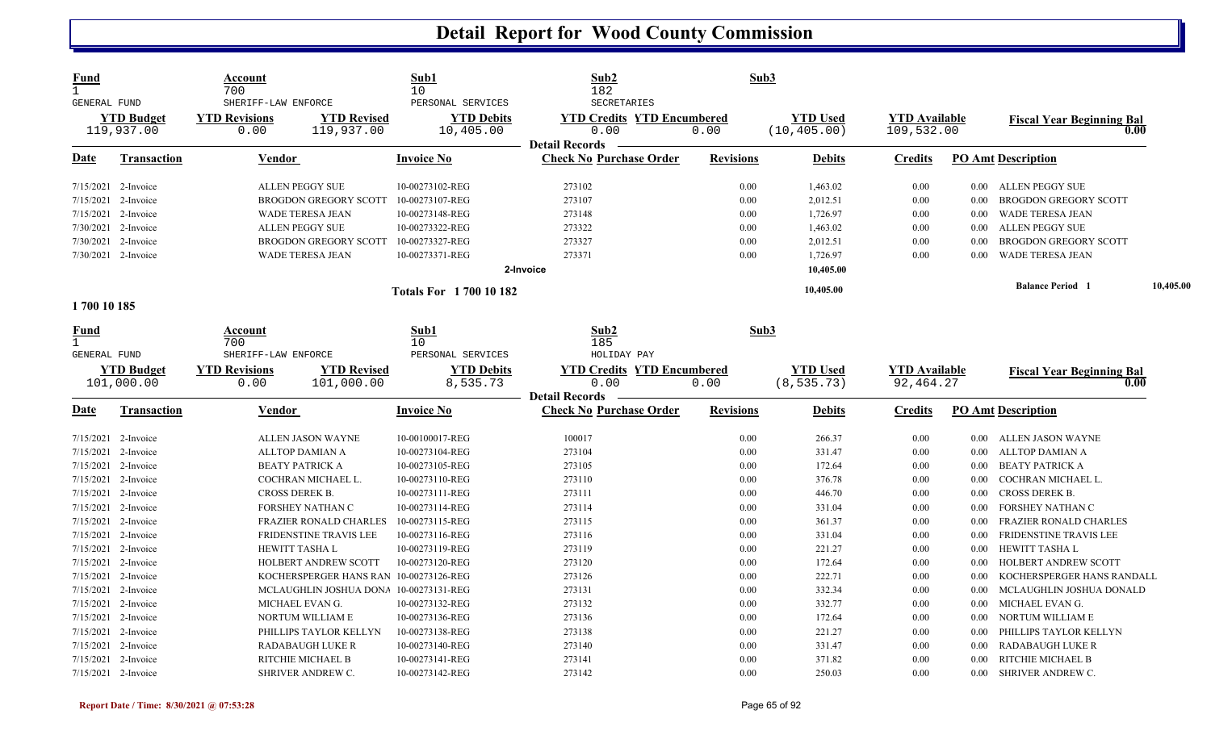# Detail Report for Wood County Commission

| Fund | Account | Sub1 | Sub2 | Sub3 |
|---|---|---|---|---|
| 1 | 700 | 10 | 182 | |
| GENERAL FUND | SHERIFF-LAW ENFORCE | PERSONAL SERVICES | SECRETARIES | |

| YTD Budget | YTD Revisions | YTD Revised | YTD Debits | YTD Credits | YTD Encumbered | YTD Used | YTD Available | Fiscal Year Beginning Bal |
|---|---|---|---|---|---|---|---|---|
| 119,937.00 | 0.00 | 119,937.00 | 10,405.00 | 0.00 | 0.00 | (10,405.00) | 109,532.00 | 0.00 |

**Detail Records**

| Date | Transaction | Vendor | Invoice No | Check No | Purchase Order | Revisions | Debits | Credits | PO Amt | Description |
|---|---|---|---|---|---|---|---|---|---|---|
| 7/15/2021 | 2-Invoice | ALLEN PEGGY SUE | 10-00273102-REG | 273102 | | 0.00 | 1,463.02 | 0.00 | 0.00 | ALLEN PEGGY SUE |
| 7/15/2021 | 2-Invoice | BROGDON GREGORY SCOTT | 10-00273107-REG | 273107 | | 0.00 | 2,012.51 | 0.00 | 0.00 | BROGDON GREGORY SCOTT |
| 7/15/2021 | 2-Invoice | WADE TERESA JEAN | 10-00273148-REG | 273148 | | 0.00 | 1,726.97 | 0.00 | 0.00 | WADE TERESA JEAN |
| 7/30/2021 | 2-Invoice | ALLEN PEGGY SUE | 10-00273322-REG | 273322 | | 0.00 | 1,463.02 | 0.00 | 0.00 | ALLEN PEGGY SUE |
| 7/30/2021 | 2-Invoice | BROGDON GREGORY SCOTT | 10-00273327-REG | 273327 | | 0.00 | 2,012.51 | 0.00 | 0.00 | BROGDON GREGORY SCOTT |
| 7/30/2021 | 2-Invoice | WADE TERESA JEAN | 10-00273371-REG | 273371 | | 0.00 | 1,726.97 | 0.00 | 0.00 | WADE TERESA JEAN |
| | | | 2-Invoice | | | | 10,405.00 | | | |
| | | | Totals For 1 700 10 182 | | | | 10,405.00 | | | Balance Period 1 10,405.00 |

**1 700 10 185**

| Fund | Account | Sub1 | Sub2 | Sub3 |
|---|---|---|---|---|
| 1 | 700 | 10 | 185 | |
| GENERAL FUND | SHERIFF-LAW ENFORCE | PERSONAL SERVICES | HOLIDAY PAY | |

| YTD Budget | YTD Revisions | YTD Revised | YTD Debits | YTD Credits | YTD Encumbered | YTD Used | YTD Available | Fiscal Year Beginning Bal |
|---|---|---|---|---|---|---|---|---|
| 101,000.00 | 0.00 | 101,000.00 | 8,535.73 | 0.00 | 0.00 | (8,535.73) | 92,464.27 | 0.00 |

**Detail Records**

| Date | Transaction | Vendor | Invoice No | Check No | Purchase Order | Revisions | Debits | Credits | PO Amt | Description |
|---|---|---|---|---|---|---|---|---|---|---|
| 7/15/2021 | 2-Invoice | ALLEN JASON WAYNE | 10-00100017-REG | 100017 | | 0.00 | 266.37 | 0.00 | 0.00 | ALLEN JASON WAYNE |
| 7/15/2021 | 2-Invoice | ALLTOP DAMIAN A | 10-00273104-REG | 273104 | | 0.00 | 331.47 | 0.00 | 0.00 | ALLTOP DAMIAN A |
| 7/15/2021 | 2-Invoice | BEATY PATRICK A | 10-00273105-REG | 273105 | | 0.00 | 172.64 | 0.00 | 0.00 | BEATY PATRICK A |
| 7/15/2021 | 2-Invoice | COCHRAN MICHAEL L. | 10-00273110-REG | 273110 | | 0.00 | 376.78 | 0.00 | 0.00 | COCHRAN MICHAEL L. |
| 7/15/2021 | 2-Invoice | CROSS DEREK B. | 10-00273111-REG | 273111 | | 0.00 | 446.70 | 0.00 | 0.00 | CROSS DEREK B. |
| 7/15/2021 | 2-Invoice | FORSHEY NATHAN C | 10-00273114-REG | 273114 | | 0.00 | 331.04 | 0.00 | 0.00 | FORSHEY NATHAN C |
| 7/15/2021 | 2-Invoice | FRAZIER RONALD CHARLES | 10-00273115-REG | 273115 | | 0.00 | 361.37 | 0.00 | 0.00 | FRAZIER RONALD CHARLES |
| 7/15/2021 | 2-Invoice | FRIDENSTINE TRAVIS LEE | 10-00273116-REG | 273116 | | 0.00 | 331.04 | 0.00 | 0.00 | FRIDENSTINE TRAVIS LEE |
| 7/15/2021 | 2-Invoice | HEWITT TASHA L | 10-00273119-REG | 273119 | | 0.00 | 221.27 | 0.00 | 0.00 | HEWITT TASHA L |
| 7/15/2021 | 2-Invoice | HOLBERT ANDREW SCOTT | 10-00273120-REG | 273120 | | 0.00 | 172.64 | 0.00 | 0.00 | HOLBERT ANDREW SCOTT |
| 7/15/2021 | 2-Invoice | KOCHERSPERGER HANS RAN | 10-00273126-REG | 273126 | | 0.00 | 222.71 | 0.00 | 0.00 | KOCHERSPERGER HANS RANDALL |
| 7/15/2021 | 2-Invoice | MCLAUGHLIN JOSHUA DONA | 10-00273131-REG | 273131 | | 0.00 | 332.34 | 0.00 | 0.00 | MCLAUGHLIN JOSHUA DONALD |
| 7/15/2021 | 2-Invoice | MICHAEL EVAN G. | 10-00273132-REG | 273132 | | 0.00 | 332.77 | 0.00 | 0.00 | MICHAEL EVAN G. |
| 7/15/2021 | 2-Invoice | NORTUM WILLIAM E | 10-00273136-REG | 273136 | | 0.00 | 172.64 | 0.00 | 0.00 | NORTUM WILLIAM E |
| 7/15/2021 | 2-Invoice | PHILLIPS TAYLOR KELLYN | 10-00273138-REG | 273138 | | 0.00 | 221.27 | 0.00 | 0.00 | PHILLIPS TAYLOR KELLYN |
| 7/15/2021 | 2-Invoice | RADABAUGH LUKE R | 10-00273140-REG | 273140 | | 0.00 | 331.47 | 0.00 | 0.00 | RADABAUGH LUKE R |
| 7/15/2021 | 2-Invoice | RITCHIE MICHAEL B | 10-00273141-REG | 273141 | | 0.00 | 371.82 | 0.00 | 0.00 | RITCHIE MICHAEL B |
| 7/15/2021 | 2-Invoice | SHRIVER ANDREW C. | 10-00273142-REG | 273142 | | 0.00 | 250.03 | 0.00 | 0.00 | SHRIVER ANDREW C. |

Report Date / Time: 8/30/2021 @ 07:53:28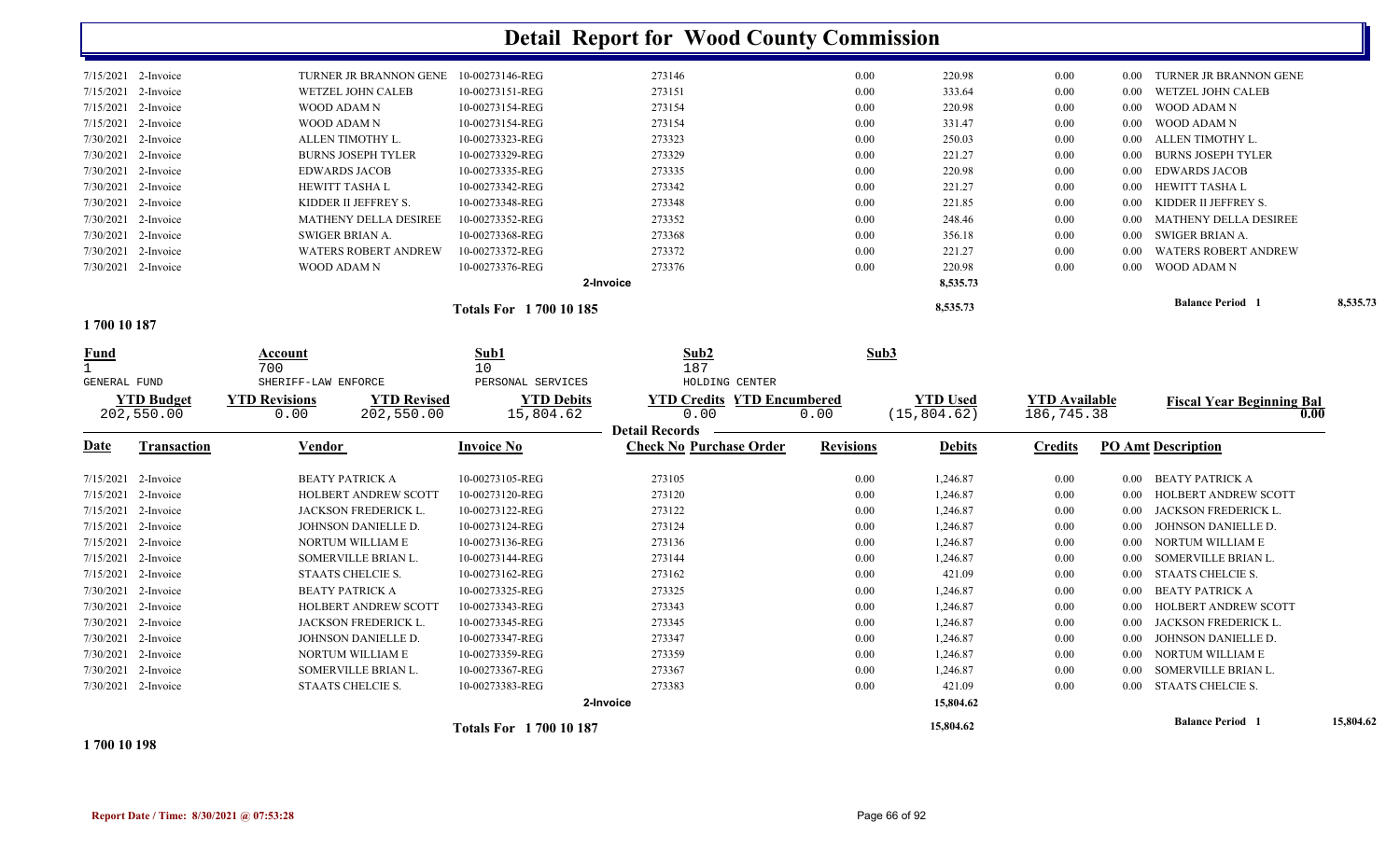# Detail Report for Wood County Commission

| Date | Transaction | Vendor | Invoice No | Check No Purchase Order | Revisions | Debits | Credits | PO Amt | Description |
|---|---|---|---|---|---|---|---|---|---|
| 7/15/2021 | 2-Invoice | TURNER JR BRANNON GENE | 10-00273146-REG | 273146 | 0.00 | 220.98 | 0.00 | 0.00 | TURNER JR BRANNON GENE |
| 7/15/2021 | 2-Invoice | WETZEL JOHN CALEB | 10-00273151-REG | 273151 | 0.00 | 333.64 | 0.00 | 0.00 | WETZEL JOHN CALEB |
| 7/15/2021 | 2-Invoice | WOOD ADAM N | 10-00273154-REG | 273154 | 0.00 | 220.98 | 0.00 | 0.00 | WOOD ADAM N |
| 7/15/2021 | 2-Invoice | WOOD ADAM N | 10-00273154-REG | 273154 | 0.00 | 331.47 | 0.00 | 0.00 | WOOD ADAM N |
| 7/30/2021 | 2-Invoice | ALLEN TIMOTHY L. | 10-00273323-REG | 273323 | 0.00 | 250.03 | 0.00 | 0.00 | ALLEN TIMOTHY L. |
| 7/30/2021 | 2-Invoice | BURNS JOSEPH TYLER | 10-00273329-REG | 273329 | 0.00 | 221.27 | 0.00 | 0.00 | BURNS JOSEPH TYLER |
| 7/30/2021 | 2-Invoice | EDWARDS JACOB | 10-00273335-REG | 273335 | 0.00 | 220.98 | 0.00 | 0.00 | EDWARDS JACOB |
| 7/30/2021 | 2-Invoice | HEWITT TASHA L | 10-00273342-REG | 273342 | 0.00 | 221.27 | 0.00 | 0.00 | HEWITT TASHA L |
| 7/30/2021 | 2-Invoice | KIDDER II JEFFREY S. | 10-00273348-REG | 273348 | 0.00 | 221.85 | 0.00 | 0.00 | KIDDER II JEFFREY S. |
| 7/30/2021 | 2-Invoice | MATHENY DELLA DESIREE | 10-00273352-REG | 273352 | 0.00 | 248.46 | 0.00 | 0.00 | MATHENY DELLA DESIREE |
| 7/30/2021 | 2-Invoice | SWIGER BRIAN A. | 10-00273368-REG | 273368 | 0.00 | 356.18 | 0.00 | 0.00 | SWIGER BRIAN A. |
| 7/30/2021 | 2-Invoice | WATERS ROBERT ANDREW | 10-00273372-REG | 273372 | 0.00 | 221.27 | 0.00 | 0.00 | WATERS ROBERT ANDREW |
| 7/30/2021 | 2-Invoice | WOOD ADAM N | 10-00273376-REG | 273376 | 0.00 | 220.98 | 0.00 | 0.00 | WOOD ADAM N |
| | | | | 2-Invoice | | 8,535.73 | | | |
| | | | Totals For 1 700 10 185 | | | 8,535.73 | | | Balance Period 1 — 8,535.73 |

## 1 700 10 187

| Fund | Account | Sub1 | Sub2 | Sub3 |
|---|---|---|---|---|
| 1 | 700 | 10 | 187 | |
| GENERAL FUND | SHERIFF-LAW ENFORCE | PERSONAL SERVICES | HOLDING CENTER | |

| YTD Budget | YTD Revisions | YTD Revised | YTD Debits | YTD Credits | YTD Encumbered | YTD Used | YTD Available | Fiscal Year Beginning Bal |
|---|---|---|---|---|---|---|---|---|
| 202,550.00 | 0.00 | 202,550.00 | 15,804.62 | 0.00 | 0.00 | (15,804.62) | 186,745.38 | 0.00 |

**Detail Records**

| Date | Transaction | Vendor | Invoice No | Check No Purchase Order | Revisions | Debits | Credits | PO Amt | Description |
|---|---|---|---|---|---|---|---|---|---|
| 7/15/2021 | 2-Invoice | BEATY PATRICK A | 10-00273105-REG | 273105 | 0.00 | 1,246.87 | 0.00 | 0.00 | BEATY PATRICK A |
| 7/15/2021 | 2-Invoice | HOLBERT ANDREW SCOTT | 10-00273120-REG | 273120 | 0.00 | 1,246.87 | 0.00 | 0.00 | HOLBERT ANDREW SCOTT |
| 7/15/2021 | 2-Invoice | JACKSON FREDERICK L. | 10-00273122-REG | 273122 | 0.00 | 1,246.87 | 0.00 | 0.00 | JACKSON FREDERICK L. |
| 7/15/2021 | 2-Invoice | JOHNSON DANIELLE D. | 10-00273124-REG | 273124 | 0.00 | 1,246.87 | 0.00 | 0.00 | JOHNSON DANIELLE D. |
| 7/15/2021 | 2-Invoice | NORTUM WILLIAM E | 10-00273136-REG | 273136 | 0.00 | 1,246.87 | 0.00 | 0.00 | NORTUM WILLIAM E |
| 7/15/2021 | 2-Invoice | SOMERVILLE BRIAN L. | 10-00273144-REG | 273144 | 0.00 | 1,246.87 | 0.00 | 0.00 | SOMERVILLE BRIAN L. |
| 7/15/2021 | 2-Invoice | STAATS CHELCIE S. | 10-00273162-REG | 273162 | 0.00 | 421.09 | 0.00 | 0.00 | STAATS CHELCIE S. |
| 7/30/2021 | 2-Invoice | BEATY PATRICK A | 10-00273325-REG | 273325 | 0.00 | 1,246.87 | 0.00 | 0.00 | BEATY PATRICK A |
| 7/30/2021 | 2-Invoice | HOLBERT ANDREW SCOTT | 10-00273343-REG | 273343 | 0.00 | 1,246.87 | 0.00 | 0.00 | HOLBERT ANDREW SCOTT |
| 7/30/2021 | 2-Invoice | JACKSON FREDERICK L. | 10-00273345-REG | 273345 | 0.00 | 1,246.87 | 0.00 | 0.00 | JACKSON FREDERICK L. |
| 7/30/2021 | 2-Invoice | JOHNSON DANIELLE D. | 10-00273347-REG | 273347 | 0.00 | 1,246.87 | 0.00 | 0.00 | JOHNSON DANIELLE D. |
| 7/30/2021 | 2-Invoice | NORTUM WILLIAM E | 10-00273359-REG | 273359 | 0.00 | 1,246.87 | 0.00 | 0.00 | NORTUM WILLIAM E |
| 7/30/2021 | 2-Invoice | SOMERVILLE BRIAN L. | 10-00273367-REG | 273367 | 0.00 | 1,246.87 | 0.00 | 0.00 | SOMERVILLE BRIAN L. |
| 7/30/2021 | 2-Invoice | STAATS CHELCIE S. | 10-00273383-REG | 273383 | 0.00 | 421.09 | 0.00 | 0.00 | STAATS CHELCIE S. |
| | | | | 2-Invoice | | 15,804.62 | | | |
| | | | Totals For 1 700 10 187 | | | 15,804.62 | | | Balance Period 1 — 15,804.62 |

## 1 700 10 198

Report Date / Time: 8/30/2021 @ 07:53:28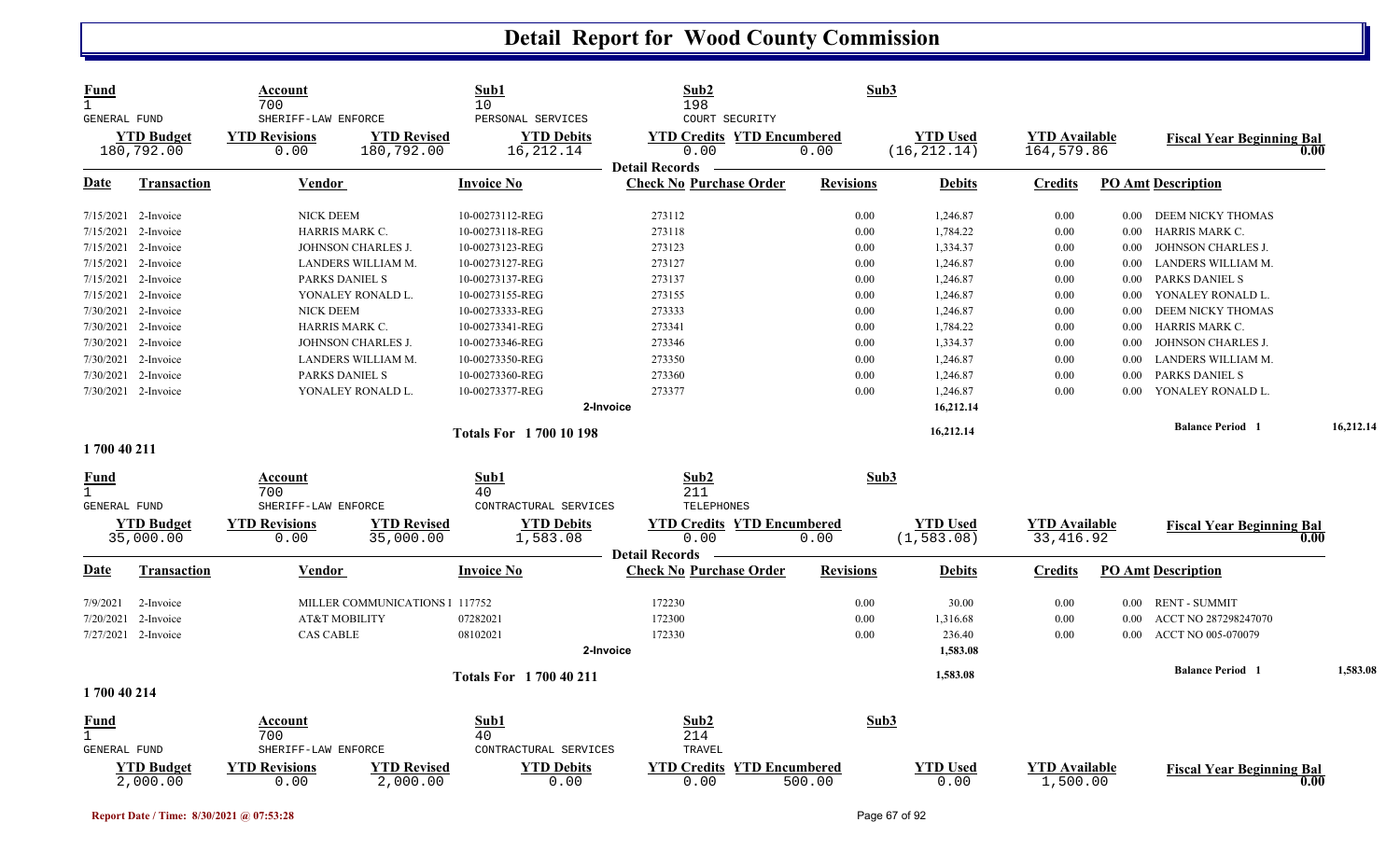# Detail Report for Wood County Commission

| Fund | Account | Sub1 | Sub2 | Sub3 |
|---|---|---|---|---|
| 1 | 700 | 10 | 198 | |
| GENERAL FUND | SHERIFF-LAW ENFORCE | PERSONAL SERVICES | COURT SECURITY | |

| YTD Budget | YTD Revisions | YTD Revised | YTD Debits | YTD Credits | YTD Encumbered | YTD Used | YTD Available | Fiscal Year Beginning Bal |
|---|---|---|---|---|---|---|---|---|
| 180,792.00 | 0.00 | 180,792.00 | 16,212.14 | 0.00 | 0.00 | (16,212.14) | 164,579.86 | 0.00 |

**Detail Records**

| Date | Transaction | Vendor | Invoice No | Check No | Purchase Order | Revisions | Debits | Credits | PO Amt | Description |
|---|---|---|---|---|---|---|---|---|---|---|
| 7/15/2021 | 2-Invoice | NICK DEEM | 10-00273112-REG | 273112 | | 0.00 | 1,246.87 | 0.00 | 0.00 | DEEM NICKY THOMAS |
| 7/15/2021 | 2-Invoice | HARRIS MARK C. | 10-00273118-REG | 273118 | | 0.00 | 1,784.22 | 0.00 | 0.00 | HARRIS MARK C. |
| 7/15/2021 | 2-Invoice | JOHNSON CHARLES J. | 10-00273123-REG | 273123 | | 0.00 | 1,334.37 | 0.00 | 0.00 | JOHNSON CHARLES J. |
| 7/15/2021 | 2-Invoice | LANDERS WILLIAM M. | 10-00273127-REG | 273127 | | 0.00 | 1,246.87 | 0.00 | 0.00 | LANDERS WILLIAM M. |
| 7/15/2021 | 2-Invoice | PARKS DANIEL S | 10-00273137-REG | 273137 | | 0.00 | 1,246.87 | 0.00 | 0.00 | PARKS DANIEL S |
| 7/15/2021 | 2-Invoice | YONALEY RONALD L. | 10-00273155-REG | 273155 | | 0.00 | 1,246.87 | 0.00 | 0.00 | YONALEY RONALD L. |
| 7/30/2021 | 2-Invoice | NICK DEEM | 10-00273333-REG | 273333 | | 0.00 | 1,246.87 | 0.00 | 0.00 | DEEM NICKY THOMAS |
| 7/30/2021 | 2-Invoice | HARRIS MARK C. | 10-00273341-REG | 273341 | | 0.00 | 1,784.22 | 0.00 | 0.00 | HARRIS MARK C. |
| 7/30/2021 | 2-Invoice | JOHNSON CHARLES J. | 10-00273346-REG | 273346 | | 0.00 | 1,334.37 | 0.00 | 0.00 | JOHNSON CHARLES J. |
| 7/30/2021 | 2-Invoice | LANDERS WILLIAM M. | 10-00273350-REG | 273350 | | 0.00 | 1,246.87 | 0.00 | 0.00 | LANDERS WILLIAM M. |
| 7/30/2021 | 2-Invoice | PARKS DANIEL S | 10-00273360-REG | 273360 | | 0.00 | 1,246.87 | 0.00 | 0.00 | PARKS DANIEL S |
| 7/30/2021 | 2-Invoice | YONALEY RONALD L. | 10-00273377-REG | 273377 | | 0.00 | 1,246.87 | 0.00 | 0.00 | YONALEY RONALD L. |
| | | | 2-Invoice | | | | 16,212.14 | | | |

**Totals For 1 700 10 198** — 16,212.14 — Balance Period 1: 16,212.14

## 1 700 40 211

| Fund | Account | Sub1 | Sub2 | Sub3 |
|---|---|---|---|---|
| 1 | 700 | 40 | 211 | |
| GENERAL FUND | SHERIFF-LAW ENFORCE | CONTRACTURAL SERVICES | TELEPHONES | |

| YTD Budget | YTD Revisions | YTD Revised | YTD Debits | YTD Credits | YTD Encumbered | YTD Used | YTD Available | Fiscal Year Beginning Bal |
|---|---|---|---|---|---|---|---|---|
| 35,000.00 | 0.00 | 35,000.00 | 1,583.08 | 0.00 | 0.00 | (1,583.08) | 33,416.92 | 0.00 |

**Detail Records**

| Date | Transaction | Vendor | Invoice No | Check No | Purchase Order | Revisions | Debits | Credits | PO Amt | Description |
|---|---|---|---|---|---|---|---|---|---|---|
| 7/9/2021 | 2-Invoice | MILLER COMMUNICATIONS I | 117752 | 172230 | | 0.00 | 30.00 | 0.00 | 0.00 | RENT - SUMMIT |
| 7/20/2021 | 2-Invoice | AT&T MOBILITY | 07282021 | 172300 | | 0.00 | 1,316.68 | 0.00 | 0.00 | ACCT NO 287298247070 |
| 7/27/2021 | 2-Invoice | CAS CABLE | 08102021 | 172330 | | 0.00 | 236.40 | 0.00 | 0.00 | ACCT NO 005-070079 |
| | | | 2-Invoice | | | | 1,583.08 | | | |

**Totals For 1 700 40 211** — 1,583.08 — Balance Period 1: 1,583.08

## 1 700 40 214

| Fund | Account | Sub1 | Sub2 | Sub3 |
|---|---|---|---|---|
| 1 | 700 | 40 | 214 | |
| GENERAL FUND | SHERIFF-LAW ENFORCE | CONTRACTURAL SERVICES | TRAVEL | |

| YTD Budget | YTD Revisions | YTD Revised | YTD Debits | YTD Credits | YTD Encumbered | YTD Used | YTD Available | Fiscal Year Beginning Bal |
|---|---|---|---|---|---|---|---|---|
| 2,000.00 | 0.00 | 2,000.00 | 0.00 | 0.00 | 500.00 | 0.00 | 1,500.00 | 0.00 |

Report Date / Time: 8/30/2021 @ 07:53:28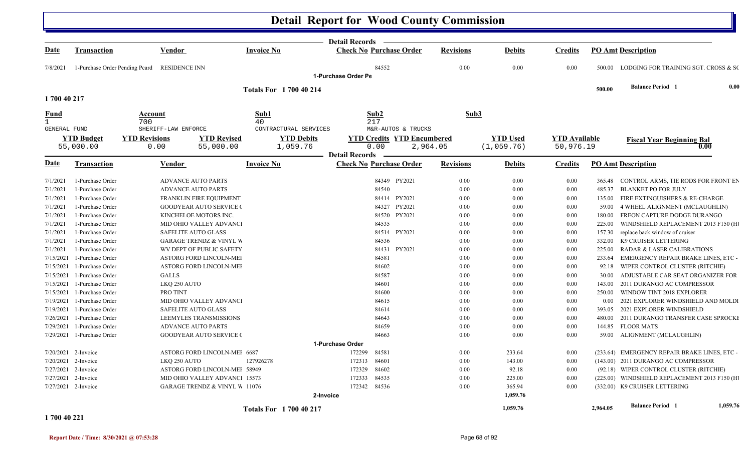# Detail Report for Wood County Commission

| Date | Transaction | Vendor | Invoice No | Check No | Purchase Order | Revisions | Debits | Credits | PO Amt | Description |
|---|---|---|---|---|---|---|---|---|---|---|
| 7/8/2021 | 1-Purchase Order Pending Pcard | RESIDENCE INN | | | 84552 | 0.00 | 0.00 | 0.00 | 500.00 | LODGING FOR TRAINING SGT. CROSS & SC |
| | | | | 1-Purchase Order Pe | | | | | | |
| | | | Totals For 1 700 40 214 | | | | | | 500.00 | Balance Period 1 0.00 |

**1 700 40 217**

| Fund | Account | Sub1 | Sub2 | Sub3 |
|---|---|---|---|---|
| 1 | 700 | 40 | 217 | |
| GENERAL FUND | SHERIFF-LAW ENFORCE | CONTRACTURAL SERVICES | M&R-AUTOS & TRUCKS | |

| YTD Budget | YTD Revisions | YTD Revised | YTD Debits | YTD Credits | YTD Encumbered | YTD Used | YTD Available | Fiscal Year Beginning Bal |
|---|---|---|---|---|---|---|---|---|
| 55,000.00 | 0.00 | 55,000.00 | 1,059.76 | 0.00 | 2,964.05 | (1,059.76) | 50,976.19 | 0.00 |

| Date | Transaction | Vendor | Invoice No | Check No | Purchase Order | Revisions | Debits | Credits | PO Amt | Description |
|---|---|---|---|---|---|---|---|---|---|---|
| 7/1/2021 | 1-Purchase Order | ADVANCE AUTO PARTS | | | 84349 PY2021 | 0.00 | 0.00 | 0.00 | 365.48 | CONTROL ARMS, TIE RODS FOR FRONT EN |
| 7/1/2021 | 1-Purchase Order | ADVANCE AUTO PARTS | | | 84540 | 0.00 | 0.00 | 0.00 | 485.37 | BLANKET PO FOR JULY |
| 7/1/2021 | 1-Purchase Order | FRANKLIN FIRE EQUIPMENT | | | 84414 PY2021 | 0.00 | 0.00 | 0.00 | 135.00 | FIRE EXTINGUISHERS & RE-CHARGE |
| 7/1/2021 | 1-Purchase Order | GOODYEAR AUTO SERVICE C | | | 84327 PY2021 | 0.00 | 0.00 | 0.00 | 59.00 | 4 WHEEL ALIGNMENT (MCLAUGHLIN) |
| 7/1/2021 | 1-Purchase Order | KINCHELOE MOTORS INC. | | | 84520 PY2021 | 0.00 | 0.00 | 0.00 | 180.00 | FREON CAPTURE DODGE DURANGO |
| 7/1/2021 | 1-Purchase Order | MID OHIO VALLEY ADVANCI | | | 84535 | 0.00 | 0.00 | 0.00 | 225.00 | WINDSHIELD REPLACEMENT 2013 F150 (HI |
| 7/1/2021 | 1-Purchase Order | SAFELITE AUTO GLASS | | | 84514 PY2021 | 0.00 | 0.00 | 0.00 | 157.30 | replace back window of cruiser |
| 7/1/2021 | 1-Purchase Order | GARAGE TRENDZ & VINYL W | | | 84536 | 0.00 | 0.00 | 0.00 | 332.00 | K9 CRUISER LETTERING |
| 7/1/2021 | 1-Purchase Order | WV DEPT OF PUBLIC SAFETY | | | 84431 PY2021 | 0.00 | 0.00 | 0.00 | 225.00 | RADAR & LASER CALIBRATIONS |
| 7/15/2021 | 1-Purchase Order | ASTORG FORD LINCOLN-MEI | | | 84581 | 0.00 | 0.00 | 0.00 | 233.64 | EMERGENCY REPAIR BRAKE LINES, ETC - |
| 7/15/2021 | 1-Purchase Order | ASTORG FORD LINCOLN-MEI | | | 84602 | 0.00 | 0.00 | 0.00 | 92.18 | WIPER CONTROL CLUSTER (RITCHIE) |
| 7/15/2021 | 1-Purchase Order | GALLS | | | 84587 | 0.00 | 0.00 | 0.00 | 30.00 | ADJUSTABLE CAR SEAT ORGANIZER FOR |
| 7/15/2021 | 1-Purchase Order | LKQ 250 AUTO | | | 84601 | 0.00 | 0.00 | 0.00 | 143.00 | 2011 DURANGO AC COMPRESSOR |
| 7/15/2021 | 1-Purchase Order | PRO TINT | | | 84600 | 0.00 | 0.00 | 0.00 | 250.00 | WINDOW TINT 2018 EXPLORER |
| 7/19/2021 | 1-Purchase Order | MID OHIO VALLEY ADVANCI | | | 84615 | 0.00 | 0.00 | 0.00 | 0.00 | 2021 EXPLORER WINDSHIELD AND MOLDI |
| 7/19/2021 | 1-Purchase Order | SAFELITE AUTO GLASS | | | 84614 | 0.00 | 0.00 | 0.00 | 393.05 | 2021 EXPLORER WINDSHIELD |
| 7/26/2021 | 1-Purchase Order | LEEMYLES TRANSMISSIONS | | | 84643 | 0.00 | 0.00 | 0.00 | 480.00 | 2011 DURANGO TRANSFER CASE SPROCKI |
| 7/29/2021 | 1-Purchase Order | ADVANCE AUTO PARTS | | | 84659 | 0.00 | 0.00 | 0.00 | 144.85 | FLOOR MATS |
| 7/29/2021 | 1-Purchase Order | GOODYEAR AUTO SERVICE C | | | 84663 | 0.00 | 0.00 | 0.00 | 59.00 | ALIGNMENT (MCLAUGHLIN) |
| | | | | 1-Purchase Order | | | | | | |
| 7/20/2021 | 2-Invoice | ASTORG FORD LINCOLN-MEI | 6687 | 172299 | 84581 | 0.00 | 233.64 | 0.00 | (233.64) | EMERGENCY REPAIR BRAKE LINES, ETC - |
| 7/20/2021 | 2-Invoice | LKQ 250 AUTO | 127926278 | 172313 | 84601 | 0.00 | 143.00 | 0.00 | (143.00) | 2011 DURANGO AC COMPRESSOR |
| 7/27/2021 | 2-Invoice | ASTORG FORD LINCOLN-MEI | 58949 | 172329 | 84602 | 0.00 | 92.18 | 0.00 | (92.18) | WIPER CONTROL CLUSTER (RITCHIE) |
| 7/27/2021 | 2-Invoice | MID OHIO VALLEY ADVANCI | 15573 | 172333 | 84535 | 0.00 | 225.00 | 0.00 | (225.00) | WINDSHIELD REPLACEMENT 2013 F150 (HI |
| 7/27/2021 | 2-Invoice | GARAGE TRENDZ & VINYL W | 11076 | 172342 | 84536 | 0.00 | 365.94 | 0.00 | (332.00) | K9 CRUISER LETTERING |
| | | | | 2-Invoice | | | 1,059.76 | | | |
| | | | Totals For 1 700 40 217 | | | | 1,059.76 | | 2,964.05 | Balance Period 1 1,059.76 |

**1 700 40 221**

Report Date / Time: 8/30/2021 @ 07:53:28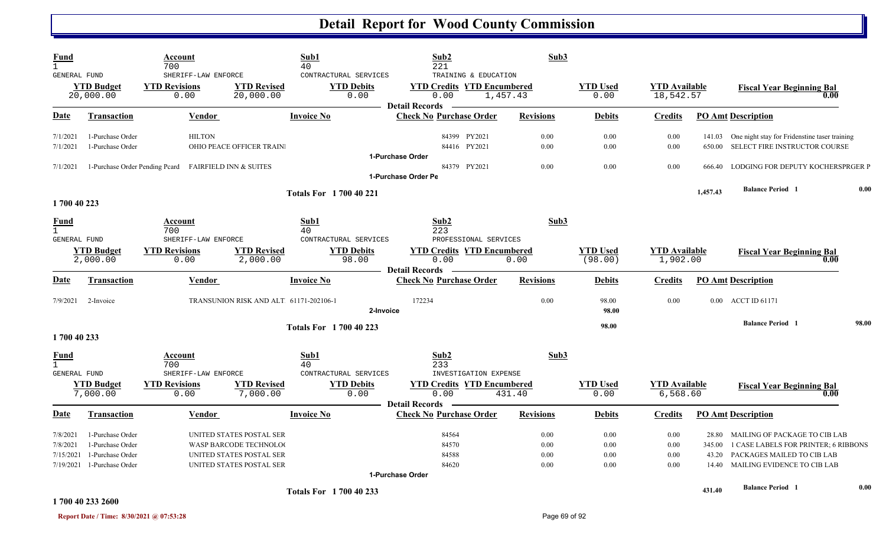# Detail Report for Wood County Commission

| Fund | Account | Sub1 | Sub2 | Sub3 |
|---|---|---|---|---|
| 1 | 700 | 40 | 221 | |
| GENERAL FUND | SHERIFF-LAW ENFORCE | CONTRACTURAL SERVICES | TRAINING & EDUCATION | |

| YTD Budget | YTD Revisions | YTD Revised | YTD Debits | YTD Credits | YTD Encumbered | YTD Used | YTD Available | Fiscal Year Beginning Bal |
|---|---|---|---|---|---|---|---|---|
| 20,000.00 | 0.00 | 20,000.00 | 0.00 | 0.00 | 1,457.43 | 0.00 | 18,542.57 | 0.00 |

Detail Records

| Date | Transaction | Vendor | Invoice No | Check No | Purchase Order | Revisions | Debits | Credits | PO Amt | Description |
|---|---|---|---|---|---|---|---|---|---|---|
| 7/1/2021 | 1-Purchase Order | HILTON | | 84399 | PY2021 | 0.00 | 0.00 | 0.00 | 141.03 | One night stay for Fridenstine taser training |
| 7/1/2021 | 1-Purchase Order | OHIO PEACE OFFICER TRAINI | | 84416 | PY2021 | 0.00 | 0.00 | 0.00 | 650.00 | SELECT FIRE INSTRUCTOR COURSE |
| | 1-Purchase Order | | | | | | | | | |
| 7/1/2021 | 1-Purchase Order Pending Pcard | FAIRFIELD INN & SUITES | | 84379 | PY2021 | 0.00 | 0.00 | 0.00 | 666.40 | LODGING FOR DEPUTY KOCHERSPRGER P |
| | 1-Purchase Order Pe | | | | | | | | | |
| | Totals For 1 700 40 221 | | | | | | | | 1,457.43 | Balance Period 1 0.00 |

## 1 700 40 223

| Fund | Account | Sub1 | Sub2 | Sub3 |
|---|---|---|---|---|
| 1 | 700 | 40 | 223 | |
| GENERAL FUND | SHERIFF-LAW ENFORCE | CONTRACTURAL SERVICES | PROFESSIONAL SERVICES | |

| YTD Budget | YTD Revisions | YTD Revised | YTD Debits | YTD Credits | YTD Encumbered | YTD Used | YTD Available | Fiscal Year Beginning Bal |
|---|---|---|---|---|---|---|---|---|
| 2,000.00 | 0.00 | 2,000.00 | 98.00 | 0.00 | 0.00 | (98.00) | 1,902.00 | 0.00 |

Detail Records

| Date | Transaction | Vendor | Invoice No | Check No | Purchase Order | Revisions | Debits | Credits | PO Amt | Description |
|---|---|---|---|---|---|---|---|---|---|---|
| 7/9/2021 | 2-Invoice | TRANSUNION RISK AND ALT | 61171-202106-1 | 172234 | | 0.00 | 98.00 | 0.00 | 0.00 | ACCT ID 61171 |
| | 2-Invoice | | | | | | 98.00 | | | |
| | Totals For 1 700 40 223 | | | | | | 98.00 | | | Balance Period 1 98.00 |

## 1 700 40 233

| Fund | Account | Sub1 | Sub2 | Sub3 |
|---|---|---|---|---|
| 1 | 700 | 40 | 233 | |
| GENERAL FUND | SHERIFF-LAW ENFORCE | CONTRACTURAL SERVICES | INVESTIGATION EXPENSE | |

| YTD Budget | YTD Revisions | YTD Revised | YTD Debits | YTD Credits | YTD Encumbered | YTD Used | YTD Available | Fiscal Year Beginning Bal |
|---|---|---|---|---|---|---|---|---|
| 7,000.00 | 0.00 | 7,000.00 | 0.00 | 0.00 | 431.40 | 0.00 | 6,568.60 | 0.00 |

Detail Records

| Date | Transaction | Vendor | Invoice No | Check No | Purchase Order | Revisions | Debits | Credits | PO Amt | Description |
|---|---|---|---|---|---|---|---|---|---|---|
| 7/8/2021 | 1-Purchase Order | UNITED STATES POSTAL SER | | | 84564 | 0.00 | 0.00 | 0.00 | 28.80 | MAILING OF PACKAGE TO CIB LAB |
| 7/8/2021 | 1-Purchase Order | WASP BARCODE TECHNOLO( | | | 84570 | 0.00 | 0.00 | 0.00 | 345.00 | 1 CASE LABELS FOR PRINTER; 6 RIBBONS |
| 7/15/2021 | 1-Purchase Order | UNITED STATES POSTAL SER | | | 84588 | 0.00 | 0.00 | 0.00 | 43.20 | PACKAGES MAILED TO CIB LAB |
| 7/19/2021 | 1-Purchase Order | UNITED STATES POSTAL SER | | | 84620 | 0.00 | 0.00 | 0.00 | 14.40 | MAILING EVIDENCE TO CIB LAB |
| | 1-Purchase Order | | | | | | | | | |
| | Totals For 1 700 40 233 | | | | | | | | 431.40 | Balance Period 1 0.00 |

## 1 700 40 233 2600

Report Date / Time: 8/30/2021 @ 07:53:28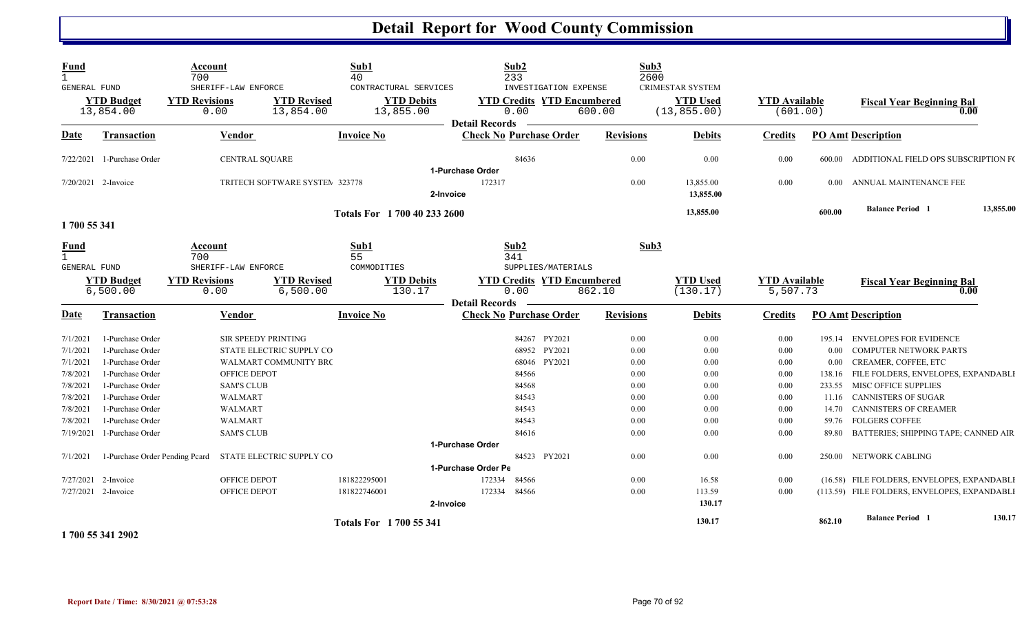# Detail Report for Wood County Commission

| Fund | Account | Sub1 | Sub2 | Sub3 |
|---|---|---|---|---|
| 1 | 700 | 40 | 233 | 2600 |
| GENERAL FUND | SHERIFF-LAW ENFORCE | CONTRACTUAL SERVICES | INVESTIGATION EXPENSE | CRIMESTAR SYSTEM |

| YTD Budget | YTD Revisions | YTD Revised | YTD Debits | YTD Credits | YTD Encumbered | YTD Used | YTD Available | Fiscal Year Beginning Bal |
|---|---|---|---|---|---|---|---|---|
| 13,854.00 | 0.00 | 13,854.00 | 13,855.00 | 0.00 | 600.00 | (13,855.00) | (601.00) | 0.00 |

**Detail Records**

| Date | Transaction | Vendor | Invoice No | Check No | Purchase Order | Revisions | Debits | Credits | PO Amt | Description |
|---|---|---|---|---|---|---|---|---|---|---|
| 7/22/2021 | 1-Purchase Order | CENTRAL SQUARE | | | 84636 | 0.00 | 0.00 | 0.00 | 600.00 | ADDITIONAL FIELD OPS SUBSCRIPTION FC |
| | | | 1-Purchase Order | | | | | | | |
| 7/20/2021 | 2-Invoice | TRITECH SOFTWARE SYSTEM | 323778 | 172317 | | 0.00 | 13,855.00 | 0.00 | 0.00 | ANNUAL MAINTENANCE FEE |
| | | | 2-Invoice | | | | 13,855.00 | | | |
| | | | Totals For 1 700 40 233 2600 | | | | 13,855.00 | | 600.00 | Balance Period 1 13,855.00 |

**1 700 55 341**

| Fund | Account | Sub1 | Sub2 | Sub3 |
|---|---|---|---|---|
| 1 | 700 | 55 | 341 | |
| GENERAL FUND | SHERIFF-LAW ENFORCE | COMMODITIES | SUPPLIES/MATERIALS | |

| YTD Budget | YTD Revisions | YTD Revised | YTD Debits | YTD Credits | YTD Encumbered | YTD Used | YTD Available | Fiscal Year Beginning Bal |
|---|---|---|---|---|---|---|---|---|
| 6,500.00 | 0.00 | 6,500.00 | 130.17 | 0.00 | 862.10 | (130.17) | 5,507.73 | 0.00 |

**Detail Records**

| Date | Transaction | Vendor | Invoice No | Check No | Purchase Order | Revisions | Debits | Credits | PO Amt | Description |
|---|---|---|---|---|---|---|---|---|---|---|
| 7/1/2021 | 1-Purchase Order | SIR SPEEDY PRINTING | | | 84267 PY2021 | 0.00 | 0.00 | 0.00 | 195.14 | ENVELOPES FOR EVIDENCE |
| 7/1/2021 | 1-Purchase Order | STATE ELECTRIC SUPPLY CO | | | 68952 PY2021 | 0.00 | 0.00 | 0.00 | 0.00 | COMPUTER NETWORK PARTS |
| 7/1/2021 | 1-Purchase Order | WALMART COMMUNITY BRC | | | 68046 PY2021 | 0.00 | 0.00 | 0.00 | 0.00 | CREAMER, COFFEE, ETC |
| 7/8/2021 | 1-Purchase Order | OFFICE DEPOT | | | 84566 | 0.00 | 0.00 | 0.00 | 138.16 | FILE FOLDERS, ENVELOPES, EXPANDABLE |
| 7/8/2021 | 1-Purchase Order | SAM'S CLUB | | | 84568 | 0.00 | 0.00 | 0.00 | 233.55 | MISC OFFICE SUPPLIES |
| 7/8/2021 | 1-Purchase Order | WALMART | | | 84543 | 0.00 | 0.00 | 0.00 | 11.16 | CANNISTERS OF SUGAR |
| 7/8/2021 | 1-Purchase Order | WALMART | | | 84543 | 0.00 | 0.00 | 0.00 | 14.70 | CANNISTERS OF CREAMER |
| 7/8/2021 | 1-Purchase Order | WALMART | | | 84543 | 0.00 | 0.00 | 0.00 | 59.76 | FOLGERS COFFEE |
| 7/19/2021 | 1-Purchase Order | SAM'S CLUB | | | 84616 | 0.00 | 0.00 | 0.00 | 89.80 | BATTERIES; SHIPPING TAPE; CANNED AIR |
| | | | 1-Purchase Order | | | | | | | |
| 7/1/2021 | 1-Purchase Order Pending Pcard | STATE ELECTRIC SUPPLY CO | | | 84523 PY2021 | 0.00 | 0.00 | 0.00 | 250.00 | NETWORK CABLING |
| | | | 1-Purchase Order Pe | | | | | | | |
| 7/27/2021 | 2-Invoice | OFFICE DEPOT | 181822295001 | 172334 | 84566 | 0.00 | 16.58 | 0.00 | (16.58) | FILE FOLDERS, ENVELOPES, EXPANDABLE |
| 7/27/2021 | 2-Invoice | OFFICE DEPOT | 181822746001 | 172334 | 84566 | 0.00 | 113.59 | 0.00 | (113.59) | FILE FOLDERS, ENVELOPES, EXPANDABLE |
| | | | 2-Invoice | | | | 130.17 | | | |
| | | | Totals For 1 700 55 341 | | | | 130.17 | | 862.10 | Balance Period 1 130.17 |

**1 700 55 341 2902**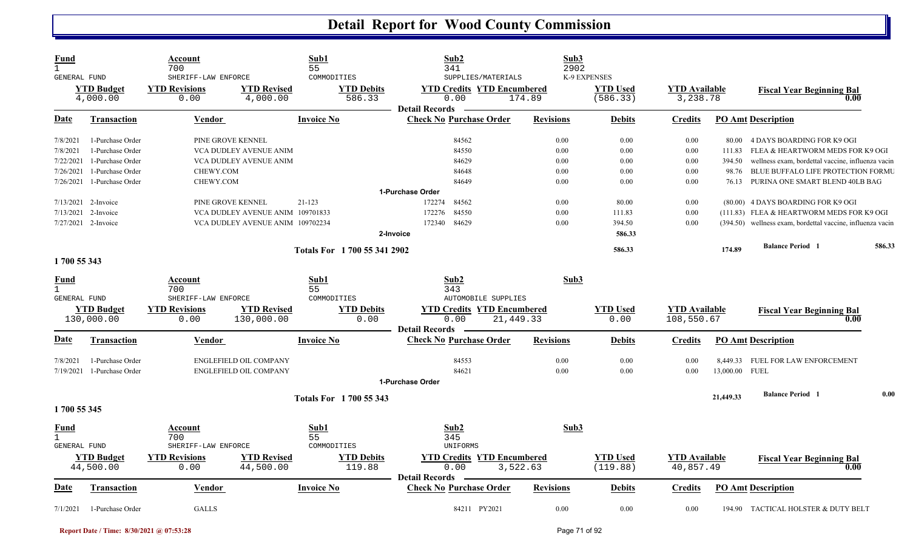# Detail Report for Wood County Commission

| Fund | Account | Sub1 | Sub2 | Sub3 | | | |
|---|---|---|---|---|---|---|---|
| 1 | 700 | 55 | 341 | 2902 | | | |
| GENERAL FUND | SHERIFF-LAW ENFORCE | COMMODITIES | SUPPLIES/MATERIALS | K-9 EXPENSES | | | |
| **YTD Budget** | **YTD Revisions** | **YTD Revised** | **YTD Debits** | **YTD Credits** | **YTD Encumbered** | **YTD Used** | **YTD Available** | **Fiscal Year Beginning Bal** |
| 4,000.00 | 0.00 | 4,000.00 | 586.33 | 0.00 | 174.89 | (586.33) | 3,238.78 | 0.00 |

**Detail Records**

| Date | Transaction | Vendor | Invoice No | Check No | Purchase Order | Revisions | Debits | Credits | PO Amt | Description |
|---|---|---|---|---|---|---|---|---|---|---|
| 7/8/2021 | 1-Purchase Order | PINE GROVE KENNEL | | | 84562 | 0.00 | 0.00 | 0.00 | 80.00 | 4 DAYS BOARDING FOR K9 OGI |
| 7/8/2021 | 1-Purchase Order | VCA DUDLEY AVENUE ANIM | | | 84550 | 0.00 | 0.00 | 0.00 | 111.83 | FLEA & HEARTWORM MEDS FOR K9 OGI |
| 7/22/2021 | 1-Purchase Order | VCA DUDLEY AVENUE ANIM | | | 84629 | 0.00 | 0.00 | 0.00 | 394.50 | wellness exam, bordettal vaccine, influenza vacin |
| 7/26/2021 | 1-Purchase Order | CHEWY.COM | | | 84648 | 0.00 | 0.00 | 0.00 | 98.76 | BLUE BUFFALO LIFE PROTECTION FORMU |
| 7/26/2021 | 1-Purchase Order | CHEWY.COM | | | 84649 | 0.00 | 0.00 | 0.00 | 76.13 | PURINA ONE SMART BLEND 40LB BAG |
| | | | | **1-Purchase Order** | | | | | | |
| 7/13/2021 | 2-Invoice | PINE GROVE KENNEL | 21-123 | 172274 | 84562 | 0.00 | 80.00 | 0.00 | (80.00) | 4 DAYS BOARDING FOR K9 OGI |
| 7/13/2021 | 2-Invoice | VCA DUDLEY AVENUE ANIM | 109701833 | 172276 | 84550 | 0.00 | 111.83 | 0.00 | (111.83) | FLEA & HEARTWORM MEDS FOR K9 OGI |
| 7/27/2021 | 2-Invoice | VCA DUDLEY AVENUE ANIM | 109702234 | 172340 | 84629 | 0.00 | 394.50 | 0.00 | (394.50) | wellness exam, bordettal vaccine, influenza vacin |
| | | | | **2-Invoice** | | | 586.33 | | | |
| | | | **Totals For 1 700 55 341 2902** | | | | 586.33 | | 174.89 | Balance Period 1 586.33 |

## 1 700 55 343

| Fund | Account | Sub1 | Sub2 | Sub3 | | | |
|---|---|---|---|---|---|---|---|
| 1 | 700 | 55 | 343 | | | | |
| GENERAL FUND | SHERIFF-LAW ENFORCE | COMMODITIES | AUTOMOBILE SUPPLIES | | | | |
| **YTD Budget** | **YTD Revisions** | **YTD Revised** | **YTD Debits** | **YTD Credits** | **YTD Encumbered** | **YTD Used** | **YTD Available** | **Fiscal Year Beginning Bal** |
| 130,000.00 | 0.00 | 130,000.00 | 0.00 | 0.00 | 21,449.33 | 0.00 | 108,550.67 | 0.00 |

**Detail Records**

| Date | Transaction | Vendor | Invoice No | Check No | Purchase Order | Revisions | Debits | Credits | PO Amt | Description |
|---|---|---|---|---|---|---|---|---|---|---|
| 7/8/2021 | 1-Purchase Order | ENGLEFIELD OIL COMPANY | | | 84553 | 0.00 | 0.00 | 0.00 | 8,449.33 | FUEL FOR LAW ENFORCEMENT |
| 7/19/2021 | 1-Purchase Order | ENGLEFIELD OIL COMPANY | | | 84621 | 0.00 | 0.00 | 0.00 | 13,000.00 | FUEL |
| | | | | **1-Purchase Order** | | | | | | |
| | | | **Totals For 1 700 55 343** | | | | | | 21,449.33 | Balance Period 1 0.00 |

## 1 700 55 345

| Fund | Account | Sub1 | Sub2 | Sub3 | | | |
|---|---|---|---|---|---|---|---|
| 1 | 700 | 55 | 345 | | | | |
| GENERAL FUND | SHERIFF-LAW ENFORCE | COMMODITIES | UNIFORMS | | | | |
| **YTD Budget** | **YTD Revisions** | **YTD Revised** | **YTD Debits** | **YTD Credits** | **YTD Encumbered** | **YTD Used** | **YTD Available** | **Fiscal Year Beginning Bal** |
| 44,500.00 | 0.00 | 44,500.00 | 119.88 | 0.00 | 3,522.63 | (119.88) | 40,857.49 | 0.00 |

**Detail Records**

| Date | Transaction | Vendor | Invoice No | Check No | Purchase Order | Revisions | Debits | Credits | PO Amt | Description |
|---|---|---|---|---|---|---|---|---|---|---|
| 7/1/2021 | 1-Purchase Order | GALLS | | | 84211 PY2021 | 0.00 | 0.00 | 0.00 | 194.90 | TACTICAL HOLSTER & DUTY BELT |

Report Date / Time: 8/30/2021 @ 07:53:28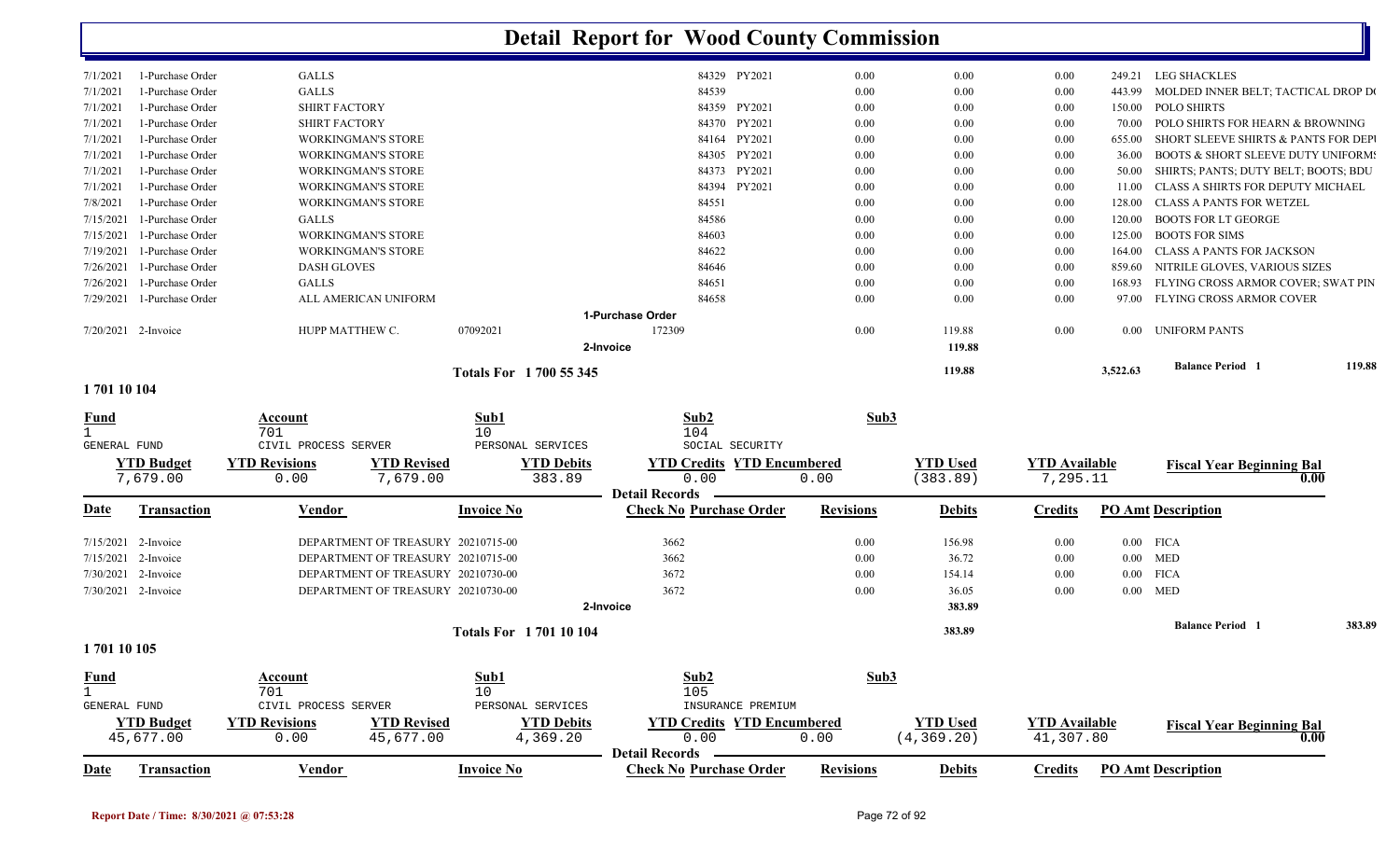# Detail Report for Wood County Commission

| Date | Transaction | Vendor | Invoice No | Check No Purchase Order | | Revisions | Debits | Credits | PO Amt | Description |
|---|---|---|---|---|---|---|---|---|---|---|
| 7/1/2021 | 1-Purchase Order | GALLS | | 84329 | PY2021 | 0.00 | 0.00 | 0.00 | 249.21 | LEG SHACKLES |
| 7/1/2021 | 1-Purchase Order | GALLS | | 84539 | | 0.00 | 0.00 | 0.00 | 443.99 | MOLDED INNER BELT; TACTICAL DROP DO |
| 7/1/2021 | 1-Purchase Order | SHIRT FACTORY | | 84359 | PY2021 | 0.00 | 0.00 | 0.00 | 150.00 | POLO SHIRTS |
| 7/1/2021 | 1-Purchase Order | SHIRT FACTORY | | 84370 | PY2021 | 0.00 | 0.00 | 0.00 | 70.00 | POLO SHIRTS FOR HEARN & BROWNING |
| 7/1/2021 | 1-Purchase Order | WORKINGMAN'S STORE | | 84164 | PY2021 | 0.00 | 0.00 | 0.00 | 655.00 | SHORT SLEEVE SHIRTS & PANTS FOR DEPU |
| 7/1/2021 | 1-Purchase Order | WORKINGMAN'S STORE | | 84305 | PY2021 | 0.00 | 0.00 | 0.00 | 36.00 | BOOTS & SHORT SLEEVE DUTY UNIFORMS |
| 7/1/2021 | 1-Purchase Order | WORKINGMAN'S STORE | | 84373 | PY2021 | 0.00 | 0.00 | 0.00 | 50.00 | SHIRTS; PANTS; DUTY BELT; BOOTS; BDU |
| 7/1/2021 | 1-Purchase Order | WORKINGMAN'S STORE | | 84394 | PY2021 | 0.00 | 0.00 | 0.00 | 11.00 | CLASS A SHIRTS FOR DEPUTY MICHAEL |
| 7/8/2021 | 1-Purchase Order | WORKINGMAN'S STORE | | 84551 | | 0.00 | 0.00 | 0.00 | 128.00 | CLASS A PANTS FOR WETZEL |
| 7/15/2021 | 1-Purchase Order | GALLS | | 84586 | | 0.00 | 0.00 | 0.00 | 120.00 | BOOTS FOR LT GEORGE |
| 7/15/2021 | 1-Purchase Order | WORKINGMAN'S STORE | | 84603 | | 0.00 | 0.00 | 0.00 | 125.00 | BOOTS FOR SIMS |
| 7/19/2021 | 1-Purchase Order | WORKINGMAN'S STORE | | 84622 | | 0.00 | 0.00 | 0.00 | 164.00 | CLASS A PANTS FOR JACKSON |
| 7/26/2021 | 1-Purchase Order | DASH GLOVES | | 84646 | | 0.00 | 0.00 | 0.00 | 859.60 | NITRILE GLOVES, VARIOUS SIZES |
| 7/26/2021 | 1-Purchase Order | GALLS | | 84651 | | 0.00 | 0.00 | 0.00 | 168.93 | FLYING CROSS ARMOR COVER; SWAT PIN |
| 7/29/2021 | 1-Purchase Order | ALL AMERICAN UNIFORM | | 84658 | | 0.00 | 0.00 | 0.00 | 97.00 | FLYING CROSS ARMOR COVER |
| | | | 1-Purchase Order | | | | | | | |
| 7/20/2021 | 2-Invoice | HUPP MATTHEW C. | 07092021 | 172309 | | 0.00 | 119.88 | 0.00 | 0.00 | UNIFORM PANTS |
| | | | 2-Invoice | | | | 119.88 | | | |
| | | | Totals For 1 700 55 345 | | | | 119.88 | | 3,522.63 | Balance Period 1 — 119.88 |

## 1 701 10 104

| Fund | Account | Sub1 | Sub2 | Sub3 |
|---|---|---|---|---|
| 1 | 701 | 10 | 104 | |
| GENERAL FUND | CIVIL PROCESS SERVER | PERSONAL SERVICES | SOCIAL SECURITY | |

| YTD Budget | YTD Revisions | YTD Revised | YTD Debits | YTD Credits | YTD Encumbered | YTD Used | YTD Available | Fiscal Year Beginning Bal |
|---|---|---|---|---|---|---|---|---|
| 7,679.00 | 0.00 | 7,679.00 | 383.89 | 0.00 | 0.00 | (383.89) | 7,295.11 | 0.00 |

Detail Records

| Date | Transaction | Vendor | Invoice No | Check No Purchase Order | Revisions | Debits | Credits | PO Amt | Description |
|---|---|---|---|---|---|---|---|---|---|
| 7/15/2021 | 2-Invoice | DEPARTMENT OF TREASURY | 20210715-00 | 3662 | 0.00 | 156.98 | 0.00 | 0.00 | FICA |
| 7/15/2021 | 2-Invoice | DEPARTMENT OF TREASURY | 20210715-00 | 3662 | 0.00 | 36.72 | 0.00 | 0.00 | MED |
| 7/30/2021 | 2-Invoice | DEPARTMENT OF TREASURY | 20210730-00 | 3672 | 0.00 | 154.14 | 0.00 | 0.00 | FICA |
| 7/30/2021 | 2-Invoice | DEPARTMENT OF TREASURY | 20210730-00 | 3672 | 0.00 | 36.05 | 0.00 | 0.00 | MED |
| | | | 2-Invoice | | | 383.89 | | | |
| | | | Totals For 1 701 10 104 | | | 383.89 | | | Balance Period 1 — 383.89 |

## 1 701 10 105

| Fund | Account | Sub1 | Sub2 | Sub3 |
|---|---|---|---|---|
| 1 | 701 | 10 | 105 | |
| GENERAL FUND | CIVIL PROCESS SERVER | PERSONAL SERVICES | INSURANCE PREMIUM | |

| YTD Budget | YTD Revisions | YTD Revised | YTD Debits | YTD Credits | YTD Encumbered | YTD Used | YTD Available | Fiscal Year Beginning Bal |
|---|---|---|---|---|---|---|---|---|
| 45,677.00 | 0.00 | 45,677.00 | 4,369.20 | 0.00 | 0.00 | (4,369.20) | 41,307.80 | 0.00 |

Detail Records

| Date | Transaction | Vendor | Invoice No | Check No Purchase Order | Revisions | Debits | Credits | PO Amt | Description |
|---|---|---|---|---|---|---|---|---|---|

Report Date / Time: 8/30/2021 @ 07:53:28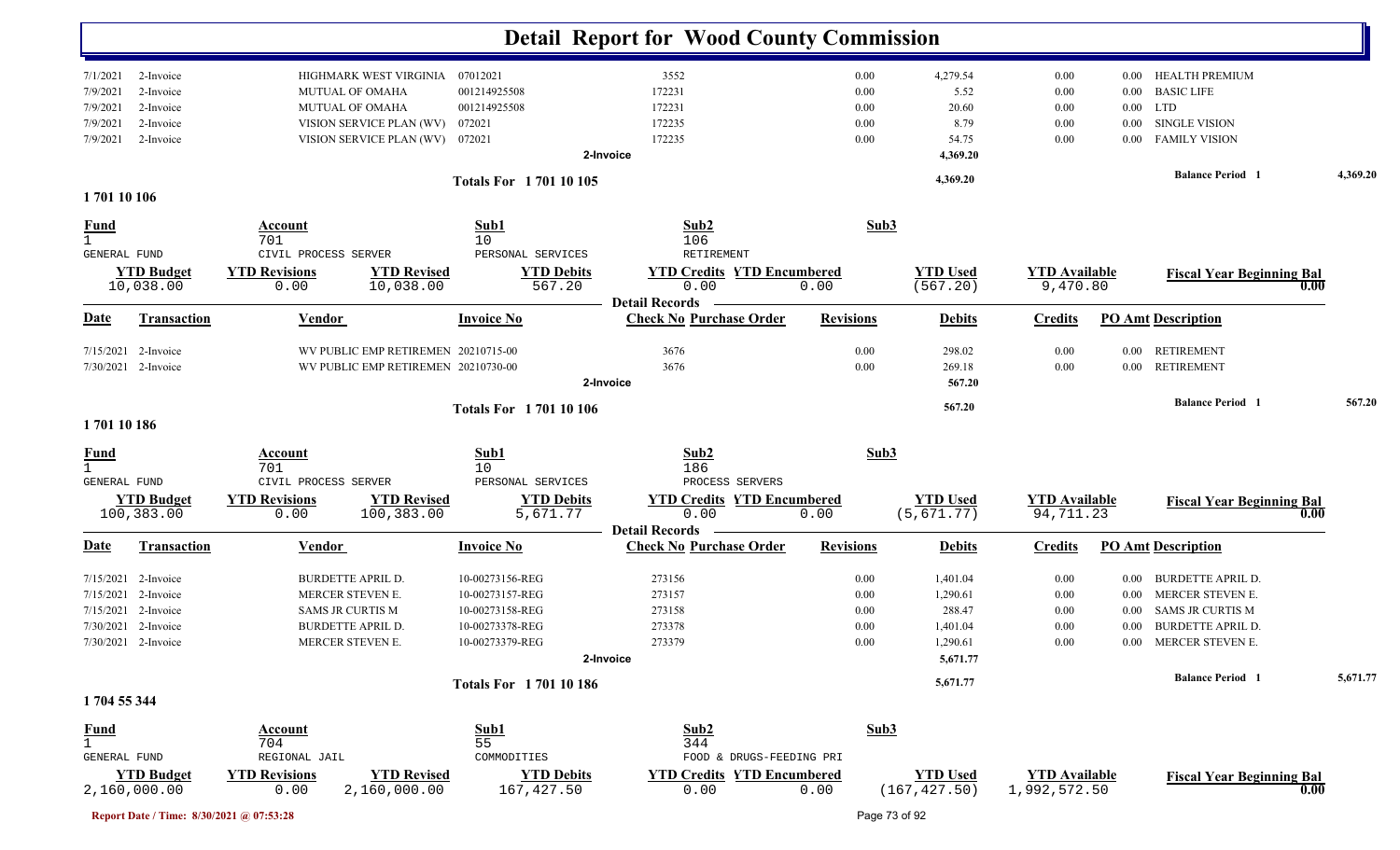# Detail Report for Wood County Commission

| Date | Transaction | Vendor | Invoice No | Check No | Purchase Order | Revisions | Debits | Credits | PO Amt | Description |
|---|---|---|---|---|---|---|---|---|---|---|
| 7/1/2021 | 2-Invoice | HIGHMARK WEST VIRGINIA | 07012021 | 3552 | | 0.00 | 4,279.54 | 0.00 | 0.00 | HEALTH PREMIUM |
| 7/9/2021 | 2-Invoice | MUTUAL OF OMAHA | 001214925508 | 172231 | | 0.00 | 5.52 | 0.00 | 0.00 | BASIC LIFE |
| 7/9/2021 | 2-Invoice | MUTUAL OF OMAHA | 001214925508 | 172231 | | 0.00 | 20.60 | 0.00 | 0.00 | LTD |
| 7/9/2021 | 2-Invoice | VISION SERVICE PLAN (WV) | 072021 | 172235 | | 0.00 | 8.79 | 0.00 | 0.00 | SINGLE VISION |
| 7/9/2021 | 2-Invoice | VISION SERVICE PLAN (WV) | 072021 | 172235 | | 0.00 | 54.75 | 0.00 | 0.00 | FAMILY VISION |
| | | | | 2-Invoice | | | 4,369.20 | | | |

Totals For 1 701 10 105 — 4,369.20 — Balance Period 1 — 4,369.20

## 1 701 10 106

| Fund | Account | Sub1 | Sub2 | Sub3 |
|---|---|---|---|---|
| 1 GENERAL FUND | 701 CIVIL PROCESS SERVER | 10 PERSONAL SERVICES | 106 RETIREMENT | |

| YTD Budget | YTD Revisions | YTD Revised | YTD Debits | YTD Credits | YTD Encumbered | YTD Used | YTD Available | Fiscal Year Beginning Bal |
|---|---|---|---|---|---|---|---|---|
| 10,038.00 | 0.00 | 10,038.00 | 567.20 | 0.00 | 0.00 | (567.20) | 9,470.80 | 0.00 |

**Detail Records**

| Date | Transaction | Vendor | Invoice No | Check No | Purchase Order | Revisions | Debits | Credits | PO Amt | Description |
|---|---|---|---|---|---|---|---|---|---|---|
| 7/15/2021 | 2-Invoice | WV PUBLIC EMP RETIREMEN | 20210715-00 | 3676 | | 0.00 | 298.02 | 0.00 | 0.00 | RETIREMENT |
| 7/30/2021 | 2-Invoice | WV PUBLIC EMP RETIREMEN | 20210730-00 | 3676 | | 0.00 | 269.18 | 0.00 | 0.00 | RETIREMENT |
| | | | | 2-Invoice | | | 567.20 | | | |

Totals For 1 701 10 106 — 567.20 — Balance Period 1 — 567.20

## 1 701 10 186

| Fund | Account | Sub1 | Sub2 | Sub3 |
|---|---|---|---|---|
| 1 GENERAL FUND | 701 CIVIL PROCESS SERVER | 10 PERSONAL SERVICES | 186 PROCESS SERVERS | |

| YTD Budget | YTD Revisions | YTD Revised | YTD Debits | YTD Credits | YTD Encumbered | YTD Used | YTD Available | Fiscal Year Beginning Bal |
|---|---|---|---|---|---|---|---|---|
| 100,383.00 | 0.00 | 100,383.00 | 5,671.77 | 0.00 | 0.00 | (5,671.77) | 94,711.23 | 0.00 |

**Detail Records**

| Date | Transaction | Vendor | Invoice No | Check No | Purchase Order | Revisions | Debits | Credits | PO Amt | Description |
|---|---|---|---|---|---|---|---|---|---|---|
| 7/15/2021 | 2-Invoice | BURDETTE APRIL D. | 10-00273156-REG | 273156 | | 0.00 | 1,401.04 | 0.00 | 0.00 | BURDETTE APRIL D. |
| 7/15/2021 | 2-Invoice | MERCER STEVEN E. | 10-00273157-REG | 273157 | | 0.00 | 1,290.61 | 0.00 | 0.00 | MERCER STEVEN E. |
| 7/15/2021 | 2-Invoice | SAMS JR CURTIS M | 10-00273158-REG | 273158 | | 0.00 | 288.47 | 0.00 | 0.00 | SAMS JR CURTIS M |
| 7/30/2021 | 2-Invoice | BURDETTE APRIL D. | 10-00273378-REG | 273378 | | 0.00 | 1,401.04 | 0.00 | 0.00 | BURDETTE APRIL D. |
| 7/30/2021 | 2-Invoice | MERCER STEVEN E. | 10-00273379-REG | 273379 | | 0.00 | 1,290.61 | 0.00 | 0.00 | MERCER STEVEN E. |
| | | | | 2-Invoice | | | 5,671.77 | | | |

Totals For 1 701 10 186 — 5,671.77 — Balance Period 1 — 5,671.77

## 1 704 55 344

| Fund | Account | Sub1 | Sub2 | Sub3 |
|---|---|---|---|---|
| 1 GENERAL FUND | 704 REGIONAL JAIL | 55 COMMODITIES | 344 FOOD & DRUGS-FEEDING PRI | |

| YTD Budget | YTD Revisions | YTD Revised | YTD Debits | YTD Credits | YTD Encumbered | YTD Used | YTD Available | Fiscal Year Beginning Bal |
|---|---|---|---|---|---|---|---|---|
| 2,160,000.00 | 0.00 | 2,160,000.00 | 167,427.50 | 0.00 | 0.00 | (167,427.50) | 1,992,572.50 | 0.00 |

Report Date / Time: 8/30/2021 @ 07:53:28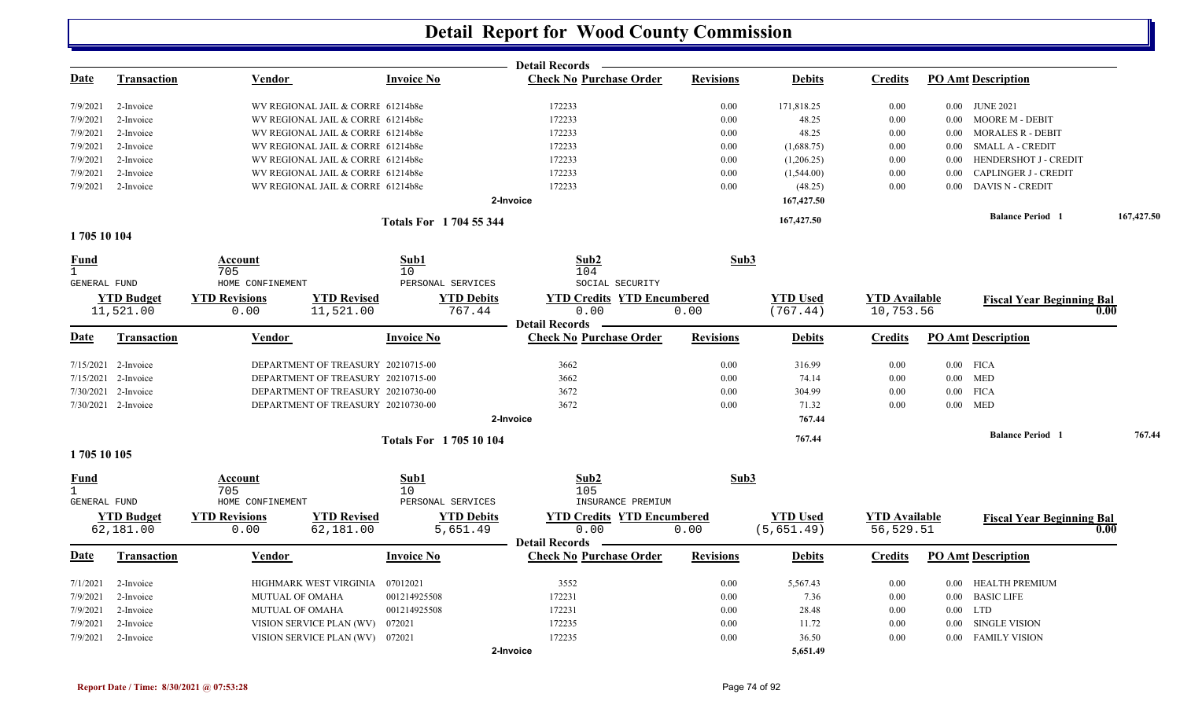# Detail Report for Wood County Commission

| Date | Transaction | Vendor | Invoice No | Check No | Purchase Order | Revisions | Debits | Credits | PO Amt | Description |
|---|---|---|---|---|---|---|---|---|---|---|
| 7/9/2021 | 2-Invoice | WV REGIONAL JAIL & CORRE | 61214b8e | 172233 | | 0.00 | 171,818.25 | 0.00 | 0.00 | JUNE 2021 |
| 7/9/2021 | 2-Invoice | WV REGIONAL JAIL & CORRE | 61214b8e | 172233 | | 0.00 | 48.25 | 0.00 | 0.00 | MOORE M - DEBIT |
| 7/9/2021 | 2-Invoice | WV REGIONAL JAIL & CORRE | 61214b8e | 172233 | | 0.00 | 48.25 | 0.00 | 0.00 | MORALES R - DEBIT |
| 7/9/2021 | 2-Invoice | WV REGIONAL JAIL & CORRE | 61214b8e | 172233 | | 0.00 | (1,688.75) | 0.00 | 0.00 | SMALL A - CREDIT |
| 7/9/2021 | 2-Invoice | WV REGIONAL JAIL & CORRE | 61214b8e | 172233 | | 0.00 | (1,206.25) | 0.00 | 0.00 | HENDERSHOT J - CREDIT |
| 7/9/2021 | 2-Invoice | WV REGIONAL JAIL & CORRE | 61214b8e | 172233 | | 0.00 | (1,544.00) | 0.00 | 0.00 | CAPLINGER J - CREDIT |
| 7/9/2021 | 2-Invoice | WV REGIONAL JAIL & CORRE | 61214b8e | 172233 | | 0.00 | (48.25) | 0.00 | 0.00 | DAVIS N - CREDIT |
| | | | 2-Invoice | | | | 167,427.50 | | | |

**Totals For 1 704 55 344** — 167,427.50 — **Balance Period 1** 167,427.50

## 1 705 10 104

| Fund | Account | Sub1 | Sub2 | Sub3 |
|---|---|---|---|---|
| 1 GENERAL FUND | 705 HOME CONFINEMENT | 10 PERSONAL SERVICES | 104 SOCIAL SECURITY | |

| YTD Budget | YTD Revisions | YTD Revised | YTD Debits | YTD Credits | YTD Encumbered | YTD Used | YTD Available | Fiscal Year Beginning Bal |
|---|---|---|---|---|---|---|---|---|
| 11,521.00 | 0.00 | 11,521.00 | 767.44 | 0.00 | 0.00 | (767.44) | 10,753.56 | 0.00 |

| Date | Transaction | Vendor | Invoice No | Check No | Purchase Order | Revisions | Debits | Credits | PO Amt | Description |
|---|---|---|---|---|---|---|---|---|---|---|
| 7/15/2021 | 2-Invoice | DEPARTMENT OF TREASURY | 20210715-00 | 3662 | | 0.00 | 316.99 | 0.00 | 0.00 | FICA |
| 7/15/2021 | 2-Invoice | DEPARTMENT OF TREASURY | 20210715-00 | 3662 | | 0.00 | 74.14 | 0.00 | 0.00 | MED |
| 7/30/2021 | 2-Invoice | DEPARTMENT OF TREASURY | 20210730-00 | 3672 | | 0.00 | 304.99 | 0.00 | 0.00 | FICA |
| 7/30/2021 | 2-Invoice | DEPARTMENT OF TREASURY | 20210730-00 | 3672 | | 0.00 | 71.32 | 0.00 | 0.00 | MED |
| | | | 2-Invoice | | | | 767.44 | | | |

**Totals For 1 705 10 104** — 767.44 — **Balance Period 1** 767.44

## 1 705 10 105

| Fund | Account | Sub1 | Sub2 | Sub3 |
|---|---|---|---|---|
| 1 GENERAL FUND | 705 HOME CONFINEMENT | 10 PERSONAL SERVICES | 105 INSURANCE PREMIUM | |

| YTD Budget | YTD Revisions | YTD Revised | YTD Debits | YTD Credits | YTD Encumbered | YTD Used | YTD Available | Fiscal Year Beginning Bal |
|---|---|---|---|---|---|---|---|---|
| 62,181.00 | 0.00 | 62,181.00 | 5,651.49 | 0.00 | 0.00 | (5,651.49) | 56,529.51 | 0.00 |

| Date | Transaction | Vendor | Invoice No | Check No | Purchase Order | Revisions | Debits | Credits | PO Amt | Description |
|---|---|---|---|---|---|---|---|---|---|---|
| 7/1/2021 | 2-Invoice | HIGHMARK WEST VIRGINIA | 07012021 | 3552 | | 0.00 | 5,567.43 | 0.00 | 0.00 | HEALTH PREMIUM |
| 7/9/2021 | 2-Invoice | MUTUAL OF OMAHA | 001214925508 | 172231 | | 0.00 | 7.36 | 0.00 | 0.00 | BASIC LIFE |
| 7/9/2021 | 2-Invoice | MUTUAL OF OMAHA | 001214925508 | 172231 | | 0.00 | 28.48 | 0.00 | 0.00 | LTD |
| 7/9/2021 | 2-Invoice | VISION SERVICE PLAN (WV) | 072021 | 172235 | | 0.00 | 11.72 | 0.00 | 0.00 | SINGLE VISION |
| 7/9/2021 | 2-Invoice | VISION SERVICE PLAN (WV) | 072021 | 172235 | | 0.00 | 36.50 | 0.00 | 0.00 | FAMILY VISION |
| | | | 2-Invoice | | | | 5,651.49 | | | |

Report Date / Time: 8/30/2021 @ 07:53:28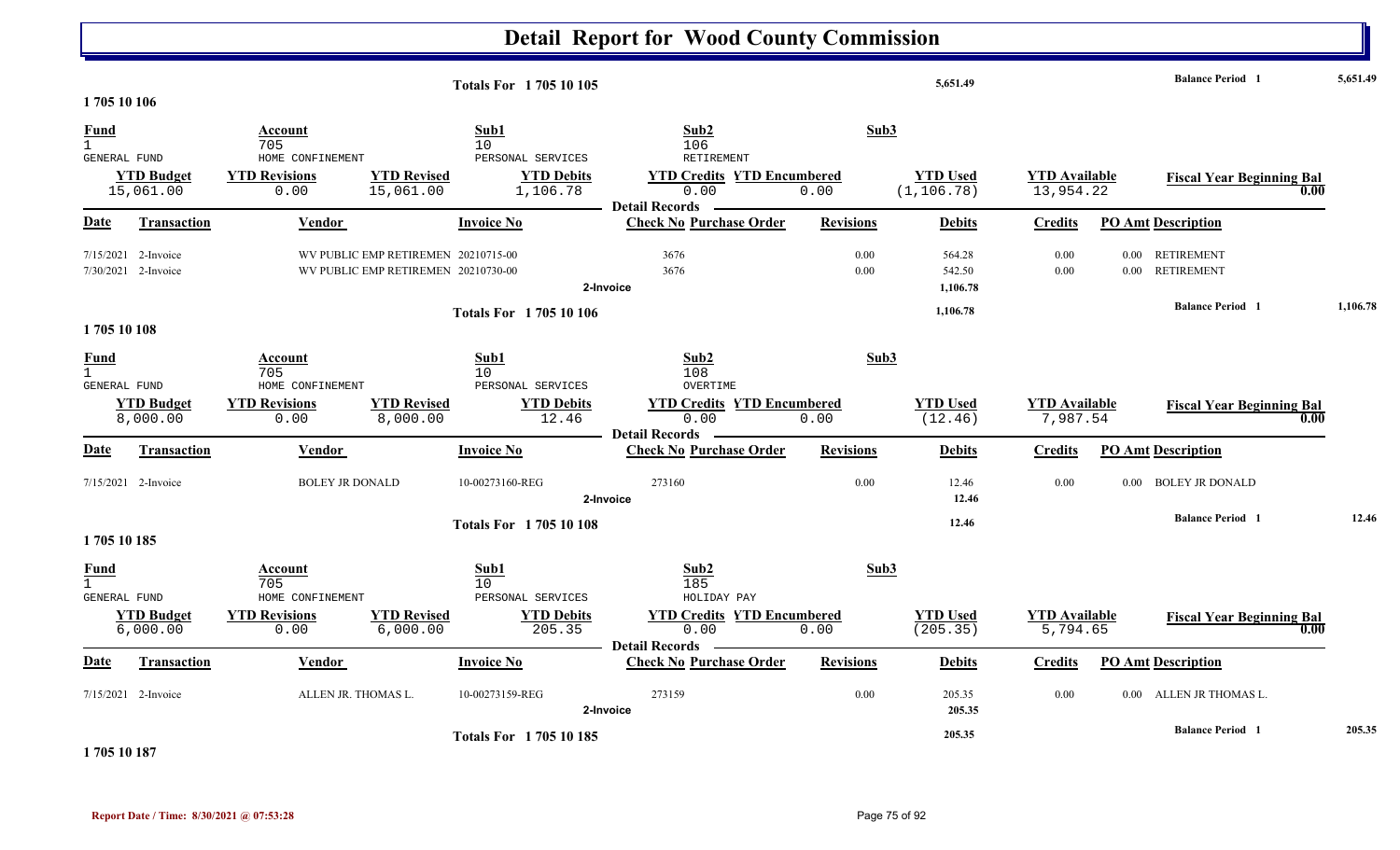# Detail Report for Wood County Commission

**Totals For 1 705 10 105** — 5,651.49 — **Balance Period 1** — 5,651.49

**1 705 10 106**

| Fund | Account | Sub1 | Sub2 | Sub3 |
|---|---|---|---|---|
| 1 | 705 | 10 | 106 | |
| GENERAL FUND | HOME CONFINEMENT | PERSONAL SERVICES | RETIREMENT | |

| YTD Budget | YTD Revisions | YTD Revised | YTD Debits | YTD Credits | YTD Encumbered | YTD Used | YTD Available | Fiscal Year Beginning Bal |
|---|---|---|---|---|---|---|---|---|
| 15,061.00 | 0.00 | 15,061.00 | 1,106.78 | 0.00 | 0.00 | (1,106.78) | 13,954.22 | 0.00 |

Detail Records

| Date | Transaction | Vendor | Invoice No | Check No | Purchase Order | Revisions | Debits | Credits | PO Amt | Description |
|---|---|---|---|---|---|---|---|---|---|---|
| 7/15/2021 | 2-Invoice | WV PUBLIC EMP RETIREMEN | 20210715-00 | 3676 | | 0.00 | 564.28 | 0.00 | 0.00 | RETIREMENT |
| 7/30/2021 | 2-Invoice | WV PUBLIC EMP RETIREMEN | 20210730-00 | 3676 | | 0.00 | 542.50 | 0.00 | 0.00 | RETIREMENT |
| | | | | 2-Invoice | | | 1,106.78 | | | |

**Totals For 1 705 10 106** — 1,106.78 — **Balance Period 1** — 1,106.78

**1 705 10 108**

| Fund | Account | Sub1 | Sub2 | Sub3 |
|---|---|---|---|---|
| 1 | 705 | 10 | 108 | |
| GENERAL FUND | HOME CONFINEMENT | PERSONAL SERVICES | OVERTIME | |

| YTD Budget | YTD Revisions | YTD Revised | YTD Debits | YTD Credits | YTD Encumbered | YTD Used | YTD Available | Fiscal Year Beginning Bal |
|---|---|---|---|---|---|---|---|---|
| 8,000.00 | 0.00 | 8,000.00 | 12.46 | 0.00 | 0.00 | (12.46) | 7,987.54 | 0.00 |

Detail Records

| Date | Transaction | Vendor | Invoice No | Check No | Purchase Order | Revisions | Debits | Credits | PO Amt | Description |
|---|---|---|---|---|---|---|---|---|---|---|
| 7/15/2021 | 2-Invoice | BOLEY JR DONALD | 10-00273160-REG | 273160 | | 0.00 | 12.46 | 0.00 | 0.00 | BOLEY JR DONALD |
| | | | | 2-Invoice | | | 12.46 | | | |

**Totals For 1 705 10 108** — 12.46 — **Balance Period 1** — 12.46

**1 705 10 185**

| Fund | Account | Sub1 | Sub2 | Sub3 |
|---|---|---|---|---|
| 1 | 705 | 10 | 185 | |
| GENERAL FUND | HOME CONFINEMENT | PERSONAL SERVICES | HOLIDAY PAY | |

| YTD Budget | YTD Revisions | YTD Revised | YTD Debits | YTD Credits | YTD Encumbered | YTD Used | YTD Available | Fiscal Year Beginning Bal |
|---|---|---|---|---|---|---|---|---|
| 6,000.00 | 0.00 | 6,000.00 | 205.35 | 0.00 | 0.00 | (205.35) | 5,794.65 | 0.00 |

Detail Records

| Date | Transaction | Vendor | Invoice No | Check No | Purchase Order | Revisions | Debits | Credits | PO Amt | Description |
|---|---|---|---|---|---|---|---|---|---|---|
| 7/15/2021 | 2-Invoice | ALLEN JR. THOMAS L. | 10-00273159-REG | 273159 | | 0.00 | 205.35 | 0.00 | 0.00 | ALLEN JR THOMAS L. |
| | | | | 2-Invoice | | | 205.35 | | | |

**Totals For 1 705 10 185** — 205.35 — **Balance Period 1** — 205.35

**1 705 10 187**

Report Date / Time: 8/30/2021 @ 07:53:28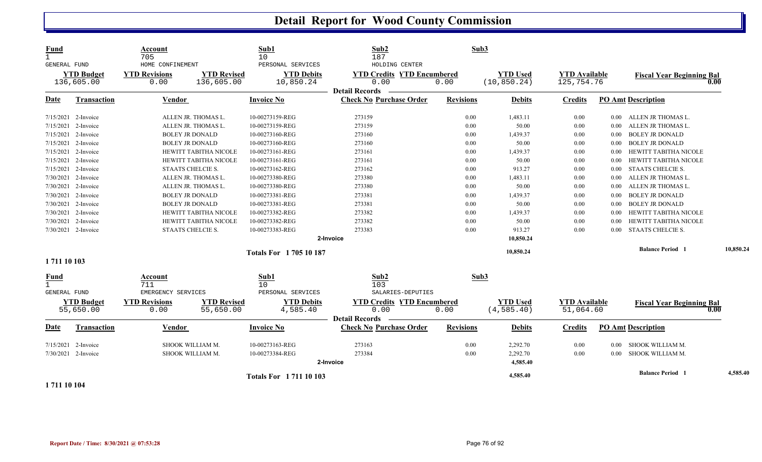# Detail Report for Wood County Commission

| Fund | Account | Sub1 | Sub2 | Sub3 |
|---|---|---|---|---|
| 1 | 705 | 10 | 187 | |
| GENERAL FUND | HOME CONFINEMENT | PERSONAL SERVICES | HOLDING CENTER | |

| YTD Budget | YTD Revisions | YTD Revised | YTD Debits | YTD Credits | YTD Encumbered | YTD Used | YTD Available | Fiscal Year Beginning Bal |
|---|---|---|---|---|---|---|---|---|
| 136,605.00 | 0.00 | 136,605.00 | 10,850.24 | 0.00 | 0.00 | (10,850.24) | 125,754.76 | 0.00 |

**Detail Records**

| Date | Transaction | Vendor | Invoice No | Check No | Purchase Order | Revisions | Debits | Credits | PO Amt | Description |
|---|---|---|---|---|---|---|---|---|---|---|
| 7/15/2021 | 2-Invoice | ALLEN JR. THOMAS L. | 10-00273159-REG | 273159 | | 0.00 | 1,483.11 | 0.00 | 0.00 | ALLEN JR THOMAS L. |
| 7/15/2021 | 2-Invoice | ALLEN JR. THOMAS L. | 10-00273159-REG | 273159 | | 0.00 | 50.00 | 0.00 | 0.00 | ALLEN JR THOMAS L. |
| 7/15/2021 | 2-Invoice | BOLEY JR DONALD | 10-00273160-REG | 273160 | | 0.00 | 1,439.37 | 0.00 | 0.00 | BOLEY JR DONALD |
| 7/15/2021 | 2-Invoice | BOLEY JR DONALD | 10-00273160-REG | 273160 | | 0.00 | 50.00 | 0.00 | 0.00 | BOLEY JR DONALD |
| 7/15/2021 | 2-Invoice | HEWITT TABITHA NICOLE | 10-00273161-REG | 273161 | | 0.00 | 1,439.37 | 0.00 | 0.00 | HEWITT TABITHA NICOLE |
| 7/15/2021 | 2-Invoice | HEWITT TABITHA NICOLE | 10-00273161-REG | 273161 | | 0.00 | 50.00 | 0.00 | 0.00 | HEWITT TABITHA NICOLE |
| 7/15/2021 | 2-Invoice | STAATS CHELCIE S. | 10-00273162-REG | 273162 | | 0.00 | 913.27 | 0.00 | 0.00 | STAATS CHELCIE S. |
| 7/30/2021 | 2-Invoice | ALLEN JR. THOMAS L. | 10-00273380-REG | 273380 | | 0.00 | 1,483.11 | 0.00 | 0.00 | ALLEN JR THOMAS L. |
| 7/30/2021 | 2-Invoice | ALLEN JR. THOMAS L. | 10-00273380-REG | 273380 | | 0.00 | 50.00 | 0.00 | 0.00 | ALLEN JR THOMAS L. |
| 7/30/2021 | 2-Invoice | BOLEY JR DONALD | 10-00273381-REG | 273381 | | 0.00 | 1,439.37 | 0.00 | 0.00 | BOLEY JR DONALD |
| 7/30/2021 | 2-Invoice | BOLEY JR DONALD | 10-00273381-REG | 273381 | | 0.00 | 50.00 | 0.00 | 0.00 | BOLEY JR DONALD |
| 7/30/2021 | 2-Invoice | HEWITT TABITHA NICOLE | 10-00273382-REG | 273382 | | 0.00 | 1,439.37 | 0.00 | 0.00 | HEWITT TABITHA NICOLE |
| 7/30/2021 | 2-Invoice | HEWITT TABITHA NICOLE | 10-00273382-REG | 273382 | | 0.00 | 50.00 | 0.00 | 0.00 | HEWITT TABITHA NICOLE |
| 7/30/2021 | 2-Invoice | STAATS CHELCIE S. | 10-00273383-REG | 273383 | | 0.00 | 913.27 | 0.00 | 0.00 | STAATS CHELCIE S. |
| | | | | 2-Invoice | | | 10,850.24 | | | |
| | | | Totals For 1 705 10 187 | | | | 10,850.24 | | | Balance Period 1 — 10,850.24 |

**1 711 10 103**

| Fund | Account | Sub1 | Sub2 | Sub3 |
|---|---|---|---|---|
| 1 | 711 | 10 | 103 | |
| GENERAL FUND | EMERGENCY SERVICES | PERSONAL SERVICES | SALARIES-DEPUTIES | |

| YTD Budget | YTD Revisions | YTD Revised | YTD Debits | YTD Credits | YTD Encumbered | YTD Used | YTD Available | Fiscal Year Beginning Bal |
|---|---|---|---|---|---|---|---|---|
| 55,650.00 | 0.00 | 55,650.00 | 4,585.40 | 0.00 | 0.00 | (4,585.40) | 51,064.60 | 0.00 |

**Detail Records**

| Date | Transaction | Vendor | Invoice No | Check No | Purchase Order | Revisions | Debits | Credits | PO Amt | Description |
|---|---|---|---|---|---|---|---|---|---|---|
| 7/15/2021 | 2-Invoice | SHOOK WILLIAM M. | 10-00273163-REG | 273163 | | 0.00 | 2,292.70 | 0.00 | 0.00 | SHOOK WILLIAM M. |
| 7/30/2021 | 2-Invoice | SHOOK WILLIAM M. | 10-00273384-REG | 273384 | | 0.00 | 2,292.70 | 0.00 | 0.00 | SHOOK WILLIAM M. |
| | | | | 2-Invoice | | | 4,585.40 | | | |
| | | | Totals For 1 711 10 103 | | | | 4,585.40 | | | Balance Period 1 — 4,585.40 |

**1 711 10 104**

Report Date / Time: 8/30/2021 @ 07:53:28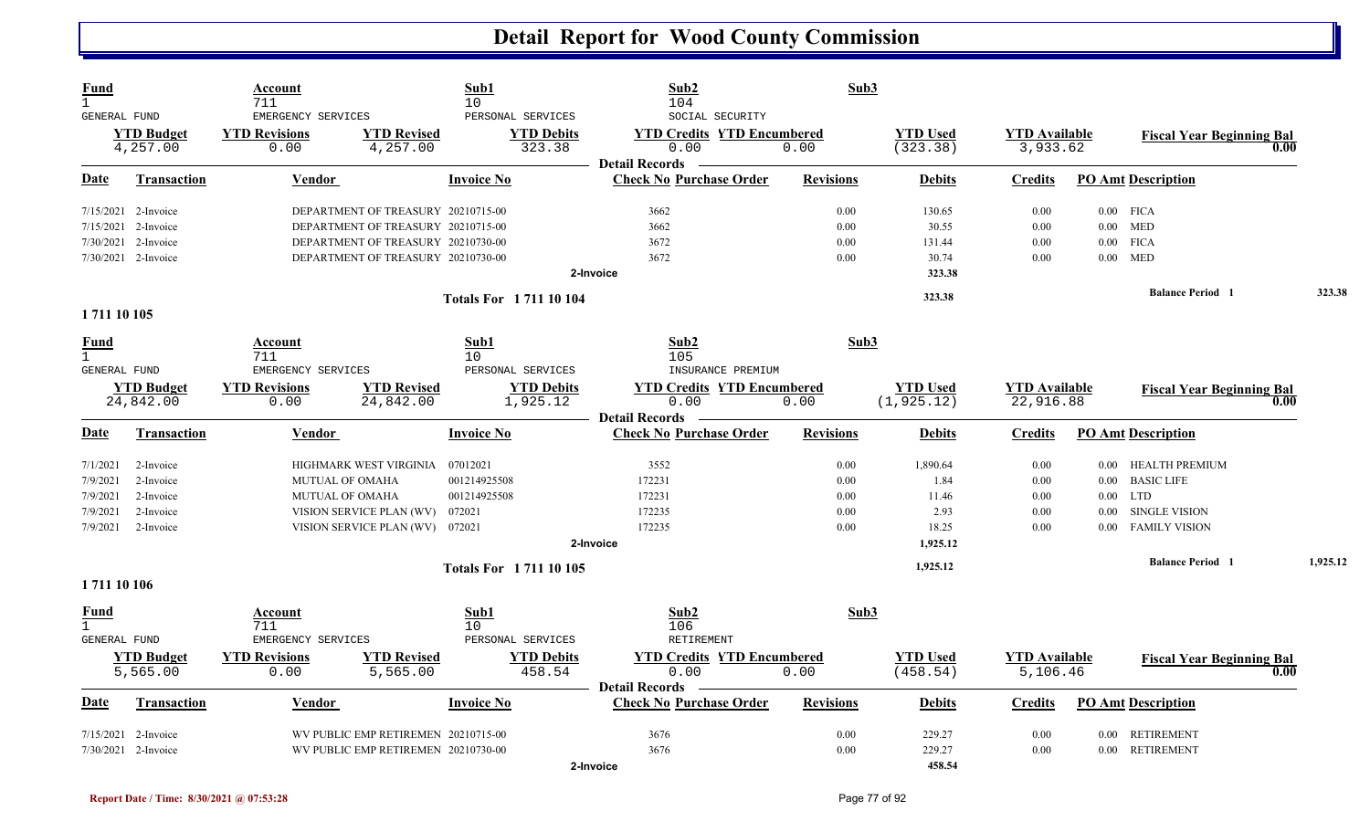# Detail Report for Wood County Commission

| Fund | Account | Sub1 | Sub2 | Sub3 |
|---|---|---|---|---|
| 1 | 711 | 10 | 104 | |
| GENERAL FUND | EMERGENCY SERVICES | PERSONAL SERVICES | SOCIAL SECURITY | |

| YTD Budget | YTD Revisions | YTD Revised | YTD Debits | YTD Credits | YTD Encumbered | YTD Used | YTD Available | Fiscal Year Beginning Bal |
|---|---|---|---|---|---|---|---|---|
| 4,257.00 | 0.00 | 4,257.00 | 323.38 | 0.00 | 0.00 | (323.38) | 3,933.62 | 0.00 |

**Detail Records**

| Date | Transaction | Vendor | Invoice No | Check No | Purchase Order | Revisions | Debits | Credits | PO Amt | Description |
|---|---|---|---|---|---|---|---|---|---|---|
| 7/15/2021 | 2-Invoice | DEPARTMENT OF TREASURY | 20210715-00 | 3662 | | 0.00 | 130.65 | 0.00 | 0.00 | FICA |
| 7/15/2021 | 2-Invoice | DEPARTMENT OF TREASURY | 20210715-00 | 3662 | | 0.00 | 30.55 | 0.00 | 0.00 | MED |
| 7/30/2021 | 2-Invoice | DEPARTMENT OF TREASURY | 20210730-00 | 3672 | | 0.00 | 131.44 | 0.00 | 0.00 | FICA |
| 7/30/2021 | 2-Invoice | DEPARTMENT OF TREASURY | 20210730-00 | 3672 | | 0.00 | 30.74 | 0.00 | 0.00 | MED |
| | | | | 2-Invoice | | | 323.38 | | | |

**Totals For 1 711 10 104** — 323.38 — Balance Period 1: 323.38

## 1 711 10 105

| Fund | Account | Sub1 | Sub2 | Sub3 |
|---|---|---|---|---|
| 1 | 711 | 10 | 105 | |
| GENERAL FUND | EMERGENCY SERVICES | PERSONAL SERVICES | INSURANCE PREMIUM | |

| YTD Budget | YTD Revisions | YTD Revised | YTD Debits | YTD Credits | YTD Encumbered | YTD Used | YTD Available | Fiscal Year Beginning Bal |
|---|---|---|---|---|---|---|---|---|
| 24,842.00 | 0.00 | 24,842.00 | 1,925.12 | 0.00 | 0.00 | (1,925.12) | 22,916.88 | 0.00 |

**Detail Records**

| Date | Transaction | Vendor | Invoice No | Check No | Purchase Order | Revisions | Debits | Credits | PO Amt | Description |
|---|---|---|---|---|---|---|---|---|---|---|
| 7/1/2021 | 2-Invoice | HIGHMARK WEST VIRGINIA | 07012021 | 3552 | | 0.00 | 1,890.64 | 0.00 | 0.00 | HEALTH PREMIUM |
| 7/9/2021 | 2-Invoice | MUTUAL OF OMAHA | 001214925508 | 172231 | | 0.00 | 1.84 | 0.00 | 0.00 | BASIC LIFE |
| 7/9/2021 | 2-Invoice | MUTUAL OF OMAHA | 001214925508 | 172231 | | 0.00 | 11.46 | 0.00 | 0.00 | LTD |
| 7/9/2021 | 2-Invoice | VISION SERVICE PLAN (WV) | 072021 | 172235 | | 0.00 | 2.93 | 0.00 | 0.00 | SINGLE VISION |
| 7/9/2021 | 2-Invoice | VISION SERVICE PLAN (WV) | 072021 | 172235 | | 0.00 | 18.25 | 0.00 | 0.00 | FAMILY VISION |
| | | | | 2-Invoice | | | 1,925.12 | | | |

**Totals For 1 711 10 105** — 1,925.12 — Balance Period 1: 1,925.12

## 1 711 10 106

| Fund | Account | Sub1 | Sub2 | Sub3 |
|---|---|---|---|---|
| 1 | 711 | 10 | 106 | |
| GENERAL FUND | EMERGENCY SERVICES | PERSONAL SERVICES | RETIREMENT | |

| YTD Budget | YTD Revisions | YTD Revised | YTD Debits | YTD Credits | YTD Encumbered | YTD Used | YTD Available | Fiscal Year Beginning Bal |
|---|---|---|---|---|---|---|---|---|
| 5,565.00 | 0.00 | 5,565.00 | 458.54 | 0.00 | 0.00 | (458.54) | 5,106.46 | 0.00 |

**Detail Records**

| Date | Transaction | Vendor | Invoice No | Check No | Purchase Order | Revisions | Debits | Credits | PO Amt | Description |
|---|---|---|---|---|---|---|---|---|---|---|
| 7/15/2021 | 2-Invoice | WV PUBLIC EMP RETIREMEN | 20210715-00 | 3676 | | 0.00 | 229.27 | 0.00 | 0.00 | RETIREMENT |
| 7/30/2021 | 2-Invoice | WV PUBLIC EMP RETIREMEN | 20210730-00 | 3676 | | 0.00 | 229.27 | 0.00 | 0.00 | RETIREMENT |
| | | | | 2-Invoice | | | 458.54 | | | |

Report Date / Time: 8/30/2021 @ 07:53:28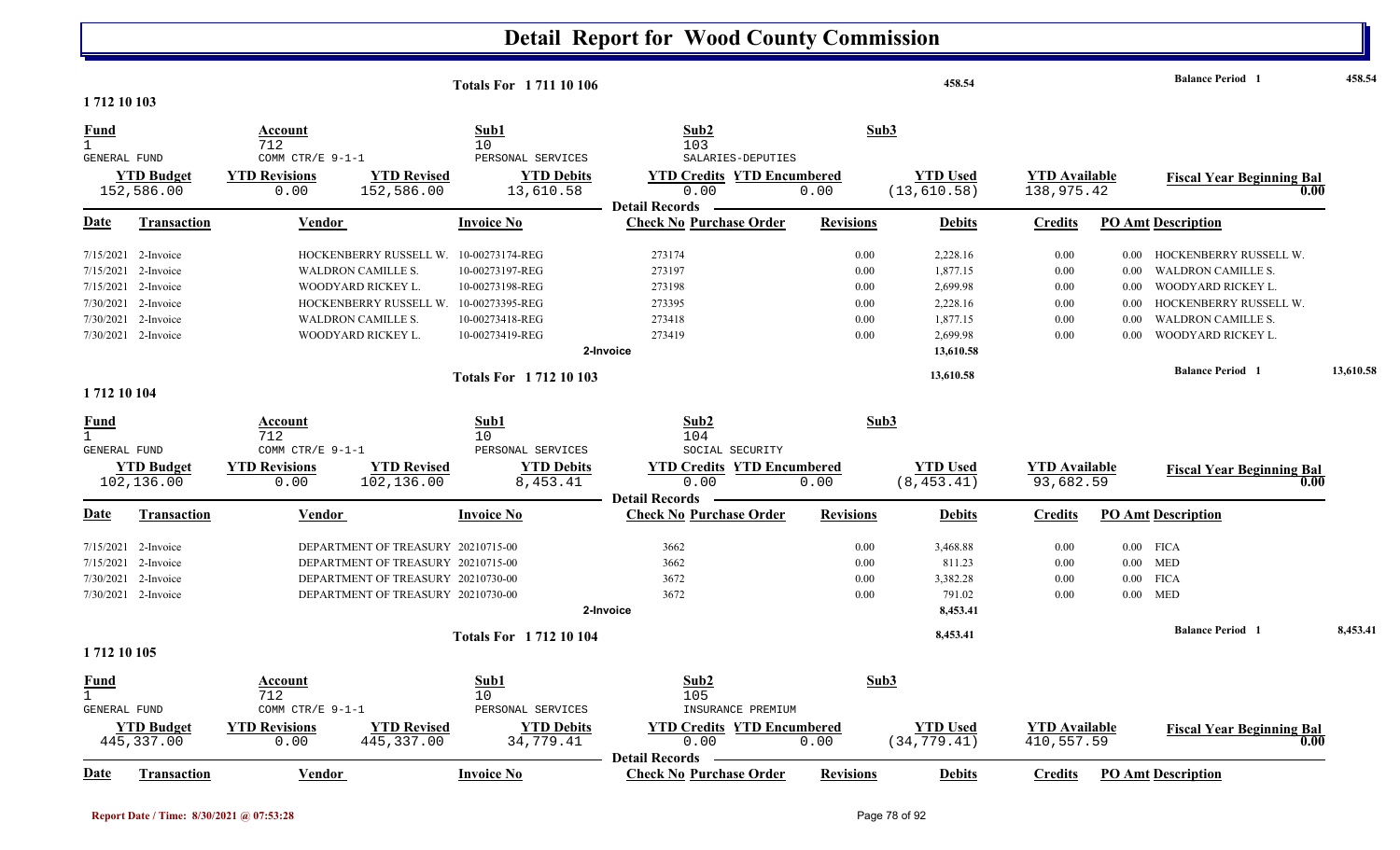# Detail Report for Wood County Commission

**Totals For 1 711 10 106** — 458.54 — **Balance Period 1** 458.54

## 1 712 10 103

| Fund | Account | Sub1 | Sub2 | Sub3 |
|---|---|---|---|---|
| 1 | 712 | 10 | 103 | |
| GENERAL FUND | COMM CTR/E 9-1-1 | PERSONAL SERVICES | SALARIES-DEPUTIES | |

| YTD Budget | YTD Revisions | YTD Revised | YTD Debits | YTD Credits | YTD Encumbered | YTD Used | YTD Available | Fiscal Year Beginning Bal |
|---|---|---|---|---|---|---|---|---|
| 152,586.00 | 0.00 | 152,586.00 | 13,610.58 | 0.00 | 0.00 | (13,610.58) | 138,975.42 | 0.00 |

**Detail Records**

| Date | Transaction | Vendor | Invoice No | Check No | Purchase Order | Revisions | Debits | Credits | PO Amt | Description |
|---|---|---|---|---|---|---|---|---|---|---|
| 7/15/2021 | 2-Invoice | HOCKENBERRY RUSSELL W. | 10-00273174-REG | 273174 | | 0.00 | 2,228.16 | 0.00 | 0.00 | HOCKENBERRY RUSSELL W. |
| 7/15/2021 | 2-Invoice | WALDRON CAMILLE S. | 10-00273197-REG | 273197 | | 0.00 | 1,877.15 | 0.00 | 0.00 | WALDRON CAMILLE S. |
| 7/15/2021 | 2-Invoice | WOODYARD RICKEY L. | 10-00273198-REG | 273198 | | 0.00 | 2,699.98 | 0.00 | 0.00 | WOODYARD RICKEY L. |
| 7/30/2021 | 2-Invoice | HOCKENBERRY RUSSELL W. | 10-00273395-REG | 273395 | | 0.00 | 2,228.16 | 0.00 | 0.00 | HOCKENBERRY RUSSELL W. |
| 7/30/2021 | 2-Invoice | WALDRON CAMILLE S. | 10-00273418-REG | 273418 | | 0.00 | 1,877.15 | 0.00 | 0.00 | WALDRON CAMILLE S. |
| 7/30/2021 | 2-Invoice | WOODYARD RICKEY L. | 10-00273419-REG | 273419 | | 0.00 | 2,699.98 | 0.00 | 0.00 | WOODYARD RICKEY L. |
| | | | | 2-Invoice | | | 13,610.58 | | | |

**Totals For 1 712 10 103** — 13,610.58 — **Balance Period 1** 13,610.58

## 1 712 10 104

| Fund | Account | Sub1 | Sub2 | Sub3 |
|---|---|---|---|---|
| 1 | 712 | 10 | 104 | |
| GENERAL FUND | COMM CTR/E 9-1-1 | PERSONAL SERVICES | SOCIAL SECURITY | |

| YTD Budget | YTD Revisions | YTD Revised | YTD Debits | YTD Credits | YTD Encumbered | YTD Used | YTD Available | Fiscal Year Beginning Bal |
|---|---|---|---|---|---|---|---|---|
| 102,136.00 | 0.00 | 102,136.00 | 8,453.41 | 0.00 | 0.00 | (8,453.41) | 93,682.59 | 0.00 |

**Detail Records**

| Date | Transaction | Vendor | Invoice No | Check No | Purchase Order | Revisions | Debits | Credits | PO Amt | Description |
|---|---|---|---|---|---|---|---|---|---|---|
| 7/15/2021 | 2-Invoice | DEPARTMENT OF TREASURY | 20210715-00 | 3662 | | 0.00 | 3,468.88 | 0.00 | 0.00 | FICA |
| 7/15/2021 | 2-Invoice | DEPARTMENT OF TREASURY | 20210715-00 | 3662 | | 0.00 | 811.23 | 0.00 | 0.00 | MED |
| 7/30/2021 | 2-Invoice | DEPARTMENT OF TREASURY | 20210730-00 | 3672 | | 0.00 | 3,382.28 | 0.00 | 0.00 | FICA |
| 7/30/2021 | 2-Invoice | DEPARTMENT OF TREASURY | 20210730-00 | 3672 | | 0.00 | 791.02 | 0.00 | 0.00 | MED |
| | | | | 2-Invoice | | | 8,453.41 | | | |

**Totals For 1 712 10 104** — 8,453.41 — **Balance Period 1** 8,453.41

## 1 712 10 105

| Fund | Account | Sub1 | Sub2 | Sub3 |
|---|---|---|---|---|
| 1 | 712 | 10 | 105 | |
| GENERAL FUND | COMM CTR/E 9-1-1 | PERSONAL SERVICES | INSURANCE PREMIUM | |

| YTD Budget | YTD Revisions | YTD Revised | YTD Debits | YTD Credits | YTD Encumbered | YTD Used | YTD Available | Fiscal Year Beginning Bal |
|---|---|---|---|---|---|---|---|---|
| 445,337.00 | 0.00 | 445,337.00 | 34,779.41 | 0.00 | 0.00 | (34,779.41) | 410,557.59 | 0.00 |

**Detail Records**

| Date | Transaction | Vendor | Invoice No | Check No | Purchase Order | Revisions | Debits | Credits | PO Amt | Description |
|---|---|---|---|---|---|---|---|---|---|---|

Report Date / Time: 8/30/2021 @ 07:53:28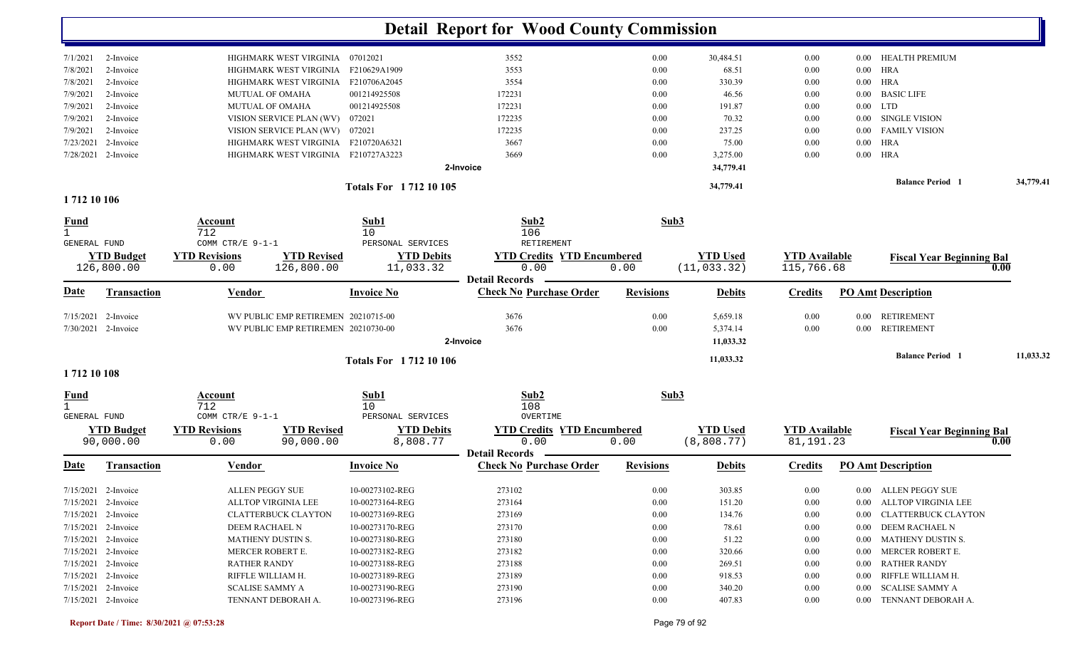# Detail Report for Wood County Commission

| Date | Transaction | Vendor | Invoice No | Check No | Revisions | Debits | Credits | PO Amt | Description |
|---|---|---|---|---|---|---|---|---|---|
| 7/1/2021 | 2-Invoice | HIGHMARK WEST VIRGINIA | 07012021 | 3552 | 0.00 | 30,484.51 | 0.00 | 0.00 | HEALTH PREMIUM |
| 7/8/2021 | 2-Invoice | HIGHMARK WEST VIRGINIA | F210629A1909 | 3553 | 0.00 | 68.51 | 0.00 | 0.00 | HRA |
| 7/8/2021 | 2-Invoice | HIGHMARK WEST VIRGINIA | F210706A2045 | 3554 | 0.00 | 330.39 | 0.00 | 0.00 | HRA |
| 7/9/2021 | 2-Invoice | MUTUAL OF OMAHA | 001214925508 | 172231 | 0.00 | 46.56 | 0.00 | 0.00 | BASIC LIFE |
| 7/9/2021 | 2-Invoice | MUTUAL OF OMAHA | 001214925508 | 172231 | 0.00 | 191.87 | 0.00 | 0.00 | LTD |
| 7/9/2021 | 2-Invoice | VISION SERVICE PLAN (WV) | 072021 | 172235 | 0.00 | 70.32 | 0.00 | 0.00 | SINGLE VISION |
| 7/9/2021 | 2-Invoice | VISION SERVICE PLAN (WV) | 072021 | 172235 | 0.00 | 237.25 | 0.00 | 0.00 | FAMILY VISION |
| 7/23/2021 | 2-Invoice | HIGHMARK WEST VIRGINIA | F210720A6321 | 3667 | 0.00 | 75.00 | 0.00 | 0.00 | HRA |
| 7/28/2021 | 2-Invoice | HIGHMARK WEST VIRGINIA | F210727A3223 | 3669 | 0.00 | 3,275.00 | 0.00 | 0.00 | HRA |
| | | | 2-Invoice | | | 34,779.41 | | | |
| | | | Totals For 1 712 10 105 | | | 34,779.41 | | | Balance Period 1 34,779.41 |

## 1 712 10 106

| Fund | Account | Sub1 | Sub2 | Sub3 |
|---|---|---|---|---|
| 1 | 712 | 10 | 106 | |
| GENERAL FUND | COMM CTR/E 9-1-1 | PERSONAL SERVICES | RETIREMENT | |

| YTD Budget | YTD Revisions | YTD Revised | YTD Debits | YTD Credits | YTD Encumbered | YTD Used | YTD Available | Fiscal Year Beginning Bal |
|---|---|---|---|---|---|---|---|---|
| 126,800.00 | 0.00 | 126,800.00 | 11,033.32 | 0.00 | 0.00 | (11,033.32) | 115,766.68 | 0.00 |

**Detail Records**

| Date | Transaction | Vendor | Invoice No | Check No Purchase Order | Revisions | Debits | Credits | PO Amt | Description |
|---|---|---|---|---|---|---|---|---|---|
| 7/15/2021 | 2-Invoice | WV PUBLIC EMP RETIREMEN | 20210715-00 | 3676 | 0.00 | 5,659.18 | 0.00 | 0.00 | RETIREMENT |
| 7/30/2021 | 2-Invoice | WV PUBLIC EMP RETIREMEN | 20210730-00 | 3676 | 0.00 | 5,374.14 | 0.00 | 0.00 | RETIREMENT |
| | | | 2-Invoice | | | 11,033.32 | | | |
| | | | Totals For 1 712 10 106 | | | 11,033.32 | | | Balance Period 1 11,033.32 |

## 1 712 10 108

| Fund | Account | Sub1 | Sub2 | Sub3 |
|---|---|---|---|---|
| 1 | 712 | 10 | 108 | |
| GENERAL FUND | COMM CTR/E 9-1-1 | PERSONAL SERVICES | OVERTIME | |

| YTD Budget | YTD Revisions | YTD Revised | YTD Debits | YTD Credits | YTD Encumbered | YTD Used | YTD Available | Fiscal Year Beginning Bal |
|---|---|---|---|---|---|---|---|---|
| 90,000.00 | 0.00 | 90,000.00 | 8,808.77 | 0.00 | 0.00 | (8,808.77) | 81,191.23 | 0.00 |

**Detail Records**

| Date | Transaction | Vendor | Invoice No | Check No Purchase Order | Revisions | Debits | Credits | PO Amt | Description |
|---|---|---|---|---|---|---|---|---|---|
| 7/15/2021 | 2-Invoice | ALLEN PEGGY SUE | 10-00273102-REG | 273102 | 0.00 | 303.85 | 0.00 | 0.00 | ALLEN PEGGY SUE |
| 7/15/2021 | 2-Invoice | ALLTOP VIRGINIA LEE | 10-00273164-REG | 273164 | 0.00 | 151.20 | 0.00 | 0.00 | ALLTOP VIRGINIA LEE |
| 7/15/2021 | 2-Invoice | CLATTERBUCK CLAYTON | 10-00273169-REG | 273169 | 0.00 | 134.76 | 0.00 | 0.00 | CLATTERBUCK CLAYTON |
| 7/15/2021 | 2-Invoice | DEEM RACHAEL N | 10-00273170-REG | 273170 | 0.00 | 78.61 | 0.00 | 0.00 | DEEM RACHAEL N |
| 7/15/2021 | 2-Invoice | MATHENY DUSTIN S. | 10-00273180-REG | 273180 | 0.00 | 51.22 | 0.00 | 0.00 | MATHENY DUSTIN S. |
| 7/15/2021 | 2-Invoice | MERCER ROBERT E. | 10-00273182-REG | 273182 | 0.00 | 320.66 | 0.00 | 0.00 | MERCER ROBERT E. |
| 7/15/2021 | 2-Invoice | RATHER RANDY | 10-00273188-REG | 273188 | 0.00 | 269.51 | 0.00 | 0.00 | RATHER RANDY |
| 7/15/2021 | 2-Invoice | RIFFLE WILLIAM H. | 10-00273189-REG | 273189 | 0.00 | 918.53 | 0.00 | 0.00 | RIFFLE WILLIAM H. |
| 7/15/2021 | 2-Invoice | SCALISE SAMMY A | 10-00273190-REG | 273190 | 0.00 | 340.20 | 0.00 | 0.00 | SCALISE SAMMY A |
| 7/15/2021 | 2-Invoice | TENNANT DEBORAH A. | 10-00273196-REG | 273196 | 0.00 | 407.83 | 0.00 | 0.00 | TENNANT DEBORAH A. |

Report Date / Time: 8/30/2021 @ 07:53:28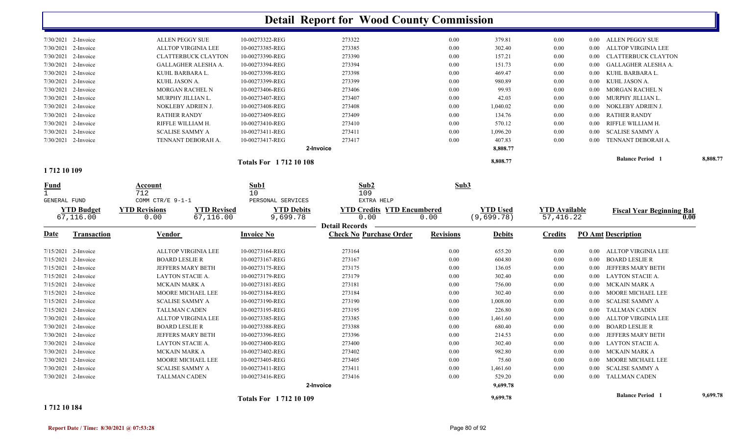# Detail Report for Wood County Commission

| Date | Transaction | Vendor | Invoice No | Check No | Purchase Order | Revisions | Debits | Credits | PO Amt | Description |
|---|---|---|---|---|---|---|---|---|---|---|
| 7/30/2021 | 2-Invoice | ALLEN PEGGY SUE | 10-00273322-REG | 273322 | | 0.00 | 379.81 | 0.00 | 0.00 | ALLEN PEGGY SUE |
| 7/30/2021 | 2-Invoice | ALLTOP VIRGINIA LEE | 10-00273385-REG | 273385 | | 0.00 | 302.40 | 0.00 | 0.00 | ALLTOP VIRGINIA LEE |
| 7/30/2021 | 2-Invoice | CLATTERBUCK CLAYTON | 10-00273390-REG | 273390 | | 0.00 | 157.21 | 0.00 | 0.00 | CLATTERBUCK CLAYTON |
| 7/30/2021 | 2-Invoice | GALLAGHER ALESHA A. | 10-00273394-REG | 273394 | | 0.00 | 151.73 | 0.00 | 0.00 | GALLAGHER ALESHA A. |
| 7/30/2021 | 2-Invoice | KUHL BARBARA L. | 10-00273398-REG | 273398 | | 0.00 | 469.47 | 0.00 | 0.00 | KUHL BARBARA L. |
| 7/30/2021 | 2-Invoice | KUHL JASON A. | 10-00273399-REG | 273399 | | 0.00 | 980.89 | 0.00 | 0.00 | KUHL JASON A. |
| 7/30/2021 | 2-Invoice | MORGAN RACHEL N | 10-00273406-REG | 273406 | | 0.00 | 99.93 | 0.00 | 0.00 | MORGAN RACHEL N |
| 7/30/2021 | 2-Invoice | MURPHY JILLIAN L. | 10-00273407-REG | 273407 | | 0.00 | 42.03 | 0.00 | 0.00 | MURPHY JILLIAN L. |
| 7/30/2021 | 2-Invoice | NOKLEBY ADRIEN J. | 10-00273408-REG | 273408 | | 0.00 | 1,040.02 | 0.00 | 0.00 | NOKLEBY ADRIEN J. |
| 7/30/2021 | 2-Invoice | RATHER RANDY | 10-00273409-REG | 273409 | | 0.00 | 134.76 | 0.00 | 0.00 | RATHER RANDY |
| 7/30/2021 | 2-Invoice | RIFFLE WILLIAM H. | 10-00273410-REG | 273410 | | 0.00 | 570.12 | 0.00 | 0.00 | RIFFLE WILLIAM H. |
| 7/30/2021 | 2-Invoice | SCALISE SAMMY A | 10-00273411-REG | 273411 | | 0.00 | 1,096.20 | 0.00 | 0.00 | SCALISE SAMMY A |
| 7/30/2021 | 2-Invoice | TENNANT DEBORAH A. | 10-00273417-REG | 273417 | | 0.00 | 407.83 | 0.00 | 0.00 | TENNANT DEBORAH A. |
| | | | | 2-Invoice | | | 8,808.77 | | | |
| | | | Totals For 1 712 10 108 | | | | 8,808.77 | | | Balance Period 1 — 8,808.77 |

**1 712 10 109**

| Fund | Account | Sub1 | Sub2 | Sub3 |
|---|---|---|---|---|
| 1 | 712 | 10 | 109 | |
| GENERAL FUND | COMM CTR/E 9-1-1 | PERSONAL SERVICES | EXTRA HELP | |

| YTD Budget | YTD Revisions | YTD Revised | YTD Debits | YTD Credits | YTD Encumbered | YTD Used | YTD Available | Fiscal Year Beginning Bal |
|---|---|---|---|---|---|---|---|---|
| 67,116.00 | 0.00 | 67,116.00 | 9,699.78 | 0.00 | 0.00 | (9,699.78) | 57,416.22 | 0.00 |

**Detail Records**

| Date | Transaction | Vendor | Invoice No | Check No | Purchase Order | Revisions | Debits | Credits | PO Amt | Description |
|---|---|---|---|---|---|---|---|---|---|---|
| 7/15/2021 | 2-Invoice | ALLTOP VIRGINIA LEE | 10-00273164-REG | 273164 | | 0.00 | 655.20 | 0.00 | 0.00 | ALLTOP VIRGINIA LEE |
| 7/15/2021 | 2-Invoice | BOARD LESLIE R | 10-00273167-REG | 273167 | | 0.00 | 604.80 | 0.00 | 0.00 | BOARD LESLIE R |
| 7/15/2021 | 2-Invoice | JEFFERS MARY BETH | 10-00273175-REG | 273175 | | 0.00 | 136.05 | 0.00 | 0.00 | JEFFERS MARY BETH |
| 7/15/2021 | 2-Invoice | LAYTON STACIE A. | 10-00273179-REG | 273179 | | 0.00 | 302.40 | 0.00 | 0.00 | LAYTON STACIE A. |
| 7/15/2021 | 2-Invoice | MCKAIN MARK A | 10-00273181-REG | 273181 | | 0.00 | 756.00 | 0.00 | 0.00 | MCKAIN MARK A |
| 7/15/2021 | 2-Invoice | MOORE MICHAEL LEE | 10-00273184-REG | 273184 | | 0.00 | 302.40 | 0.00 | 0.00 | MOORE MICHAEL LEE |
| 7/15/2021 | 2-Invoice | SCALISE SAMMY A | 10-00273190-REG | 273190 | | 0.00 | 1,008.00 | 0.00 | 0.00 | SCALISE SAMMY A |
| 7/15/2021 | 2-Invoice | TALLMAN CADEN | 10-00273195-REG | 273195 | | 0.00 | 226.80 | 0.00 | 0.00 | TALLMAN CADEN |
| 7/30/2021 | 2-Invoice | ALLTOP VIRGINIA LEE | 10-00273385-REG | 273385 | | 0.00 | 1,461.60 | 0.00 | 0.00 | ALLTOP VIRGINIA LEE |
| 7/30/2021 | 2-Invoice | BOARD LESLIE R | 10-00273388-REG | 273388 | | 0.00 | 680.40 | 0.00 | 0.00 | BOARD LESLIE R |
| 7/30/2021 | 2-Invoice | JEFFERS MARY BETH | 10-00273396-REG | 273396 | | 0.00 | 214.53 | 0.00 | 0.00 | JEFFERS MARY BETH |
| 7/30/2021 | 2-Invoice | LAYTON STACIE A. | 10-00273400-REG | 273400 | | 0.00 | 302.40 | 0.00 | 0.00 | LAYTON STACIE A. |
| 7/30/2021 | 2-Invoice | MCKAIN MARK A | 10-00273402-REG | 273402 | | 0.00 | 982.80 | 0.00 | 0.00 | MCKAIN MARK A |
| 7/30/2021 | 2-Invoice | MOORE MICHAEL LEE | 10-00273405-REG | 273405 | | 0.00 | 75.60 | 0.00 | 0.00 | MOORE MICHAEL LEE |
| 7/30/2021 | 2-Invoice | SCALISE SAMMY A | 10-00273411-REG | 273411 | | 0.00 | 1,461.60 | 0.00 | 0.00 | SCALISE SAMMY A |
| 7/30/2021 | 2-Invoice | TALLMAN CADEN | 10-00273416-REG | 273416 | | 0.00 | 529.20 | 0.00 | 0.00 | TALLMAN CADEN |
| | | | | 2-Invoice | | | 9,699.78 | | | |
| | | | Totals For 1 712 10 109 | | | | 9,699.78 | | | Balance Period 1 — 9,699.78 |

**1 712 10 184**

Report Date / Time: 8/30/2021 @ 07:53:28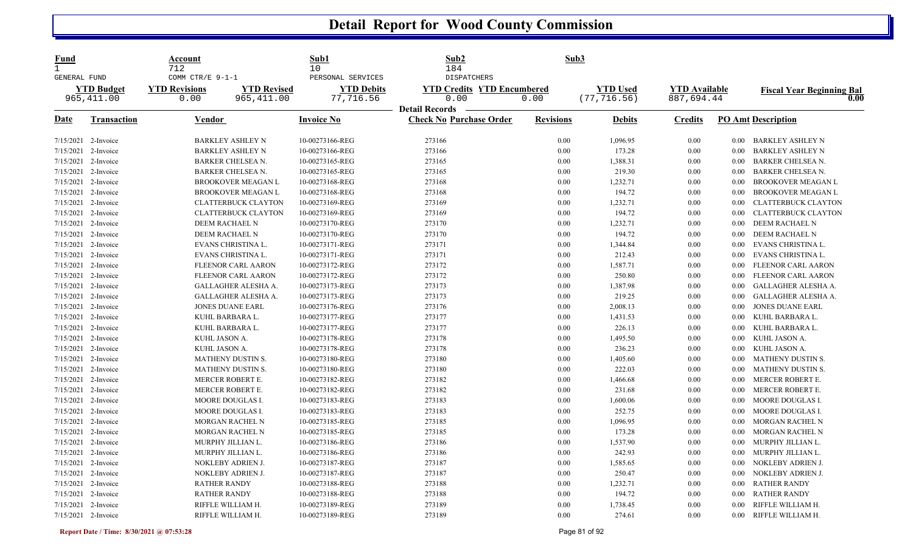# Detail Report for Wood County Commission

| Fund | Account | Sub1 | Sub2 | Sub3 |
|---|---|---|---|---|
| 1 | 712 | 10 | 184 | |
| GENERAL FUND | COMM CTR/E 9-1-1 | PERSONAL SERVICES | DISPATCHERS | |

| YTD Budget | YTD Revisions | YTD Revised | YTD Debits | YTD Credits | YTD Encumbered | YTD Used | YTD Available | Fiscal Year Beginning Bal |
|---|---|---|---|---|---|---|---|---|
| 965,411.00 | 0.00 | 965,411.00 | 77,716.56 | 0.00 | 0.00 | (77,716.56) | 887,694.44 | 0.00 |

**Detail Records**

| Date | Transaction | Vendor | Invoice No | Check No | Purchase Order | Revisions | Debits | Credits | PO Amt | Description |
|---|---|---|---|---|---|---|---|---|---|---|
| 7/15/2021 | 2-Invoice | BARKLEY ASHLEY N | 10-00273166-REG | 273166 | | 0.00 | 1,096.95 | 0.00 | 0.00 | BARKLEY ASHLEY N |
| 7/15/2021 | 2-Invoice | BARKLEY ASHLEY N | 10-00273166-REG | 273166 | | 0.00 | 173.28 | 0.00 | 0.00 | BARKLEY ASHLEY N |
| 7/15/2021 | 2-Invoice | BARKER CHELSEA N. | 10-00273165-REG | 273165 | | 0.00 | 1,388.31 | 0.00 | 0.00 | BARKER CHELSEA N. |
| 7/15/2021 | 2-Invoice | BARKER CHELSEA N. | 10-00273165-REG | 273165 | | 0.00 | 219.30 | 0.00 | 0.00 | BARKER CHELSEA N. |
| 7/15/2021 | 2-Invoice | BROOKOVER MEAGAN L | 10-00273168-REG | 273168 | | 0.00 | 1,232.71 | 0.00 | 0.00 | BROOKOVER MEAGAN L |
| 7/15/2021 | 2-Invoice | BROOKOVER MEAGAN L | 10-00273168-REG | 273168 | | 0.00 | 194.72 | 0.00 | 0.00 | BROOKOVER MEAGAN L |
| 7/15/2021 | 2-Invoice | CLATTERBUCK CLAYTON | 10-00273169-REG | 273169 | | 0.00 | 1,232.71 | 0.00 | 0.00 | CLATTERBUCK CLAYTON |
| 7/15/2021 | 2-Invoice | CLATTERBUCK CLAYTON | 10-00273169-REG | 273169 | | 0.00 | 194.72 | 0.00 | 0.00 | CLATTERBUCK CLAYTON |
| 7/15/2021 | 2-Invoice | DEEM RACHAEL N | 10-00273170-REG | 273170 | | 0.00 | 1,232.71 | 0.00 | 0.00 | DEEM RACHAEL N |
| 7/15/2021 | 2-Invoice | DEEM RACHAEL N | 10-00273170-REG | 273170 | | 0.00 | 194.72 | 0.00 | 0.00 | DEEM RACHAEL N |
| 7/15/2021 | 2-Invoice | EVANS CHRISTINA L. | 10-00273171-REG | 273171 | | 0.00 | 1,344.84 | 0.00 | 0.00 | EVANS CHRISTINA L. |
| 7/15/2021 | 2-Invoice | EVANS CHRISTINA L. | 10-00273171-REG | 273171 | | 0.00 | 212.43 | 0.00 | 0.00 | EVANS CHRISTINA L. |
| 7/15/2021 | 2-Invoice | FLEENOR CARL AARON | 10-00273172-REG | 273172 | | 0.00 | 1,587.71 | 0.00 | 0.00 | FLEENOR CARL AARON |
| 7/15/2021 | 2-Invoice | FLEENOR CARL AARON | 10-00273172-REG | 273172 | | 0.00 | 250.80 | 0.00 | 0.00 | FLEENOR CARL AARON |
| 7/15/2021 | 2-Invoice | GALLAGHER ALESHA A. | 10-00273173-REG | 273173 | | 0.00 | 1,387.98 | 0.00 | 0.00 | GALLAGHER ALESHA A. |
| 7/15/2021 | 2-Invoice | GALLAGHER ALESHA A. | 10-00273173-REG | 273173 | | 0.00 | 219.25 | 0.00 | 0.00 | GALLAGHER ALESHA A. |
| 7/15/2021 | 2-Invoice | JONES DUANE EARL | 10-00273176-REG | 273176 | | 0.00 | 2,008.13 | 0.00 | 0.00 | JONES DUANE EARL |
| 7/15/2021 | 2-Invoice | KUHL BARBARA L. | 10-00273177-REG | 273177 | | 0.00 | 1,431.53 | 0.00 | 0.00 | KUHL BARBARA L. |
| 7/15/2021 | 2-Invoice | KUHL BARBARA L. | 10-00273177-REG | 273177 | | 0.00 | 226.13 | 0.00 | 0.00 | KUHL BARBARA L. |
| 7/15/2021 | 2-Invoice | KUHL JASON A. | 10-00273178-REG | 273178 | | 0.00 | 1,495.50 | 0.00 | 0.00 | KUHL JASON A. |
| 7/15/2021 | 2-Invoice | KUHL JASON A. | 10-00273178-REG | 273178 | | 0.00 | 236.23 | 0.00 | 0.00 | KUHL JASON A. |
| 7/15/2021 | 2-Invoice | MATHENY DUSTIN S. | 10-00273180-REG | 273180 | | 0.00 | 1,405.60 | 0.00 | 0.00 | MATHENY DUSTIN S. |
| 7/15/2021 | 2-Invoice | MATHENY DUSTIN S. | 10-00273180-REG | 273180 | | 0.00 | 222.03 | 0.00 | 0.00 | MATHENY DUSTIN S. |
| 7/15/2021 | 2-Invoice | MERCER ROBERT E. | 10-00273182-REG | 273182 | | 0.00 | 1,466.68 | 0.00 | 0.00 | MERCER ROBERT E. |
| 7/15/2021 | 2-Invoice | MERCER ROBERT E. | 10-00273182-REG | 273182 | | 0.00 | 231.68 | 0.00 | 0.00 | MERCER ROBERT E. |
| 7/15/2021 | 2-Invoice | MOORE DOUGLAS I. | 10-00273183-REG | 273183 | | 0.00 | 1,600.06 | 0.00 | 0.00 | MOORE DOUGLAS I. |
| 7/15/2021 | 2-Invoice | MOORE DOUGLAS I. | 10-00273183-REG | 273183 | | 0.00 | 252.75 | 0.00 | 0.00 | MOORE DOUGLAS I. |
| 7/15/2021 | 2-Invoice | MORGAN RACHEL N | 10-00273185-REG | 273185 | | 0.00 | 1,096.95 | 0.00 | 0.00 | MORGAN RACHEL N |
| 7/15/2021 | 2-Invoice | MORGAN RACHEL N | 10-00273185-REG | 273185 | | 0.00 | 173.28 | 0.00 | 0.00 | MORGAN RACHEL N |
| 7/15/2021 | 2-Invoice | MURPHY JILLIAN L. | 10-00273186-REG | 273186 | | 0.00 | 1,537.90 | 0.00 | 0.00 | MURPHY JILLIAN L. |
| 7/15/2021 | 2-Invoice | MURPHY JILLIAN L. | 10-00273186-REG | 273186 | | 0.00 | 242.93 | 0.00 | 0.00 | MURPHY JILLIAN L. |
| 7/15/2021 | 2-Invoice | NOKLEBY ADRIEN J. | 10-00273187-REG | 273187 | | 0.00 | 1,585.65 | 0.00 | 0.00 | NOKLEBY ADRIEN J. |
| 7/15/2021 | 2-Invoice | NOKLEBY ADRIEN J. | 10-00273187-REG | 273187 | | 0.00 | 250.47 | 0.00 | 0.00 | NOKLEBY ADRIEN J. |
| 7/15/2021 | 2-Invoice | RATHER RANDY | 10-00273188-REG | 273188 | | 0.00 | 1,232.71 | 0.00 | 0.00 | RATHER RANDY |
| 7/15/2021 | 2-Invoice | RATHER RANDY | 10-00273188-REG | 273188 | | 0.00 | 194.72 | 0.00 | 0.00 | RATHER RANDY |
| 7/15/2021 | 2-Invoice | RIFFLE WILLIAM H. | 10-00273189-REG | 273189 | | 0.00 | 1,738.45 | 0.00 | 0.00 | RIFFLE WILLIAM H. |
| 7/15/2021 | 2-Invoice | RIFFLE WILLIAM H. | 10-00273189-REG | 273189 | | 0.00 | 274.61 | 0.00 | 0.00 | RIFFLE WILLIAM H. |

**Report Date / Time: 8/30/2021 @ 07:53:28**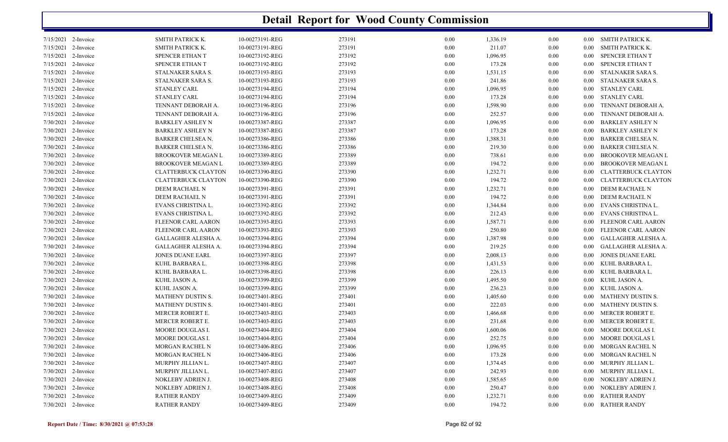# Detail Report for Wood County Commission

| | | | | | | | | | |
|---|---|---|---|---|---|---|---|---|---|
| 7/15/2021 | 2-Invoice | SMITH PATRICK K. | 10-00273191-REG | 273191 | 0.00 | 1,336.19 | 0.00 | 0.00 | SMITH PATRICK K. |
| 7/15/2021 | 2-Invoice | SMITH PATRICK K. | 10-00273191-REG | 273191 | 0.00 | 211.07 | 0.00 | 0.00 | SMITH PATRICK K. |
| 7/15/2021 | 2-Invoice | SPENCER ETHAN T | 10-00273192-REG | 273192 | 0.00 | 1,096.95 | 0.00 | 0.00 | SPENCER ETHAN T |
| 7/15/2021 | 2-Invoice | SPENCER ETHAN T | 10-00273192-REG | 273192 | 0.00 | 173.28 | 0.00 | 0.00 | SPENCER ETHAN T |
| 7/15/2021 | 2-Invoice | STALNAKER SARA S. | 10-00273193-REG | 273193 | 0.00 | 1,531.15 | 0.00 | 0.00 | STALNAKER SARA S. |
| 7/15/2021 | 2-Invoice | STALNAKER SARA S. | 10-00273193-REG | 273193 | 0.00 | 241.86 | 0.00 | 0.00 | STALNAKER SARA S. |
| 7/15/2021 | 2-Invoice | STANLEY CARL | 10-00273194-REG | 273194 | 0.00 | 1,096.95 | 0.00 | 0.00 | STANLEY CARL |
| 7/15/2021 | 2-Invoice | STANLEY CARL | 10-00273194-REG | 273194 | 0.00 | 173.28 | 0.00 | 0.00 | STANLEY CARL |
| 7/15/2021 | 2-Invoice | TENNANT DEBORAH A. | 10-00273196-REG | 273196 | 0.00 | 1,598.90 | 0.00 | 0.00 | TENNANT DEBORAH A. |
| 7/15/2021 | 2-Invoice | TENNANT DEBORAH A. | 10-00273196-REG | 273196 | 0.00 | 252.57 | 0.00 | 0.00 | TENNANT DEBORAH A. |
| 7/30/2021 | 2-Invoice | BARKLEY ASHLEY N | 10-00273387-REG | 273387 | 0.00 | 1,096.95 | 0.00 | 0.00 | BARKLEY ASHLEY N |
| 7/30/2021 | 2-Invoice | BARKLEY ASHLEY N | 10-00273387-REG | 273387 | 0.00 | 173.28 | 0.00 | 0.00 | BARKLEY ASHLEY N |
| 7/30/2021 | 2-Invoice | BARKER CHELSEA N. | 10-00273386-REG | 273386 | 0.00 | 1,388.31 | 0.00 | 0.00 | BARKER CHELSEA N. |
| 7/30/2021 | 2-Invoice | BARKER CHELSEA N. | 10-00273386-REG | 273386 | 0.00 | 219.30 | 0.00 | 0.00 | BARKER CHELSEA N. |
| 7/30/2021 | 2-Invoice | BROOKOVER MEAGAN L | 10-00273389-REG | 273389 | 0.00 | 738.61 | 0.00 | 0.00 | BROOKOVER MEAGAN L |
| 7/30/2021 | 2-Invoice | BROOKOVER MEAGAN L | 10-00273389-REG | 273389 | 0.00 | 194.72 | 0.00 | 0.00 | BROOKOVER MEAGAN L |
| 7/30/2021 | 2-Invoice | CLATTERBUCK CLAYTON | 10-00273390-REG | 273390 | 0.00 | 1,232.71 | 0.00 | 0.00 | CLATTERBUCK CLAYTON |
| 7/30/2021 | 2-Invoice | CLATTERBUCK CLAYTON | 10-00273390-REG | 273390 | 0.00 | 194.72 | 0.00 | 0.00 | CLATTERBUCK CLAYTON |
| 7/30/2021 | 2-Invoice | DEEM RACHAEL N | 10-00273391-REG | 273391 | 0.00 | 1,232.71 | 0.00 | 0.00 | DEEM RACHAEL N |
| 7/30/2021 | 2-Invoice | DEEM RACHAEL N | 10-00273391-REG | 273391 | 0.00 | 194.72 | 0.00 | 0.00 | DEEM RACHAEL N |
| 7/30/2021 | 2-Invoice | EVANS CHRISTINA L. | 10-00273392-REG | 273392 | 0.00 | 1,344.84 | 0.00 | 0.00 | EVANS CHRISTINA L. |
| 7/30/2021 | 2-Invoice | EVANS CHRISTINA L. | 10-00273392-REG | 273392 | 0.00 | 212.43 | 0.00 | 0.00 | EVANS CHRISTINA L. |
| 7/30/2021 | 2-Invoice | FLEENOR CARL AARON | 10-00273393-REG | 273393 | 0.00 | 1,587.71 | 0.00 | 0.00 | FLEENOR CARL AARON |
| 7/30/2021 | 2-Invoice | FLEENOR CARL AARON | 10-00273393-REG | 273393 | 0.00 | 250.80 | 0.00 | 0.00 | FLEENOR CARL AARON |
| 7/30/2021 | 2-Invoice | GALLAGHER ALESHA A. | 10-00273394-REG | 273394 | 0.00 | 1,387.98 | 0.00 | 0.00 | GALLAGHER ALESHA A. |
| 7/30/2021 | 2-Invoice | GALLAGHER ALESHA A. | 10-00273394-REG | 273394 | 0.00 | 219.25 | 0.00 | 0.00 | GALLAGHER ALESHA A. |
| 7/30/2021 | 2-Invoice | JONES DUANE EARL | 10-00273397-REG | 273397 | 0.00 | 2,008.13 | 0.00 | 0.00 | JONES DUANE EARL |
| 7/30/2021 | 2-Invoice | KUHL BARBARA L. | 10-00273398-REG | 273398 | 0.00 | 1,431.53 | 0.00 | 0.00 | KUHL BARBARA L. |
| 7/30/2021 | 2-Invoice | KUHL BARBARA L. | 10-00273398-REG | 273398 | 0.00 | 226.13 | 0.00 | 0.00 | KUHL BARBARA L. |
| 7/30/2021 | 2-Invoice | KUHL JASON A. | 10-00273399-REG | 273399 | 0.00 | 1,495.50 | 0.00 | 0.00 | KUHL JASON A. |
| 7/30/2021 | 2-Invoice | KUHL JASON A. | 10-00273399-REG | 273399 | 0.00 | 236.23 | 0.00 | 0.00 | KUHL JASON A. |
| 7/30/2021 | 2-Invoice | MATHENY DUSTIN S. | 10-00273401-REG | 273401 | 0.00 | 1,405.60 | 0.00 | 0.00 | MATHENY DUSTIN S. |
| 7/30/2021 | 2-Invoice | MATHENY DUSTIN S. | 10-00273401-REG | 273401 | 0.00 | 222.03 | 0.00 | 0.00 | MATHENY DUSTIN S. |
| 7/30/2021 | 2-Invoice | MERCER ROBERT E. | 10-00273403-REG | 273403 | 0.00 | 1,466.68 | 0.00 | 0.00 | MERCER ROBERT E. |
| 7/30/2021 | 2-Invoice | MERCER ROBERT E. | 10-00273403-REG | 273403 | 0.00 | 231.68 | 0.00 | 0.00 | MERCER ROBERT E. |
| 7/30/2021 | 2-Invoice | MOORE DOUGLAS I. | 10-00273404-REG | 273404 | 0.00 | 1,600.06 | 0.00 | 0.00 | MOORE DOUGLAS I. |
| 7/30/2021 | 2-Invoice | MOORE DOUGLAS I. | 10-00273404-REG | 273404 | 0.00 | 252.75 | 0.00 | 0.00 | MOORE DOUGLAS I. |
| 7/30/2021 | 2-Invoice | MORGAN RACHEL N | 10-00273406-REG | 273406 | 0.00 | 1,096.95 | 0.00 | 0.00 | MORGAN RACHEL N |
| 7/30/2021 | 2-Invoice | MORGAN RACHEL N | 10-00273406-REG | 273406 | 0.00 | 173.28 | 0.00 | 0.00 | MORGAN RACHEL N |
| 7/30/2021 | 2-Invoice | MURPHY JILLIAN L. | 10-00273407-REG | 273407 | 0.00 | 1,374.45 | 0.00 | 0.00 | MURPHY JILLIAN L. |
| 7/30/2021 | 2-Invoice | MURPHY JILLIAN L. | 10-00273407-REG | 273407 | 0.00 | 242.93 | 0.00 | 0.00 | MURPHY JILLIAN L. |
| 7/30/2021 | 2-Invoice | NOKLEBY ADRIEN J. | 10-00273408-REG | 273408 | 0.00 | 1,585.65 | 0.00 | 0.00 | NOKLEBY ADRIEN J. |
| 7/30/2021 | 2-Invoice | NOKLEBY ADRIEN J. | 10-00273408-REG | 273408 | 0.00 | 250.47 | 0.00 | 0.00 | NOKLEBY ADRIEN J. |
| 7/30/2021 | 2-Invoice | RATHER RANDY | 10-00273409-REG | 273409 | 0.00 | 1,232.71 | 0.00 | 0.00 | RATHER RANDY |
| 7/30/2021 | 2-Invoice | RATHER RANDY | 10-00273409-REG | 273409 | 0.00 | 194.72 | 0.00 | 0.00 | RATHER RANDY |

**Report Date / Time: 8/30/2021 @ 07:53:28**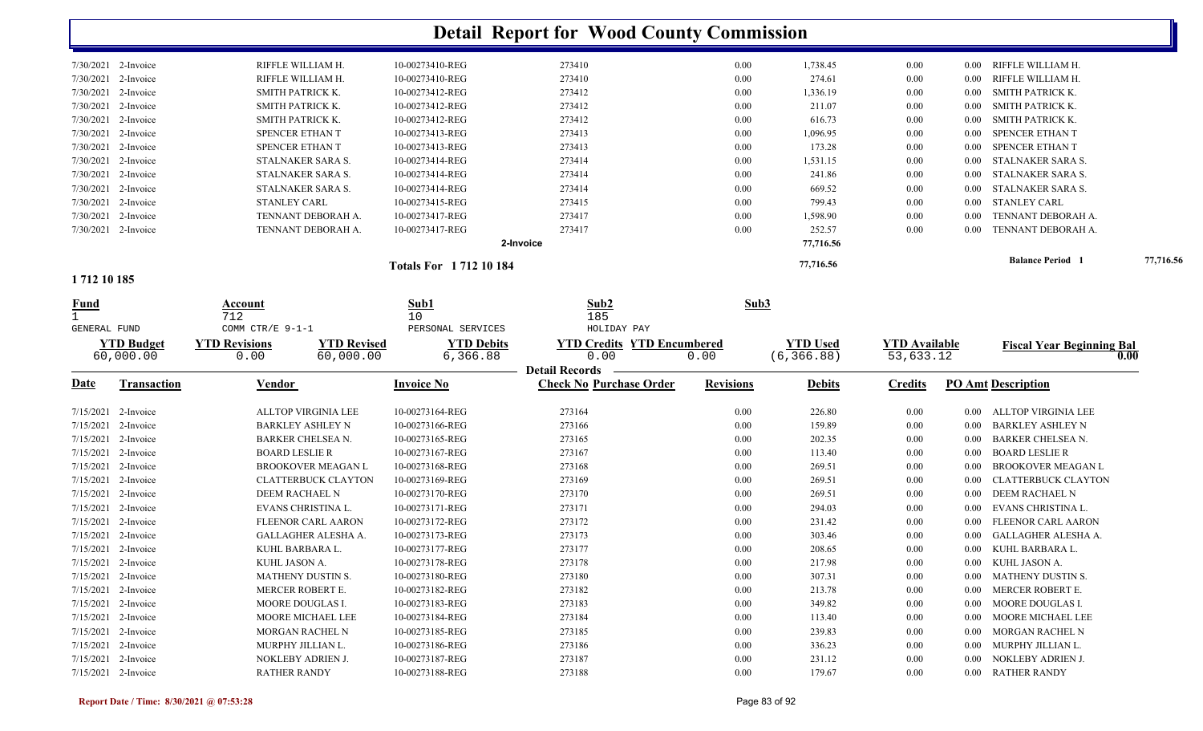# Detail Report for Wood County Commission

| Date | Transaction | Vendor | Invoice No | Check No | Revisions | Debits | Credits | PO Amt | Description |
|---|---|---|---|---|---|---|---|---|---|
| 7/30/2021 | 2-Invoice | RIFFLE WILLIAM H. | 10-00273410-REG | 273410 | 0.00 | 1,738.45 | 0.00 | 0.00 | RIFFLE WILLIAM H. |
| 7/30/2021 | 2-Invoice | RIFFLE WILLIAM H. | 10-00273410-REG | 273410 | 0.00 | 274.61 | 0.00 | 0.00 | RIFFLE WILLIAM H. |
| 7/30/2021 | 2-Invoice | SMITH PATRICK K. | 10-00273412-REG | 273412 | 0.00 | 1,336.19 | 0.00 | 0.00 | SMITH PATRICK K. |
| 7/30/2021 | 2-Invoice | SMITH PATRICK K. | 10-00273412-REG | 273412 | 0.00 | 211.07 | 0.00 | 0.00 | SMITH PATRICK K. |
| 7/30/2021 | 2-Invoice | SMITH PATRICK K. | 10-00273412-REG | 273412 | 0.00 | 616.73 | 0.00 | 0.00 | SMITH PATRICK K. |
| 7/30/2021 | 2-Invoice | SPENCER ETHAN T | 10-00273413-REG | 273413 | 0.00 | 1,096.95 | 0.00 | 0.00 | SPENCER ETHAN T |
| 7/30/2021 | 2-Invoice | SPENCER ETHAN T | 10-00273413-REG | 273413 | 0.00 | 173.28 | 0.00 | 0.00 | SPENCER ETHAN T |
| 7/30/2021 | 2-Invoice | STALNAKER SARA S. | 10-00273414-REG | 273414 | 0.00 | 1,531.15 | 0.00 | 0.00 | STALNAKER SARA S. |
| 7/30/2021 | 2-Invoice | STALNAKER SARA S. | 10-00273414-REG | 273414 | 0.00 | 241.86 | 0.00 | 0.00 | STALNAKER SARA S. |
| 7/30/2021 | 2-Invoice | STALNAKER SARA S. | 10-00273414-REG | 273414 | 0.00 | 669.52 | 0.00 | 0.00 | STALNAKER SARA S. |
| 7/30/2021 | 2-Invoice | STANLEY CARL | 10-00273415-REG | 273415 | 0.00 | 799.43 | 0.00 | 0.00 | STANLEY CARL |
| 7/30/2021 | 2-Invoice | TENNANT DEBORAH A. | 10-00273417-REG | 273417 | 0.00 | 1,598.90 | 0.00 | 0.00 | TENNANT DEBORAH A. |
| 7/30/2021 | 2-Invoice | TENNANT DEBORAH A. | 10-00273417-REG | 273417 | 0.00 | 252.57 | 0.00 | 0.00 | TENNANT DEBORAH A. |
| | | | | 2-Invoice | | 77,716.56 | | | |
| | | | Totals For 1 712 10 184 | | | 77,716.56 | | | Balance Period 1 77,716.56 |

## 1 712 10 185

| Fund | Account | Sub1 | Sub2 | Sub3 |
|---|---|---|---|---|
| 1 | 712 | 10 | 185 | |
| GENERAL FUND | COMM CTR/E 9-1-1 | PERSONAL SERVICES | HOLIDAY PAY | |

| YTD Budget | YTD Revisions | YTD Revised | YTD Debits | YTD Credits | YTD Encumbered | YTD Used | YTD Available | Fiscal Year Beginning Bal |
|---|---|---|---|---|---|---|---|---|
| 60,000.00 | 0.00 | 60,000.00 | 6,366.88 | 0.00 | 0.00 | (6,366.88) | 53,633.12 | 0.00 |

**Detail Records**

| Date | Transaction | Vendor | Invoice No | Check No | Purchase Order | Revisions | Debits | Credits | PO Amt | Description |
|---|---|---|---|---|---|---|---|---|---|---|
| 7/15/2021 | 2-Invoice | ALLTOP VIRGINIA LEE | 10-00273164-REG | 273164 | | 0.00 | 226.80 | 0.00 | 0.00 | ALLTOP VIRGINIA LEE |
| 7/15/2021 | 2-Invoice | BARKLEY ASHLEY N | 10-00273166-REG | 273166 | | 0.00 | 159.89 | 0.00 | 0.00 | BARKLEY ASHLEY N |
| 7/15/2021 | 2-Invoice | BARKER CHELSEA N. | 10-00273165-REG | 273165 | | 0.00 | 202.35 | 0.00 | 0.00 | BARKER CHELSEA N. |
| 7/15/2021 | 2-Invoice | BOARD LESLIE R | 10-00273167-REG | 273167 | | 0.00 | 113.40 | 0.00 | 0.00 | BOARD LESLIE R |
| 7/15/2021 | 2-Invoice | BROOKOVER MEAGAN L | 10-00273168-REG | 273168 | | 0.00 | 269.51 | 0.00 | 0.00 | BROOKOVER MEAGAN L |
| 7/15/2021 | 2-Invoice | CLATTERBUCK CLAYTON | 10-00273169-REG | 273169 | | 0.00 | 269.51 | 0.00 | 0.00 | CLATTERBUCK CLAYTON |
| 7/15/2021 | 2-Invoice | DEEM RACHAEL N | 10-00273170-REG | 273170 | | 0.00 | 269.51 | 0.00 | 0.00 | DEEM RACHAEL N |
| 7/15/2021 | 2-Invoice | EVANS CHRISTINA L. | 10-00273171-REG | 273171 | | 0.00 | 294.03 | 0.00 | 0.00 | EVANS CHRISTINA L. |
| 7/15/2021 | 2-Invoice | FLEENOR CARL AARON | 10-00273172-REG | 273172 | | 0.00 | 231.42 | 0.00 | 0.00 | FLEENOR CARL AARON |
| 7/15/2021 | 2-Invoice | GALLAGHER ALESHA A. | 10-00273173-REG | 273173 | | 0.00 | 303.46 | 0.00 | 0.00 | GALLAGHER ALESHA A. |
| 7/15/2021 | 2-Invoice | KUHL BARBARA L. | 10-00273177-REG | 273177 | | 0.00 | 208.65 | 0.00 | 0.00 | KUHL BARBARA L. |
| 7/15/2021 | 2-Invoice | KUHL JASON A. | 10-00273178-REG | 273178 | | 0.00 | 217.98 | 0.00 | 0.00 | KUHL JASON A. |
| 7/15/2021 | 2-Invoice | MATHENY DUSTIN S. | 10-00273180-REG | 273180 | | 0.00 | 307.31 | 0.00 | 0.00 | MATHENY DUSTIN S. |
| 7/15/2021 | 2-Invoice | MERCER ROBERT E. | 10-00273182-REG | 273182 | | 0.00 | 213.78 | 0.00 | 0.00 | MERCER ROBERT E. |
| 7/15/2021 | 2-Invoice | MOORE DOUGLAS I. | 10-00273183-REG | 273183 | | 0.00 | 349.82 | 0.00 | 0.00 | MOORE DOUGLAS I. |
| 7/15/2021 | 2-Invoice | MOORE MICHAEL LEE | 10-00273184-REG | 273184 | | 0.00 | 113.40 | 0.00 | 0.00 | MOORE MICHAEL LEE |
| 7/15/2021 | 2-Invoice | MORGAN RACHEL N | 10-00273185-REG | 273185 | | 0.00 | 239.83 | 0.00 | 0.00 | MORGAN RACHEL N |
| 7/15/2021 | 2-Invoice | MURPHY JILLIAN L. | 10-00273186-REG | 273186 | | 0.00 | 336.23 | 0.00 | 0.00 | MURPHY JILLIAN L. |
| 7/15/2021 | 2-Invoice | NOKLEBY ADRIEN J. | 10-00273187-REG | 273187 | | 0.00 | 231.12 | 0.00 | 0.00 | NOKLEBY ADRIEN J. |
| 7/15/2021 | 2-Invoice | RATHER RANDY | 10-00273188-REG | 273188 | | 0.00 | 179.67 | 0.00 | 0.00 | RATHER RANDY |

Report Date / Time: 8/30/2021 @ 07:53:28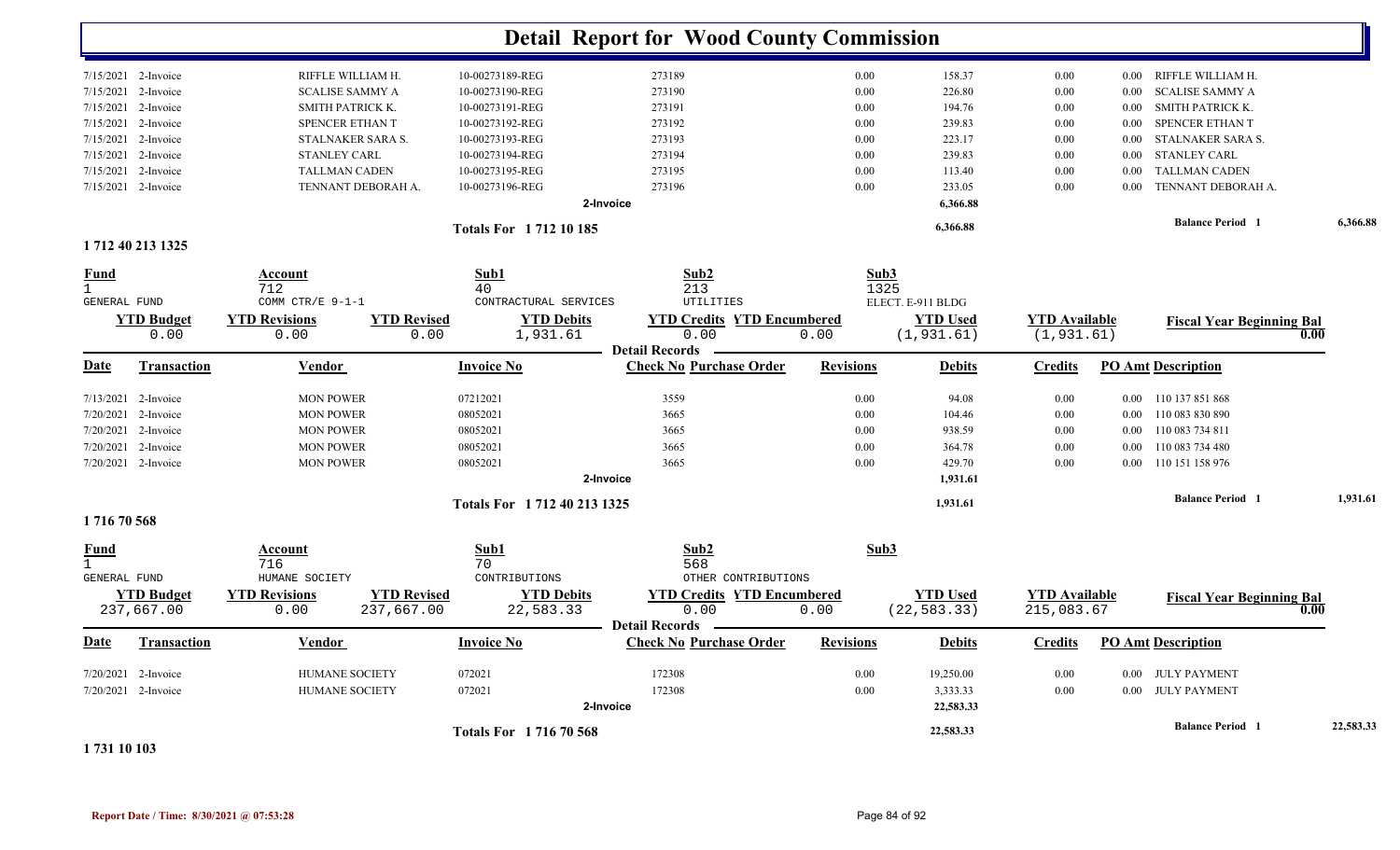# Detail Report for Wood County Commission

| Date | Transaction | Vendor | Invoice No | Check No | Purchase Order | Revisions | Debits | Credits | PO Amt | Description |
|---|---|---|---|---|---|---|---|---|---|---|
| 7/15/2021 | 2-Invoice | RIFFLE WILLIAM H. | 10-00273189-REG | 273189 | | 0.00 | 158.37 | 0.00 | 0.00 | RIFFLE WILLIAM H. |
| 7/15/2021 | 2-Invoice | SCALISE SAMMY A | 10-00273190-REG | 273190 | | 0.00 | 226.80 | 0.00 | 0.00 | SCALISE SAMMY A |
| 7/15/2021 | 2-Invoice | SMITH PATRICK K. | 10-00273191-REG | 273191 | | 0.00 | 194.76 | 0.00 | 0.00 | SMITH PATRICK K. |
| 7/15/2021 | 2-Invoice | SPENCER ETHAN T | 10-00273192-REG | 273192 | | 0.00 | 239.83 | 0.00 | 0.00 | SPENCER ETHAN T |
| 7/15/2021 | 2-Invoice | STALNAKER SARA S. | 10-00273193-REG | 273193 | | 0.00 | 223.17 | 0.00 | 0.00 | STALNAKER SARA S. |
| 7/15/2021 | 2-Invoice | STANLEY CARL | 10-00273194-REG | 273194 | | 0.00 | 239.83 | 0.00 | 0.00 | STANLEY CARL |
| 7/15/2021 | 2-Invoice | TALLMAN CADEN | 10-00273195-REG | 273195 | | 0.00 | 113.40 | 0.00 | 0.00 | TALLMAN CADEN |
| 7/15/2021 | 2-Invoice | TENNANT DEBORAH A. | 10-00273196-REG | 273196 | | 0.00 | 233.05 | 0.00 | 0.00 | TENNANT DEBORAH A. |
| | | | | 2-Invoice | | | 6,366.88 | | | |

Totals For 1 712 10 185: 6,366.88 — Balance Period 1: 6,366.88

## 1 712 40 213 1325

| Fund | Account | Sub1 | Sub2 | Sub3 |
|---|---|---|---|---|
| 1 GENERAL FUND | 712 COMM CTR/E 9-1-1 | 40 CONTRACTUAL SERVICES | 213 UTILITIES | 1325 ELECT. E-911 BLDG |

| YTD Budget | YTD Revisions | YTD Revised | YTD Debits | YTD Credits | YTD Encumbered | YTD Used | YTD Available | Fiscal Year Beginning Bal |
|---|---|---|---|---|---|---|---|---|
| 0.00 | 0.00 | 0.00 | 1,931.61 | 0.00 | 0.00 | (1,931.61) | (1,931.61) | 0.00 |

**Detail Records**

| Date | Transaction | Vendor | Invoice No | Check No | Purchase Order | Revisions | Debits | Credits | PO Amt | Description |
|---|---|---|---|---|---|---|---|---|---|---|
| 7/13/2021 | 2-Invoice | MON POWER | 07212021 | 3559 | | 0.00 | 94.08 | 0.00 | 0.00 | 110 137 851 868 |
| 7/20/2021 | 2-Invoice | MON POWER | 08052021 | 3665 | | 0.00 | 104.46 | 0.00 | 0.00 | 110 083 830 890 |
| 7/20/2021 | 2-Invoice | MON POWER | 08052021 | 3665 | | 0.00 | 938.59 | 0.00 | 0.00 | 110 083 734 811 |
| 7/20/2021 | 2-Invoice | MON POWER | 08052021 | 3665 | | 0.00 | 364.78 | 0.00 | 0.00 | 110 083 734 480 |
| 7/20/2021 | 2-Invoice | MON POWER | 08052021 | 3665 | | 0.00 | 429.70 | 0.00 | 0.00 | 110 151 158 976 |
| | | | | 2-Invoice | | | 1,931.61 | | | |

Totals For 1 712 40 213 1325: 1,931.61 — Balance Period 1: 1,931.61

## 1 716 70 568

| Fund | Account | Sub1 | Sub2 | Sub3 |
|---|---|---|---|---|
| 1 GENERAL FUND | 716 HUMANE SOCIETY | 70 CONTRIBUTIONS | 568 OTHER CONTRIBUTIONS | |

| YTD Budget | YTD Revisions | YTD Revised | YTD Debits | YTD Credits | YTD Encumbered | YTD Used | YTD Available | Fiscal Year Beginning Bal |
|---|---|---|---|---|---|---|---|---|
| 237,667.00 | 0.00 | 237,667.00 | 22,583.33 | 0.00 | 0.00 | (22,583.33) | 215,083.67 | 0.00 |

**Detail Records**

| Date | Transaction | Vendor | Invoice No | Check No | Purchase Order | Revisions | Debits | Credits | PO Amt | Description |
|---|---|---|---|---|---|---|---|---|---|---|
| 7/20/2021 | 2-Invoice | HUMANE SOCIETY | 072021 | 172308 | | 0.00 | 19,250.00 | 0.00 | 0.00 | JULY PAYMENT |
| 7/20/2021 | 2-Invoice | HUMANE SOCIETY | 072021 | 172308 | | 0.00 | 3,333.33 | 0.00 | 0.00 | JULY PAYMENT |
| | | | | 2-Invoice | | | 22,583.33 | | | |

Totals For 1 716 70 568: 22,583.33 — Balance Period 1: 22,583.33

## 1 731 10 103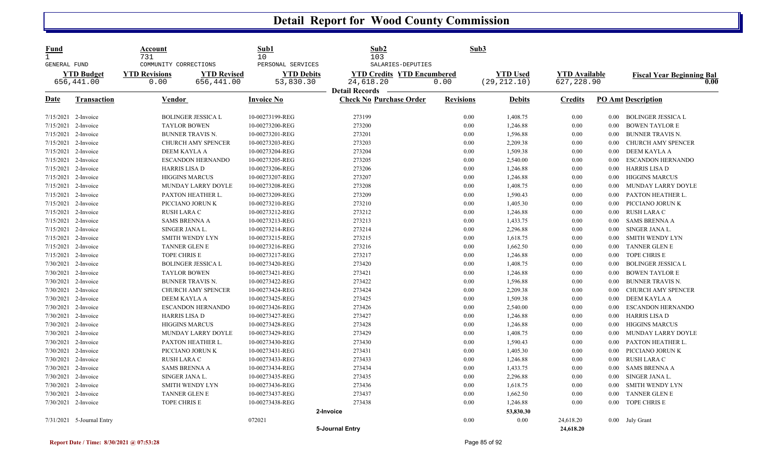# Detail Report for Wood County Commission

| Fund | Account | Sub1 | Sub2 | Sub3 |
|---|---|---|---|---|
| 1 | 731 | 10 | 103 | |
| GENERAL FUND | COMMUNITY CORRECTIONS | PERSONAL SERVICES | SALARIES-DEPUTIES | |

| YTD Budget | YTD Revisions | YTD Revised | YTD Debits | YTD Credits | YTD Encumbered | YTD Used | YTD Available | Fiscal Year Beginning Bal |
|---|---|---|---|---|---|---|---|---|
| 656,441.00 | 0.00 | 656,441.00 | 53,830.30 | 24,618.20 | 0.00 | (29,212.10) | 627,228.90 | 0.00 |

**Detail Records**

| Date | Transaction | Vendor | Invoice No | Check No | Purchase Order | Revisions | Debits | Credits | PO Amt | Description |
|---|---|---|---|---|---|---|---|---|---|---|
| 7/15/2021 | 2-Invoice | BOLINGER JESSICA L | 10-00273199-REG | 273199 | | 0.00 | 1,408.75 | 0.00 | 0.00 | BOLINGER JESSICA L |
| 7/15/2021 | 2-Invoice | TAYLOR BOWEN | 10-00273200-REG | 273200 | | 0.00 | 1,246.88 | 0.00 | 0.00 | BOWEN TAYLOR E |
| 7/15/2021 | 2-Invoice | BUNNER TRAVIS N. | 10-00273201-REG | 273201 | | 0.00 | 1,596.88 | 0.00 | 0.00 | BUNNER TRAVIS N. |
| 7/15/2021 | 2-Invoice | CHURCH AMY SPENCER | 10-00273203-REG | 273203 | | 0.00 | 2,209.38 | 0.00 | 0.00 | CHURCH AMY SPENCER |
| 7/15/2021 | 2-Invoice | DEEM KAYLA A | 10-00273204-REG | 273204 | | 0.00 | 1,509.38 | 0.00 | 0.00 | DEEM KAYLA A |
| 7/15/2021 | 2-Invoice | ESCANDON HERNANDO | 10-00273205-REG | 273205 | | 0.00 | 2,540.00 | 0.00 | 0.00 | ESCANDON HERNANDO |
| 7/15/2021 | 2-Invoice | HARRIS LISA D | 10-00273206-REG | 273206 | | 0.00 | 1,246.88 | 0.00 | 0.00 | HARRIS LISA D |
| 7/15/2021 | 2-Invoice | HIGGINS MARCUS | 10-00273207-REG | 273207 | | 0.00 | 1,246.88 | 0.00 | 0.00 | HIGGINS MARCUS |
| 7/15/2021 | 2-Invoice | MUNDAY LARRY DOYLE | 10-00273208-REG | 273208 | | 0.00 | 1,408.75 | 0.00 | 0.00 | MUNDAY LARRY DOYLE |
| 7/15/2021 | 2-Invoice | PAXTON HEATHER L. | 10-00273209-REG | 273209 | | 0.00 | 1,590.43 | 0.00 | 0.00 | PAXTON HEATHER L. |
| 7/15/2021 | 2-Invoice | PICCIANO JORUN K | 10-00273210-REG | 273210 | | 0.00 | 1,405.30 | 0.00 | 0.00 | PICCIANO JORUN K |
| 7/15/2021 | 2-Invoice | RUSH LARA C | 10-00273212-REG | 273212 | | 0.00 | 1,246.88 | 0.00 | 0.00 | RUSH LARA C |
| 7/15/2021 | 2-Invoice | SAMS BRENNA A | 10-00273213-REG | 273213 | | 0.00 | 1,433.75 | 0.00 | 0.00 | SAMS BRENNA A |
| 7/15/2021 | 2-Invoice | SINGER JANA L. | 10-00273214-REG | 273214 | | 0.00 | 2,296.88 | 0.00 | 0.00 | SINGER JANA L. |
| 7/15/2021 | 2-Invoice | SMITH WENDY LYN | 10-00273215-REG | 273215 | | 0.00 | 1,618.75 | 0.00 | 0.00 | SMITH WENDY LYN |
| 7/15/2021 | 2-Invoice | TANNER GLEN E | 10-00273216-REG | 273216 | | 0.00 | 1,662.50 | 0.00 | 0.00 | TANNER GLEN E |
| 7/15/2021 | 2-Invoice | TOPE CHRIS E | 10-00273217-REG | 273217 | | 0.00 | 1,246.88 | 0.00 | 0.00 | TOPE CHRIS E |
| 7/30/2021 | 2-Invoice | BOLINGER JESSICA L | 10-00273420-REG | 273420 | | 0.00 | 1,408.75 | 0.00 | 0.00 | BOLINGER JESSICA L |
| 7/30/2021 | 2-Invoice | TAYLOR BOWEN | 10-00273421-REG | 273421 | | 0.00 | 1,246.88 | 0.00 | 0.00 | BOWEN TAYLOR E |
| 7/30/2021 | 2-Invoice | BUNNER TRAVIS N. | 10-00273422-REG | 273422 | | 0.00 | 1,596.88 | 0.00 | 0.00 | BUNNER TRAVIS N. |
| 7/30/2021 | 2-Invoice | CHURCH AMY SPENCER | 10-00273424-REG | 273424 | | 0.00 | 2,209.38 | 0.00 | 0.00 | CHURCH AMY SPENCER |
| 7/30/2021 | 2-Invoice | DEEM KAYLA A | 10-00273425-REG | 273425 | | 0.00 | 1,509.38 | 0.00 | 0.00 | DEEM KAYLA A |
| 7/30/2021 | 2-Invoice | ESCANDON HERNANDO | 10-00273426-REG | 273426 | | 0.00 | 2,540.00 | 0.00 | 0.00 | ESCANDON HERNANDO |
| 7/30/2021 | 2-Invoice | HARRIS LISA D | 10-00273427-REG | 273427 | | 0.00 | 1,246.88 | 0.00 | 0.00 | HARRIS LISA D |
| 7/30/2021 | 2-Invoice | HIGGINS MARCUS | 10-00273428-REG | 273428 | | 0.00 | 1,246.88 | 0.00 | 0.00 | HIGGINS MARCUS |
| 7/30/2021 | 2-Invoice | MUNDAY LARRY DOYLE | 10-00273429-REG | 273429 | | 0.00 | 1,408.75 | 0.00 | 0.00 | MUNDAY LARRY DOYLE |
| 7/30/2021 | 2-Invoice | PAXTON HEATHER L. | 10-00273430-REG | 273430 | | 0.00 | 1,590.43 | 0.00 | 0.00 | PAXTON HEATHER L. |
| 7/30/2021 | 2-Invoice | PICCIANO JORUN K | 10-00273431-REG | 273431 | | 0.00 | 1,405.30 | 0.00 | 0.00 | PICCIANO JORUN K |
| 7/30/2021 | 2-Invoice | RUSH LARA C | 10-00273433-REG | 273433 | | 0.00 | 1,246.88 | 0.00 | 0.00 | RUSH LARA C |
| 7/30/2021 | 2-Invoice | SAMS BRENNA A | 10-00273434-REG | 273434 | | 0.00 | 1,433.75 | 0.00 | 0.00 | SAMS BRENNA A |
| 7/30/2021 | 2-Invoice | SINGER JANA L. | 10-00273435-REG | 273435 | | 0.00 | 2,296.88 | 0.00 | 0.00 | SINGER JANA L. |
| 7/30/2021 | 2-Invoice | SMITH WENDY LYN | 10-00273436-REG | 273436 | | 0.00 | 1,618.75 | 0.00 | 0.00 | SMITH WENDY LYN |
| 7/30/2021 | 2-Invoice | TANNER GLEN E | 10-00273437-REG | 273437 | | 0.00 | 1,662.50 | 0.00 | 0.00 | TANNER GLEN E |
| 7/30/2021 | 2-Invoice | TOPE CHRIS E | 10-00273438-REG | 273438 | | 0.00 | 1,246.88 | 0.00 | 0.00 | TOPE CHRIS E |
| | | | | **2-Invoice** | | | **53,830.30** | | | |
| 7/31/2021 | 5-Journal Entry | | 072021 | | | 0.00 | 0.00 | 24,618.20 | 0.00 | July Grant |
| | | | | **5-Journal Entry** | | | | **24,618.20** | | |

Report Date / Time: 8/30/2021 @ 07:53:28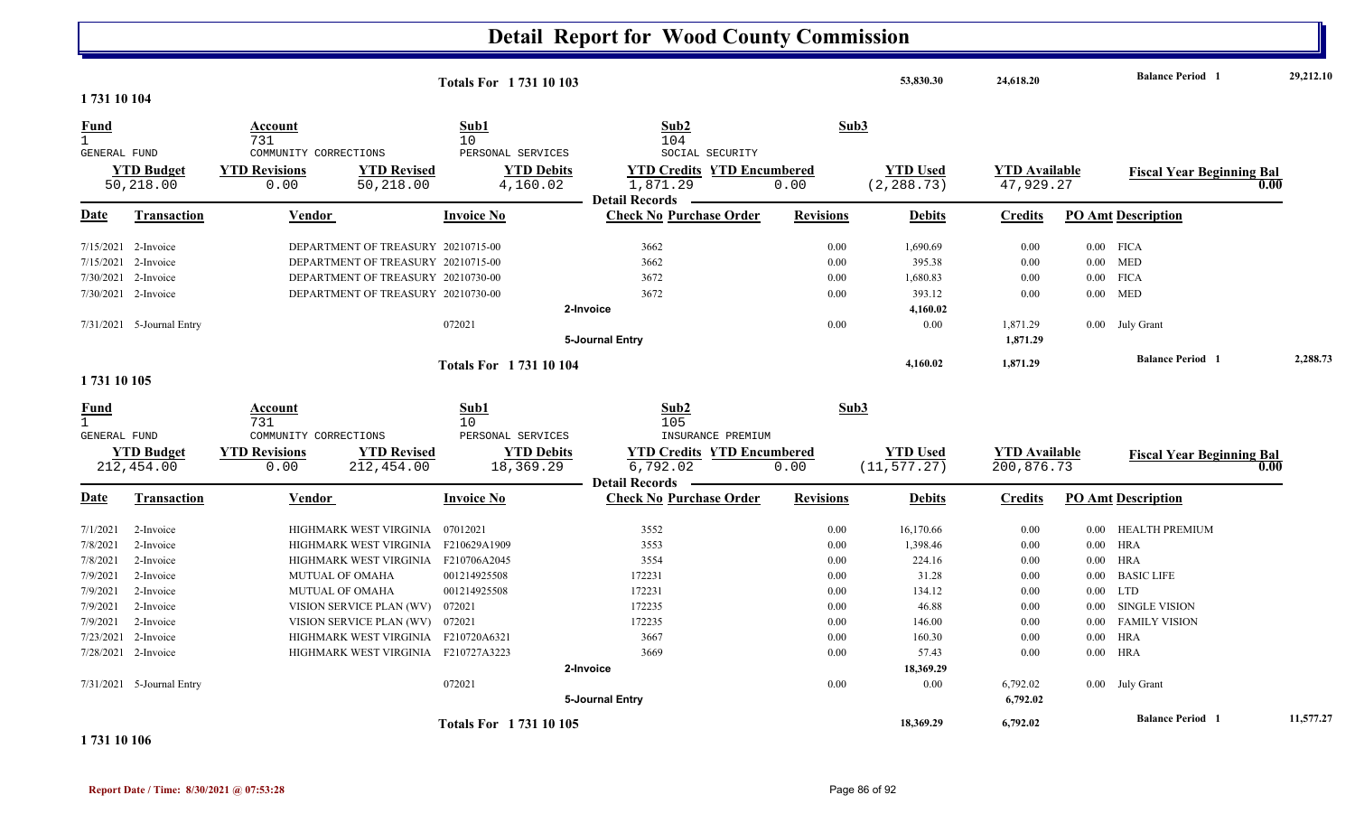# Detail Report for Wood County Commission

| | | | | | |
|---|---|---|---|---|---|
| **Totals For 1 731 10 103** | 53,830.30 | 24,618.20 | **Balance Period 1** | 29,212.10 |

**1 731 10 104**

| Fund | Account | Sub1 | Sub2 | Sub3 |
|---|---|---|---|---|
| 1 | 731 | 10 | 104 | |
| GENERAL FUND | COMMUNITY CORRECTIONS | PERSONAL SERVICES | SOCIAL SECURITY | |

| YTD Budget | YTD Revisions | YTD Revised | YTD Debits | YTD Credits | YTD Encumbered | YTD Used | YTD Available | Fiscal Year Beginning Bal |
|---|---|---|---|---|---|---|---|---|
| 50,218.00 | 0.00 | 50,218.00 | 4,160.02 | 1,871.29 | 0.00 | (2,288.73) | 47,929.27 | 0.00 |

**Detail Records**

| Date | Transaction | Vendor | Invoice No | Check No | Purchase Order | Revisions | Debits | Credits | PO Amt | Description |
|---|---|---|---|---|---|---|---|---|---|---|
| 7/15/2021 | 2-Invoice | DEPARTMENT OF TREASURY | 20210715-00 | 3662 | | 0.00 | 1,690.69 | 0.00 | 0.00 | FICA |
| 7/15/2021 | 2-Invoice | DEPARTMENT OF TREASURY | 20210715-00 | 3662 | | 0.00 | 395.38 | 0.00 | 0.00 | MED |
| 7/30/2021 | 2-Invoice | DEPARTMENT OF TREASURY | 20210730-00 | 3672 | | 0.00 | 1,680.83 | 0.00 | 0.00 | FICA |
| 7/30/2021 | 2-Invoice | DEPARTMENT OF TREASURY | 20210730-00 | 3672 | | 0.00 | 393.12 | 0.00 | 0.00 | MED |
| | | | | 2-Invoice | | | 4,160.02 | | | |
| 7/31/2021 | 5-Journal Entry | | 072021 | | | 0.00 | 0.00 | 1,871.29 | 0.00 | July Grant |
| | | | | 5-Journal Entry | | | | 1,871.29 | | |
| | | | **Totals For 1 731 10 104** | | | | 4,160.02 | 1,871.29 | | **Balance Period 1** 2,288.73 |

**1 731 10 105**

| Fund | Account | Sub1 | Sub2 | Sub3 |
|---|---|---|---|---|
| 1 | 731 | 10 | 105 | |
| GENERAL FUND | COMMUNITY CORRECTIONS | PERSONAL SERVICES | INSURANCE PREMIUM | |

| YTD Budget | YTD Revisions | YTD Revised | YTD Debits | YTD Credits | YTD Encumbered | YTD Used | YTD Available | Fiscal Year Beginning Bal |
|---|---|---|---|---|---|---|---|---|
| 212,454.00 | 0.00 | 212,454.00 | 18,369.29 | 6,792.02 | 0.00 | (11,577.27) | 200,876.73 | 0.00 |

**Detail Records**

| Date | Transaction | Vendor | Invoice No | Check No | Purchase Order | Revisions | Debits | Credits | PO Amt | Description |
|---|---|---|---|---|---|---|---|---|---|---|
| 7/1/2021 | 2-Invoice | HIGHMARK WEST VIRGINIA | 07012021 | 3552 | | 0.00 | 16,170.66 | 0.00 | 0.00 | HEALTH PREMIUM |
| 7/8/2021 | 2-Invoice | HIGHMARK WEST VIRGINIA | F210629A1909 | 3553 | | 0.00 | 1,398.46 | 0.00 | 0.00 | HRA |
| 7/8/2021 | 2-Invoice | HIGHMARK WEST VIRGINIA | F210706A2045 | 3554 | | 0.00 | 224.16 | 0.00 | 0.00 | HRA |
| 7/9/2021 | 2-Invoice | MUTUAL OF OMAHA | 001214925508 | 172231 | | 0.00 | 31.28 | 0.00 | 0.00 | BASIC LIFE |
| 7/9/2021 | 2-Invoice | MUTUAL OF OMAHA | 001214925508 | 172231 | | 0.00 | 134.12 | 0.00 | 0.00 | LTD |
| 7/9/2021 | 2-Invoice | VISION SERVICE PLAN (WV) | 072021 | 172235 | | 0.00 | 46.88 | 0.00 | 0.00 | SINGLE VISION |
| 7/9/2021 | 2-Invoice | VISION SERVICE PLAN (WV) | 072021 | 172235 | | 0.00 | 146.00 | 0.00 | 0.00 | FAMILY VISION |
| 7/23/2021 | 2-Invoice | HIGHMARK WEST VIRGINIA | F210720A6321 | 3667 | | 0.00 | 160.30 | 0.00 | 0.00 | HRA |
| 7/28/2021 | 2-Invoice | HIGHMARK WEST VIRGINIA | F210727A3223 | 3669 | | 0.00 | 57.43 | 0.00 | 0.00 | HRA |
| | | | | 2-Invoice | | | 18,369.29 | | | |
| 7/31/2021 | 5-Journal Entry | | 072021 | | | 0.00 | 0.00 | 6,792.02 | 0.00 | July Grant |
| | | | | 5-Journal Entry | | | | 6,792.02 | | |
| | | | **Totals For 1 731 10 105** | | | | 18,369.29 | 6,792.02 | | **Balance Period 1** 11,577.27 |

**1 731 10 106**

Report Date / Time: 8/30/2021 @ 07:53:28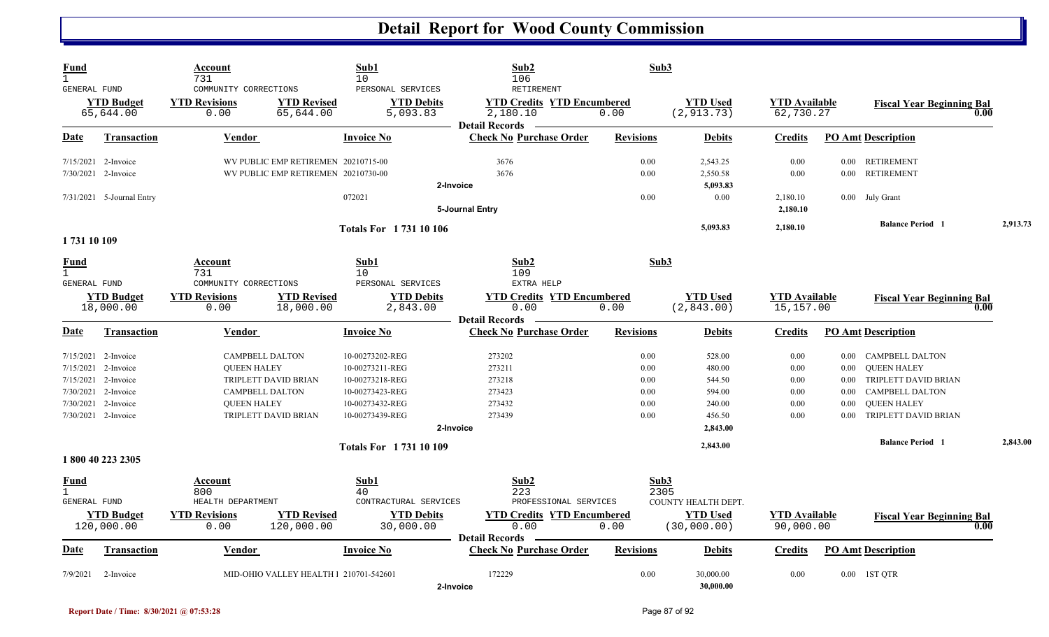# Detail Report for Wood County Commission

| Fund | Account | Sub1 | Sub2 | Sub3 |
|---|---|---|---|---|
| 1 | 731 | 10 | 106 | |
| GENERAL FUND | COMMUNITY CORRECTIONS | PERSONAL SERVICES | RETIREMENT | |

| YTD Budget | YTD Revisions | YTD Revised | YTD Debits | YTD Credits | YTD Encumbered | YTD Used | YTD Available | Fiscal Year Beginning Bal |
|---|---|---|---|---|---|---|---|---|
| 65,644.00 | 0.00 | 65,644.00 | 5,093.83 | 2,180.10 | 0.00 | (2,913.73) | 62,730.27 | 0.00 |

Detail Records

| Date | Transaction | Vendor | Invoice No | Check No | Purchase Order | Revisions | Debits | Credits | PO Amt | Description |
|---|---|---|---|---|---|---|---|---|---|---|
| 7/15/2021 | 2-Invoice | WV PUBLIC EMP RETIREMEN | 20210715-00 | 3676 | | 0.00 | 2,543.25 | 0.00 | 0.00 | RETIREMENT |
| 7/30/2021 | 2-Invoice | WV PUBLIC EMP RETIREMEN | 20210730-00 | 3676 | | 0.00 | 2,550.58 | 0.00 | 0.00 | RETIREMENT |
| | | | 2-Invoice | | | | 5,093.83 | | | |
| 7/31/2021 | 5-Journal Entry | | 072021 | | | 0.00 | 0.00 | 2,180.10 | 0.00 | July Grant |
| | | | 5-Journal Entry | | | | | 2,180.10 | | |
| | | | Totals For 1 731 10 106 | | | | 5,093.83 | 2,180.10 | | Balance Period 1 — 2,913.73 |

**1 731 10 109**

| Fund | Account | Sub1 | Sub2 | Sub3 |
|---|---|---|---|---|
| 1 | 731 | 10 | 109 | |
| GENERAL FUND | COMMUNITY CORRECTIONS | PERSONAL SERVICES | EXTRA HELP | |

| YTD Budget | YTD Revisions | YTD Revised | YTD Debits | YTD Credits | YTD Encumbered | YTD Used | YTD Available | Fiscal Year Beginning Bal |
|---|---|---|---|---|---|---|---|---|
| 18,000.00 | 0.00 | 18,000.00 | 2,843.00 | 0.00 | 0.00 | (2,843.00) | 15,157.00 | 0.00 |

Detail Records

| Date | Transaction | Vendor | Invoice No | Check No | Purchase Order | Revisions | Debits | Credits | PO Amt | Description |
|---|---|---|---|---|---|---|---|---|---|---|
| 7/15/2021 | 2-Invoice | CAMPBELL DALTON | 10-00273202-REG | 273202 | | 0.00 | 528.00 | 0.00 | 0.00 | CAMPBELL DALTON |
| 7/15/2021 | 2-Invoice | QUEEN HALEY | 10-00273211-REG | 273211 | | 0.00 | 480.00 | 0.00 | 0.00 | QUEEN HALEY |
| 7/15/2021 | 2-Invoice | TRIPLETT DAVID BRIAN | 10-00273218-REG | 273218 | | 0.00 | 544.50 | 0.00 | 0.00 | TRIPLETT DAVID BRIAN |
| 7/30/2021 | 2-Invoice | CAMPBELL DALTON | 10-00273423-REG | 273423 | | 0.00 | 594.00 | 0.00 | 0.00 | CAMPBELL DALTON |
| 7/30/2021 | 2-Invoice | QUEEN HALEY | 10-00273432-REG | 273432 | | 0.00 | 240.00 | 0.00 | 0.00 | QUEEN HALEY |
| 7/30/2021 | 2-Invoice | TRIPLETT DAVID BRIAN | 10-00273439-REG | 273439 | | 0.00 | 456.50 | 0.00 | 0.00 | TRIPLETT DAVID BRIAN |
| | | | 2-Invoice | | | | 2,843.00 | | | |
| | | | Totals For 1 731 10 109 | | | | 2,843.00 | | | Balance Period 1 — 2,843.00 |

**1 800 40 223 2305**

| Fund | Account | Sub1 | Sub2 | Sub3 |
|---|---|---|---|---|
| 1 | 800 | 40 | 223 | 2305 |
| GENERAL FUND | HEALTH DEPARTMENT | CONTRACTURAL SERVICES | PROFESSIONAL SERVICES | COUNTY HEALTH DEPT. |

| YTD Budget | YTD Revisions | YTD Revised | YTD Debits | YTD Credits | YTD Encumbered | YTD Used | YTD Available | Fiscal Year Beginning Bal |
|---|---|---|---|---|---|---|---|---|
| 120,000.00 | 0.00 | 120,000.00 | 30,000.00 | 0.00 | 0.00 | (30,000.00) | 90,000.00 | 0.00 |

Detail Records

| Date | Transaction | Vendor | Invoice No | Check No | Purchase Order | Revisions | Debits | Credits | PO Amt | Description |
|---|---|---|---|---|---|---|---|---|---|---|
| 7/9/2021 | 2-Invoice | MID-OHIO VALLEY HEALTH I | 210701-542601 | 172229 | | 0.00 | 30,000.00 | 0.00 | 0.00 | 1ST QTR |
| | | | 2-Invoice | | | | 30,000.00 | | | |

Report Date / Time: 8/30/2021 @ 07:53:28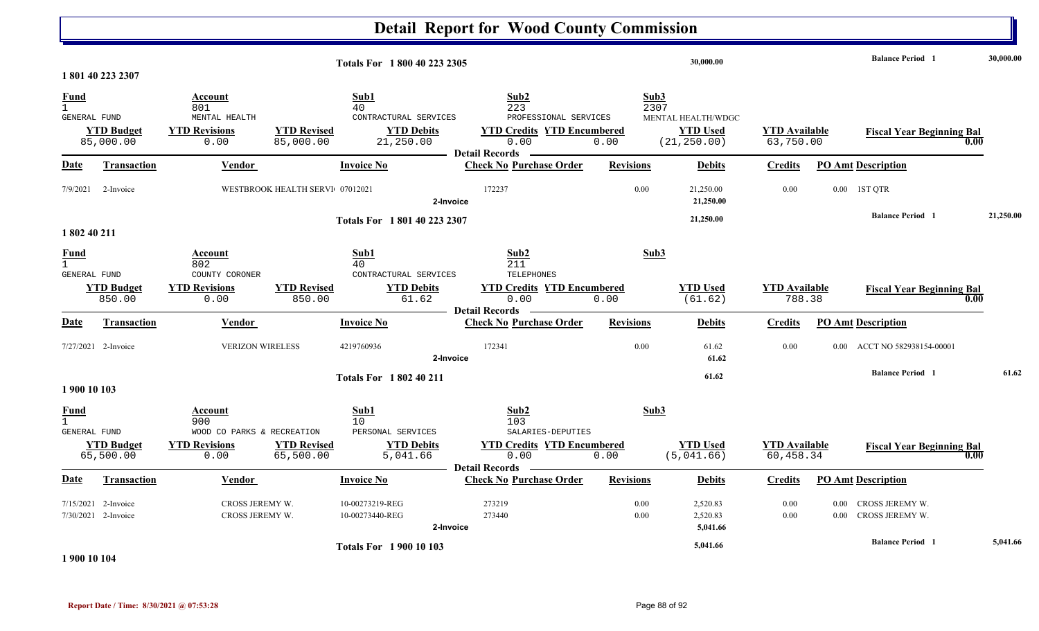# Detail Report for Wood County Commission

| Totals For 1 800 40 223 2305 | 30,000.00 | Balance Period 1 | 30,000.00 |
|---|---|---|---|

## 1 801 40 223 2307

| Fund | Account | Sub1 | Sub2 | Sub3 |
|---|---|---|---|---|
| 1 | 801 | 40 | 223 | 2307 |
| GENERAL FUND | MENTAL HEALTH | CONTRACTURAL SERVICES | PROFESSIONAL SERVICES | MENTAL HEALTH/WDGC |

| YTD Budget | YTD Revisions | YTD Revised | YTD Debits | YTD Credits | YTD Encumbered | YTD Used | YTD Available | Fiscal Year Beginning Bal |
|---|---|---|---|---|---|---|---|---|
| 85,000.00 | 0.00 | 85,000.00 | 21,250.00 | 0.00 | 0.00 | (21,250.00) | 63,750.00 | 0.00 |

**Detail Records**

| Date | Transaction | Vendor | Invoice No | Check No | Purchase Order | Revisions | Debits | Credits | PO Amt | Description |
|---|---|---|---|---|---|---|---|---|---|---|
| 7/9/2021 | 2-Invoice | WESTBROOK HEALTH SERVI | 07012021 | 172237 | | 0.00 | 21,250.00 | 0.00 | 0.00 | 1ST QTR |
| | | | 2-Invoice | | | | 21,250.00 | | | |

| Totals For 1 801 40 223 2307 | 21,250.00 | Balance Period 1 | 21,250.00 |
|---|---|---|---|

## 1 802 40 211

| Fund | Account | Sub1 | Sub2 | Sub3 |
|---|---|---|---|---|
| 1 | 802 | 40 | 211 | |
| GENERAL FUND | COUNTY CORONER | CONTRACTURAL SERVICES | TELEPHONES | |

| YTD Budget | YTD Revisions | YTD Revised | YTD Debits | YTD Credits | YTD Encumbered | YTD Used | YTD Available | Fiscal Year Beginning Bal |
|---|---|---|---|---|---|---|---|---|
| 850.00 | 0.00 | 850.00 | 61.62 | 0.00 | 0.00 | (61.62) | 788.38 | 0.00 |

**Detail Records**

| Date | Transaction | Vendor | Invoice No | Check No | Purchase Order | Revisions | Debits | Credits | PO Amt | Description |
|---|---|---|---|---|---|---|---|---|---|---|
| 7/27/2021 | 2-Invoice | VERIZON WIRELESS | 4219760936 | 172341 | | 0.00 | 61.62 | 0.00 | 0.00 | ACCT NO 582938154-00001 |
| | | | 2-Invoice | | | | 61.62 | | | |

| Totals For 1 802 40 211 | 61.62 | Balance Period 1 | 61.62 |
|---|---|---|---|

## 1 900 10 103

| Fund | Account | Sub1 | Sub2 | Sub3 |
|---|---|---|---|---|
| 1 | 900 | 10 | 103 | |
| GENERAL FUND | WOOD CO PARKS & RECREATION | PERSONAL SERVICES | SALARIES-DEPUTIES | |

| YTD Budget | YTD Revisions | YTD Revised | YTD Debits | YTD Credits | YTD Encumbered | YTD Used | YTD Available | Fiscal Year Beginning Bal |
|---|---|---|---|---|---|---|---|---|
| 65,500.00 | 0.00 | 65,500.00 | 5,041.66 | 0.00 | 0.00 | (5,041.66) | 60,458.34 | 0.00 |

**Detail Records**

| Date | Transaction | Vendor | Invoice No | Check No | Purchase Order | Revisions | Debits | Credits | PO Amt | Description |
|---|---|---|---|---|---|---|---|---|---|---|
| 7/15/2021 | 2-Invoice | CROSS JEREMY W. | 10-00273219-REG | 273219 | | 0.00 | 2,520.83 | 0.00 | 0.00 | CROSS JEREMY W. |
| 7/30/2021 | 2-Invoice | CROSS JEREMY W. | 10-00273440-REG | 273440 | | 0.00 | 2,520.83 | 0.00 | 0.00 | CROSS JEREMY W. |
| | | | 2-Invoice | | | | 5,041.66 | | | |

| Totals For 1 900 10 103 | 5,041.66 | Balance Period 1 | 5,041.66 |
|---|---|---|---|

## 1 900 10 104

Report Date / Time: 8/30/2021 @ 07:53:28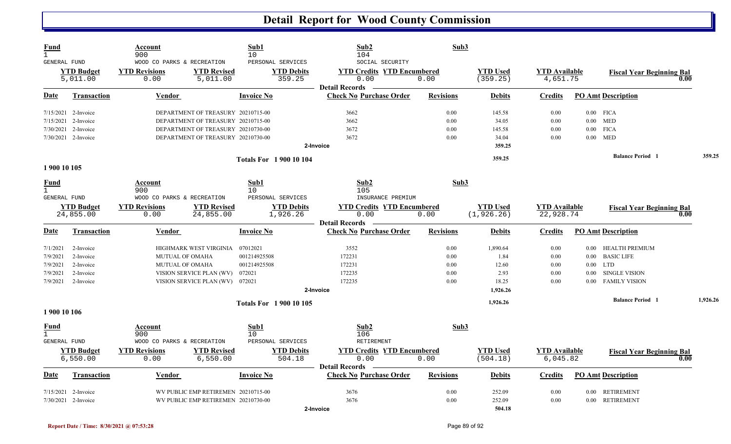# Detail Report for Wood County Commission

| Fund | Account | Sub1 | Sub2 | Sub3 |
|---|---|---|---|---|
| 1 | 900 | 10 | 104 | |
| GENERAL FUND | WOOD CO PARKS & RECREATION | PERSONAL SERVICES | SOCIAL SECURITY | |

| YTD Budget | YTD Revisions | YTD Revised | YTD Debits | YTD Credits | YTD Encumbered | YTD Used | YTD Available | Fiscal Year Beginning Bal |
|---|---|---|---|---|---|---|---|---|
| 5,011.00 | 0.00 | 5,011.00 | 359.25 | 0.00 | 0.00 | (359.25) | 4,651.75 | 0.00 |

**Detail Records**

| Date | Transaction | Vendor | Invoice No | Check No | Purchase Order | Revisions | Debits | Credits | PO Amt | Description |
|---|---|---|---|---|---|---|---|---|---|---|
| 7/15/2021 | 2-Invoice | DEPARTMENT OF TREASURY | 20210715-00 | 3662 | | 0.00 | 145.58 | 0.00 | 0.00 | FICA |
| 7/15/2021 | 2-Invoice | DEPARTMENT OF TREASURY | 20210715-00 | 3662 | | 0.00 | 34.05 | 0.00 | 0.00 | MED |
| 7/30/2021 | 2-Invoice | DEPARTMENT OF TREASURY | 20210730-00 | 3672 | | 0.00 | 145.58 | 0.00 | 0.00 | FICA |
| 7/30/2021 | 2-Invoice | DEPARTMENT OF TREASURY | 20210730-00 | 3672 | | 0.00 | 34.04 | 0.00 | 0.00 | MED |
| | | | | 2-Invoice | | | 359.25 | | | |
| | | | Totals For 1 900 10 104 | | | | 359.25 | | | Balance Period 1: 359.25 |

## 1 900 10 105

| Fund | Account | Sub1 | Sub2 | Sub3 |
|---|---|---|---|---|
| 1 | 900 | 10 | 105 | |
| GENERAL FUND | WOOD CO PARKS & RECREATION | PERSONAL SERVICES | INSURANCE PREMIUM | |

| YTD Budget | YTD Revisions | YTD Revised | YTD Debits | YTD Credits | YTD Encumbered | YTD Used | YTD Available | Fiscal Year Beginning Bal |
|---|---|---|---|---|---|---|---|---|
| 24,855.00 | 0.00 | 24,855.00 | 1,926.26 | 0.00 | 0.00 | (1,926.26) | 22,928.74 | 0.00 |

**Detail Records**

| Date | Transaction | Vendor | Invoice No | Check No | Purchase Order | Revisions | Debits | Credits | PO Amt | Description |
|---|---|---|---|---|---|---|---|---|---|---|
| 7/1/2021 | 2-Invoice | HIGHMARK WEST VIRGINIA | 07012021 | 3552 | | 0.00 | 1,890.64 | 0.00 | 0.00 | HEALTH PREMIUM |
| 7/9/2021 | 2-Invoice | MUTUAL OF OMAHA | 001214925508 | 172231 | | 0.00 | 1.84 | 0.00 | 0.00 | BASIC LIFE |
| 7/9/2021 | 2-Invoice | MUTUAL OF OMAHA | 001214925508 | 172231 | | 0.00 | 12.60 | 0.00 | 0.00 | LTD |
| 7/9/2021 | 2-Invoice | VISION SERVICE PLAN (WV) | 072021 | 172235 | | 0.00 | 2.93 | 0.00 | 0.00 | SINGLE VISION |
| 7/9/2021 | 2-Invoice | VISION SERVICE PLAN (WV) | 072021 | 172235 | | 0.00 | 18.25 | 0.00 | 0.00 | FAMILY VISION |
| | | | | 2-Invoice | | | 1,926.26 | | | |
| | | | Totals For 1 900 10 105 | | | | 1,926.26 | | | Balance Period 1: 1,926.26 |

## 1 900 10 106

| Fund | Account | Sub1 | Sub2 | Sub3 |
|---|---|---|---|---|
| 1 | 900 | 10 | 106 | |
| GENERAL FUND | WOOD CO PARKS & RECREATION | PERSONAL SERVICES | RETIREMENT | |

| YTD Budget | YTD Revisions | YTD Revised | YTD Debits | YTD Credits | YTD Encumbered | YTD Used | YTD Available | Fiscal Year Beginning Bal |
|---|---|---|---|---|---|---|---|---|
| 6,550.00 | 0.00 | 6,550.00 | 504.18 | 0.00 | 0.00 | (504.18) | 6,045.82 | 0.00 |

**Detail Records**

| Date | Transaction | Vendor | Invoice No | Check No | Purchase Order | Revisions | Debits | Credits | PO Amt | Description |
|---|---|---|---|---|---|---|---|---|---|---|
| 7/15/2021 | 2-Invoice | WV PUBLIC EMP RETIREMEN | 20210715-00 | 3676 | | 0.00 | 252.09 | 0.00 | 0.00 | RETIREMENT |
| 7/30/2021 | 2-Invoice | WV PUBLIC EMP RETIREMEN | 20210730-00 | 3676 | | 0.00 | 252.09 | 0.00 | 0.00 | RETIREMENT |
| | | | | 2-Invoice | | | 504.18 | | | |

Report Date / Time: 8/30/2021 @ 07:53:28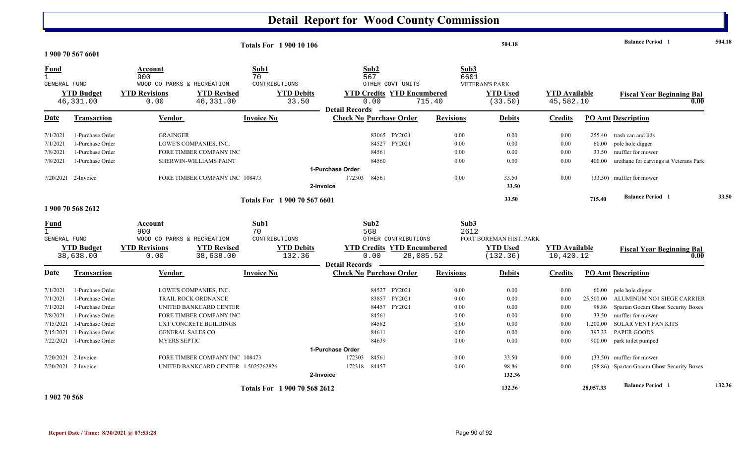# Detail Report for Wood County Commission

| | | | | | |
|---|---|---|---|---|---|
| **Totals For 1 900 10 106** | 504.18 | | **Balance Period 1** | 504.18 |

**1 900 70 567 6601**

| Fund | Account | Sub1 | Sub2 | Sub3 |
|---|---|---|---|---|
| 1 | 900 | 70 | 567 | 6601 |
| GENERAL FUND | WOOD CO PARKS & RECREATION | CONTRIBUTIONS | OTHER GOVT UNITS | VETERAN'S PARK |

| YTD Budget | YTD Revisions | YTD Revised | YTD Debits | YTD Credits | YTD Encumbered | YTD Used | YTD Available | Fiscal Year Beginning Bal |
|---|---|---|---|---|---|---|---|---|
| 46,331.00 | 0.00 | 46,331.00 | 33.50 | 0.00 | 715.40 | (33.50) | 45,582.10 | 0.00 |

**Detail Records**

| Date | Transaction | Vendor | Invoice No | Check No | Purchase Order | Revisions | Debits | Credits | PO Amt | Description |
|---|---|---|---|---|---|---|---|---|---|---|
| 7/1/2021 | 1-Purchase Order | GRAINGER | | | 83065 PY2021 | 0.00 | 0.00 | 0.00 | 255.40 | trash can and lids |
| 7/1/2021 | 1-Purchase Order | LOWE'S COMPANIES, INC. | | | 84527 PY2021 | 0.00 | 0.00 | 0.00 | 60.00 | pole hole digger |
| 7/8/2021 | 1-Purchase Order | FORE TIMBER COMPANY INC | | | 84561 | 0.00 | 0.00 | 0.00 | 33.50 | muffler for mower |
| 7/8/2021 | 1-Purchase Order | SHERWIN-WILLIAMS PAINT | | | 84560 | 0.00 | 0.00 | 0.00 | 400.00 | urethane for carvings at Veterans Park |
| | | | | **1-Purchase Order** | | | | | | |
| 7/20/2021 | 2-Invoice | FORE TIMBER COMPANY INC | 108473 | 172303 | 84561 | 0.00 | 33.50 | 0.00 | (33.50) | muffler for mower |
| | | | | **2-Invoice** | | | 33.50 | | | |

| | | | | |
|---|---|---|---|---|
| **Totals For 1 900 70 567 6601** | 33.50 | 715.40 | **Balance Period 1** | 33.50 |

**1 900 70 568 2612**

| Fund | Account | Sub1 | Sub2 | Sub3 |
|---|---|---|---|---|
| 1 | 900 | 70 | 568 | 2612 |
| GENERAL FUND | WOOD CO PARKS & RECREATION | CONTRIBUTIONS | OTHER CONTRIBUTIONS | FORT BOREMAN HIST. PARK |

| YTD Budget | YTD Revisions | YTD Revised | YTD Debits | YTD Credits | YTD Encumbered | YTD Used | YTD Available | Fiscal Year Beginning Bal |
|---|---|---|---|---|---|---|---|---|
| 38,638.00 | 0.00 | 38,638.00 | 132.36 | 0.00 | 28,085.52 | (132.36) | 10,420.12 | 0.00 |

**Detail Records**

| Date | Transaction | Vendor | Invoice No | Check No | Purchase Order | Revisions | Debits | Credits | PO Amt | Description |
|---|---|---|---|---|---|---|---|---|---|---|
| 7/1/2021 | 1-Purchase Order | LOWE'S COMPANIES, INC. | | | 84527 PY2021 | 0.00 | 0.00 | 0.00 | 60.00 | pole hole digger |
| 7/1/2021 | 1-Purchase Order | TRAIL ROCK ORDNANCE | | | 83857 PY2021 | 0.00 | 0.00 | 0.00 | 25,500.00 | ALUMINUM NO1 SIEGE CARRIER |
| 7/1/2021 | 1-Purchase Order | UNITED BANKCARD CENTER | | | 84457 PY2021 | 0.00 | 0.00 | 0.00 | 98.86 | Spartan Gocam Ghost Security Boxes |
| 7/8/2021 | 1-Purchase Order | FORE TIMBER COMPANY INC | | | 84561 | 0.00 | 0.00 | 0.00 | 33.50 | muffler for mower |
| 7/15/2021 | 1-Purchase Order | CXT CONCRETE BUILDINGS | | | 84582 | 0.00 | 0.00 | 0.00 | 1,200.00 | SOLAR VENT FAN KITS |
| 7/15/2021 | 1-Purchase Order | GENERAL SALES CO. | | | 84611 | 0.00 | 0.00 | 0.00 | 397.33 | PAPER GOODS |
| 7/22/2021 | 1-Purchase Order | MYERS SEPTIC | | | 84639 | 0.00 | 0.00 | 0.00 | 900.00 | park toilet pumped |
| | | | | **1-Purchase Order** | | | | | | |
| 7/20/2021 | 2-Invoice | FORE TIMBER COMPANY INC | 108473 | 172303 | 84561 | 0.00 | 33.50 | 0.00 | (33.50) | muffler for mower |
| 7/20/2021 | 2-Invoice | UNITED BANKCARD CENTER | 1 5025262826 | 172318 | 84457 | 0.00 | 98.86 | 0.00 | (98.86) | Spartan Gocam Ghost Security Boxes |
| | | | | **2-Invoice** | | | 132.36 | | | |

| | | | | |
|---|---|---|---|---|
| **Totals For 1 900 70 568 2612** | 132.36 | 28,057.33 | **Balance Period 1** | 132.36 |

**1 902 70 568**

Report Date / Time: 8/30/2021 @ 07:53:28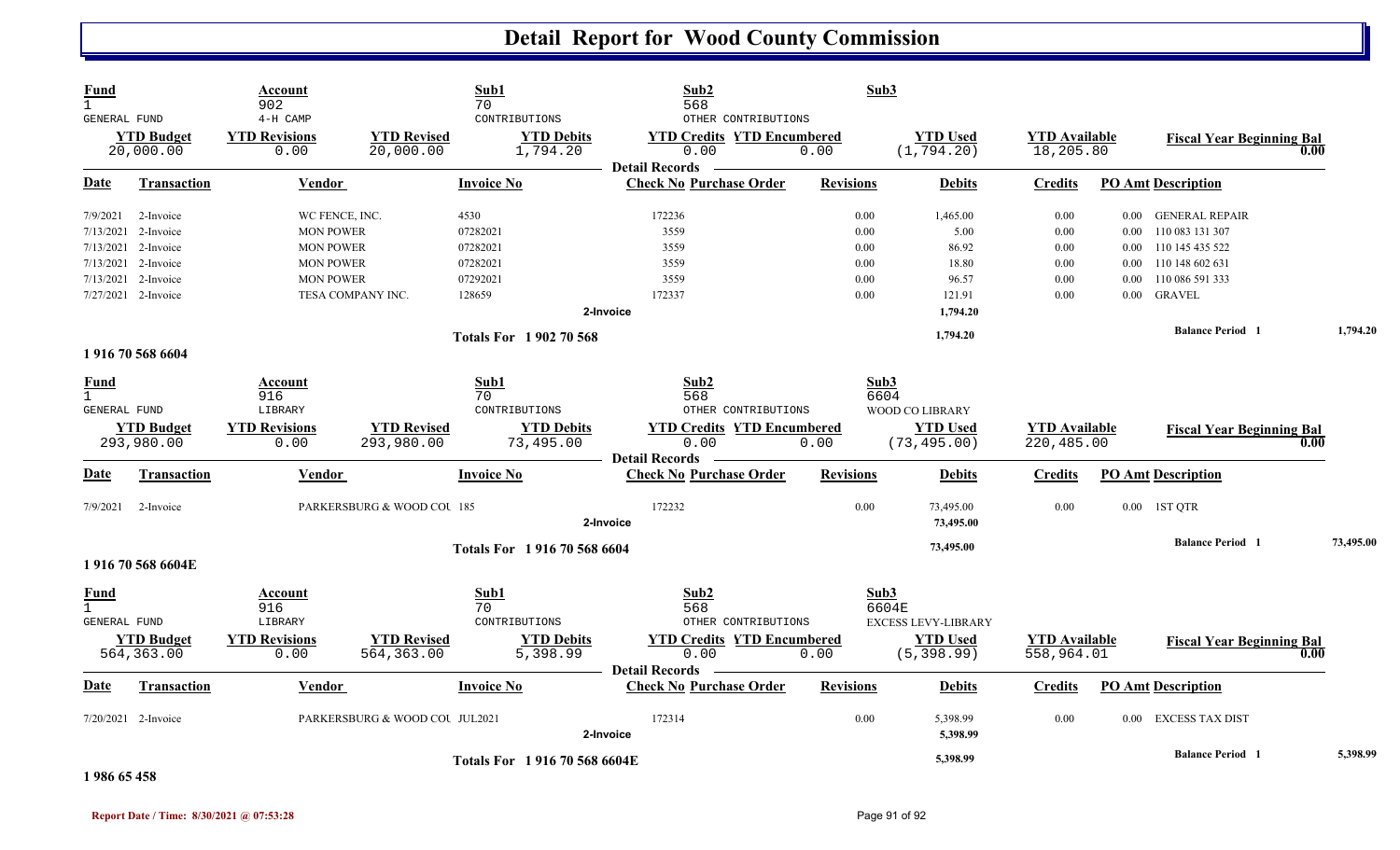# Detail Report for Wood County Commission

| Fund | Account | | Sub1 | Sub2 | | Sub3 | | |
|---|---|---|---|---|---|---|---|---|
| 1 | 902 | | 70 | 568 | | | | |
| GENERAL FUND | 4-H CAMP | | CONTRIBUTIONS | OTHER CONTRIBUTIONS | | | | |
| **YTD Budget** | **YTD Revisions** | **YTD Revised** | **YTD Debits** | **YTD Credits** | **YTD Encumbered** | **YTD Used** | **YTD Available** | **Fiscal Year Beginning Bal** |
| 20,000.00 | 0.00 | 20,000.00 | 1,794.20 | 0.00 | 0.00 | (1,794.20) | 18,205.80 | 0.00 |

Detail Records

| Date | Transaction | Vendor | Invoice No | Check No | Purchase Order | Revisions | Debits | Credits | PO Amt | Description |
|---|---|---|---|---|---|---|---|---|---|---|
| 7/9/2021 | 2-Invoice | WC FENCE, INC. | 4530 | 172236 | | 0.00 | 1,465.00 | 0.00 | 0.00 | GENERAL REPAIR |
| 7/13/2021 | 2-Invoice | MON POWER | 07282021 | 3559 | | 0.00 | 5.00 | 0.00 | 0.00 | 110 083 131 307 |
| 7/13/2021 | 2-Invoice | MON POWER | 07282021 | 3559 | | 0.00 | 86.92 | 0.00 | 0.00 | 110 145 435 522 |
| 7/13/2021 | 2-Invoice | MON POWER | 07282021 | 3559 | | 0.00 | 18.80 | 0.00 | 0.00 | 110 148 602 631 |
| 7/13/2021 | 2-Invoice | MON POWER | 07292021 | 3559 | | 0.00 | 96.57 | 0.00 | 0.00 | 110 086 591 333 |
| 7/27/2021 | 2-Invoice | TESA COMPANY INC. | 128659 | 172337 | | 0.00 | 121.91 | 0.00 | 0.00 | GRAVEL |
| | | | 2-Invoice | | | | 1,794.20 | | | |

**Totals For 1 902 70 568** — 1,794.20 — **Balance Period 1** 1,794.20

**1 916 70 568 6604**

| Fund | Account | | Sub1 | Sub2 | | Sub3 | | |
|---|---|---|---|---|---|---|---|---|
| 1 | 916 | | 70 | 568 | | 6604 | | |
| GENERAL FUND | LIBRARY | | CONTRIBUTIONS | OTHER CONTRIBUTIONS | | WOOD CO LIBRARY | | |
| **YTD Budget** | **YTD Revisions** | **YTD Revised** | **YTD Debits** | **YTD Credits** | **YTD Encumbered** | **YTD Used** | **YTD Available** | **Fiscal Year Beginning Bal** |
| 293,980.00 | 0.00 | 293,980.00 | 73,495.00 | 0.00 | 0.00 | (73,495.00) | 220,485.00 | 0.00 |

Detail Records

| Date | Transaction | Vendor | Invoice No | Check No | Purchase Order | Revisions | Debits | Credits | PO Amt | Description |
|---|---|---|---|---|---|---|---|---|---|---|
| 7/9/2021 | 2-Invoice | PARKERSBURG & WOOD COU | 185 | 172232 | | 0.00 | 73,495.00 | 0.00 | 0.00 | 1ST QTR |
| | | | 2-Invoice | | | | 73,495.00 | | | |

**Totals For 1 916 70 568 6604** — 73,495.00 — **Balance Period 1** 73,495.00

**1 916 70 568 6604E**

| Fund | Account | | Sub1 | Sub2 | | Sub3 | | |
|---|---|---|---|---|---|---|---|---|
| 1 | 916 | | 70 | 568 | | 6604E | | |
| GENERAL FUND | LIBRARY | | CONTRIBUTIONS | OTHER CONTRIBUTIONS | | EXCESS LEVY-LIBRARY | | |
| **YTD Budget** | **YTD Revisions** | **YTD Revised** | **YTD Debits** | **YTD Credits** | **YTD Encumbered** | **YTD Used** | **YTD Available** | **Fiscal Year Beginning Bal** |
| 564,363.00 | 0.00 | 564,363.00 | 5,398.99 | 0.00 | 0.00 | (5,398.99) | 558,964.01 | 0.00 |

Detail Records

| Date | Transaction | Vendor | Invoice No | Check No | Purchase Order | Revisions | Debits | Credits | PO Amt | Description |
|---|---|---|---|---|---|---|---|---|---|---|
| 7/20/2021 | 2-Invoice | PARKERSBURG & WOOD COU | JUL2021 | 172314 | | 0.00 | 5,398.99 | 0.00 | 0.00 | EXCESS TAX DIST |
| | | | 2-Invoice | | | | 5,398.99 | | | |

**Totals For 1 916 70 568 6604E** — 5,398.99 — **Balance Period 1** 5,398.99

**1 986 65 458**

**Report Date / Time: 8/30/2021 @ 07:53:28**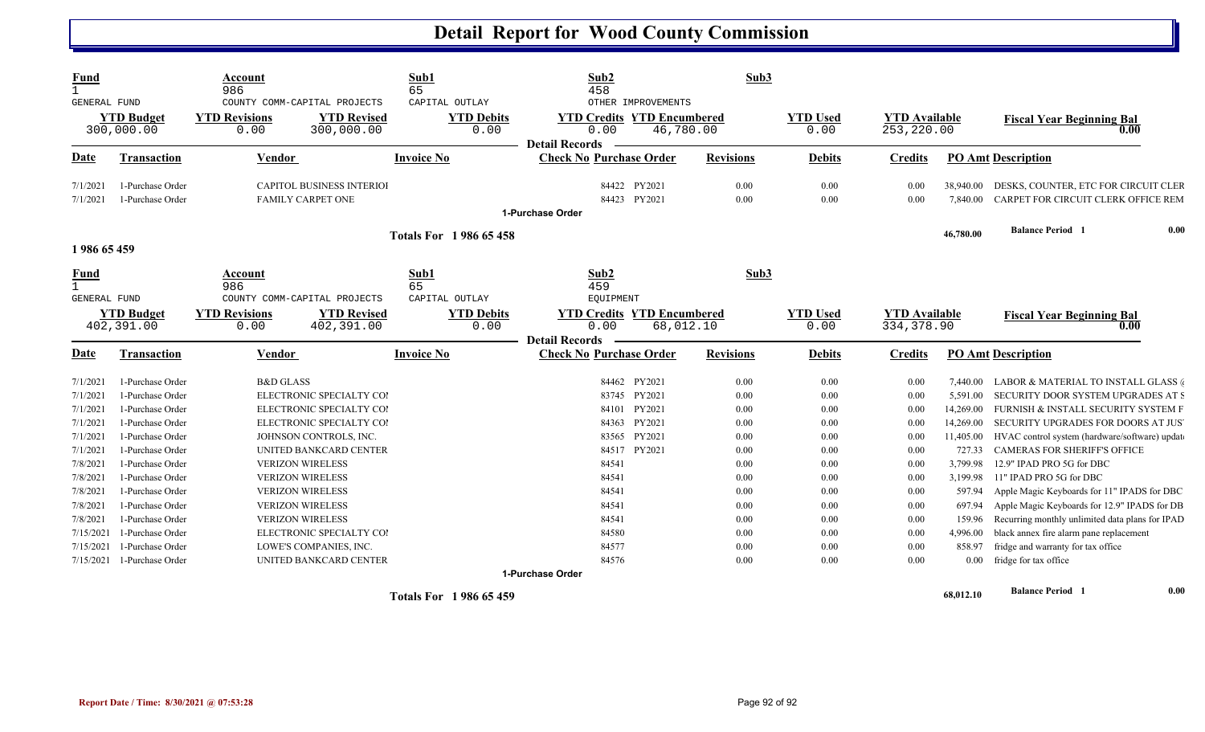# Detail Report for Wood County Commission

| Fund | Account | | Sub1 | Sub2 | | Sub3 |
|---|---|---|---|---|---|---|
| 1 | 986 | | 65 | 458 | | |
| GENERAL FUND | COUNTY COMM-CAPITAL PROJECTS | | CAPITAL OUTLAY | OTHER IMPROVEMENTS | | |

| YTD Budget | YTD Revisions | YTD Revised | YTD Debits | YTD Credits | YTD Encumbered | YTD Used | YTD Available | Fiscal Year Beginning Bal |
|---|---|---|---|---|---|---|---|---|
| 300,000.00 | 0.00 | 300,000.00 | 0.00 | 0.00 | 46,780.00 | 0.00 | 253,220.00 | 0.00 |

**Detail Records**

| Date | Transaction | Vendor | Invoice No | Check No | Purchase Order | Revisions | Debits | Credits | PO Amt | Description |
|---|---|---|---|---|---|---|---|---|---|---|
| 7/1/2021 | 1-Purchase Order | CAPITOL BUSINESS INTERIOI | | 84422 | PY2021 | 0.00 | 0.00 | 0.00 | 38,940.00 | DESKS, COUNTER, ETC FOR CIRCUIT CLER |
| 7/1/2021 | 1-Purchase Order | FAMILY CARPET ONE | | 84423 | PY2021 | 0.00 | 0.00 | 0.00 | 7,840.00 | CARPET FOR CIRCUIT CLERK OFFICE REM |

1-Purchase Order

Totals For 1 986 65 458 — 46,780.00 — Balance Period 1 — 0.00

1 986 65 459

| Fund | Account | | Sub1 | Sub2 | | Sub3 |
|---|---|---|---|---|---|---|
| 1 | 986 | | 65 | 459 | | |
| GENERAL FUND | COUNTY COMM-CAPITAL PROJECTS | | CAPITAL OUTLAY | EQUIPMENT | | |

| YTD Budget | YTD Revisions | YTD Revised | YTD Debits | YTD Credits | YTD Encumbered | YTD Used | YTD Available | Fiscal Year Beginning Bal |
|---|---|---|---|---|---|---|---|---|
| 402,391.00 | 0.00 | 402,391.00 | 0.00 | 0.00 | 68,012.10 | 0.00 | 334,378.90 | 0.00 |

**Detail Records**

| Date | Transaction | Vendor | Invoice No | Check No | Purchase Order | Revisions | Debits | Credits | PO Amt | Description |
|---|---|---|---|---|---|---|---|---|---|---|
| 7/1/2021 | 1-Purchase Order | B&D GLASS | | 84462 | PY2021 | 0.00 | 0.00 | 0.00 | 7,440.00 | LABOR & MATERIAL TO INSTALL GLASS @ |
| 7/1/2021 | 1-Purchase Order | ELECTRONIC SPECIALTY COI | | 83745 | PY2021 | 0.00 | 0.00 | 0.00 | 5,591.00 | SECURITY DOOR SYSTEM UPGRADES AT S |
| 7/1/2021 | 1-Purchase Order | ELECTRONIC SPECIALTY COI | | 84101 | PY2021 | 0.00 | 0.00 | 0.00 | 14,269.00 | FURNISH & INSTALL SECURITY SYSTEM F |
| 7/1/2021 | 1-Purchase Order | ELECTRONIC SPECIALTY COI | | 84363 | PY2021 | 0.00 | 0.00 | 0.00 | 14,269.00 | SECURITY UPGRADES FOR DOORS AT JUS |
| 7/1/2021 | 1-Purchase Order | JOHNSON CONTROLS, INC. | | 83565 | PY2021 | 0.00 | 0.00 | 0.00 | 11,405.00 | HVAC control system (hardware/software) updat |
| 7/1/2021 | 1-Purchase Order | UNITED BANKCARD CENTER | | 84517 | PY2021 | 0.00 | 0.00 | 0.00 | 727.33 | CAMERAS FOR SHERIFF'S OFFICE |
| 7/8/2021 | 1-Purchase Order | VERIZON WIRELESS | | 84541 | | 0.00 | 0.00 | 0.00 | 3,799.98 | 12.9" IPAD PRO 5G for DBC |
| 7/8/2021 | 1-Purchase Order | VERIZON WIRELESS | | 84541 | | 0.00 | 0.00 | 0.00 | 3,199.98 | 11" IPAD PRO 5G for DBC |
| 7/8/2021 | 1-Purchase Order | VERIZON WIRELESS | | 84541 | | 0.00 | 0.00 | 0.00 | 597.94 | Apple Magic Keyboards for 11" IPADS for DBC |
| 7/8/2021 | 1-Purchase Order | VERIZON WIRELESS | | 84541 | | 0.00 | 0.00 | 0.00 | 697.94 | Apple Magic Keyboards for 12.9" IPADS for DB |
| 7/8/2021 | 1-Purchase Order | VERIZON WIRELESS | | 84541 | | 0.00 | 0.00 | 0.00 | 159.96 | Recurring monthly unlimited data plans for IPAD |
| 7/15/2021 | 1-Purchase Order | ELECTRONIC SPECIALTY COI | | 84580 | | 0.00 | 0.00 | 0.00 | 4,996.00 | black annex fire alarm pane replacement |
| 7/15/2021 | 1-Purchase Order | LOWE'S COMPANIES, INC. | | 84577 | | 0.00 | 0.00 | 0.00 | 858.97 | fridge and warranty for tax office |
| 7/15/2021 | 1-Purchase Order | UNITED BANKCARD CENTER | | 84576 | | 0.00 | 0.00 | 0.00 | 0.00 | fridge for tax office |

1-Purchase Order

Totals For 1 986 65 459 — 68,012.10 — Balance Period 1 — 0.00

Report Date / Time: 8/30/2021 @ 07:53:28